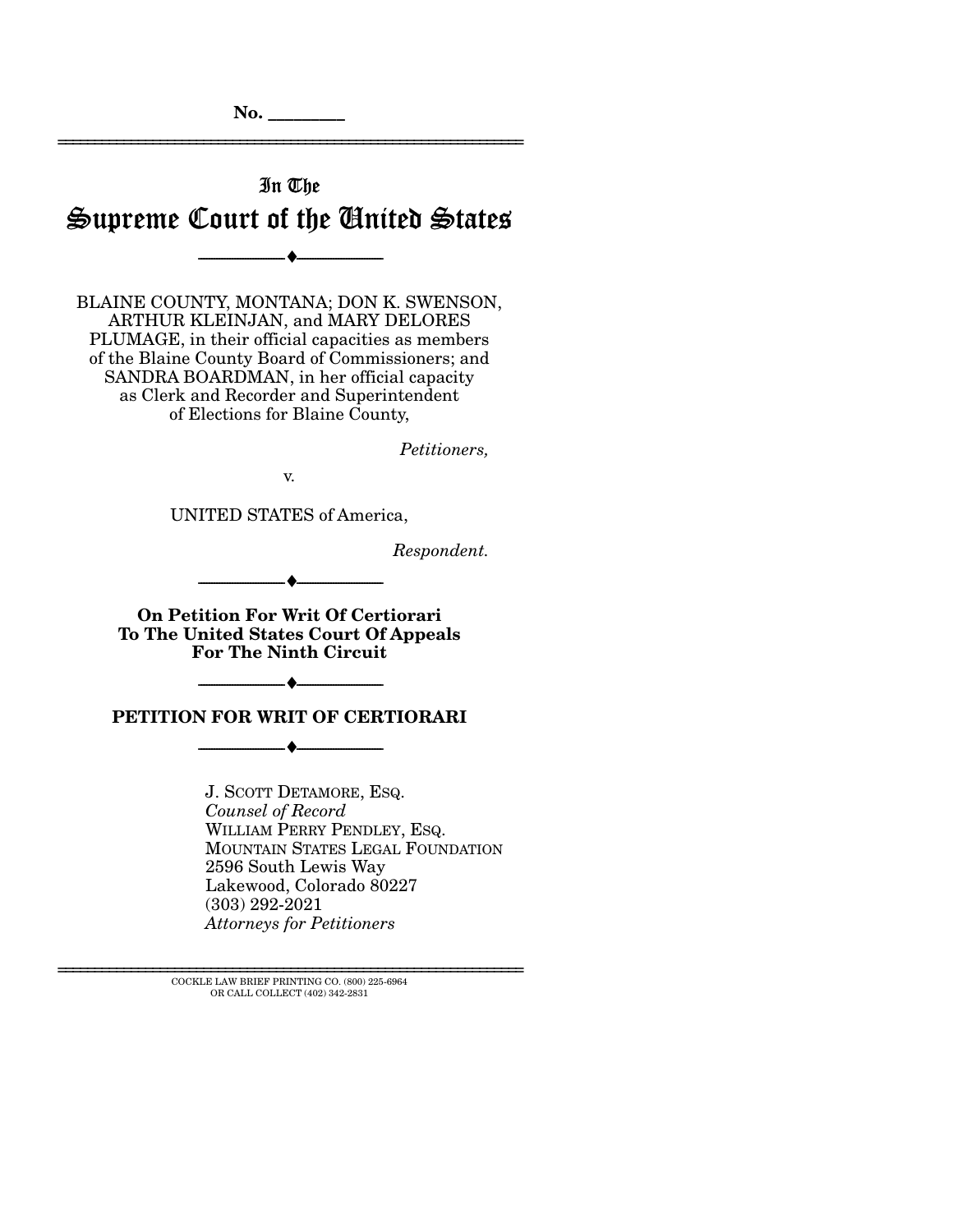No. ________

# In The Supreme Court of the United States

---

BLAINE COUNTY, MONTANA; DON K. SWENSON, ARTHUR KLEINJAN, and MARY DELORES PLUMAGE, in their official capacities as members of the Blaine County Board of Commissioners; and SANDRA BOARDMAN, in her official capacity as Clerk and Recorder and Superintendent of Elections for Blaine County,

*Petitioners,*

v.

UNITED STATES of America,

*Respondent.*

---

**On Petition For Writ Of Certiorari To The United States Court Of Appeals For The Ninth Circuit**

---

**PETITION FOR WRIT OF CERTIORARI**

---

J. SCOTT DETAMORE, ESQ.
*Counsel of Record*
WILLIAM PERRY PENDLEY, ESQ.
MOUNTAIN STATES LEGAL FOUNDATION
2596 South Lewis Way
Lakewood, Colorado 80227
(303) 292-2021
*Attorneys for Petitioners*

COCKLE LAW BRIEF PRINTING CO. (800) 225-6964
OR CALL COLLECT (402) 342-2831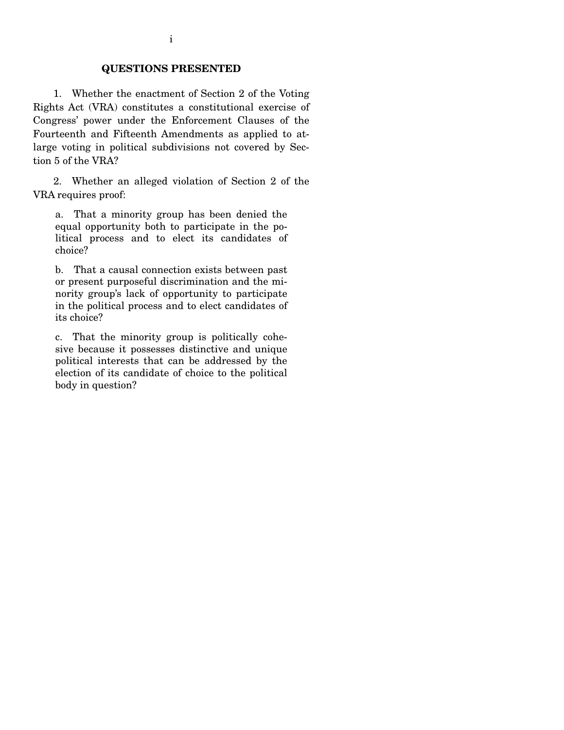## QUESTIONS PRESENTED

1. Whether the enactment of Section 2 of the Voting Rights Act (VRA) constitutes a constitutional exercise of Congress' power under the Enforcement Clauses of the Fourteenth and Fifteenth Amendments as applied to at-large voting in political subdivisions not covered by Section 5 of the VRA?

2. Whether an alleged violation of Section 2 of the VRA requires proof:

   a. That a minority group has been denied the equal opportunity both to participate in the political process and to elect its candidates of choice?

   b. That a causal connection exists between past or present purposeful discrimination and the minority group's lack of opportunity to participate in the political process and to elect candidates of its choice?

   c. That the minority group is politically cohesive because it possesses distinctive and unique political interests that can be addressed by the election of its candidate of choice to the political body in question?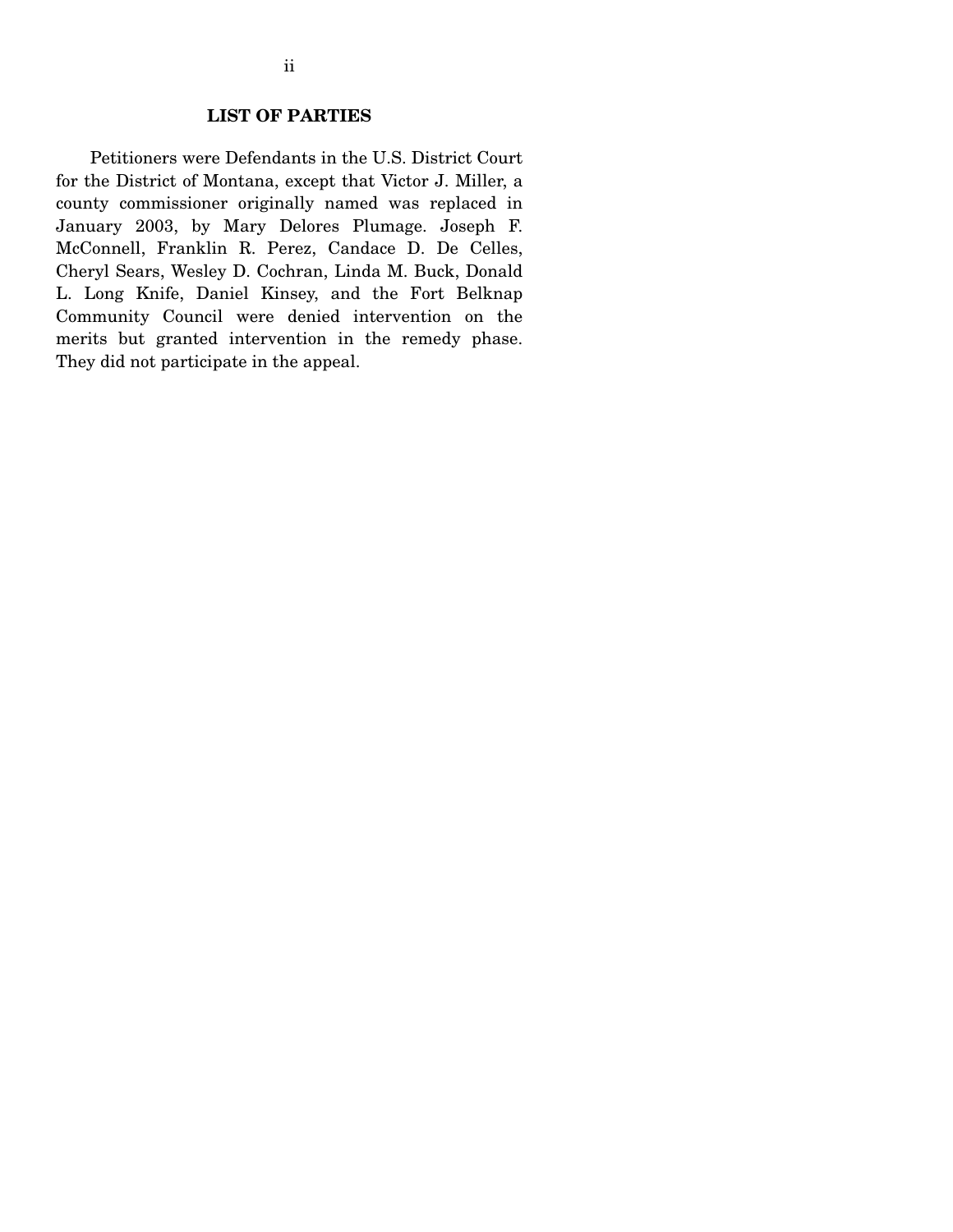## LIST OF PARTIES

Petitioners were Defendants in the U.S. District Court for the District of Montana, except that Victor J. Miller, a county commissioner originally named was replaced in January 2003, by Mary Delores Plumage. Joseph F. McConnell, Franklin R. Perez, Candace D. De Celles, Cheryl Sears, Wesley D. Cochran, Linda M. Buck, Donald L. Long Knife, Daniel Kinsey, and the Fort Belknap Community Council were denied intervention on the merits but granted intervention in the remedy phase. They did not participate in the appeal.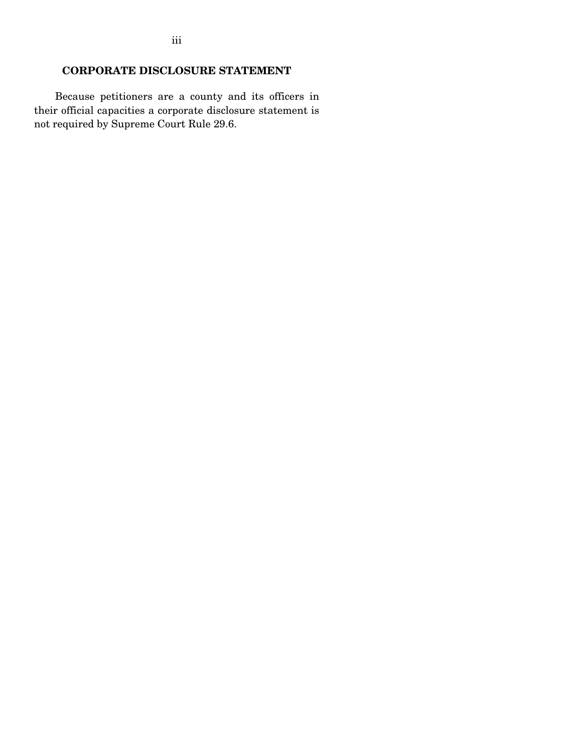## CORPORATE DISCLOSURE STATEMENT

Because petitioners are a county and its officers in their official capacities a corporate disclosure statement is not required by Supreme Court Rule 29.6.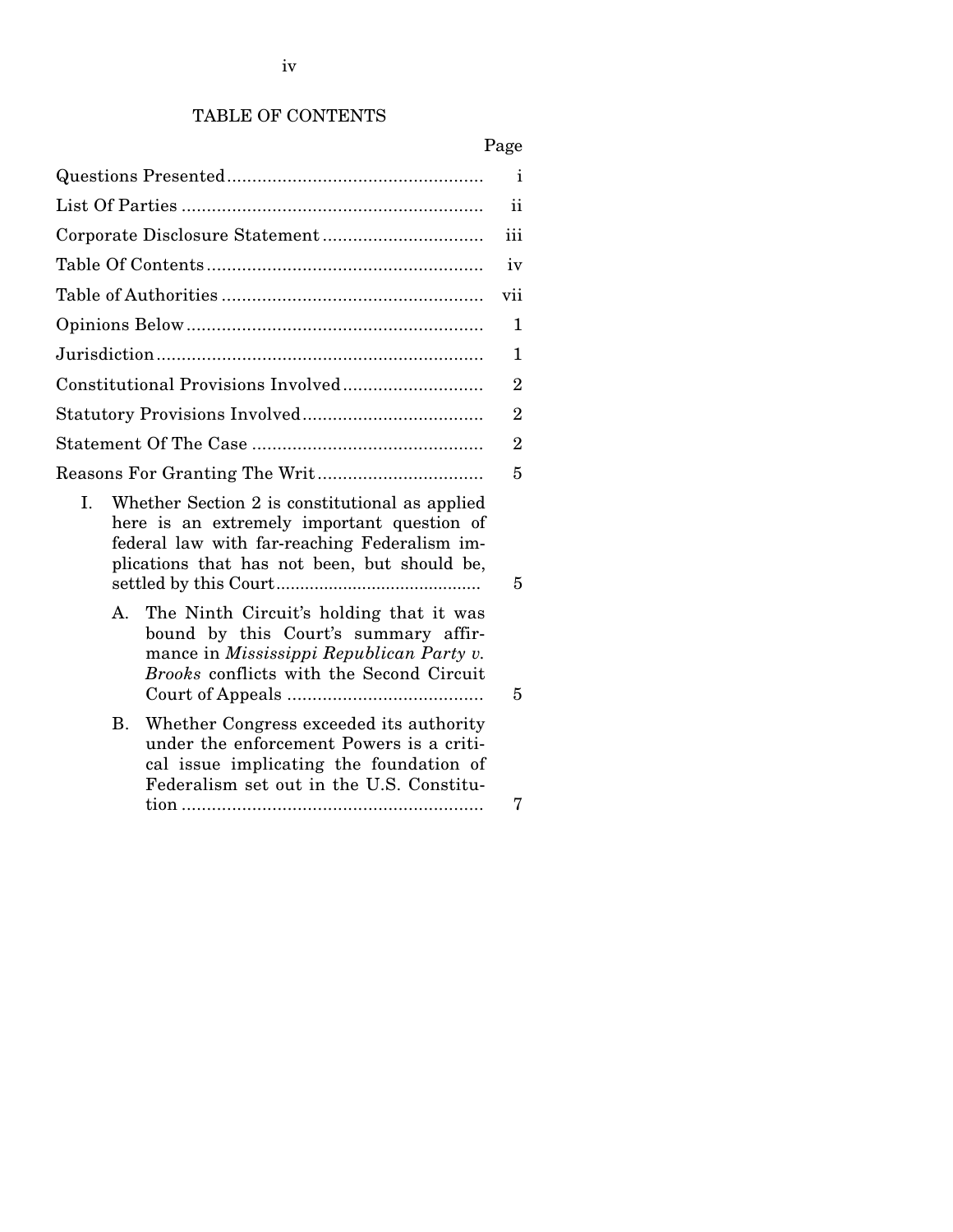# TABLE OF CONTENTS

| | Page |
|---|---|
| Questions Presented | i |
| List Of Parties | ii |
| Corporate Disclosure Statement | iii |
| Table Of Contents | iv |
| Table of Authorities | vii |
| Opinions Below | 1 |
| Jurisdiction | 1 |
| Constitutional Provisions Involved | 2 |
| Statutory Provisions Involved | 2 |
| Statement Of The Case | 2 |
| Reasons For Granting The Writ | 5 |
| I. Whether Section 2 is constitutional as applied here is an extremely important question of federal law with far-reaching Federalism implications that has not been, but should be, settled by this Court | 5 |
| A. The Ninth Circuit's holding that it was bound by this Court's summary affirmance in *Mississippi Republican Party v. Brooks* conflicts with the Second Circuit Court of Appeals | 5 |
| B. Whether Congress exceeded its authority under the enforcement Powers is a critical issue implicating the foundation of Federalism set out in the U.S. Constitution | 7 |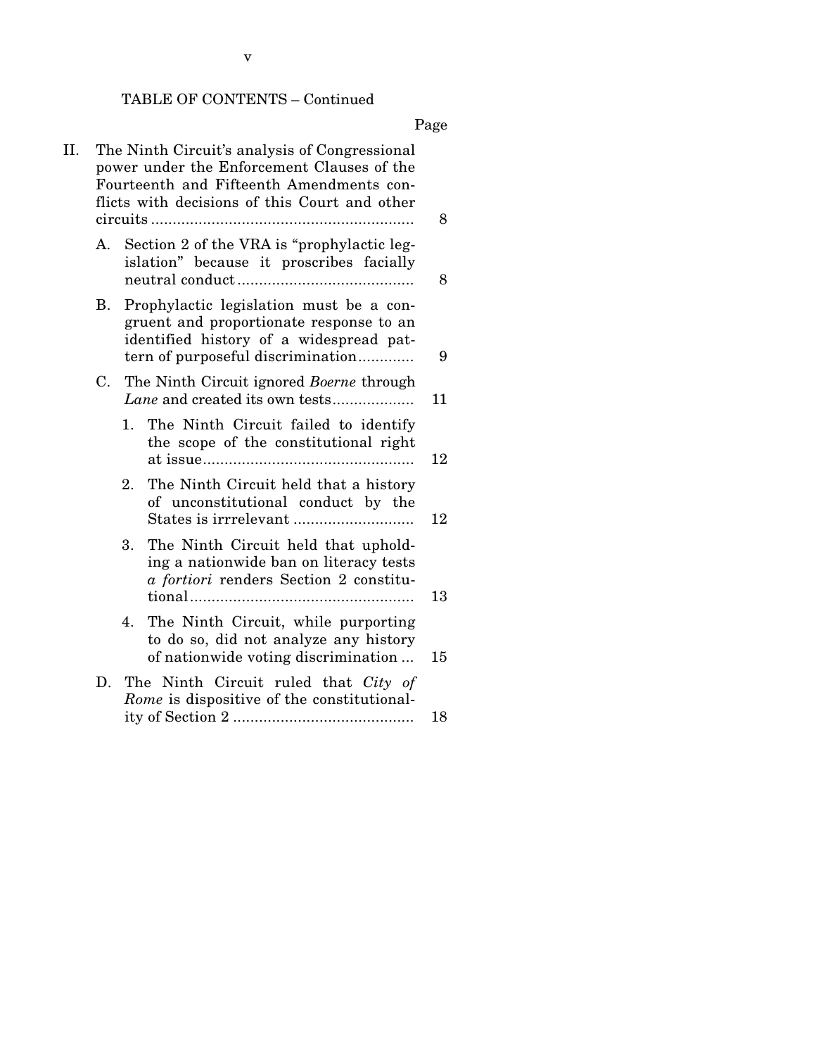TABLE OF CONTENTS – Continued

| | Page |
|---|---|
| II. The Ninth Circuit's analysis of Congressional power under the Enforcement Clauses of the Fourteenth and Fifteenth Amendments conflicts with decisions of this Court and other circuits | 8 |
| A. Section 2 of the VRA is "prophylactic legislation" because it proscribes facially neutral conduct | 8 |
| B. Prophylactic legislation must be a congruent and proportionate response to an identified history of a widespread pattern of purposeful discrimination | 9 |
| C. The Ninth Circuit ignored *Boerne* through *Lane* and created its own tests | 11 |
| 1. The Ninth Circuit failed to identify the scope of the constitutional right at issue | 12 |
| 2. The Ninth Circuit held that a history of unconstitutional conduct by the States is irrrelevant | 12 |
| 3. The Ninth Circuit held that upholding a nationwide ban on literacy tests *a fortiori* renders Section 2 constitutional | 13 |
| 4. The Ninth Circuit, while purporting to do so, did not analyze any history of nationwide voting discrimination | 15 |
| D. The Ninth Circuit ruled that *City of Rome* is dispositive of the constitutionality of Section 2 | 18 |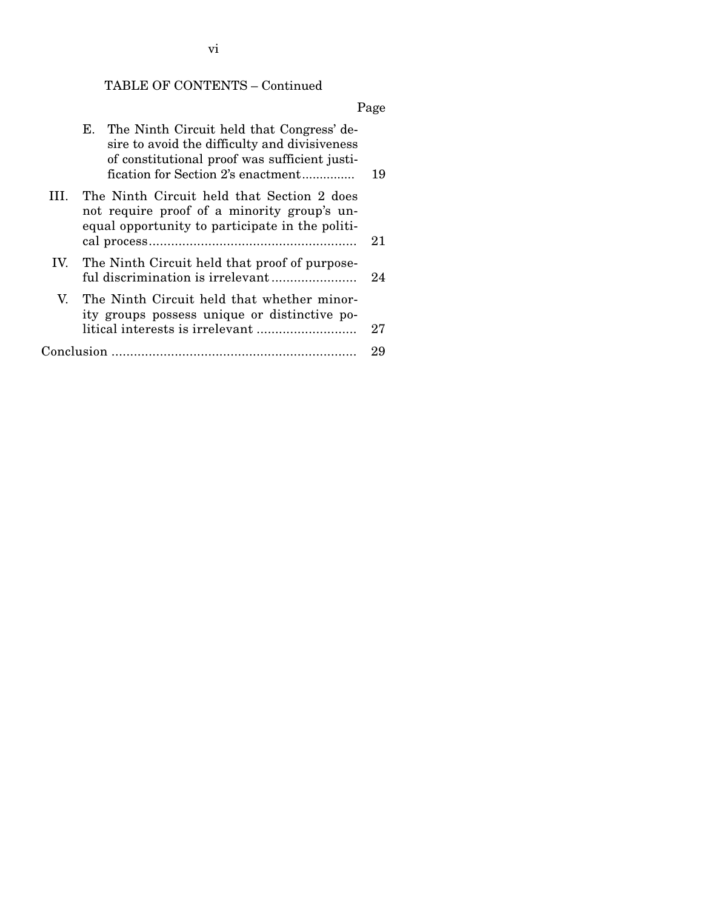TABLE OF CONTENTS – Continued

| | Page |
|---|---|
| E. The Ninth Circuit held that Congress' desire to avoid the difficulty and divisiveness of constitutional proof was sufficient justification for Section 2's enactment | 19 |
| III. The Ninth Circuit held that Section 2 does not require proof of a minority group's unequal opportunity to participate in the political process | 21 |
| IV. The Ninth Circuit held that proof of purposeful discrimination is irrelevant | 24 |
| V. The Ninth Circuit held that whether minority groups possess unique or distinctive political interests is irrelevant | 27 |
| Conclusion | 29 |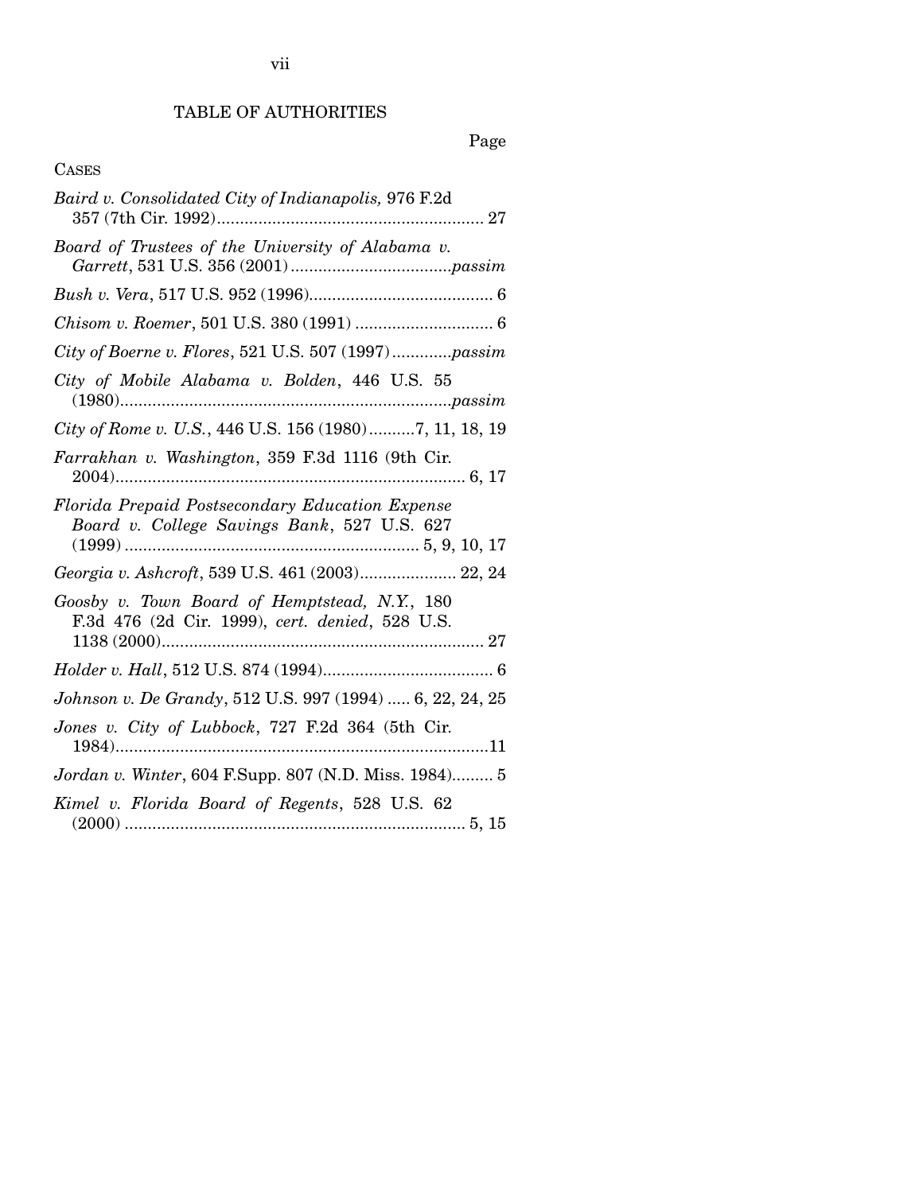## TABLE OF AUTHORITIES

Page

CASES

*Baird v. Consolidated City of Indianapolis,* 976 F.2d 357 (7th Cir. 1992) .......... 27

*Board of Trustees of the University of Alabama v. Garrett*, 531 U.S. 356 (2001) .......... *passim*

*Bush v. Vera*, 517 U.S. 952 (1996) .......... 6

*Chisom v. Roemer*, 501 U.S. 380 (1991) .......... 6

*City of Boerne v. Flores*, 521 U.S. 507 (1997) .......... *passim*

*City of Mobile Alabama v. Bolden*, 446 U.S. 55 (1980) .......... *passim*

*City of Rome v. U.S.*, 446 U.S. 156 (1980) .......... 7, 11, 18, 19

*Farrakhan v. Washington*, 359 F.3d 1116 (9th Cir. 2004) .......... 6, 17

*Florida Prepaid Postsecondary Education Expense Board v. College Savings Bank*, 527 U.S. 627 (1999) .......... 5, 9, 10, 17

*Georgia v. Ashcroft*, 539 U.S. 461 (2003) .......... 22, 24

*Goosby v. Town Board of Hemptstead, N.Y.*, 180 F.3d 476 (2d Cir. 1999), *cert. denied*, 528 U.S. 1138 (2000) .......... 27

*Holder v. Hall*, 512 U.S. 874 (1994) .......... 6

*Johnson v. De Grandy*, 512 U.S. 997 (1994) .......... 6, 22, 24, 25

*Jones v. City of Lubbock*, 727 F.2d 364 (5th Cir. 1984) .......... 11

*Jordan v. Winter*, 604 F.Supp. 807 (N.D. Miss. 1984) .......... 5

*Kimel v. Florida Board of Regents*, 528 U.S. 62 (2000) .......... 5, 15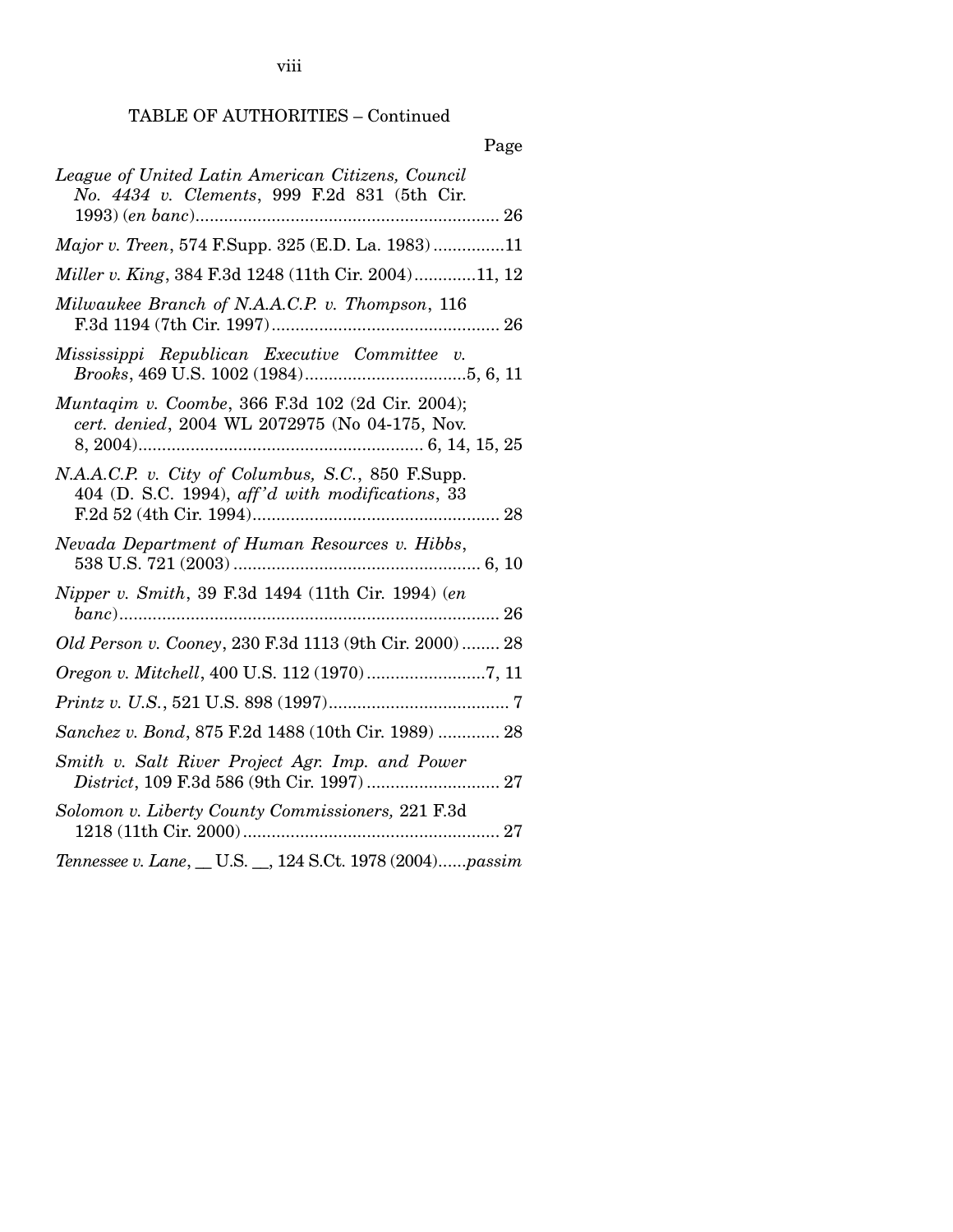TABLE OF AUTHORITIES – Continued

Page

*League of United Latin American Citizens, Council No. 4434 v. Clements*, 999 F.2d 831 (5th Cir. 1993) (*en banc*)................................................................ 26

*Major v. Treen*, 574 F.Supp. 325 (E.D. La. 1983)...............11

*Miller v. King*, 384 F.3d 1248 (11th Cir. 2004).............11, 12

*Milwaukee Branch of N.A.A.C.P. v. Thompson*, 116 F.3d 1194 (7th Cir. 1997)................................................ 26

*Mississippi Republican Executive Committee v. Brooks*, 469 U.S. 1002 (1984)..................................5, 6, 11

*Muntaqim v. Coombe*, 366 F.3d 102 (2d Cir. 2004); *cert. denied*, 2004 WL 2072975 (No 04-175, Nov. 8, 2004)............................................................ 6, 14, 15, 25

*N.A.A.C.P. v. City of Columbus, S.C.*, 850 F.Supp. 404 (D. S.C. 1994), *aff'd with modifications*, 33 F.2d 52 (4th Cir. 1994).................................................... 28

*Nevada Department of Human Resources v. Hibbs*, 538 U.S. 721 (2003)................................................... 6, 10

*Nipper v. Smith*, 39 F.3d 1494 (11th Cir. 1994) (*en banc*)................................................................................ 26

*Old Person v. Cooney*, 230 F.3d 1113 (9th Cir. 2000)........ 28

*Oregon v. Mitchell*, 400 U.S. 112 (1970).........................7, 11

*Printz v. U.S.*, 521 U.S. 898 (1997)...................................... 7

*Sanchez v. Bond*, 875 F.2d 1488 (10th Cir. 1989) ............. 28

*Smith v. Salt River Project Agr. Imp. and Power District*, 109 F.3d 586 (9th Cir. 1997)............................ 27

*Solomon v. Liberty County Commissioners,* 221 F.3d 1218 (11th Cir. 2000)...................................................... 27

*Tennessee v. Lane*, __ U.S. __, 124 S.Ct. 1978 (2004)......*passim*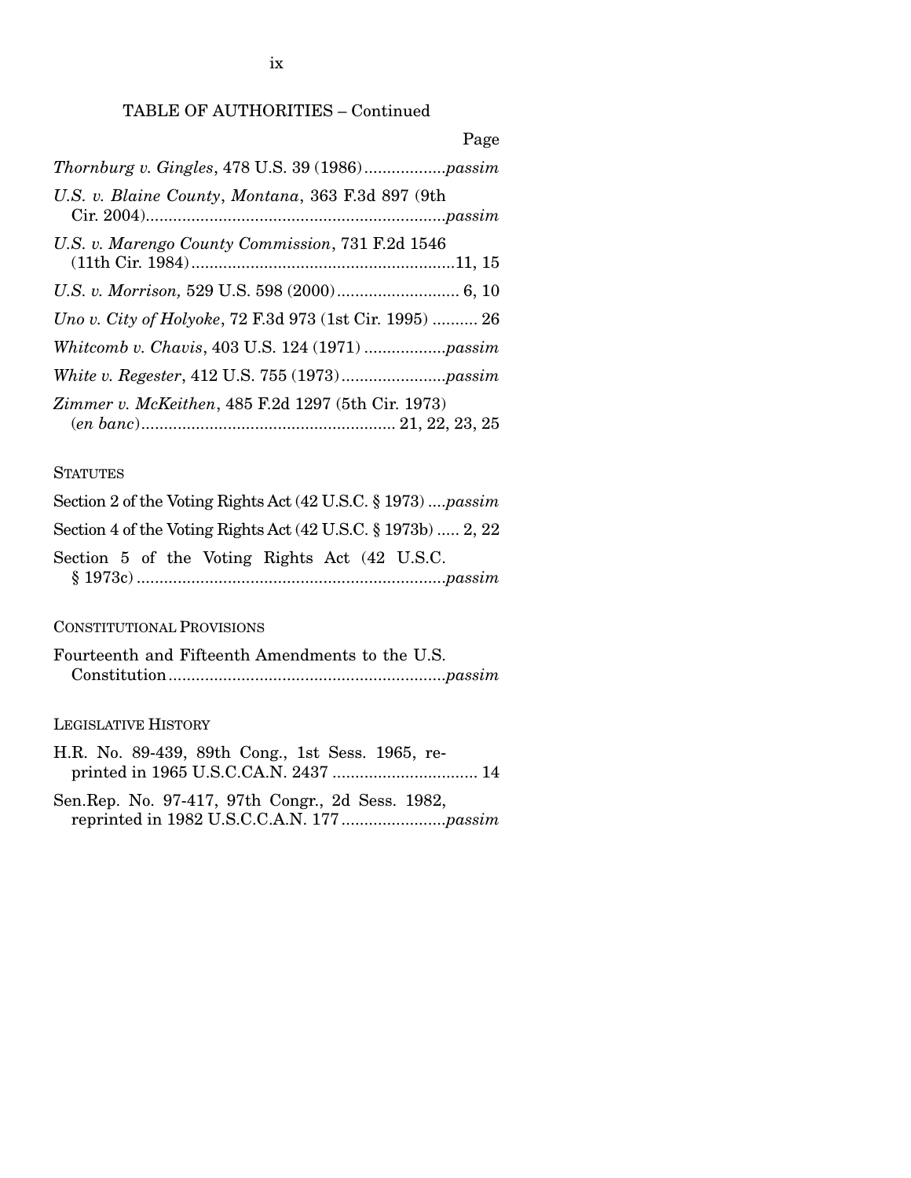TABLE OF AUTHORITIES – Continued

Page

*Thornburg v. Gingles*, 478 U.S. 39 (1986) .................. *passim*

*U.S. v. Blaine County, Montana*, 363 F.3d 897 (9th Cir. 2004) .................................................................. *passim*

*U.S. v. Marengo County Commission*, 731 F.2d 1546 (11th Cir. 1984) .......................................................... 11, 15

*U.S. v. Morrison,* 529 U.S. 598 (2000) ........................... 6, 10

*Uno v. City of Holyoke*, 72 F.3d 973 (1st Cir. 1995) .......... 26

*Whitcomb v. Chavis*, 403 U.S. 124 (1971) .................. *passim*

*White v. Regester*, 412 U.S. 755 (1973) ....................... *passim*

*Zimmer v. McKeithen*, 485 F.2d 1297 (5th Cir. 1973) (*en banc*) ....................................................... 21, 22, 23, 25

STATUTES

Section 2 of the Voting Rights Act (42 U.S.C. § 1973) .... *passim*

Section 4 of the Voting Rights Act (42 U.S.C. § 1973b) ..... 2, 22

Section 5 of the Voting Rights Act (42 U.S.C. § 1973c) .................................................................... *passim*

CONSTITUTIONAL PROVISIONS

Fourteenth and Fifteenth Amendments to the U.S. Constitution ............................................................ *passim*

LEGISLATIVE HISTORY

H.R. No. 89-439, 89th Cong., 1st Sess. 1965, reprinted in 1965 U.S.C.CA.N. 2437 ................................ 14

Sen.Rep. No. 97-417, 97th Congr., 2d Sess. 1982, reprinted in 1982 U.S.C.C.A.N. 177 ....................... *passim*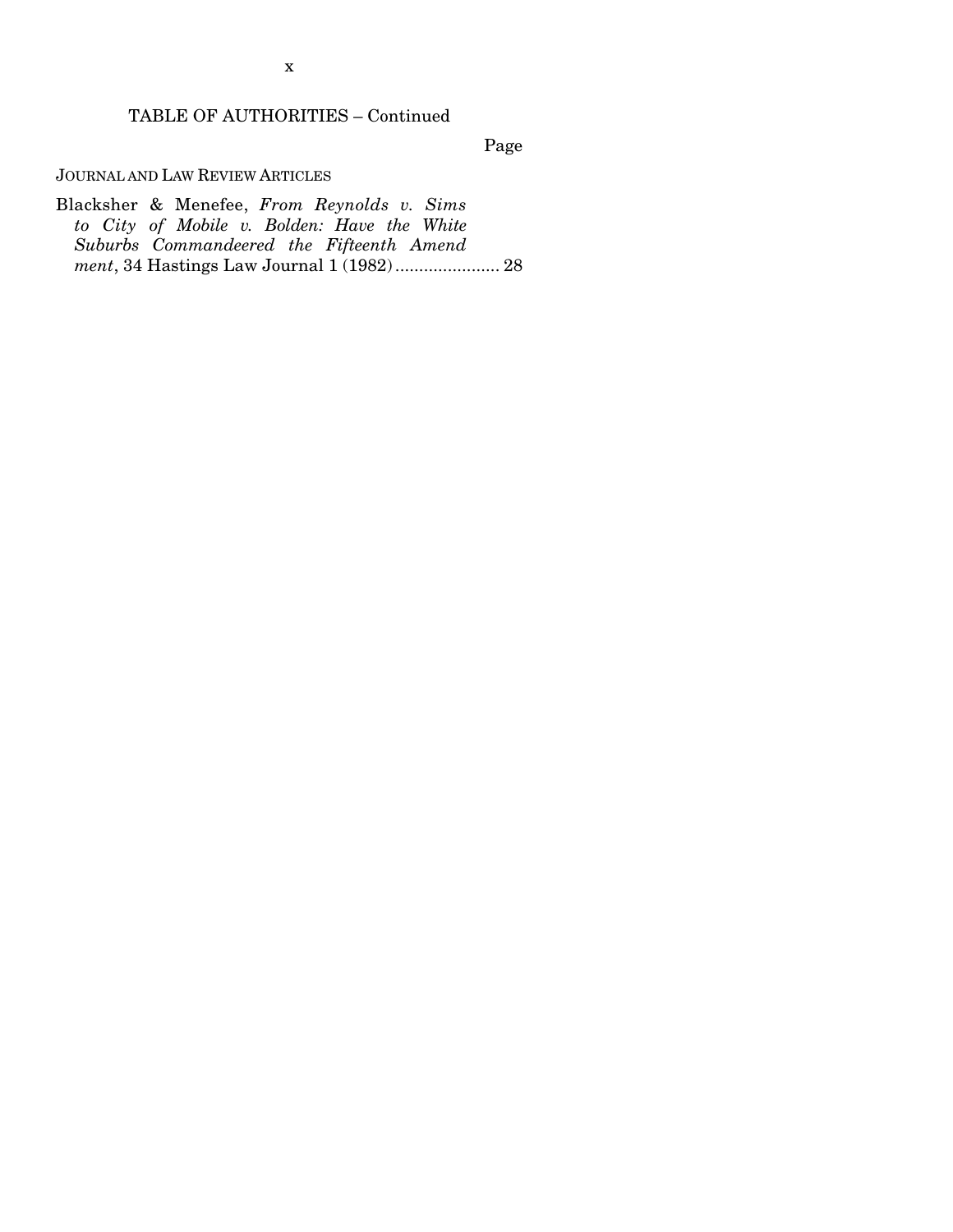TABLE OF AUTHORITIES – Continued

Page

JOURNAL AND LAW REVIEW ARTICLES

Blacksher & Menefee, *From Reynolds v. Sims to City of Mobile v. Bolden: Have the White Suburbs Commandeered the Fifteenth Amendment*, 34 Hastings Law Journal 1 (1982) ...................... 28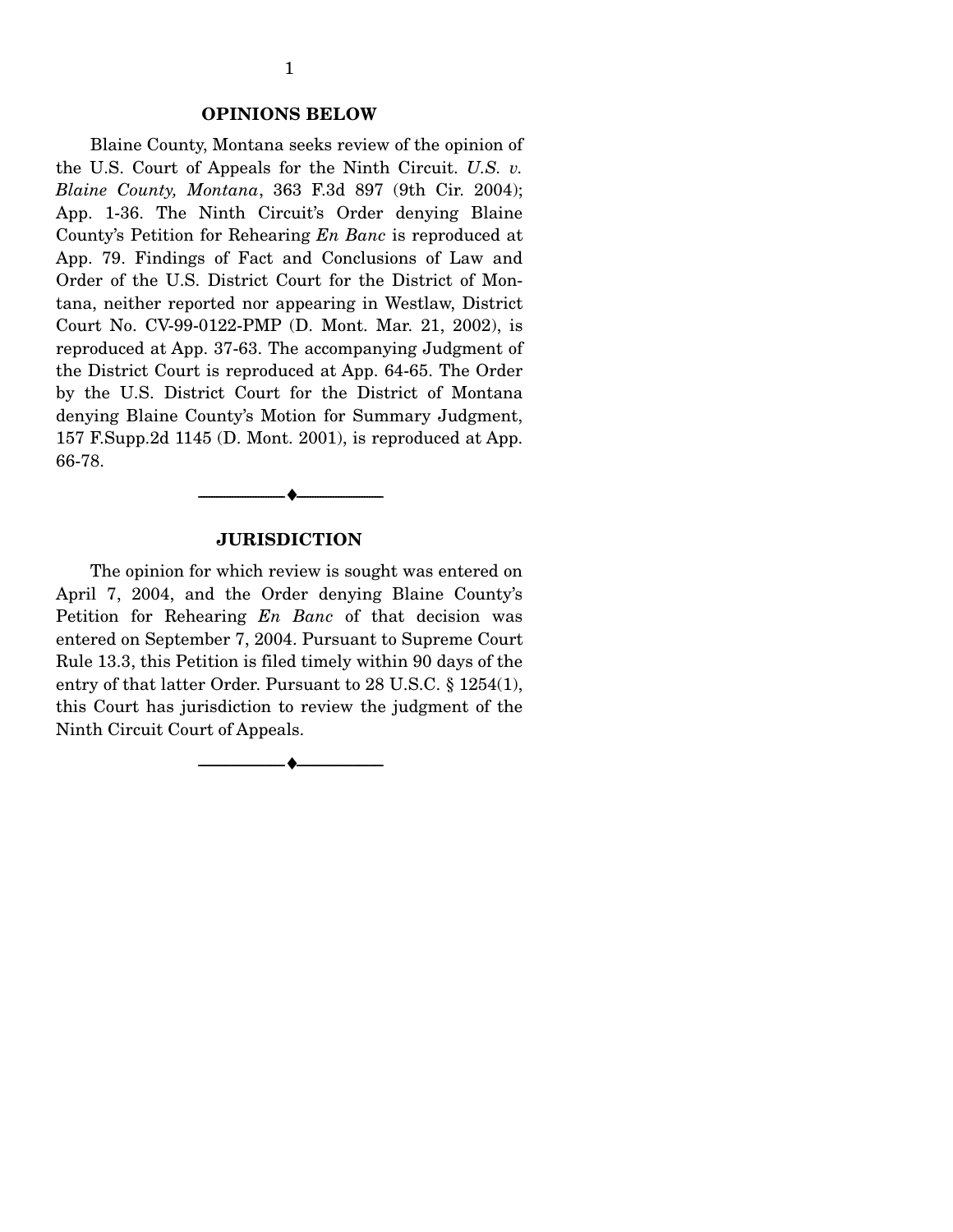## OPINIONS BELOW

Blaine County, Montana seeks review of the opinion of the U.S. Court of Appeals for the Ninth Circuit. *U.S. v. Blaine County, Montana*, 363 F.3d 897 (9th Cir. 2004); App. 1-36. The Ninth Circuit's Order denying Blaine County's Petition for Rehearing *En Banc* is reproduced at App. 79. Findings of Fact and Conclusions of Law and Order of the U.S. District Court for the District of Montana, neither reported nor appearing in Westlaw, District Court No. CV-99-0122-PMP (D. Mont. Mar. 21, 2002), is reproduced at App. 37-63. The accompanying Judgment of the District Court is reproduced at App. 64-65. The Order by the U.S. District Court for the District of Montana denying Blaine County's Motion for Summary Judgment, 157 F.Supp.2d 1145 (D. Mont. 2001), is reproduced at App. 66-78.

---

## JURISDICTION

The opinion for which review is sought was entered on April 7, 2004, and the Order denying Blaine County's Petition for Rehearing *En Banc* of that decision was entered on September 7, 2004. Pursuant to Supreme Court Rule 13.3, this Petition is filed timely within 90 days of the entry of that latter Order. Pursuant to 28 U.S.C. § 1254(1), this Court has jurisdiction to review the judgment of the Ninth Circuit Court of Appeals.

---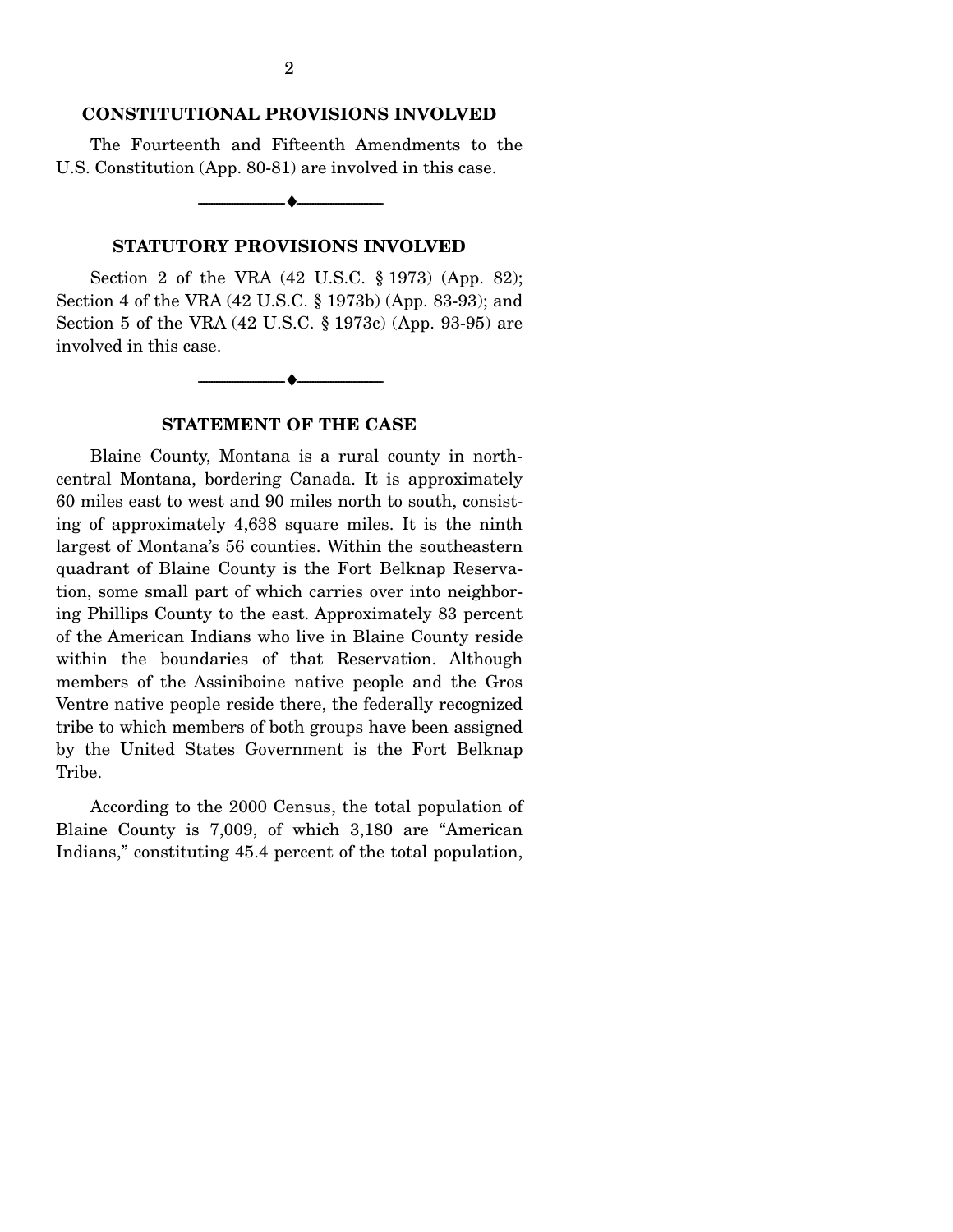## CONSTITUTIONAL PROVISIONS INVOLVED

The Fourteenth and Fifteenth Amendments to the U.S. Constitution (App. 80-81) are involved in this case.

## STATUTORY PROVISIONS INVOLVED

Section 2 of the VRA (42 U.S.C. § 1973) (App. 82); Section 4 of the VRA (42 U.S.C. § 1973b) (App. 83-93); and Section 5 of the VRA (42 U.S.C. § 1973c) (App. 93-95) are involved in this case.

## STATEMENT OF THE CASE

Blaine County, Montana is a rural county in north-central Montana, bordering Canada. It is approximately 60 miles east to west and 90 miles north to south, consisting of approximately 4,638 square miles. It is the ninth largest of Montana's 56 counties. Within the southeastern quadrant of Blaine County is the Fort Belknap Reservation, some small part of which carries over into neighboring Phillips County to the east. Approximately 83 percent of the American Indians who live in Blaine County reside within the boundaries of that Reservation. Although members of the Assiniboine native people and the Gros Ventre native people reside there, the federally recognized tribe to which members of both groups have been assigned by the United States Government is the Fort Belknap Tribe.

According to the 2000 Census, the total population of Blaine County is 7,009, of which 3,180 are "American Indians," constituting 45.4 percent of the total population,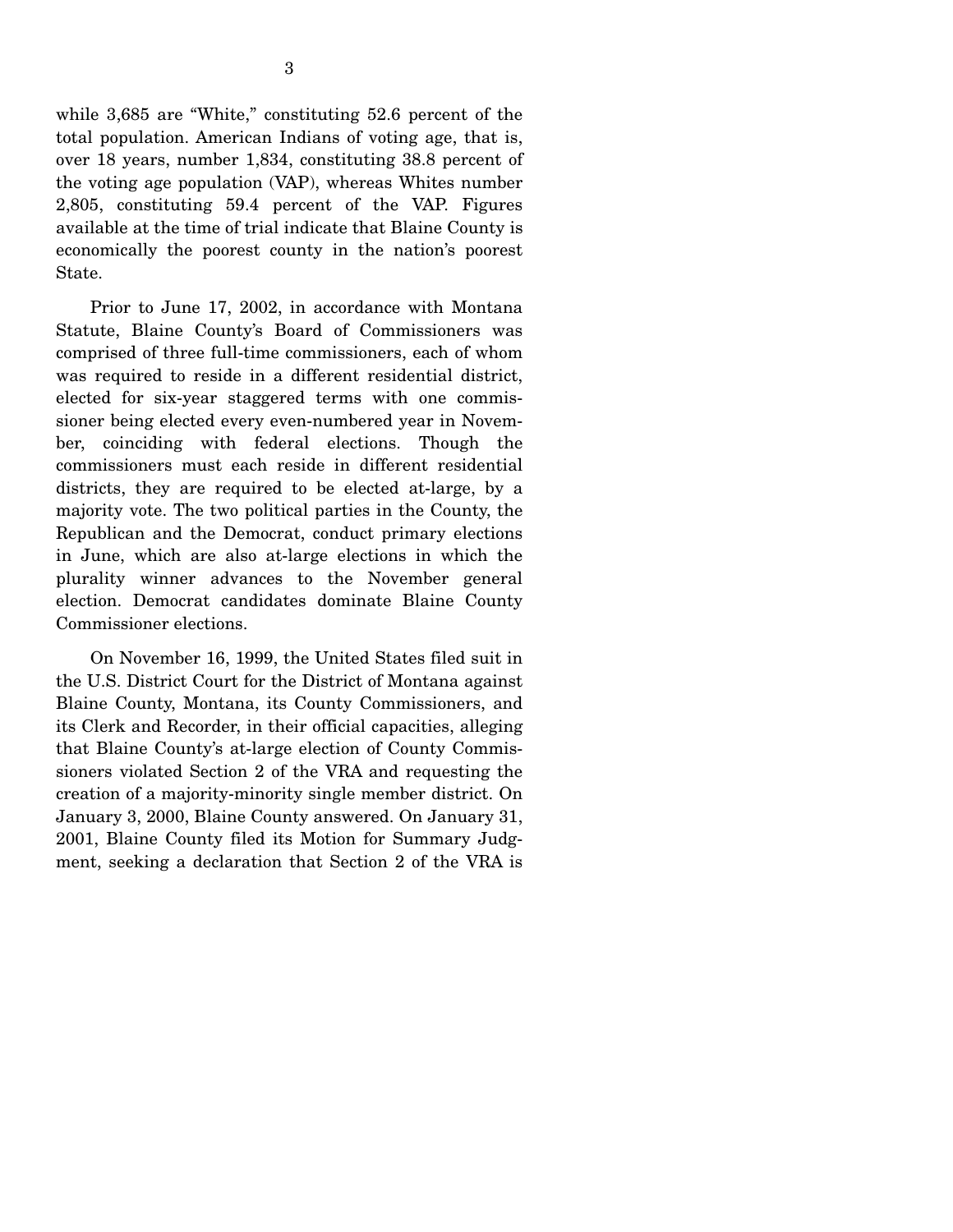while 3,685 are "White," constituting 52.6 percent of the total population. American Indians of voting age, that is, over 18 years, number 1,834, constituting 38.8 percent of the voting age population (VAP), whereas Whites number 2,805, constituting 59.4 percent of the VAP. Figures available at the time of trial indicate that Blaine County is economically the poorest county in the nation's poorest State.

Prior to June 17, 2002, in accordance with Montana Statute, Blaine County's Board of Commissioners was comprised of three full-time commissioners, each of whom was required to reside in a different residential district, elected for six-year staggered terms with one commissioner being elected every even-numbered year in November, coinciding with federal elections. Though the commissioners must each reside in different residential districts, they are required to be elected at-large, by a majority vote. The two political parties in the County, the Republican and the Democrat, conduct primary elections in June, which are also at-large elections in which the plurality winner advances to the November general election. Democrat candidates dominate Blaine County Commissioner elections.

On November 16, 1999, the United States filed suit in the U.S. District Court for the District of Montana against Blaine County, Montana, its County Commissioners, and its Clerk and Recorder, in their official capacities, alleging that Blaine County's at-large election of County Commissioners violated Section 2 of the VRA and requesting the creation of a majority-minority single member district. On January 3, 2000, Blaine County answered. On January 31, 2001, Blaine County filed its Motion for Summary Judgment, seeking a declaration that Section 2 of the VRA is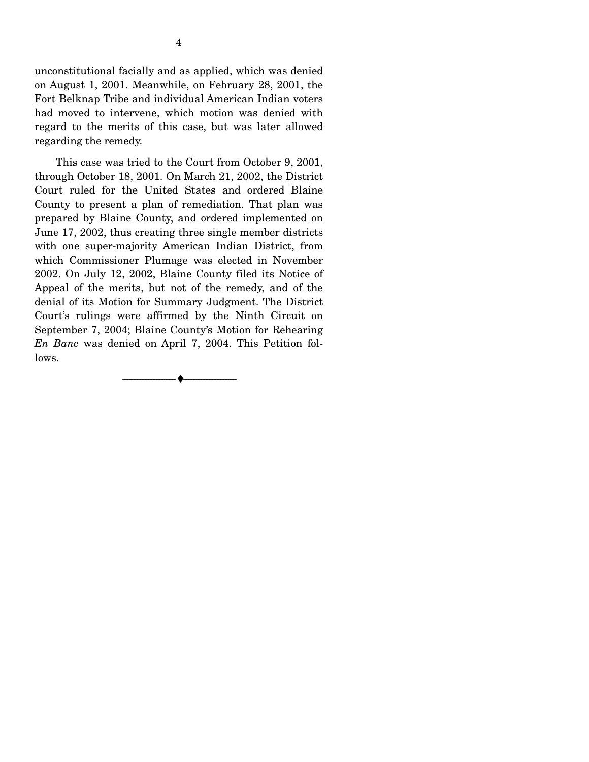unconstitutional facially and as applied, which was denied on August 1, 2001. Meanwhile, on February 28, 2001, the Fort Belknap Tribe and individual American Indian voters had moved to intervene, which motion was denied with regard to the merits of this case, but was later allowed regarding the remedy.

This case was tried to the Court from October 9, 2001, through October 18, 2001. On March 21, 2002, the District Court ruled for the United States and ordered Blaine County to present a plan of remediation. That plan was prepared by Blaine County, and ordered implemented on June 17, 2002, thus creating three single member districts with one super-majority American Indian District, from which Commissioner Plumage was elected in November 2002. On July 12, 2002, Blaine County filed its Notice of Appeal of the merits, but not of the remedy, and of the denial of its Motion for Summary Judgment. The District Court's rulings were affirmed by the Ninth Circuit on September 7, 2004; Blaine County's Motion for Rehearing *En Banc* was denied on April 7, 2004. This Petition follows.

---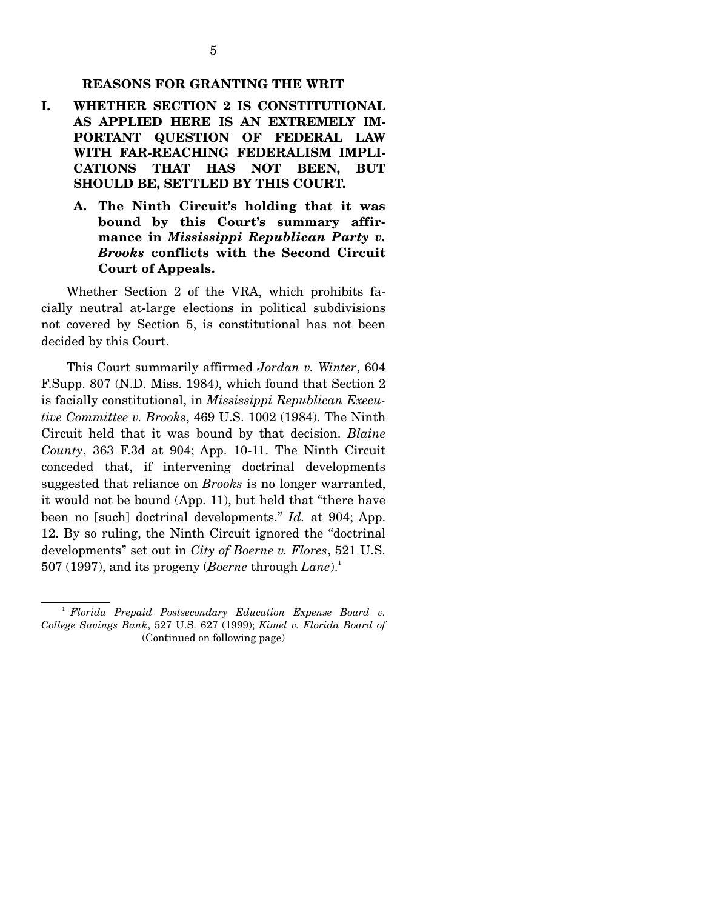## REASONS FOR GRANTING THE WRIT

### I. WHETHER SECTION 2 IS CONSTITUTIONAL AS APPLIED HERE IS AN EXTREMELY IMPORTANT QUESTION OF FEDERAL LAW WITH FAR-REACHING FEDERALISM IMPLICATIONS THAT HAS NOT BEEN, BUT SHOULD BE, SETTLED BY THIS COURT.

#### A. The Ninth Circuit's holding that it was bound by this Court's summary affirmance in *Mississippi Republican Party v. Brooks* conflicts with the Second Circuit Court of Appeals.

Whether Section 2 of the VRA, which prohibits facially neutral at-large elections in political subdivisions not covered by Section 5, is constitutional has not been decided by this Court.

This Court summarily affirmed *Jordan v. Winter*, 604 F.Supp. 807 (N.D. Miss. 1984), which found that Section 2 is facially constitutional, in *Mississippi Republican Executive Committee v. Brooks*, 469 U.S. 1002 (1984). The Ninth Circuit held that it was bound by that decision. *Blaine County*, 363 F.3d at 904; App. 10-11. The Ninth Circuit conceded that, if intervening doctrinal developments suggested that reliance on *Brooks* is no longer warranted, it would not be bound (App. 11), but held that "there have been no [such] doctrinal developments." *Id.* at 904; App. 12. By so ruling, the Ninth Circuit ignored the "doctrinal developments" set out in *City of Boerne v. Flores*, 521 U.S. 507 (1997), and its progeny (*Boerne* through *Lane*).[1]

---

[1] *Florida Prepaid Postsecondary Education Expense Board v. College Savings Bank*, 527 U.S. 627 (1999); *Kimel v. Florida Board of* (Continued on following page)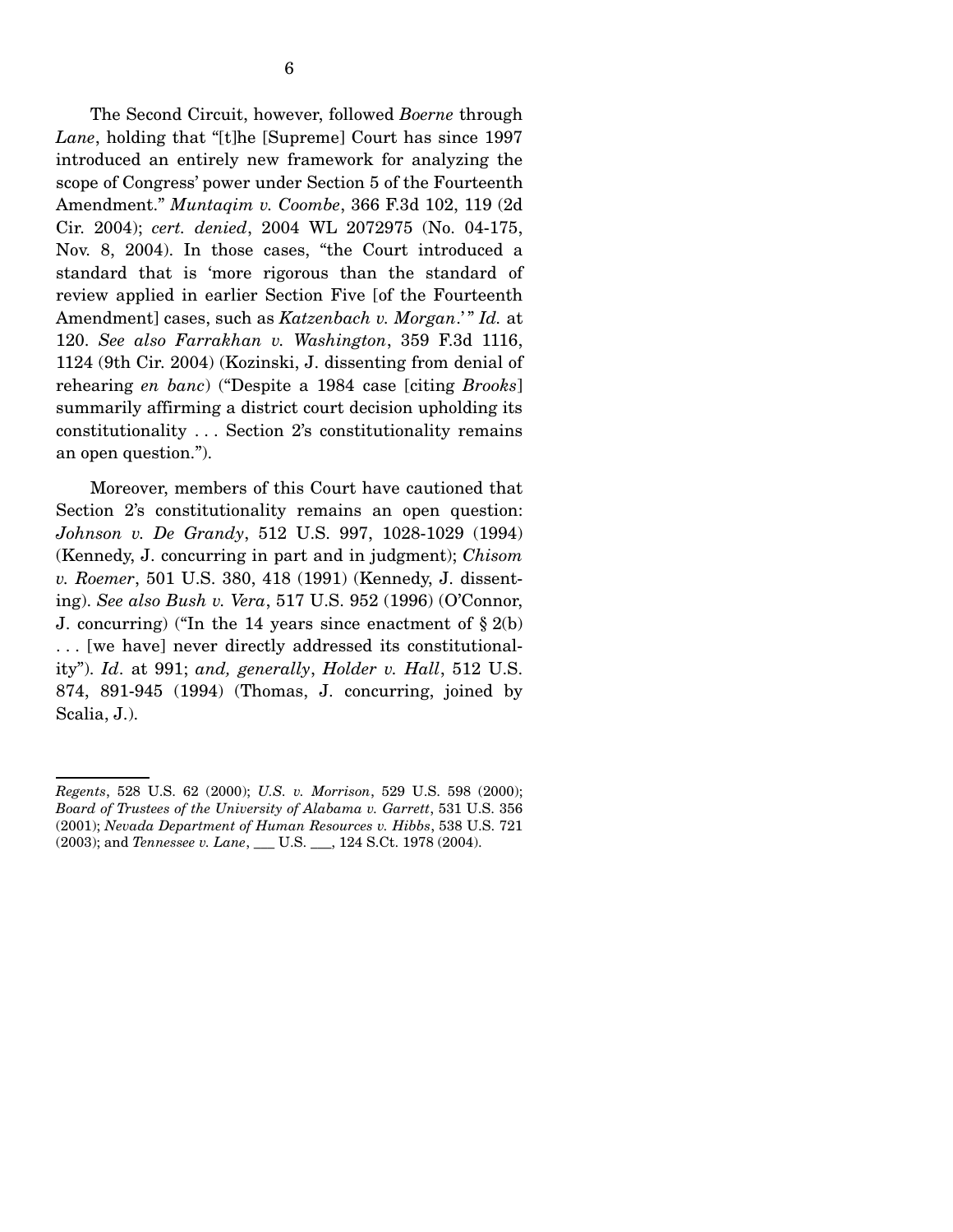The Second Circuit, however, followed *Boerne* through *Lane*, holding that "[t]he [Supreme] Court has since 1997 introduced an entirely new framework for analyzing the scope of Congress' power under Section 5 of the Fourteenth Amendment." *Muntaqim v. Coombe*, 366 F.3d 102, 119 (2d Cir. 2004); *cert. denied*, 2004 WL 2072975 (No. 04-175, Nov. 8, 2004). In those cases, "the Court introduced a standard that is 'more rigorous than the standard of review applied in earlier Section Five [of the Fourteenth Amendment] cases, such as *Katzenbach v. Morgan*.'" *Id.* at 120. *See also Farrakhan v. Washington*, 359 F.3d 1116, 1124 (9th Cir. 2004) (Kozinski, J. dissenting from denial of rehearing *en banc*) ("Despite a 1984 case [citing *Brooks*] summarily affirming a district court decision upholding its constitutionality . . . Section 2's constitutionality remains an open question.").

Moreover, members of this Court have cautioned that Section 2's constitutionality remains an open question: *Johnson v. De Grandy*, 512 U.S. 997, 1028-1029 (1994) (Kennedy, J. concurring in part and in judgment); *Chisom v. Roemer*, 501 U.S. 380, 418 (1991) (Kennedy, J. dissenting). *See also Bush v. Vera*, 517 U.S. 952 (1996) (O'Connor, J. concurring) ("In the 14 years since enactment of § 2(b) . . . [we have] never directly addressed its constitutionality"). *Id*. at 991; *and, generally*, *Holder v. Hall*, 512 U.S. 874, 891-945 (1994) (Thomas, J. concurring, joined by Scalia, J.).

---

*Regents*, 528 U.S. 62 (2000); *U.S. v. Morrison*, 529 U.S. 598 (2000); *Board of Trustees of the University of Alabama v. Garrett*, 531 U.S. 356 (2001); *Nevada Department of Human Resources v. Hibbs*, 538 U.S. 721 (2003); and *Tennessee v. Lane*, ___ U.S. ___, 124 S.Ct. 1978 (2004).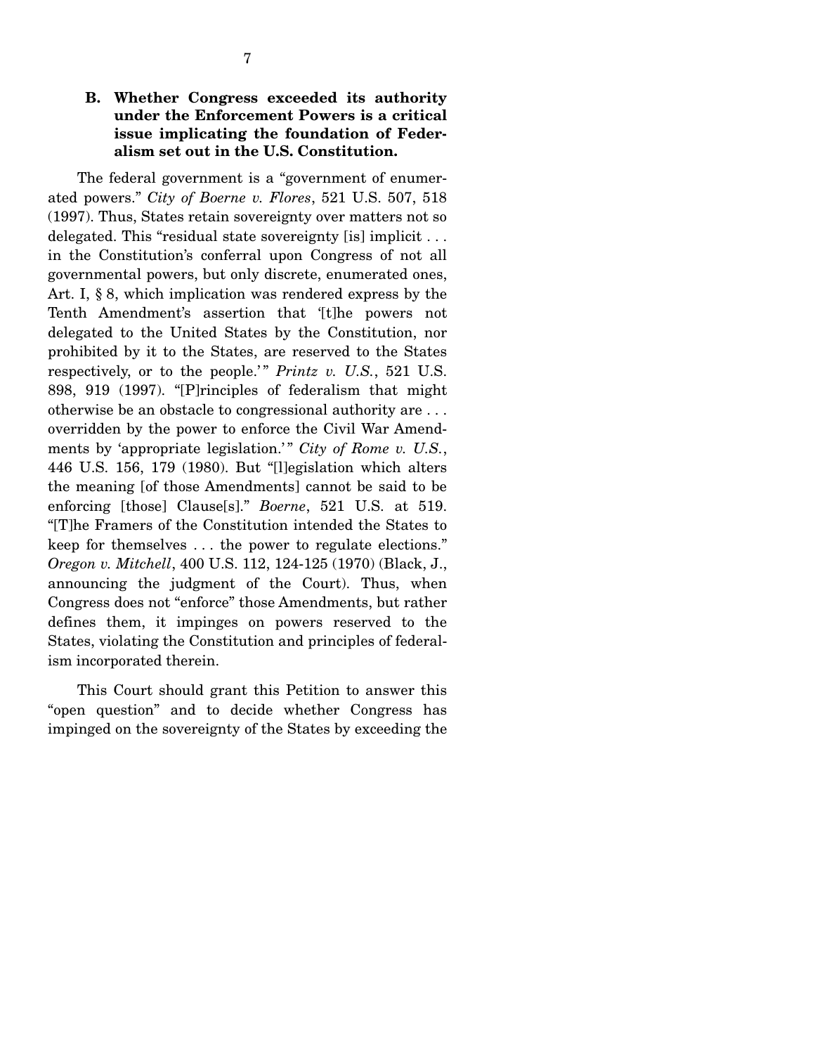### B. Whether Congress exceeded its authority under the Enforcement Powers is a critical issue implicating the foundation of Federalism set out in the U.S. Constitution.

The federal government is a "government of enumerated powers." *City of Boerne v. Flores*, 521 U.S. 507, 518 (1997). Thus, States retain sovereignty over matters not so delegated. This "residual state sovereignty [is] implicit . . . in the Constitution's conferral upon Congress of not all governmental powers, but only discrete, enumerated ones, Art. I, § 8, which implication was rendered express by the Tenth Amendment's assertion that '[t]he powers not delegated to the United States by the Constitution, nor prohibited by it to the States, are reserved to the States respectively, or to the people.'" *Printz v. U.S.*, 521 U.S. 898, 919 (1997). "[P]rinciples of federalism that might otherwise be an obstacle to congressional authority are . . . overridden by the power to enforce the Civil War Amendments by 'appropriate legislation.'" *City of Rome v. U.S.*, 446 U.S. 156, 179 (1980). But "[l]egislation which alters the meaning [of those Amendments] cannot be said to be enforcing [those] Clause[s]." *Boerne*, 521 U.S. at 519. "[T]he Framers of the Constitution intended the States to keep for themselves . . . the power to regulate elections." *Oregon v. Mitchell*, 400 U.S. 112, 124-125 (1970) (Black, J., announcing the judgment of the Court). Thus, when Congress does not "enforce" those Amendments, but rather defines them, it impinges on powers reserved to the States, violating the Constitution and principles of federalism incorporated therein.

This Court should grant this Petition to answer this "open question" and to decide whether Congress has impinged on the sovereignty of the States by exceeding the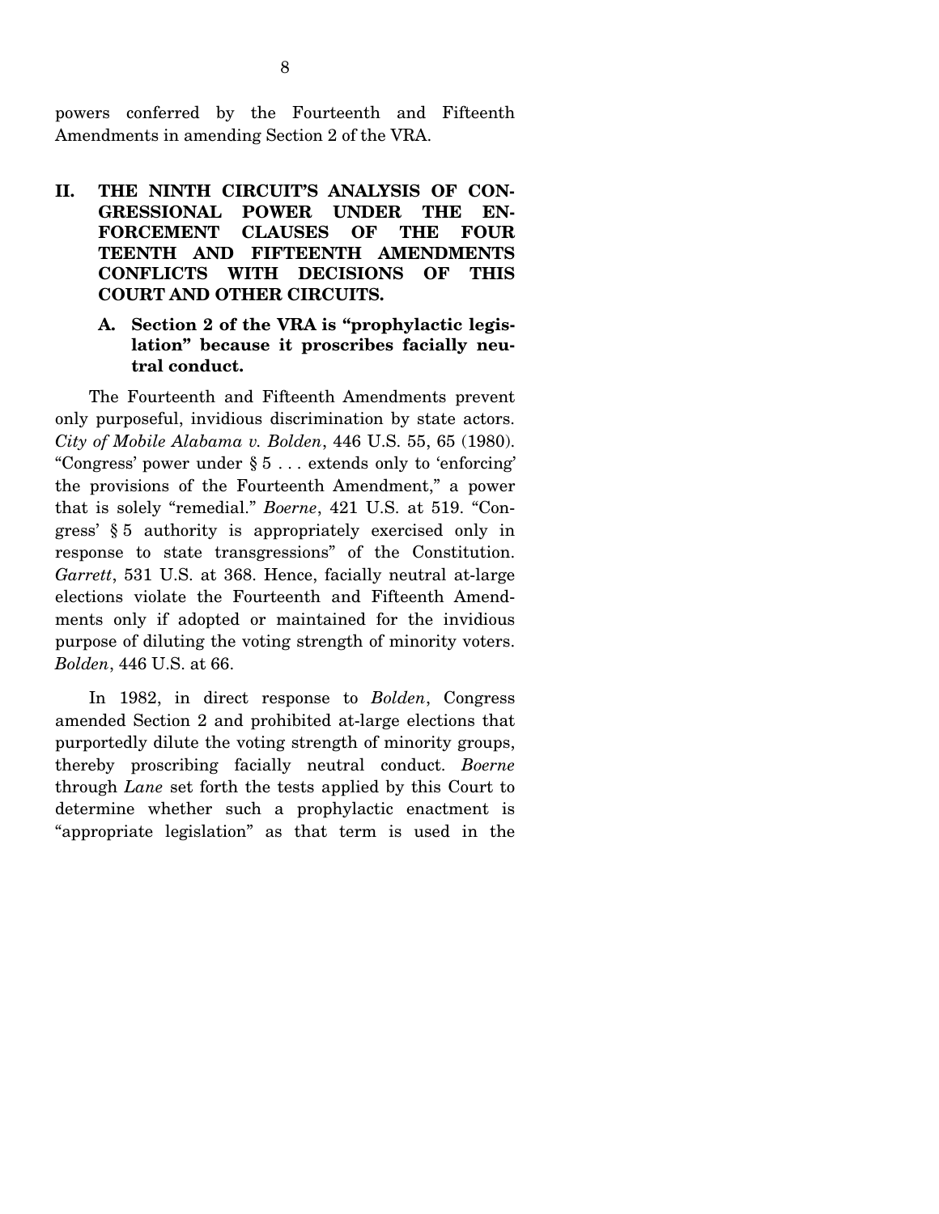powers conferred by the Fourteenth and Fifteenth Amendments in amending Section 2 of the VRA.

## II. THE NINTH CIRCUIT'S ANALYSIS OF CONGRESSIONAL POWER UNDER THE ENFORCEMENT CLAUSES OF THE FOURTEENTH AND FIFTEENTH AMENDMENTS CONFLICTS WITH DECISIONS OF THIS COURT AND OTHER CIRCUITS.

### A. Section 2 of the VRA is "prophylactic legislation" because it proscribes facially neutral conduct.

The Fourteenth and Fifteenth Amendments prevent only purposeful, invidious discrimination by state actors. *City of Mobile Alabama v. Bolden*, 446 U.S. 55, 65 (1980). "Congress' power under § 5 . . . extends only to 'enforcing' the provisions of the Fourteenth Amendment," a power that is solely "remedial." *Boerne*, 421 U.S. at 519. "Congress' § 5 authority is appropriately exercised only in response to state transgressions" of the Constitution. *Garrett*, 531 U.S. at 368. Hence, facially neutral at-large elections violate the Fourteenth and Fifteenth Amendments only if adopted or maintained for the invidious purpose of diluting the voting strength of minority voters. *Bolden*, 446 U.S. at 66.

In 1982, in direct response to *Bolden*, Congress amended Section 2 and prohibited at-large elections that purportedly dilute the voting strength of minority groups, thereby proscribing facially neutral conduct. *Boerne* through *Lane* set forth the tests applied by this Court to determine whether such a prophylactic enactment is "appropriate legislation" as that term is used in the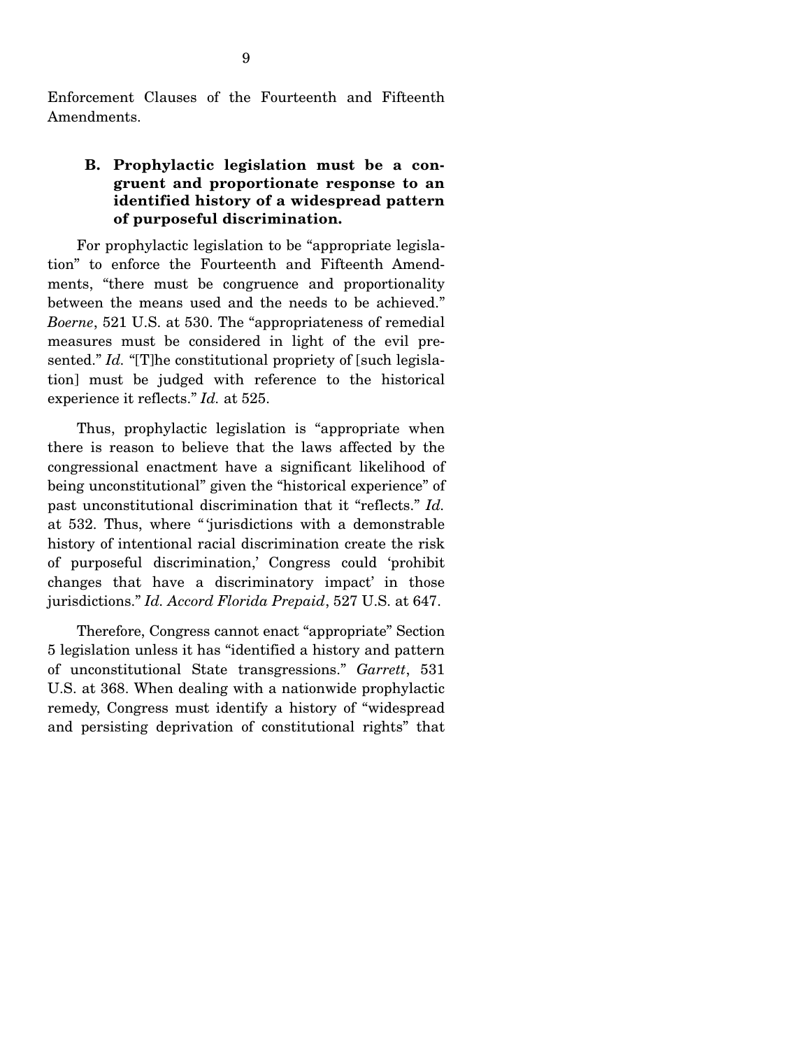Enforcement Clauses of the Fourteenth and Fifteenth Amendments.

### B. Prophylactic legislation must be a congruent and proportionate response to an identified history of a widespread pattern of purposeful discrimination.

For prophylactic legislation to be "appropriate legislation" to enforce the Fourteenth and Fifteenth Amendments, "there must be congruence and proportionality between the means used and the needs to be achieved." *Boerne*, 521 U.S. at 530. The "appropriateness of remedial measures must be considered in light of the evil presented." *Id.* "[T]he constitutional propriety of [such legislation] must be judged with reference to the historical experience it reflects." *Id.* at 525.

Thus, prophylactic legislation is "appropriate when there is reason to believe that the laws affected by the congressional enactment have a significant likelihood of being unconstitutional" given the "historical experience" of past unconstitutional discrimination that it "reflects." *Id.* at 532. Thus, where "'jurisdictions with a demonstrable history of intentional racial discrimination create the risk of purposeful discrimination,' Congress could 'prohibit changes that have a discriminatory impact' in those jurisdictions." *Id. Accord Florida Prepaid*, 527 U.S. at 647.

Therefore, Congress cannot enact "appropriate" Section 5 legislation unless it has "identified a history and pattern of unconstitutional State transgressions." *Garrett*, 531 U.S. at 368. When dealing with a nationwide prophylactic remedy, Congress must identify a history of "widespread and persisting deprivation of constitutional rights" that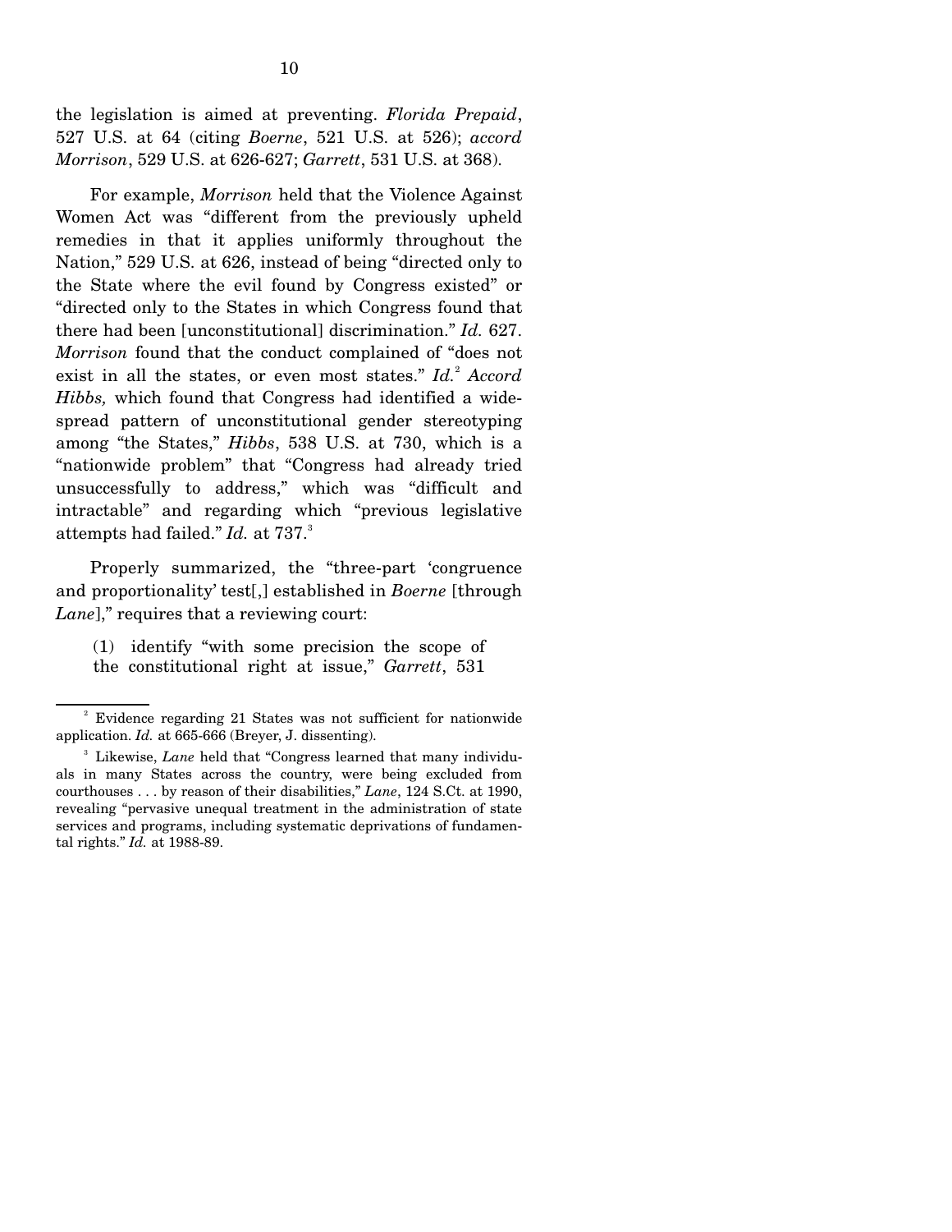the legislation is aimed at preventing. *Florida Prepaid*, 527 U.S. at 64 (citing *Boerne*, 521 U.S. at 526); *accord Morrison*, 529 U.S. at 626-627; *Garrett*, 531 U.S. at 368).

For example, *Morrison* held that the Violence Against Women Act was "different from the previously upheld remedies in that it applies uniformly throughout the Nation," 529 U.S. at 626, instead of being "directed only to the State where the evil found by Congress existed" or "directed only to the States in which Congress found that there had been [unconstitutional] discrimination." *Id.* 627. *Morrison* found that the conduct complained of "does not exist in all the states, or even most states." *Id.*[2] *Accord Hibbs,* which found that Congress had identified a widespread pattern of unconstitutional gender stereotyping among "the States," *Hibbs*, 538 U.S. at 730, which is a "nationwide problem" that "Congress had already tried unsuccessfully to address," which was "difficult and intractable" and regarding which "previous legislative attempts had failed." *Id.* at 737.[3]

Properly summarized, the "three-part 'congruence and proportionality' test[,] established in *Boerne* [through *Lane*]," requires that a reviewing court:

(1) identify "with some precision the scope of the constitutional right at issue," *Garrett*, 531

---

[2] Evidence regarding 21 States was not sufficient for nationwide application. *Id.* at 665-666 (Breyer, J. dissenting).

[3] Likewise, *Lane* held that "Congress learned that many individuals in many States across the country, were being excluded from courthouses . . . by reason of their disabilities," *Lane*, 124 S.Ct. at 1990, revealing "pervasive unequal treatment in the administration of state services and programs, including systematic deprivations of fundamental rights." *Id.* at 1988-89.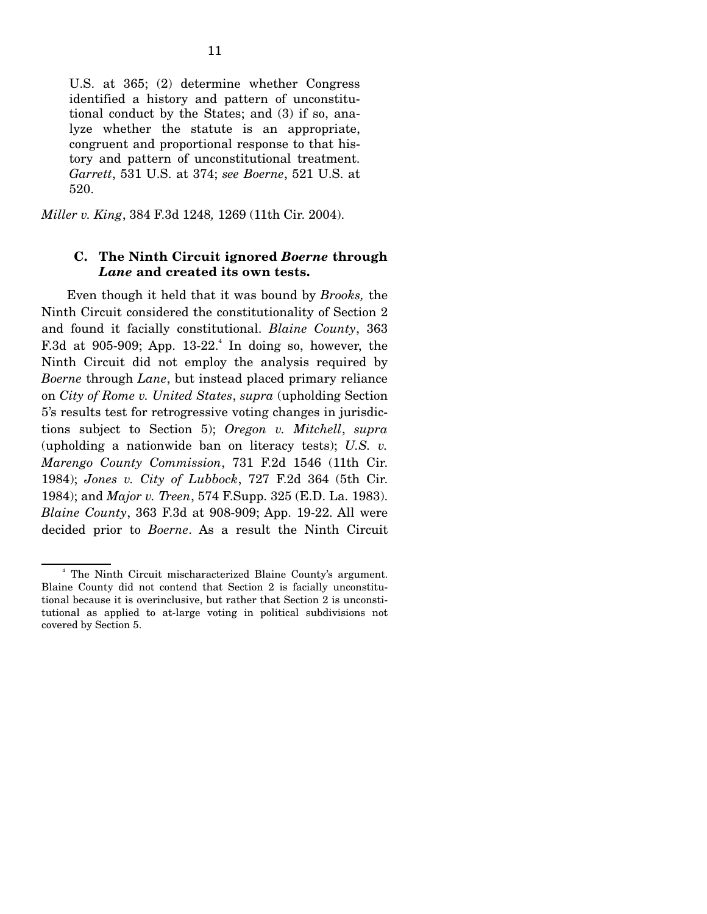> U.S. at 365; (2) determine whether Congress identified a history and pattern of unconstitutional conduct by the States; and (3) if so, analyze whether the statute is an appropriate, congruent and proportional response to that history and pattern of unconstitutional treatment. *Garrett*, 531 U.S. at 374; *see Boerne*, 521 U.S. at 520.

*Miller v. King*, 384 F.3d 1248*,* 1269 (11th Cir. 2004).

### C. The Ninth Circuit ignored *Boerne* through *Lane* and created its own tests.

Even though it held that it was bound by *Brooks,* the Ninth Circuit considered the constitutionality of Section 2 and found it facially constitutional. *Blaine County*, 363 F.3d at 905-909; App. 13-22.[4] In doing so, however, the Ninth Circuit did not employ the analysis required by *Boerne* through *Lane*, but instead placed primary reliance on *City of Rome v. United States*, *supra* (upholding Section 5's results test for retrogressive voting changes in jurisdictions subject to Section 5); *Oregon v. Mitchell*, *supra* (upholding a nationwide ban on literacy tests); *U.S. v. Marengo County Commission*, 731 F.2d 1546 (11th Cir. 1984); *Jones v. City of Lubbock*, 727 F.2d 364 (5th Cir. 1984); and *Major v. Treen*, 574 F.Supp. 325 (E.D. La. 1983). *Blaine County*, 363 F.3d at 908-909; App. 19-22. All were decided prior to *Boerne*. As a result the Ninth Circuit

---

[4] The Ninth Circuit mischaracterized Blaine County's argument. Blaine County did not contend that Section 2 is facially unconstitutional because it is overinclusive, but rather that Section 2 is unconstitutional as applied to at-large voting in political subdivisions not covered by Section 5.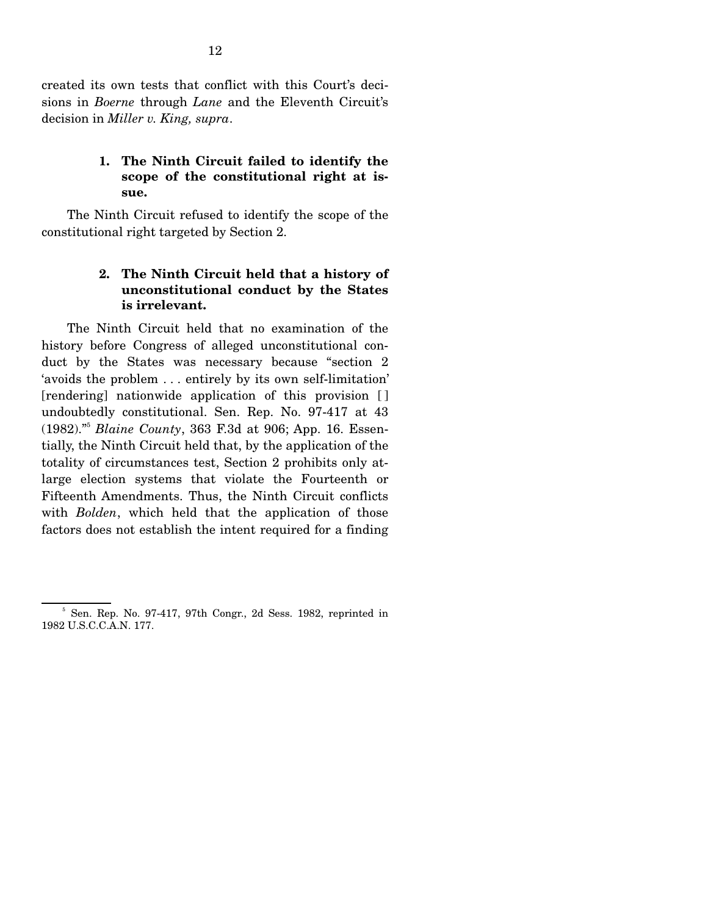created its own tests that conflict with this Court's decisions in *Boerne* through *Lane* and the Eleventh Circuit's decision in *Miller v. King, supra*.

#### 1. The Ninth Circuit failed to identify the scope of the constitutional right at issue.

The Ninth Circuit refused to identify the scope of the constitutional right targeted by Section 2.

#### 2. The Ninth Circuit held that a history of unconstitutional conduct by the States is irrelevant.

The Ninth Circuit held that no examination of the history before Congress of alleged unconstitutional conduct by the States was necessary because "section 2 'avoids the problem . . . entirely by its own self-limitation' [rendering] nationwide application of this provision [ ] undoubtedly constitutional. Sen. Rep. No. 97-417 at 43 (1982)."[5] *Blaine County*, 363 F.3d at 906; App. 16. Essentially, the Ninth Circuit held that, by the application of the totality of circumstances test, Section 2 prohibits only at-large election systems that violate the Fourteenth or Fifteenth Amendments. Thus, the Ninth Circuit conflicts with *Bolden*, which held that the application of those factors does not establish the intent required for a finding

[5] Sen. Rep. No. 97-417, 97th Congr., 2d Sess. 1982, reprinted in 1982 U.S.C.C.A.N. 177.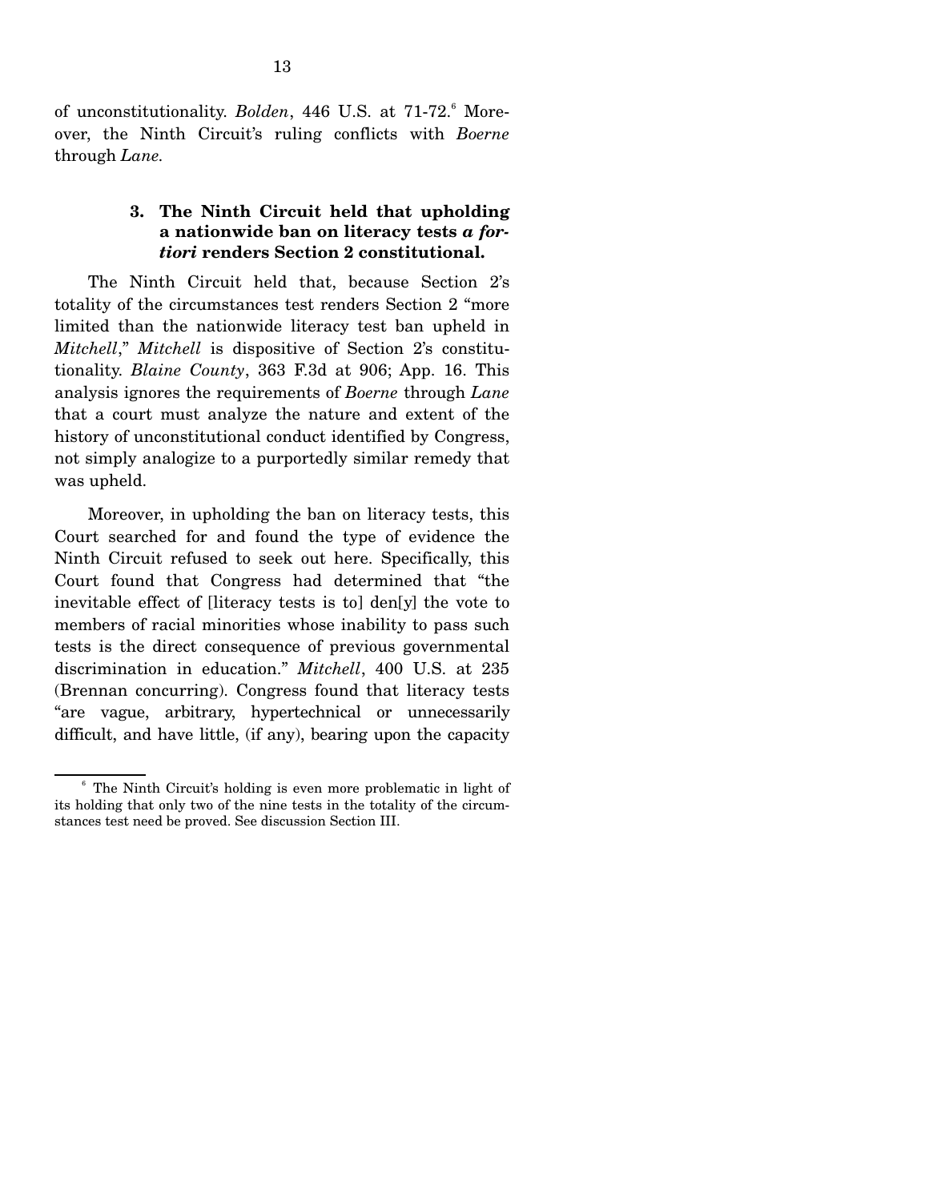of unconstitutionality. *Bolden*, 446 U.S. at 71-72.[6] Moreover, the Ninth Circuit's ruling conflicts with *Boerne* through *Lane*.

### 3. The Ninth Circuit held that upholding a nationwide ban on literacy tests *a fortiori* renders Section 2 constitutional.

The Ninth Circuit held that, because Section 2's totality of the circumstances test renders Section 2 "more limited than the nationwide literacy test ban upheld in *Mitchell*," *Mitchell* is dispositive of Section 2's constitutionality. *Blaine County*, 363 F.3d at 906; App. 16. This analysis ignores the requirements of *Boerne* through *Lane* that a court must analyze the nature and extent of the history of unconstitutional conduct identified by Congress, not simply analogize to a purportedly similar remedy that was upheld.

Moreover, in upholding the ban on literacy tests, this Court searched for and found the type of evidence the Ninth Circuit refused to seek out here. Specifically, this Court found that Congress had determined that "the inevitable effect of [literacy tests is to] den[y] the vote to members of racial minorities whose inability to pass such tests is the direct consequence of previous governmental discrimination in education." *Mitchell*, 400 U.S. at 235 (Brennan concurring). Congress found that literacy tests "are vague, arbitrary, hypertechnical or unnecessarily difficult, and have little, (if any), bearing upon the capacity

---

[6] The Ninth Circuit's holding is even more problematic in light of its holding that only two of the nine tests in the totality of the circumstances test need be proved. See discussion Section III.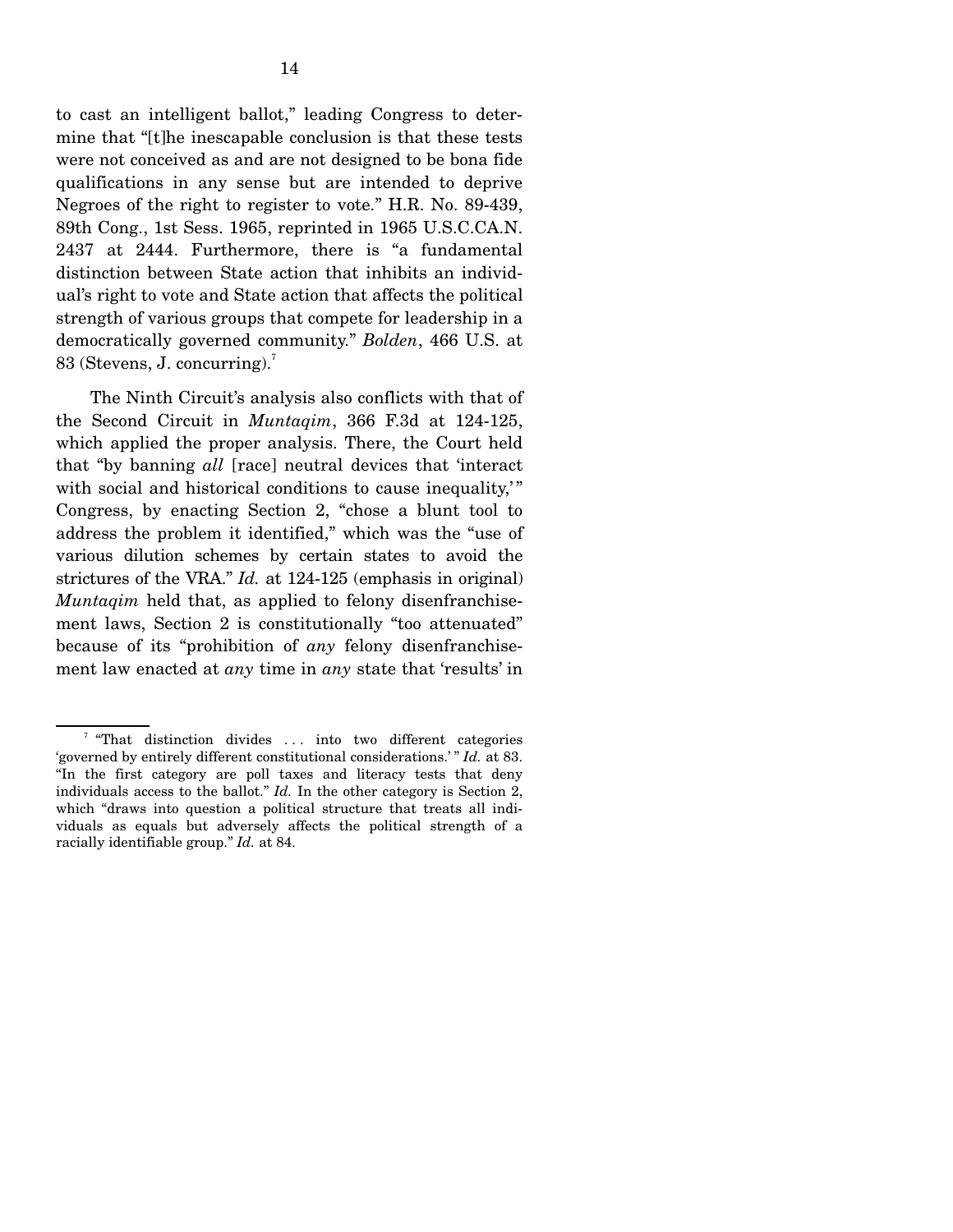to cast an intelligent ballot," leading Congress to determine that "[t]he inescapable conclusion is that these tests were not conceived as and are not designed to be bona fide qualifications in any sense but are intended to deprive Negroes of the right to register to vote." H.R. No. 89-439, 89th Cong., 1st Sess. 1965, reprinted in 1965 U.S.C.CA.N. 2437 at 2444. Furthermore, there is "a fundamental distinction between State action that inhibits an individual's right to vote and State action that affects the political strength of various groups that compete for leadership in a democratically governed community." *Bolden*, 466 U.S. at 83 (Stevens, J. concurring).[7]

The Ninth Circuit's analysis also conflicts with that of the Second Circuit in *Muntaqim*, 366 F.3d at 124-125, which applied the proper analysis. There, the Court held that "by banning *all* [race] neutral devices that 'interact with social and historical conditions to cause inequality,'" Congress, by enacting Section 2, "chose a blunt tool to address the problem it identified," which was the "use of various dilution schemes by certain states to avoid the strictures of the VRA." *Id.* at 124-125 (emphasis in original) *Muntaqim* held that, as applied to felony disenfranchisement laws, Section 2 is constitutionally "too attenuated" because of its "prohibition of *any* felony disenfranchisement law enacted at *any* time in *any* state that 'results' in

---

[7] "That distinction divides . . . into two different categories 'governed by entirely different constitutional considerations.'" *Id.* at 83. "In the first category are poll taxes and literacy tests that deny individuals access to the ballot." *Id.* In the other category is Section 2, which "draws into question a political structure that treats all individuals as equals but adversely affects the political strength of a racially identifiable group." *Id.* at 84.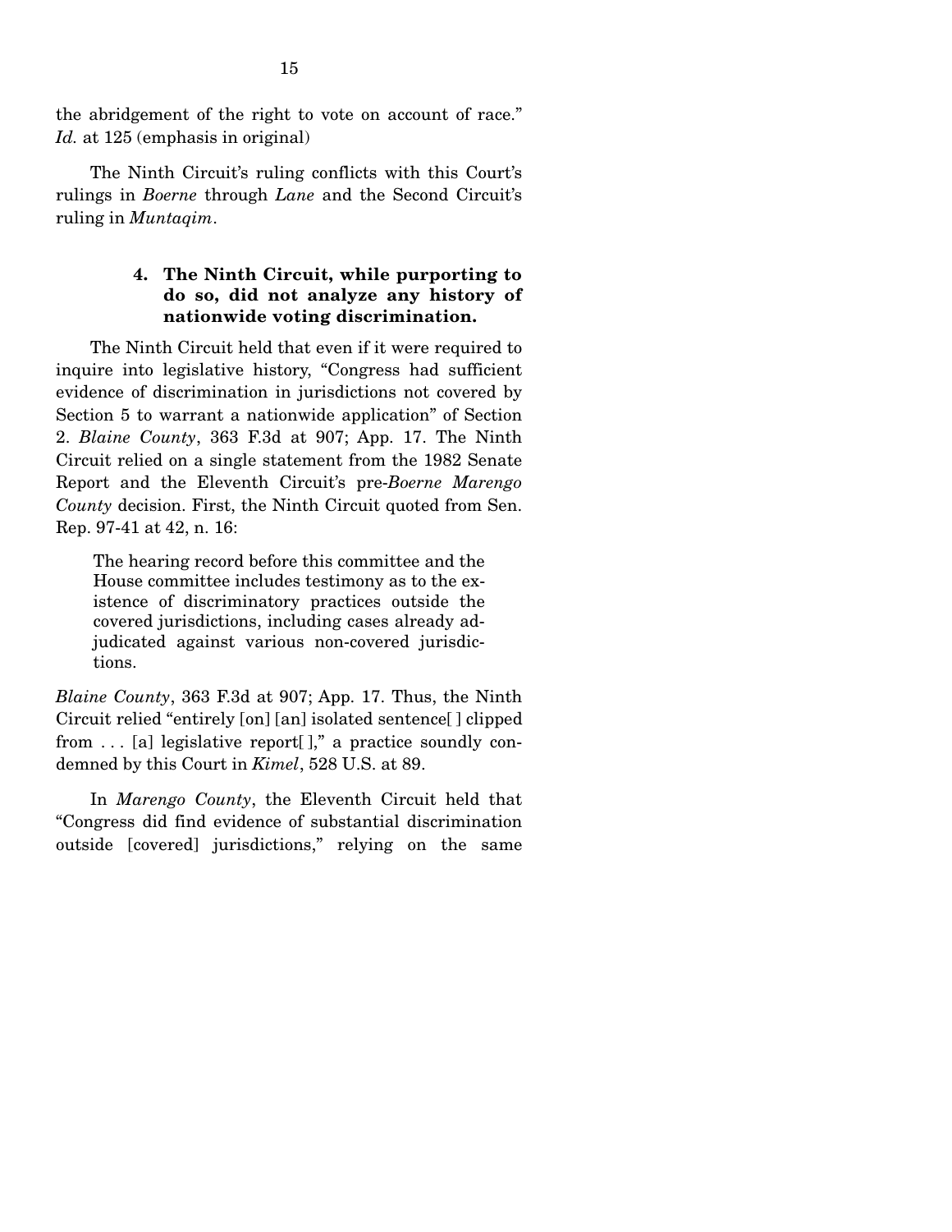the abridgement of the right to vote on account of race." *Id.* at 125 (emphasis in original)

The Ninth Circuit's ruling conflicts with this Court's rulings in *Boerne* through *Lane* and the Second Circuit's ruling in *Muntaqim*.

#### 4. The Ninth Circuit, while purporting to do so, did not analyze any history of nationwide voting discrimination.

The Ninth Circuit held that even if it were required to inquire into legislative history, "Congress had sufficient evidence of discrimination in jurisdictions not covered by Section 5 to warrant a nationwide application" of Section 2. *Blaine County*, 363 F.3d at 907; App. 17. The Ninth Circuit relied on a single statement from the 1982 Senate Report and the Eleventh Circuit's pre-*Boerne Marengo County* decision. First, the Ninth Circuit quoted from Sen. Rep. 97-41 at 42, n. 16:

> The hearing record before this committee and the House committee includes testimony as to the existence of discriminatory practices outside the covered jurisdictions, including cases already adjudicated against various non-covered jurisdictions.

*Blaine County*, 363 F.3d at 907; App. 17. Thus, the Ninth Circuit relied "entirely [on] [an] isolated sentence[ ] clipped from . . . [a] legislative report[ ]," a practice soundly condemned by this Court in *Kimel*, 528 U.S. at 89.

In *Marengo County*, the Eleventh Circuit held that "Congress did find evidence of substantial discrimination outside [covered] jurisdictions," relying on the same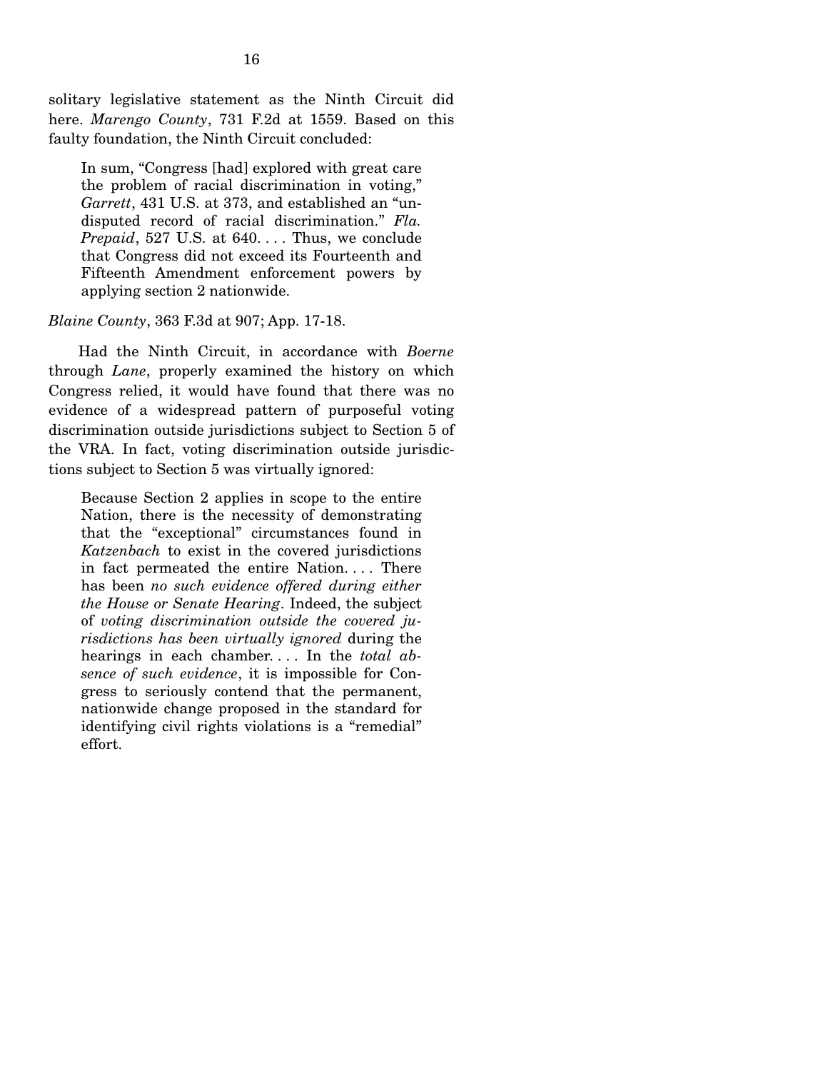solitary legislative statement as the Ninth Circuit did here. *Marengo County*, 731 F.2d at 1559. Based on this faulty foundation, the Ninth Circuit concluded:

> In sum, "Congress [had] explored with great care the problem of racial discrimination in voting," *Garrett*, 431 U.S. at 373, and established an "undisputed record of racial discrimination." *Fla. Prepaid*, 527 U.S. at 640. . . . Thus, we conclude that Congress did not exceed its Fourteenth and Fifteenth Amendment enforcement powers by applying section 2 nationwide.

*Blaine County*, 363 F.3d at 907; App. 17-18.

Had the Ninth Circuit, in accordance with *Boerne* through *Lane*, properly examined the history on which Congress relied, it would have found that there was no evidence of a widespread pattern of purposeful voting discrimination outside jurisdictions subject to Section 5 of the VRA. In fact, voting discrimination outside jurisdictions subject to Section 5 was virtually ignored:

> Because Section 2 applies in scope to the entire Nation, there is the necessity of demonstrating that the "exceptional" circumstances found in *Katzenbach* to exist in the covered jurisdictions in fact permeated the entire Nation. . . . There has been *no such evidence offered during either the House or Senate Hearing*. Indeed, the subject of *voting discrimination outside the covered jurisdictions has been virtually ignored* during the hearings in each chamber. . . . In the *total absence of such evidence*, it is impossible for Congress to seriously contend that the permanent, nationwide change proposed in the standard for identifying civil rights violations is a "remedial" effort.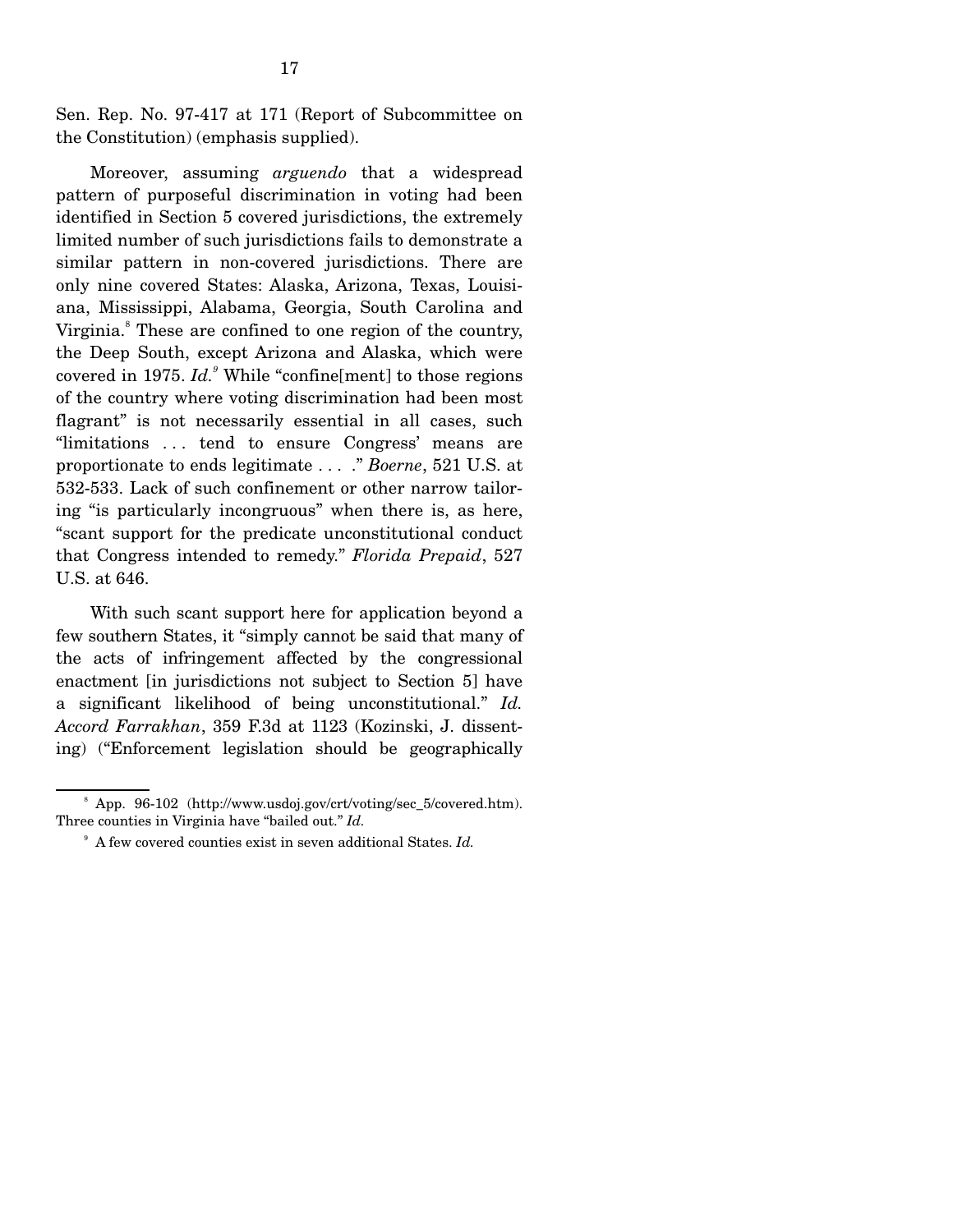Sen. Rep. No. 97-417 at 171 (Report of Subcommittee on the Constitution) (emphasis supplied).

Moreover, assuming *arguendo* that a widespread pattern of purposeful discrimination in voting had been identified in Section 5 covered jurisdictions, the extremely limited number of such jurisdictions fails to demonstrate a similar pattern in non-covered jurisdictions. There are only nine covered States: Alaska, Arizona, Texas, Louisiana, Mississippi, Alabama, Georgia, South Carolina and Virginia.[8] These are confined to one region of the country, the Deep South, except Arizona and Alaska, which were covered in 1975. *Id.*[9] While "confine[ment] to those regions of the country where voting discrimination had been most flagrant" is not necessarily essential in all cases, such "limitations . . . tend to ensure Congress' means are proportionate to ends legitimate . . . ." *Boerne*, 521 U.S. at 532-533. Lack of such confinement or other narrow tailoring "is particularly incongruous" when there is, as here, "scant support for the predicate unconstitutional conduct that Congress intended to remedy." *Florida Prepaid*, 527 U.S. at 646.

With such scant support here for application beyond a few southern States, it "simply cannot be said that many of the acts of infringement affected by the congressional enactment [in jurisdictions not subject to Section 5] have a significant likelihood of being unconstitutional." *Id. Accord Farrakhan*, 359 F.3d at 1123 (Kozinski, J. dissenting) ("Enforcement legislation should be geographically

---

[8] App. 96-102 (http://www.usdoj.gov/crt/voting/sec_5/covered.htm). Three counties in Virginia have "bailed out." *Id.*

[9] A few covered counties exist in seven additional States. *Id.*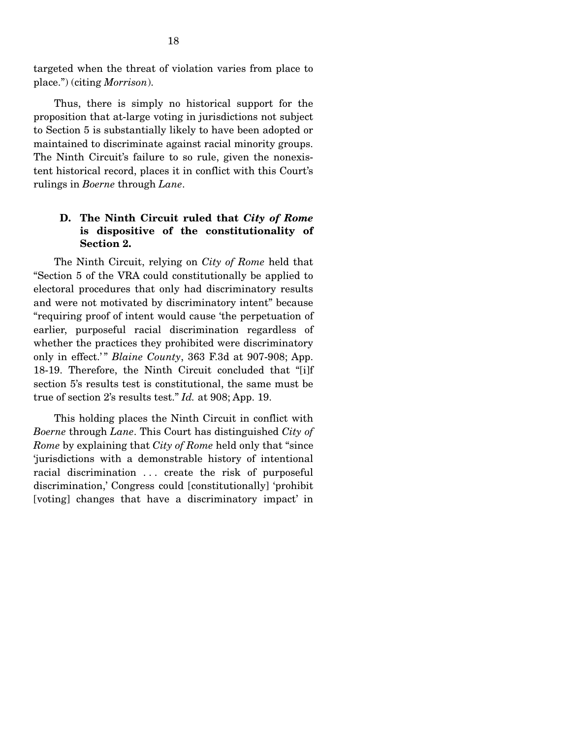targeted when the threat of violation varies from place to place.") (citing *Morrison*).

Thus, there is simply no historical support for the proposition that at-large voting in jurisdictions not subject to Section 5 is substantially likely to have been adopted or maintained to discriminate against racial minority groups. The Ninth Circuit's failure to so rule, given the nonexistent historical record, places it in conflict with this Court's rulings in *Boerne* through *Lane*.

### D. The Ninth Circuit ruled that *City of Rome* is dispositive of the constitutionality of Section 2.

The Ninth Circuit, relying on *City of Rome* held that "Section 5 of the VRA could constitutionally be applied to electoral procedures that only had discriminatory results and were not motivated by discriminatory intent" because "requiring proof of intent would cause 'the perpetuation of earlier, purposeful racial discrimination regardless of whether the practices they prohibited were discriminatory only in effect.'" *Blaine County*, 363 F.3d at 907-908; App. 18-19. Therefore, the Ninth Circuit concluded that "[i]f section 5's results test is constitutional, the same must be true of section 2's results test." *Id.* at 908; App. 19.

This holding places the Ninth Circuit in conflict with *Boerne* through *Lane*. This Court has distinguished *City of Rome* by explaining that *City of Rome* held only that "since 'jurisdictions with a demonstrable history of intentional racial discrimination . . . create the risk of purposeful discrimination,' Congress could [constitutionally] 'prohibit [voting] changes that have a discriminatory impact' in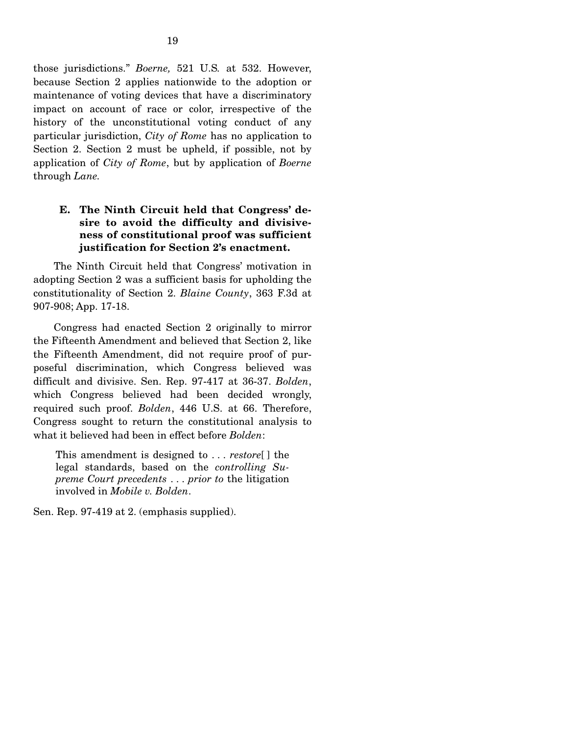those jurisdictions." *Boerne,* 521 U.S. at 532. However, because Section 2 applies nationwide to the adoption or maintenance of voting devices that have a discriminatory impact on account of race or color, irrespective of the history of the unconstitutional voting conduct of any particular jurisdiction, *City of Rome* has no application to Section 2. Section 2 must be upheld, if possible, not by application of *City of Rome*, but by application of *Boerne* through *Lane.*

### E. The Ninth Circuit held that Congress' desire to avoid the difficulty and divisiveness of constitutional proof was sufficient justification for Section 2's enactment.

The Ninth Circuit held that Congress' motivation in adopting Section 2 was a sufficient basis for upholding the constitutionality of Section 2. *Blaine County*, 363 F.3d at 907-908; App. 17-18.

Congress had enacted Section 2 originally to mirror the Fifteenth Amendment and believed that Section 2, like the Fifteenth Amendment, did not require proof of purposeful discrimination, which Congress believed was difficult and divisive. Sen. Rep. 97-417 at 36-37. *Bolden*, which Congress believed had been decided wrongly, required such proof. *Bolden*, 446 U.S. at 66. Therefore, Congress sought to return the constitutional analysis to what it believed had been in effect before *Bolden*:

> This amendment is designed to . . . *restore*[ ] the legal standards, based on the *controlling Supreme Court precedents* . . . *prior to* the litigation involved in *Mobile v. Bolden*.

Sen. Rep. 97-419 at 2. (emphasis supplied).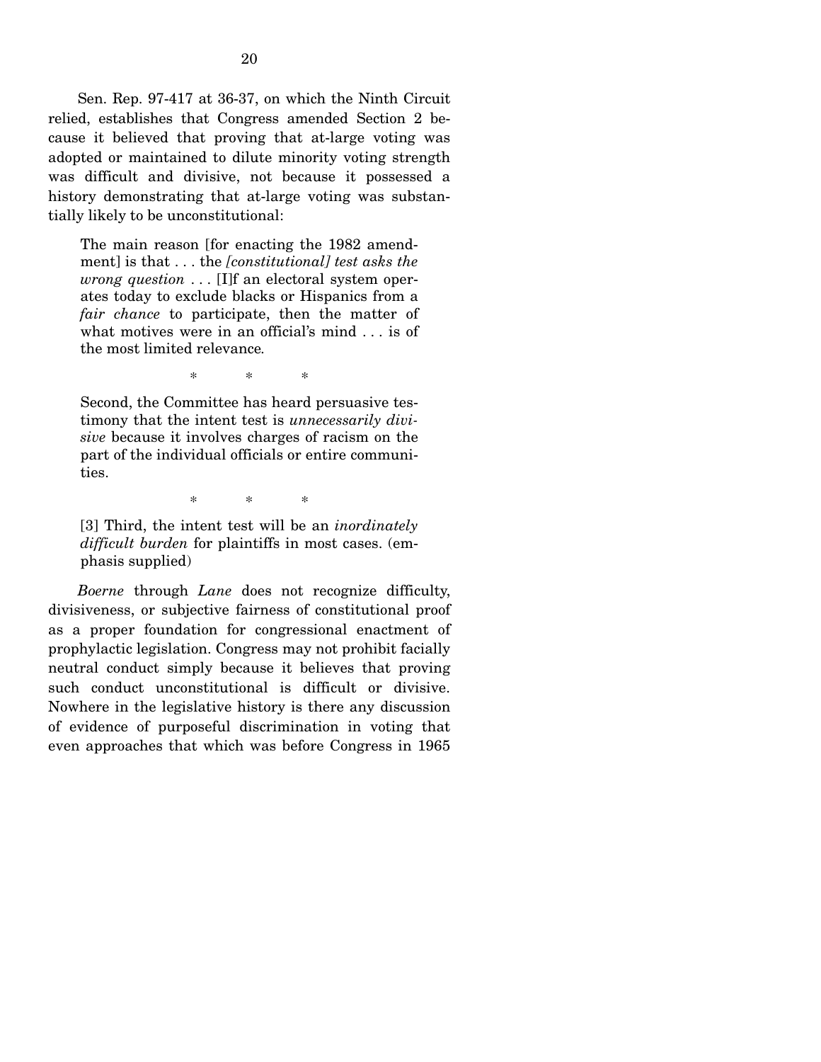Sen. Rep. 97-417 at 36-37, on which the Ninth Circuit relied, establishes that Congress amended Section 2 because it believed that proving that at-large voting was adopted or maintained to dilute minority voting strength was difficult and divisive, not because it possessed a history demonstrating that at-large voting was substantially likely to be unconstitutional:

> The main reason [for enacting the 1982 amendment] is that . . . the *[constitutional] test asks the wrong question* . . . [I]f an electoral system operates today to exclude blacks or Hispanics from a *fair chance* to participate, then the matter of what motives were in an official's mind . . . is of the most limited relevance.
>
> \* \* \*
>
> Second, the Committee has heard persuasive testimony that the intent test is *unnecessarily divisive* because it involves charges of racism on the part of the individual officials or entire communities.
>
> \* \* \*
>
> [3] Third, the intent test will be an *inordinately difficult burden* for plaintiffs in most cases. (emphasis supplied)

*Boerne* through *Lane* does not recognize difficulty, divisiveness, or subjective fairness of constitutional proof as a proper foundation for congressional enactment of prophylactic legislation. Congress may not prohibit facially neutral conduct simply because it believes that proving such conduct unconstitutional is difficult or divisive. Nowhere in the legislative history is there any discussion of evidence of purposeful discrimination in voting that even approaches that which was before Congress in 1965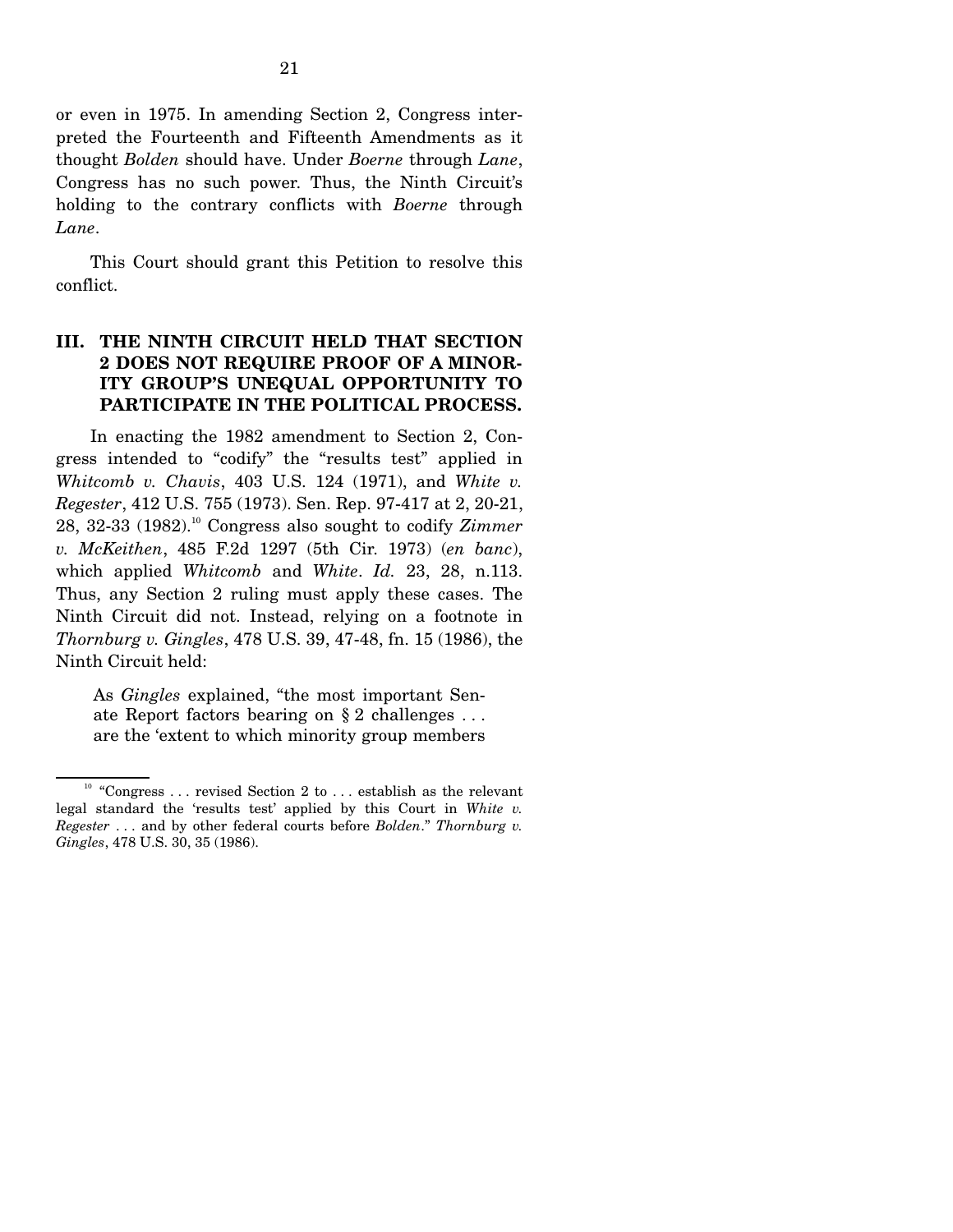or even in 1975. In amending Section 2, Congress interpreted the Fourteenth and Fifteenth Amendments as it thought *Bolden* should have. Under *Boerne* through *Lane*, Congress has no such power. Thus, the Ninth Circuit's holding to the contrary conflicts with *Boerne* through *Lane*.

This Court should grant this Petition to resolve this conflict.

## III. THE NINTH CIRCUIT HELD THAT SECTION 2 DOES NOT REQUIRE PROOF OF A MINORITY GROUP'S UNEQUAL OPPORTUNITY TO PARTICIPATE IN THE POLITICAL PROCESS.

In enacting the 1982 amendment to Section 2, Congress intended to "codify" the "results test" applied in *Whitcomb v. Chavis*, 403 U.S. 124 (1971), and *White v. Regester*, 412 U.S. 755 (1973). Sen. Rep. 97-417 at 2, 20-21, 28, 32-33 (1982).[10] Congress also sought to codify *Zimmer v. McKeithen*, 485 F.2d 1297 (5th Cir. 1973) (*en banc*), which applied *Whitcomb* and *White*. *Id.* 23, 28, n.113. Thus, any Section 2 ruling must apply these cases. The Ninth Circuit did not. Instead, relying on a footnote in *Thornburg v. Gingles*, 478 U.S. 39, 47-48, fn. 15 (1986), the Ninth Circuit held:

> As *Gingles* explained, "the most important Senate Report factors bearing on § 2 challenges . . . are the 'extent to which minority group members

[10] "Congress . . . revised Section 2 to . . . establish as the relevant legal standard the 'results test' applied by this Court in *White v. Regester* . . . and by other federal courts before *Bolden*." *Thornburg v. Gingles*, 478 U.S. 30, 35 (1986).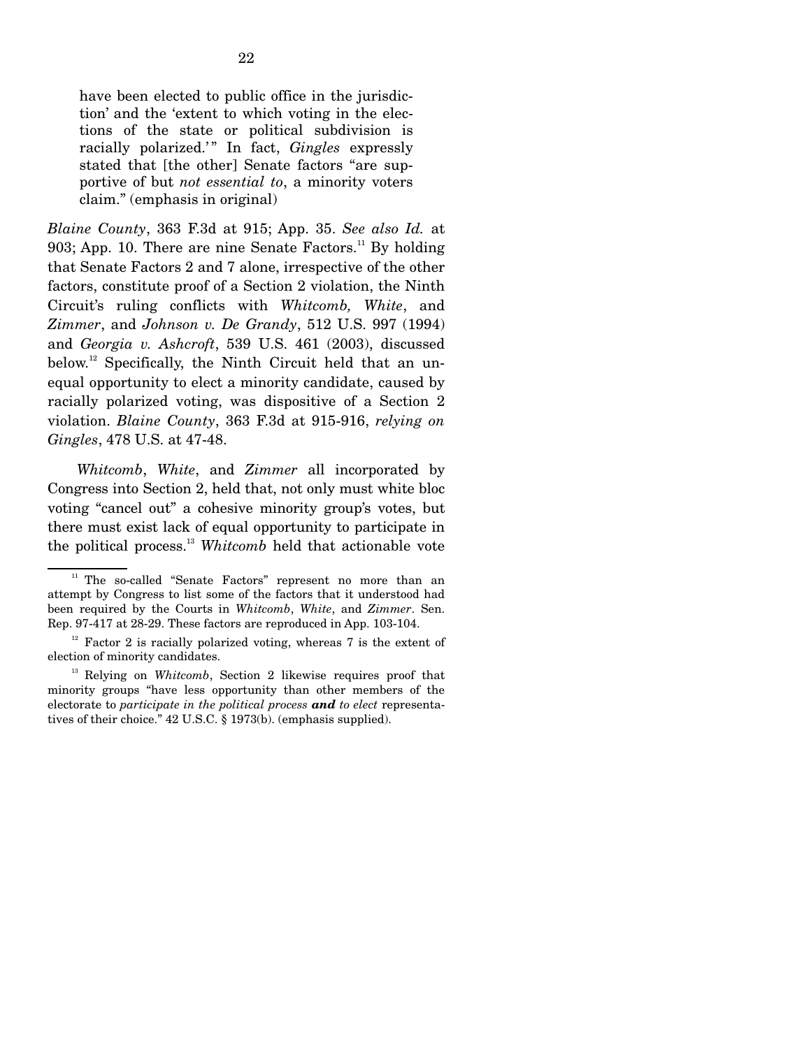> have been elected to public office in the jurisdiction' and the 'extent to which voting in the elections of the state or political subdivision is racially polarized.'" In fact, *Gingles* expressly stated that [the other] Senate factors "are supportive of but *not essential to*, a minority voters claim." (emphasis in original)

*Blaine County*, 363 F.3d at 915; App. 35. *See also Id.* at 903; App. 10. There are nine Senate Factors.[11] By holding that Senate Factors 2 and 7 alone, irrespective of the other factors, constitute proof of a Section 2 violation, the Ninth Circuit's ruling conflicts with *Whitcomb, White*, and *Zimmer*, and *Johnson v. De Grandy*, 512 U.S. 997 (1994) and *Georgia v. Ashcroft*, 539 U.S. 461 (2003), discussed below.[12] Specifically, the Ninth Circuit held that an unequal opportunity to elect a minority candidate, caused by racially polarized voting, was dispositive of a Section 2 violation. *Blaine County*, 363 F.3d at 915-916, *relying on Gingles*, 478 U.S. at 47-48.

*Whitcomb*, *White*, and *Zimmer* all incorporated by Congress into Section 2, held that, not only must white bloc voting "cancel out" a cohesive minority group's votes, but there must exist lack of equal opportunity to participate in the political process.[13] *Whitcomb* held that actionable vote

---

[11] The so-called "Senate Factors" represent no more than an attempt by Congress to list some of the factors that it understood had been required by the Courts in *Whitcomb*, *White*, and *Zimmer*. Sen. Rep. 97-417 at 28-29. These factors are reproduced in App. 103-104.

[12] Factor 2 is racially polarized voting, whereas 7 is the extent of election of minority candidates.

[13] Relying on *Whitcomb*, Section 2 likewise requires proof that minority groups "have less opportunity than other members of the electorate to *participate in the political process* ***and*** *to elect* representatives of their choice." 42 U.S.C. § 1973(b). (emphasis supplied).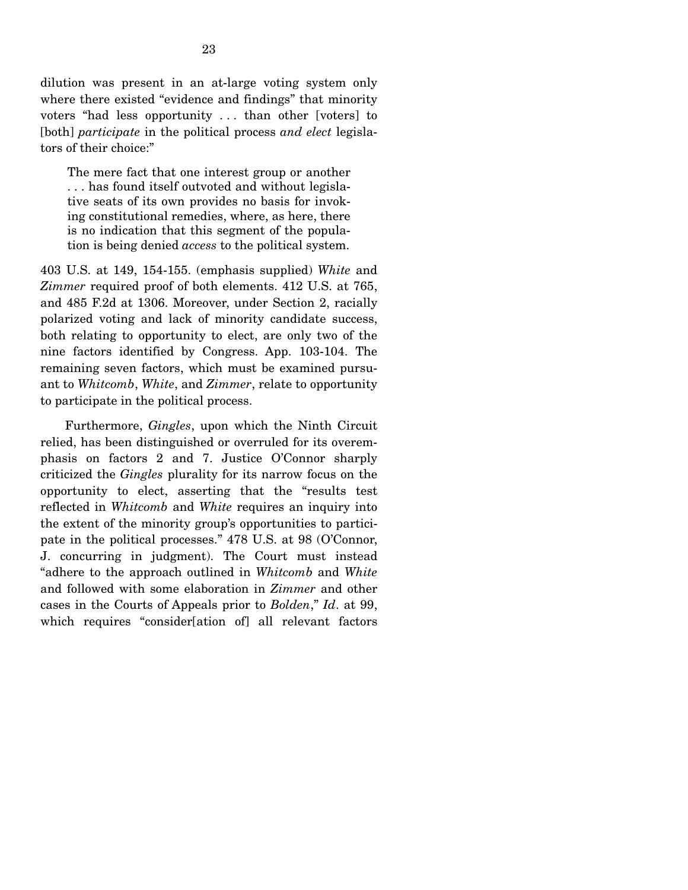dilution was present in an at-large voting system only where there existed "evidence and findings" that minority voters "had less opportunity . . . than other [voters] to [both] *participate* in the political process *and elect* legislators of their choice:"

> The mere fact that one interest group or another . . . has found itself outvoted and without legislative seats of its own provides no basis for invoking constitutional remedies, where, as here, there is no indication that this segment of the population is being denied *access* to the political system.

403 U.S. at 149, 154-155. (emphasis supplied) *White* and *Zimmer* required proof of both elements. 412 U.S. at 765, and 485 F.2d at 1306. Moreover, under Section 2, racially polarized voting and lack of minority candidate success, both relating to opportunity to elect, are only two of the nine factors identified by Congress. App. 103-104. The remaining seven factors, which must be examined pursuant to *Whitcomb*, *White*, and *Zimmer*, relate to opportunity to participate in the political process.

Furthermore, *Gingles*, upon which the Ninth Circuit relied, has been distinguished or overruled for its overemphasis on factors 2 and 7. Justice O'Connor sharply criticized the *Gingles* plurality for its narrow focus on the opportunity to elect, asserting that the "results test reflected in *Whitcomb* and *White* requires an inquiry into the extent of the minority group's opportunities to participate in the political processes." 478 U.S. at 98 (O'Connor, J. concurring in judgment). The Court must instead "adhere to the approach outlined in *Whitcomb* and *White* and followed with some elaboration in *Zimmer* and other cases in the Courts of Appeals prior to *Bolden*," *Id*. at 99, which requires "consider[ation of] all relevant factors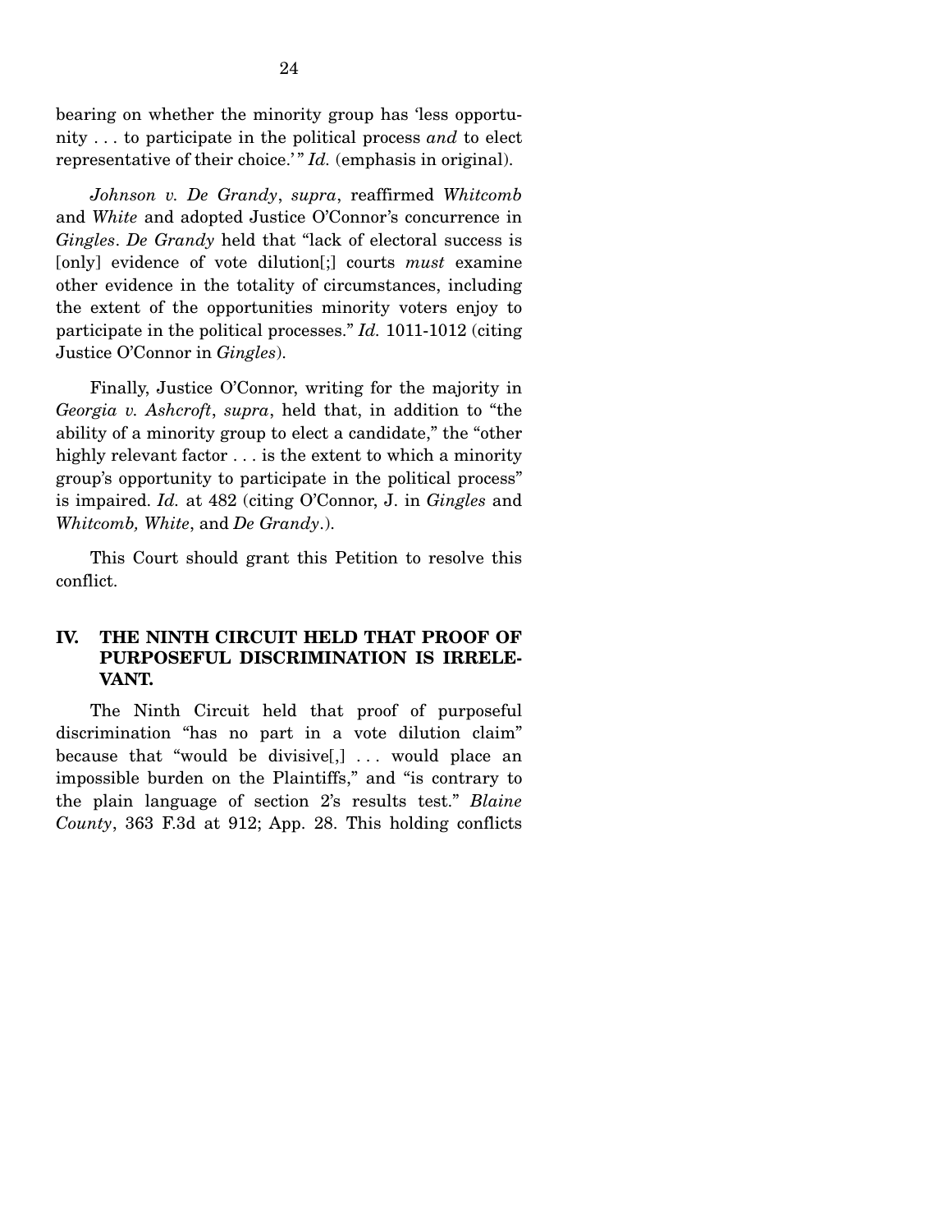bearing on whether the minority group has 'less opportunity . . . to participate in the political process *and* to elect representative of their choice.' " *Id.* (emphasis in original).

*Johnson v. De Grandy*, *supra*, reaffirmed *Whitcomb* and *White* and adopted Justice O'Connor's concurrence in *Gingles*. *De Grandy* held that "lack of electoral success is [only] evidence of vote dilution[;] courts *must* examine other evidence in the totality of circumstances, including the extent of the opportunities minority voters enjoy to participate in the political processes." *Id.* 1011-1012 (citing Justice O'Connor in *Gingles*).

Finally, Justice O'Connor, writing for the majority in *Georgia v. Ashcroft*, *supra*, held that, in addition to "the ability of a minority group to elect a candidate," the "other highly relevant factor . . . is the extent to which a minority group's opportunity to participate in the political process" is impaired. *Id.* at 482 (citing O'Connor, J. in *Gingles* and *Whitcomb, White*, and *De Grandy*.).

This Court should grant this Petition to resolve this conflict.

## IV. THE NINTH CIRCUIT HELD THAT PROOF OF PURPOSEFUL DISCRIMINATION IS IRRELEVANT.

The Ninth Circuit held that proof of purposeful discrimination "has no part in a vote dilution claim" because that "would be divisive[,] . . . would place an impossible burden on the Plaintiffs," and "is contrary to the plain language of section 2's results test." *Blaine County*, 363 F.3d at 912; App. 28. This holding conflicts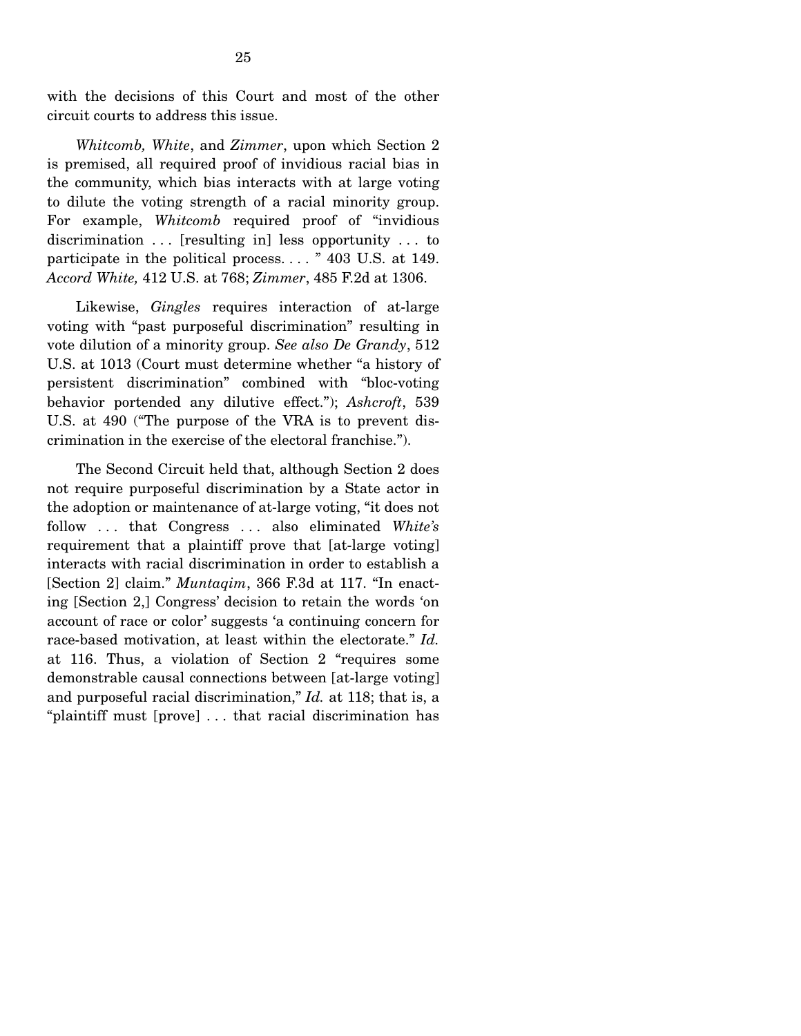with the decisions of this Court and most of the other circuit courts to address this issue.

*Whitcomb, White*, and *Zimmer*, upon which Section 2 is premised, all required proof of invidious racial bias in the community, which bias interacts with at large voting to dilute the voting strength of a racial minority group. For example, *Whitcomb* required proof of "invidious discrimination . . . [resulting in] less opportunity . . . to participate in the political process. . . . " 403 U.S. at 149. *Accord White,* 412 U.S. at 768; *Zimmer*, 485 F.2d at 1306.

Likewise, *Gingles* requires interaction of at-large voting with "past purposeful discrimination" resulting in vote dilution of a minority group. *See also De Grandy*, 512 U.S. at 1013 (Court must determine whether "a history of persistent discrimination" combined with "bloc-voting behavior portended any dilutive effect."); *Ashcroft*, 539 U.S. at 490 ("The purpose of the VRA is to prevent discrimination in the exercise of the electoral franchise.").

The Second Circuit held that, although Section 2 does not require purposeful discrimination by a State actor in the adoption or maintenance of at-large voting, "it does not follow . . . that Congress . . . also eliminated *White's* requirement that a plaintiff prove that [at-large voting] interacts with racial discrimination in order to establish a [Section 2] claim." *Muntaqim*, 366 F.3d at 117. "In enacting [Section 2,] Congress' decision to retain the words 'on account of race or color' suggests 'a continuing concern for race-based motivation, at least within the electorate." *Id.* at 116. Thus, a violation of Section 2 "requires some demonstrable causal connections between [at-large voting] and purposeful racial discrimination," *Id.* at 118; that is, a "plaintiff must [prove] . . . that racial discrimination has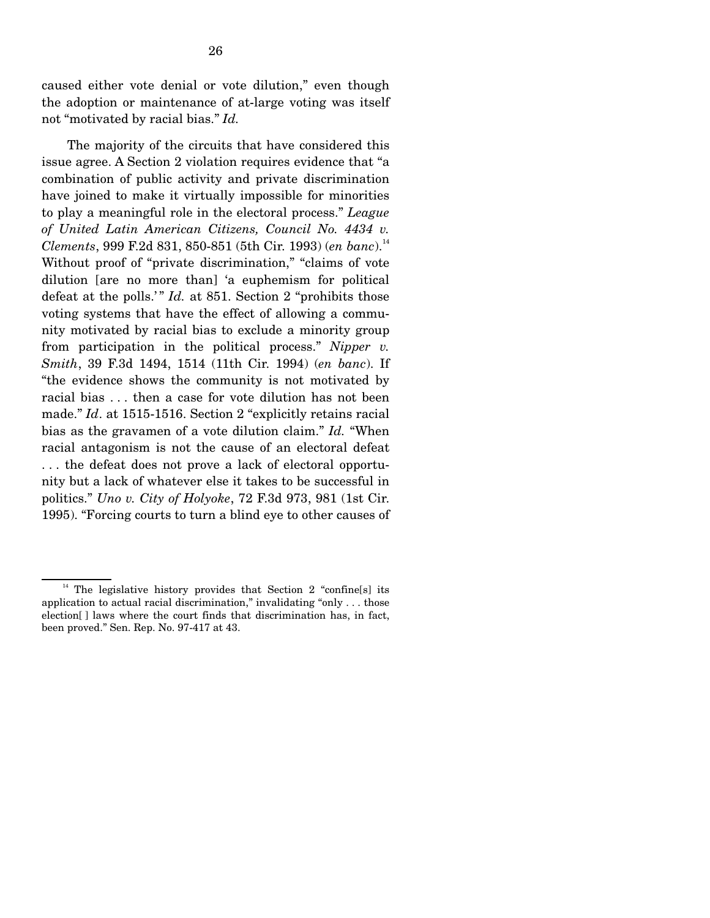caused either vote denial or vote dilution," even though the adoption or maintenance of at-large voting was itself not "motivated by racial bias." *Id.*

The majority of the circuits that have considered this issue agree. A Section 2 violation requires evidence that "a combination of public activity and private discrimination have joined to make it virtually impossible for minorities to play a meaningful role in the electoral process." *League of United Latin American Citizens, Council No. 4434 v. Clements*, 999 F.2d 831, 850-851 (5th Cir. 1993) (*en banc*).[14] Without proof of "private discrimination," "claims of vote dilution [are no more than] 'a euphemism for political defeat at the polls.'" *Id.* at 851. Section 2 "prohibits those voting systems that have the effect of allowing a community motivated by racial bias to exclude a minority group from participation in the political process." *Nipper v. Smith*, 39 F.3d 1494, 1514 (11th Cir. 1994) (*en banc*). If "the evidence shows the community is not motivated by racial bias . . . then a case for vote dilution has not been made." *Id*. at 1515-1516. Section 2 "explicitly retains racial bias as the gravamen of a vote dilution claim." *Id.* "When racial antagonism is not the cause of an electoral defeat . . . the defeat does not prove a lack of electoral opportunity but a lack of whatever else it takes to be successful in politics." *Uno v. City of Holyoke*, 72 F.3d 973, 981 (1st Cir. 1995). "Forcing courts to turn a blind eye to other causes of

---

[14] The legislative history provides that Section 2 "confine[s] its application to actual racial discrimination," invalidating "only . . . those election[ ] laws where the court finds that discrimination has, in fact, been proved." Sen. Rep. No. 97-417 at 43.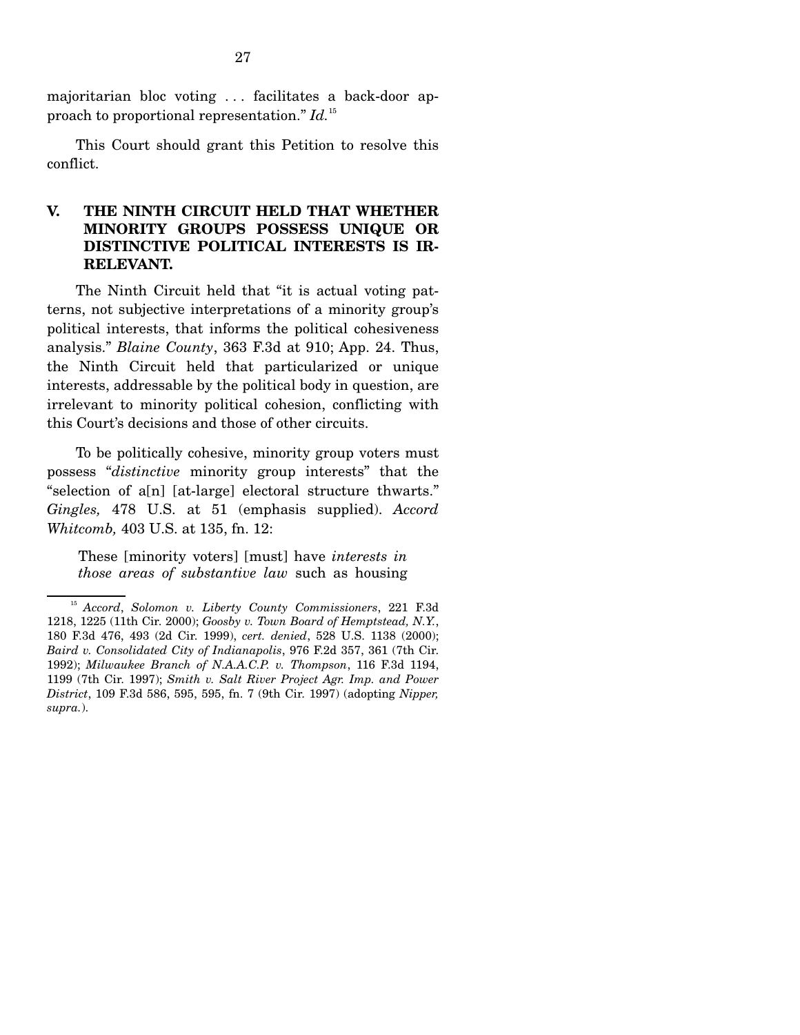majoritarian bloc voting . . . facilitates a back-door approach to proportional representation." *Id.*[15]

This Court should grant this Petition to resolve this conflict.

## V. THE NINTH CIRCUIT HELD THAT WHETHER MINORITY GROUPS POSSESS UNIQUE OR DISTINCTIVE POLITICAL INTERESTS IS IRRELEVANT.

The Ninth Circuit held that "it is actual voting patterns, not subjective interpretations of a minority group's political interests, that informs the political cohesiveness analysis." *Blaine County*, 363 F.3d at 910; App. 24. Thus, the Ninth Circuit held that particularized or unique interests, addressable by the political body in question, are irrelevant to minority political cohesion, conflicting with this Court's decisions and those of other circuits.

To be politically cohesive, minority group voters must possess "*distinctive* minority group interests" that the "selection of a[n] [at-large] electoral structure thwarts." *Gingles,* 478 U.S. at 51 (emphasis supplied). *Accord Whitcomb,* 403 U.S. at 135, fn. 12:

> These [minority voters] [must] have *interests in those areas of substantive law* such as housing

---

[15] *Accord*, *Solomon v. Liberty County Commissioners*, 221 F.3d 1218, 1225 (11th Cir. 2000); *Goosby v. Town Board of Hemptstead, N.Y.*, 180 F.3d 476, 493 (2d Cir. 1999), *cert. denied*, 528 U.S. 1138 (2000); *Baird v. Consolidated City of Indianapolis*, 976 F.2d 357, 361 (7th Cir. 1992); *Milwaukee Branch of N.A.A.C.P. v. Thompson*, 116 F.3d 1194, 1199 (7th Cir. 1997); *Smith v. Salt River Project Agr. Imp. and Power District*, 109 F.3d 586, 595, 595, fn. 7 (9th Cir. 1997) (adopting *Nipper, supra.*).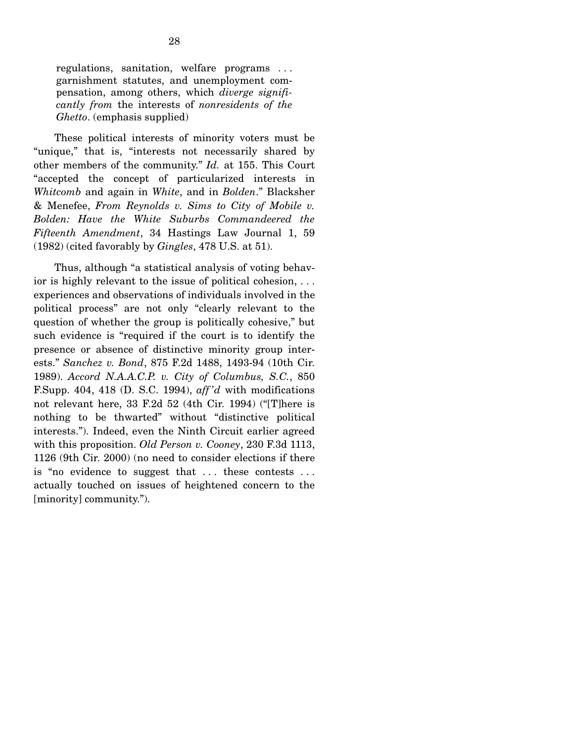> regulations, sanitation, welfare programs . . . garnishment statutes, and unemployment compensation, among others, which *diverge significantly from* the interests of *nonresidents of the Ghetto*. (emphasis supplied)

These political interests of minority voters must be "unique," that is, "interests not necessarily shared by other members of the community." *Id.* at 155. This Court "accepted the concept of particularized interests in *Whitcomb* and again in *White*, and in *Bolden*." Blacksher & Menefee, *From Reynolds v. Sims to City of Mobile v. Bolden: Have the White Suburbs Commandeered the Fifteenth Amendment*, 34 Hastings Law Journal 1, 59 (1982) (cited favorably by *Gingles*, 478 U.S. at 51).

Thus, although "a statistical analysis of voting behavior is highly relevant to the issue of political cohesion, . . . experiences and observations of individuals involved in the political process" are not only "clearly relevant to the question of whether the group is politically cohesive," but such evidence is "required if the court is to identify the presence or absence of distinctive minority group interests." *Sanchez v. Bond*, 875 F.2d 1488, 1493-94 (10th Cir. 1989). *Accord N.A.A.C.P. v. City of Columbus, S.C.*, 850 F.Supp. 404, 418 (D. S.C. 1994), *aff'd* with modifications not relevant here, 33 F.2d 52 (4th Cir. 1994) ("[T]here is nothing to be thwarted" without "distinctive political interests."). Indeed, even the Ninth Circuit earlier agreed with this proposition. *Old Person v. Cooney*, 230 F.3d 1113, 1126 (9th Cir. 2000) (no need to consider elections if there is "no evidence to suggest that . . . these contests . . . actually touched on issues of heightened concern to the [minority] community.").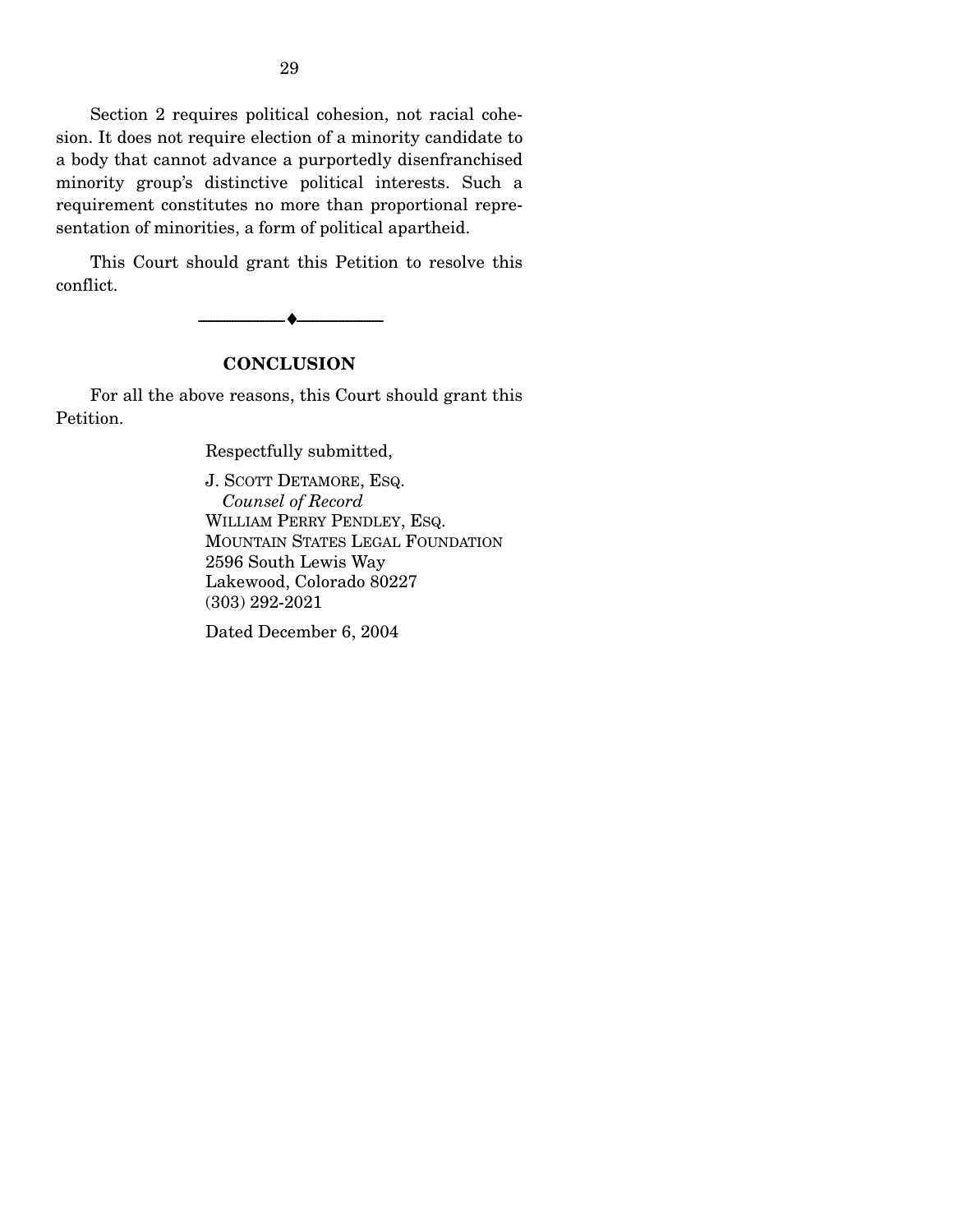Section 2 requires political cohesion, not racial cohesion. It does not require election of a minority candidate to a body that cannot advance a purportedly disenfranchised minority group's distinctive political interests. Such a requirement constitutes no more than proportional representation of minorities, a form of political apartheid.

This Court should grant this Petition to resolve this conflict.

---

## CONCLUSION

For all the above reasons, this Court should grant this Petition.

Respectfully submitted,

J. SCOTT DETAMORE, ESQ.
*Counsel of Record*
WILLIAM PERRY PENDLEY, ESQ.
MOUNTAIN STATES LEGAL FOUNDATION
2596 South Lewis Way
Lakewood, Colorado 80227
(303) 292-2021

Dated December 6, 2004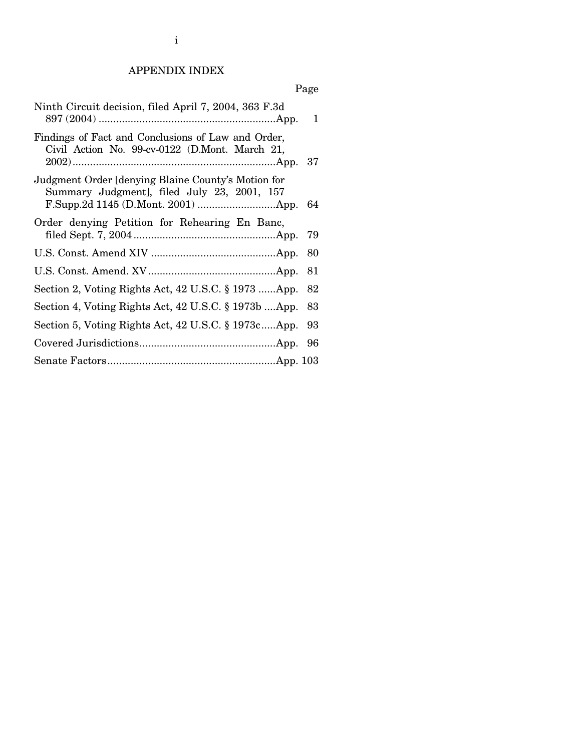## APPENDIX INDEX

| | Page |
|---|---|
| Ninth Circuit decision, filed April 7, 2004, 363 F.3d 897 (2004) | App. 1 |
| Findings of Fact and Conclusions of Law and Order, Civil Action No. 99-cv-0122 (D.Mont. March 21, 2002) | App. 37 |
| Judgment Order [denying Blaine County's Motion for Summary Judgment], filed July 23, 2001, 157 F.Supp.2d 1145 (D.Mont. 2001) | App. 64 |
| Order denying Petition for Rehearing En Banc, filed Sept. 7, 2004 | App. 79 |
| U.S. Const. Amend XIV | App. 80 |
| U.S. Const. Amend. XV | App. 81 |
| Section 2, Voting Rights Act, 42 U.S.C. § 1973 | App. 82 |
| Section 4, Voting Rights Act, 42 U.S.C. § 1973b | App. 83 |
| Section 5, Voting Rights Act, 42 U.S.C. § 1973c | App. 93 |
| Covered Jurisdictions | App. 96 |
| Senate Factors | App. 103 |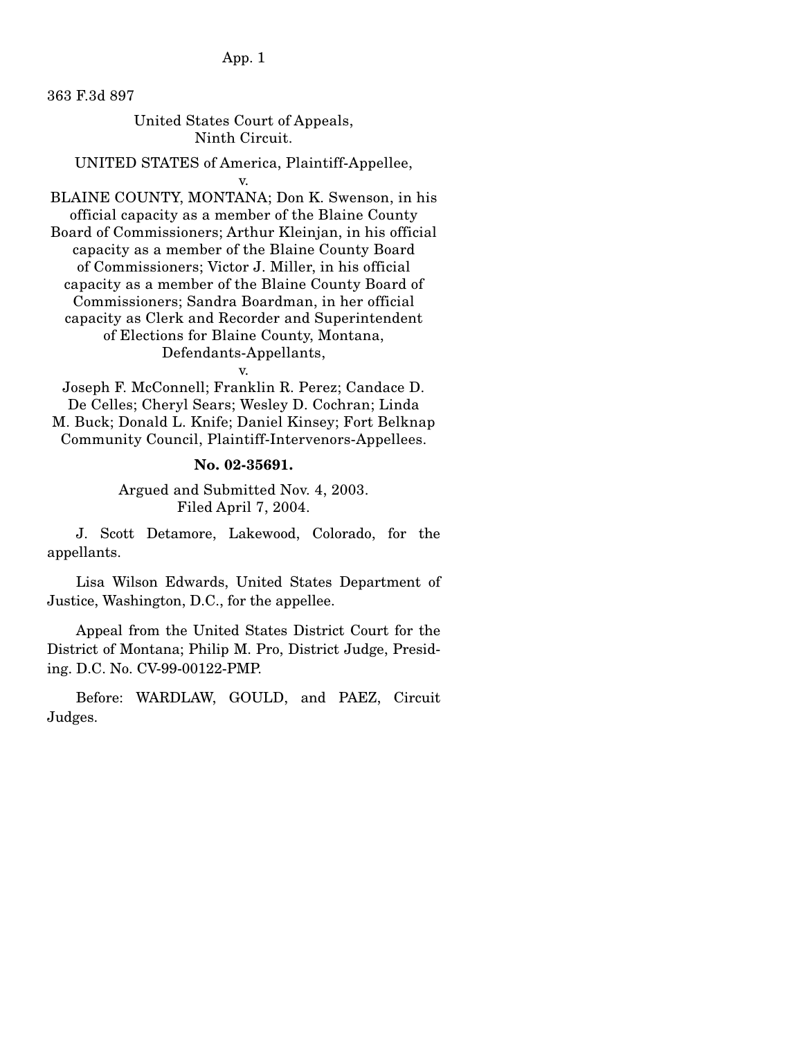363 F.3d 897

United States Court of Appeals,
Ninth Circuit.

UNITED STATES of America, Plaintiff-Appellee,

v.

BLAINE COUNTY, MONTANA; Don K. Swenson, in his official capacity as a member of the Blaine County Board of Commissioners; Arthur Kleinjan, in his official capacity as a member of the Blaine County Board of Commissioners; Victor J. Miller, in his official capacity as a member of the Blaine County Board of Commissioners; Sandra Boardman, in her official capacity as Clerk and Recorder and Superintendent of Elections for Blaine County, Montana, Defendants-Appellants,

v.

Joseph F. McConnell; Franklin R. Perez; Candace D. De Celles; Cheryl Sears; Wesley D. Cochran; Linda M. Buck; Donald L. Knife; Daniel Kinsey; Fort Belknap Community Council, Plaintiff-Intervenors-Appellees.

**No. 02-35691.**

Argued and Submitted Nov. 4, 2003.
Filed April 7, 2004.

J. Scott Detamore, Lakewood, Colorado, for the appellants.

Lisa Wilson Edwards, United States Department of Justice, Washington, D.C., for the appellee.

Appeal from the United States District Court for the District of Montana; Philip M. Pro, District Judge, Presiding. D.C. No. CV-99-00122-PMP.

Before: WARDLAW, GOULD, and PAEZ, Circuit Judges.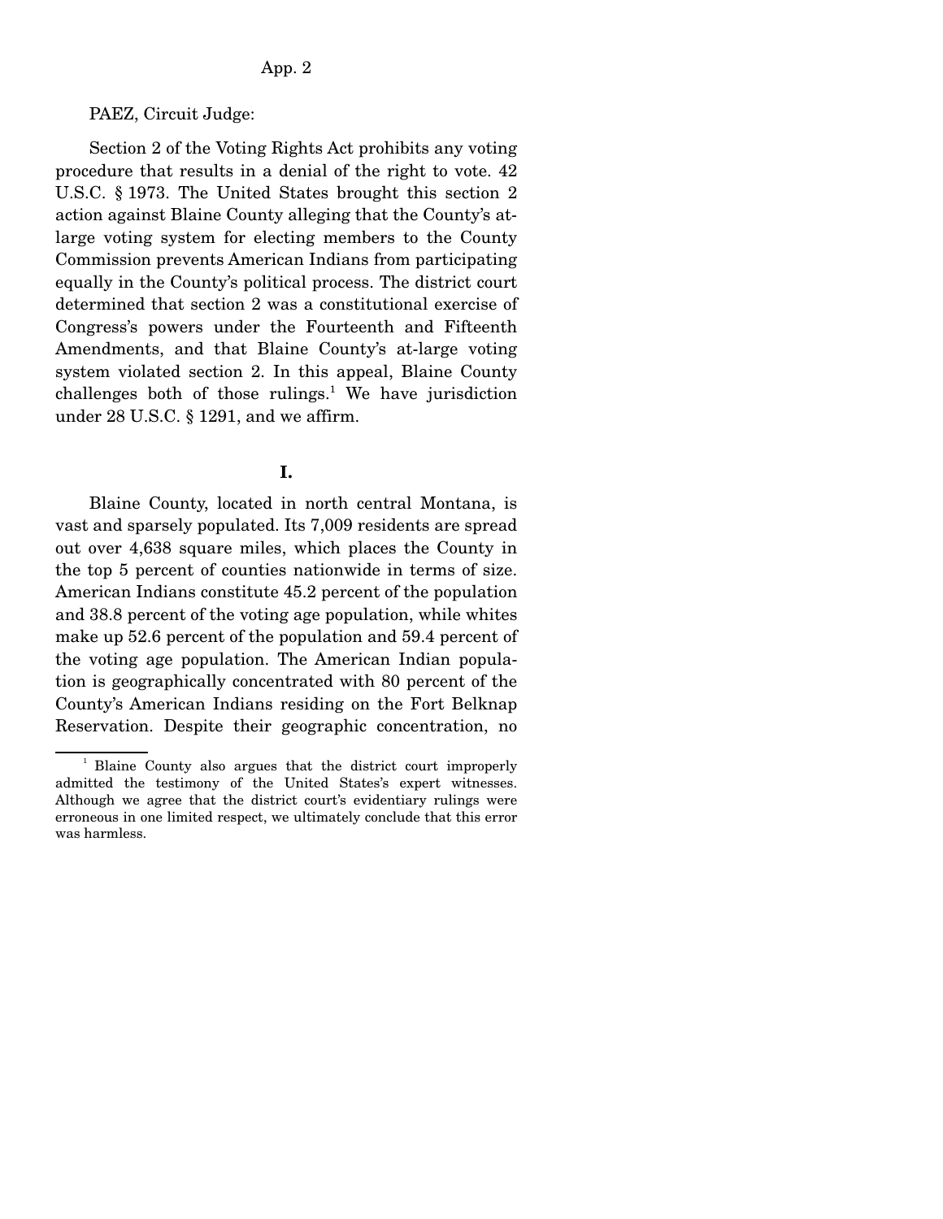PAEZ, Circuit Judge:

Section 2 of the Voting Rights Act prohibits any voting procedure that results in a denial of the right to vote. 42 U.S.C. § 1973. The United States brought this section 2 action against Blaine County alleging that the County's at-large voting system for electing members to the County Commission prevents American Indians from participating equally in the County's political process. The district court determined that section 2 was a constitutional exercise of Congress's powers under the Fourteenth and Fifteenth Amendments, and that Blaine County's at-large voting system violated section 2. In this appeal, Blaine County challenges both of those rulings.[1] We have jurisdiction under 28 U.S.C. § 1291, and we affirm.

**I.**

Blaine County, located in north central Montana, is vast and sparsely populated. Its 7,009 residents are spread out over 4,638 square miles, which places the County in the top 5 percent of counties nationwide in terms of size. American Indians constitute 45.2 percent of the population and 38.8 percent of the voting age population, while whites make up 52.6 percent of the population and 59.4 percent of the voting age population. The American Indian population is geographically concentrated with 80 percent of the County's American Indians residing on the Fort Belknap Reservation. Despite their geographic concentration, no

[1] Blaine County also argues that the district court improperly admitted the testimony of the United States's expert witnesses. Although we agree that the district court's evidentiary rulings were erroneous in one limited respect, we ultimately conclude that this error was harmless.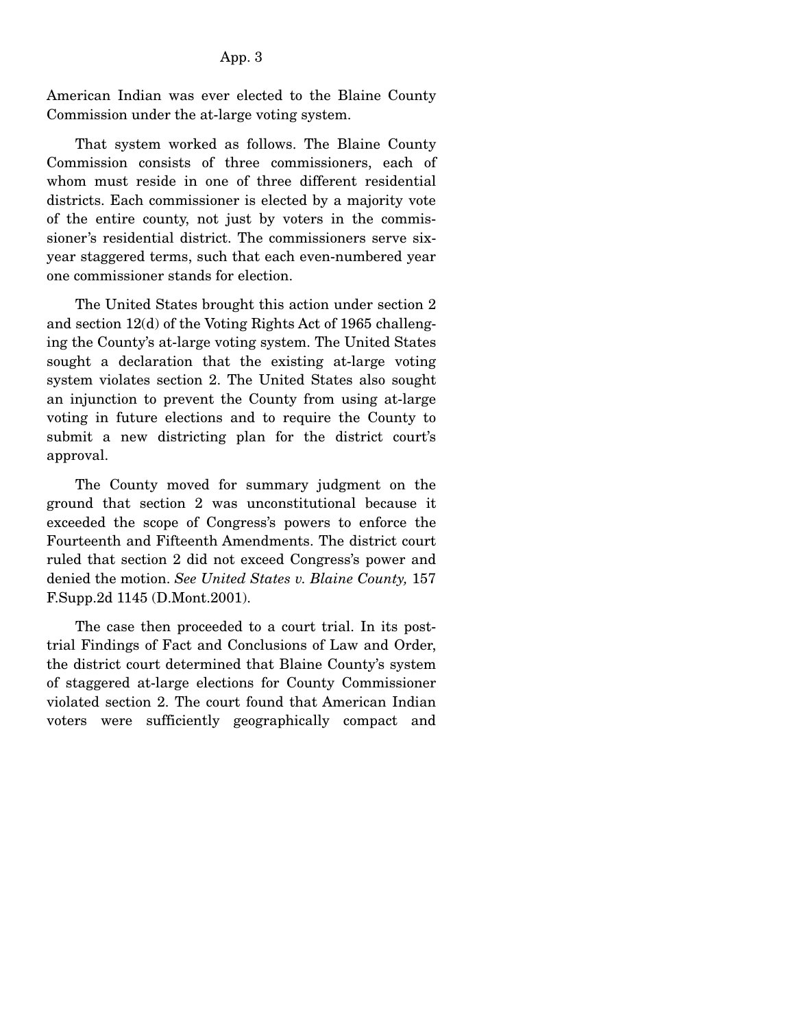American Indian was ever elected to the Blaine County Commission under the at-large voting system.

That system worked as follows. The Blaine County Commission consists of three commissioners, each of whom must reside in one of three different residential districts. Each commissioner is elected by a majority vote of the entire county, not just by voters in the commissioner's residential district. The commissioners serve six-year staggered terms, such that each even-numbered year one commissioner stands for election.

The United States brought this action under section 2 and section 12(d) of the Voting Rights Act of 1965 challenging the County's at-large voting system. The United States sought a declaration that the existing at-large voting system violates section 2. The United States also sought an injunction to prevent the County from using at-large voting in future elections and to require the County to submit a new districting plan for the district court's approval.

The County moved for summary judgment on the ground that section 2 was unconstitutional because it exceeded the scope of Congress's powers to enforce the Fourteenth and Fifteenth Amendments. The district court ruled that section 2 did not exceed Congress's power and denied the motion. *See United States v. Blaine County,* 157 F.Supp.2d 1145 (D.Mont.2001).

The case then proceeded to a court trial. In its post-trial Findings of Fact and Conclusions of Law and Order, the district court determined that Blaine County's system of staggered at-large elections for County Commissioner violated section 2. The court found that American Indian voters were sufficiently geographically compact and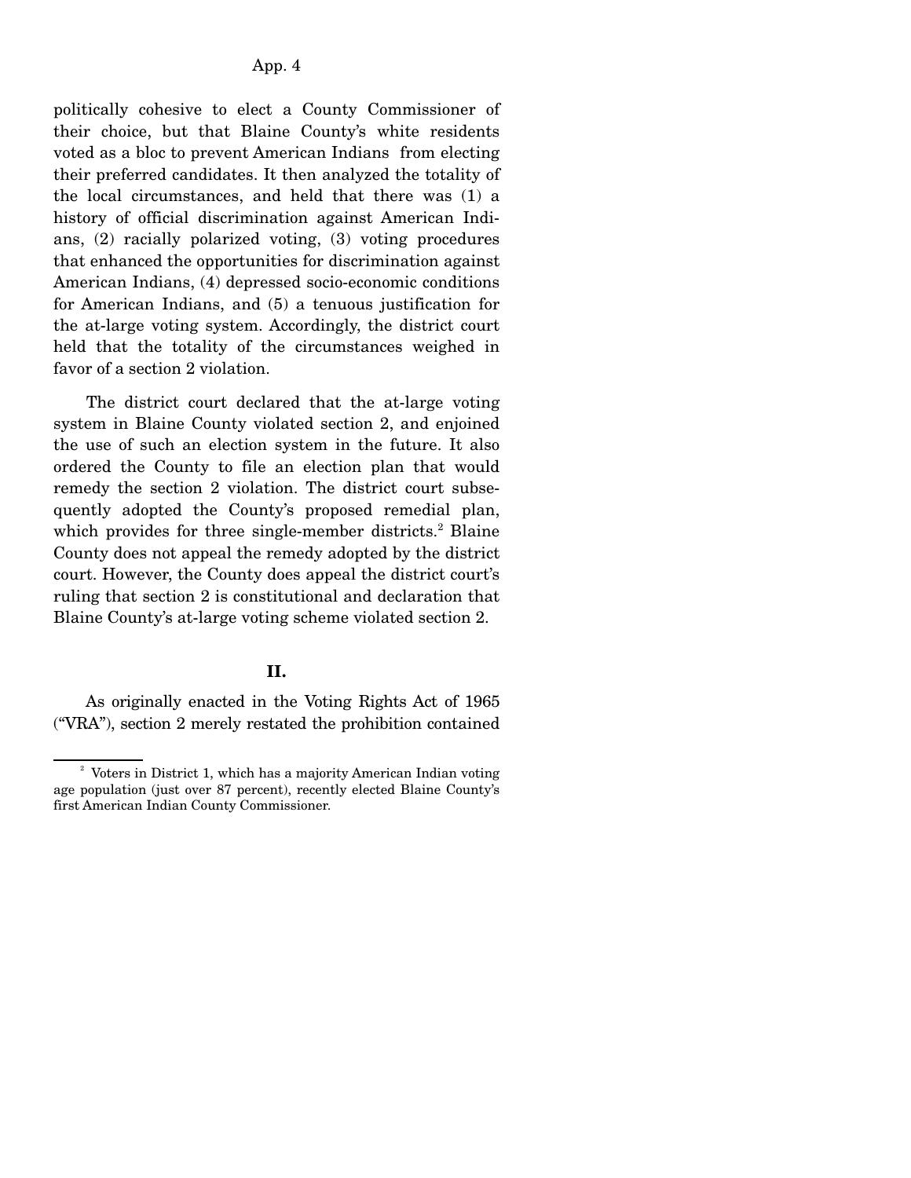politically cohesive to elect a County Commissioner of their choice, but that Blaine County's white residents voted as a bloc to prevent American Indians from electing their preferred candidates. It then analyzed the totality of the local circumstances, and held that there was (1) a history of official discrimination against American Indians, (2) racially polarized voting, (3) voting procedures that enhanced the opportunities for discrimination against American Indians, (4) depressed socio-economic conditions for American Indians, and (5) a tenuous justification for the at-large voting system. Accordingly, the district court held that the totality of the circumstances weighed in favor of a section 2 violation.

The district court declared that the at-large voting system in Blaine County violated section 2, and enjoined the use of such an election system in the future. It also ordered the County to file an election plan that would remedy the section 2 violation. The district court subsequently adopted the County's proposed remedial plan, which provides for three single-member districts.[2] Blaine County does not appeal the remedy adopted by the district court. However, the County does appeal the district court's ruling that section 2 is constitutional and declaration that Blaine County's at-large voting scheme violated section 2.

## II.

As originally enacted in the Voting Rights Act of 1965 ("VRA"), section 2 merely restated the prohibition contained

[2] Voters in District 1, which has a majority American Indian voting age population (just over 87 percent), recently elected Blaine County's first American Indian County Commissioner.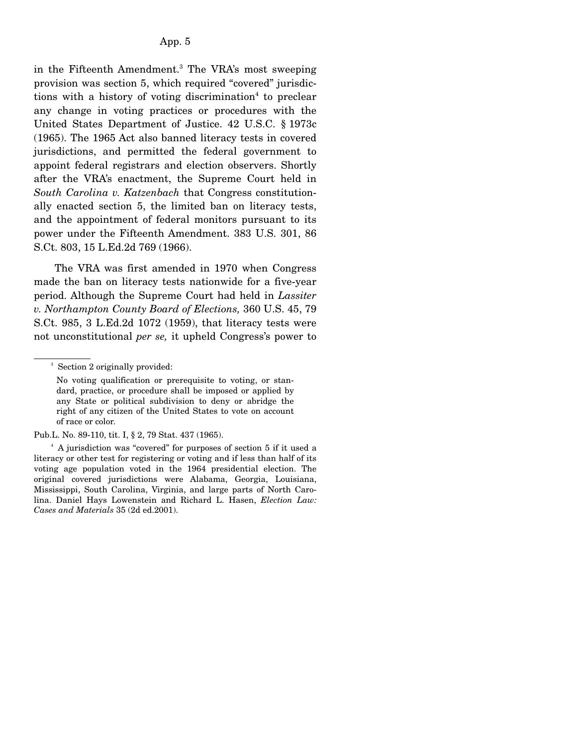in the Fifteenth Amendment.[3] The VRA's most sweeping provision was section 5, which required "covered" jurisdictions with a history of voting discrimination[4] to preclear any change in voting practices or procedures with the United States Department of Justice. 42 U.S.C. § 1973c (1965). The 1965 Act also banned literacy tests in covered jurisdictions, and permitted the federal government to appoint federal registrars and election observers. Shortly after the VRA's enactment, the Supreme Court held in *South Carolina v. Katzenbach* that Congress constitutionally enacted section 5, the limited ban on literacy tests, and the appointment of federal monitors pursuant to its power under the Fifteenth Amendment. 383 U.S. 301, 86 S.Ct. 803, 15 L.Ed.2d 769 (1966).

The VRA was first amended in 1970 when Congress made the ban on literacy tests nationwide for a five-year period. Although the Supreme Court had held in *Lassiter v. Northampton County Board of Elections,* 360 U.S. 45, 79 S.Ct. 985, 3 L.Ed.2d 1072 (1959), that literacy tests were not unconstitutional *per se,* it upheld Congress's power to

---

[3] Section 2 originally provided:

> No voting qualification or prerequisite to voting, or standard, practice, or procedure shall be imposed or applied by any State or political subdivision to deny or abridge the right of any citizen of the United States to vote on account of race or color.

Pub.L. No. 89-110, tit. I, § 2, 79 Stat. 437 (1965).

[4] A jurisdiction was "covered" for purposes of section 5 if it used a literacy or other test for registering or voting and if less than half of its voting age population voted in the 1964 presidential election. The original covered jurisdictions were Alabama, Georgia, Louisiana, Mississippi, South Carolina, Virginia, and large parts of North Carolina. Daniel Hays Lowenstein and Richard L. Hasen, *Election Law: Cases and Materials* 35 (2d ed.2001).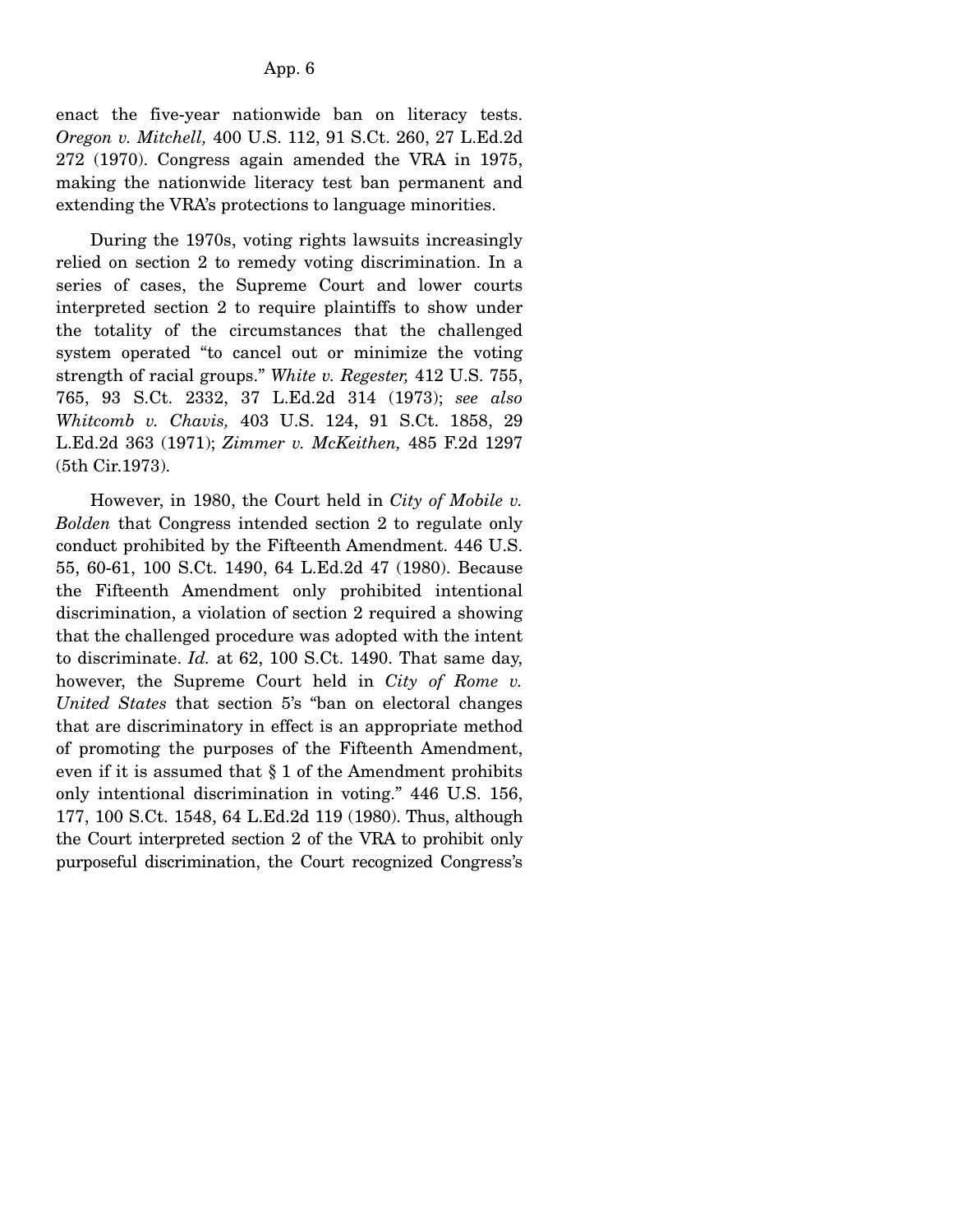enact the five-year nationwide ban on literacy tests. *Oregon v. Mitchell,* 400 U.S. 112, 91 S.Ct. 260, 27 L.Ed.2d 272 (1970). Congress again amended the VRA in 1975, making the nationwide literacy test ban permanent and extending the VRA's protections to language minorities.

During the 1970s, voting rights lawsuits increasingly relied on section 2 to remedy voting discrimination. In a series of cases, the Supreme Court and lower courts interpreted section 2 to require plaintiffs to show under the totality of the circumstances that the challenged system operated "to cancel out or minimize the voting strength of racial groups." *White v. Regester,* 412 U.S. 755, 765, 93 S.Ct. 2332, 37 L.Ed.2d 314 (1973); *see also Whitcomb v. Chavis,* 403 U.S. 124, 91 S.Ct. 1858, 29 L.Ed.2d 363 (1971); *Zimmer v. McKeithen,* 485 F.2d 1297 (5th Cir.1973).

However, in 1980, the Court held in *City of Mobile v. Bolden* that Congress intended section 2 to regulate only conduct prohibited by the Fifteenth Amendment. 446 U.S. 55, 60-61, 100 S.Ct. 1490, 64 L.Ed.2d 47 (1980). Because the Fifteenth Amendment only prohibited intentional discrimination, a violation of section 2 required a showing that the challenged procedure was adopted with the intent to discriminate. *Id.* at 62, 100 S.Ct. 1490. That same day, however, the Supreme Court held in *City of Rome v. United States* that section 5's "ban on electoral changes that are discriminatory in effect is an appropriate method of promoting the purposes of the Fifteenth Amendment, even if it is assumed that § 1 of the Amendment prohibits only intentional discrimination in voting." 446 U.S. 156, 177, 100 S.Ct. 1548, 64 L.Ed.2d 119 (1980). Thus, although the Court interpreted section 2 of the VRA to prohibit only purposeful discrimination, the Court recognized Congress's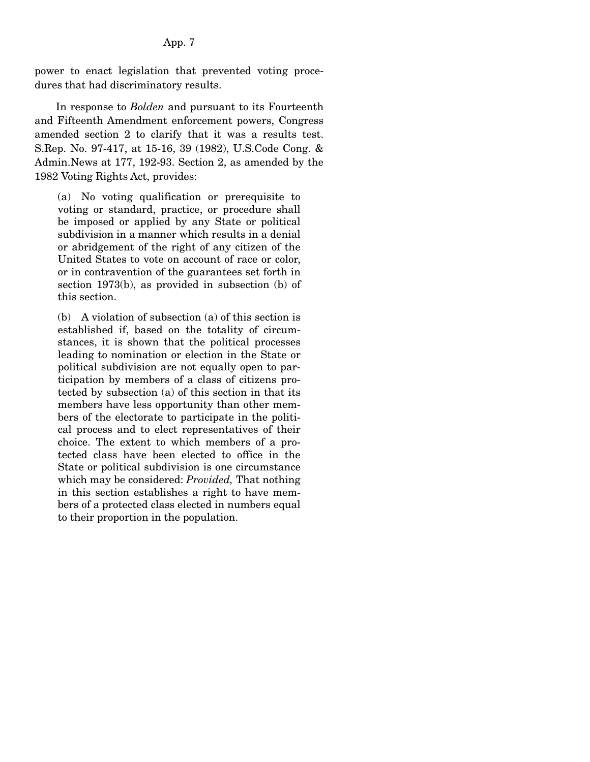power to enact legislation that prevented voting procedures that had discriminatory results.

In response to *Bolden* and pursuant to its Fourteenth and Fifteenth Amendment enforcement powers, Congress amended section 2 to clarify that it was a results test. S.Rep. No. 97-417, at 15-16, 39 (1982), U.S.Code Cong. & Admin.News at 177, 192-93. Section 2, as amended by the 1982 Voting Rights Act, provides:

> (a) No voting qualification or prerequisite to voting or standard, practice, or procedure shall be imposed or applied by any State or political subdivision in a manner which results in a denial or abridgement of the right of any citizen of the United States to vote on account of race or color, or in contravention of the guarantees set forth in section 1973(b), as provided in subsection (b) of this section.
>
> (b) A violation of subsection (a) of this section is established if, based on the totality of circumstances, it is shown that the political processes leading to nomination or election in the State or political subdivision are not equally open to participation by members of a class of citizens protected by subsection (a) of this section in that its members have less opportunity than other members of the electorate to participate in the political process and to elect representatives of their choice. The extent to which members of a protected class have been elected to office in the State or political subdivision is one circumstance which may be considered: *Provided,* That nothing in this section establishes a right to have members of a protected class elected in numbers equal to their proportion in the population.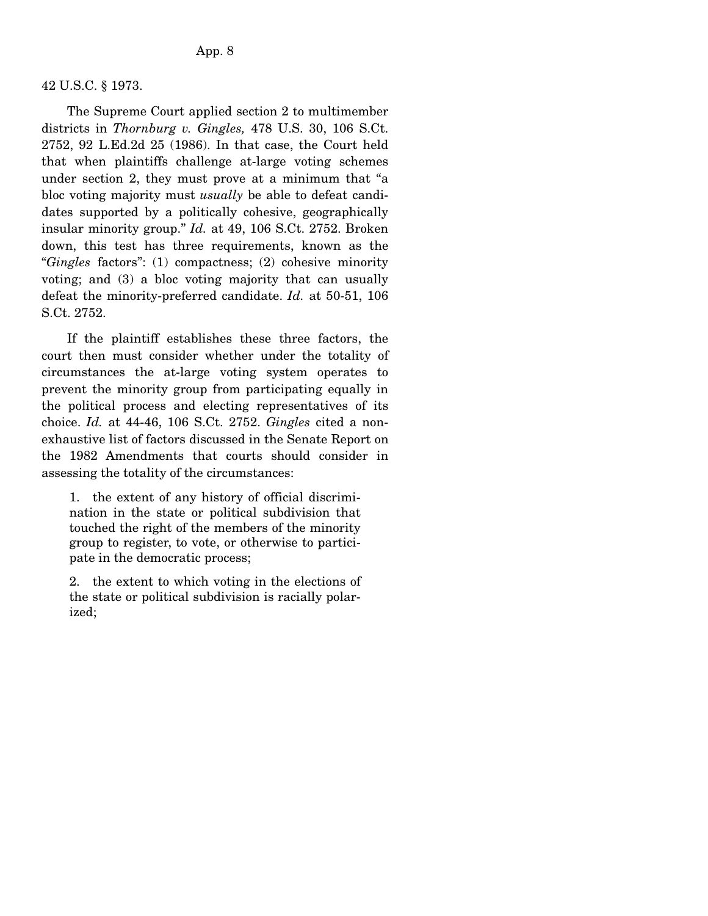42 U.S.C. § 1973.

The Supreme Court applied section 2 to multimember districts in *Thornburg v. Gingles,* 478 U.S. 30, 106 S.Ct. 2752, 92 L.Ed.2d 25 (1986). In that case, the Court held that when plaintiffs challenge at-large voting schemes under section 2, they must prove at a minimum that "a bloc voting majority must *usually* be able to defeat candidates supported by a politically cohesive, geographically insular minority group." *Id.* at 49, 106 S.Ct. 2752. Broken down, this test has three requirements, known as the "*Gingles* factors": (1) compactness; (2) cohesive minority voting; and (3) a bloc voting majority that can usually defeat the minority-preferred candidate. *Id.* at 50-51, 106 S.Ct. 2752.

If the plaintiff establishes these three factors, the court then must consider whether under the totality of circumstances the at-large voting system operates to prevent the minority group from participating equally in the political process and electing representatives of its choice. *Id.* at 44-46, 106 S.Ct. 2752. *Gingles* cited a non-exhaustive list of factors discussed in the Senate Report on the 1982 Amendments that courts should consider in assessing the totality of the circumstances:

> 1. the extent of any history of official discrimination in the state or political subdivision that touched the right of the members of the minority group to register, to vote, or otherwise to participate in the democratic process;
>
> 2. the extent to which voting in the elections of the state or political subdivision is racially polarized;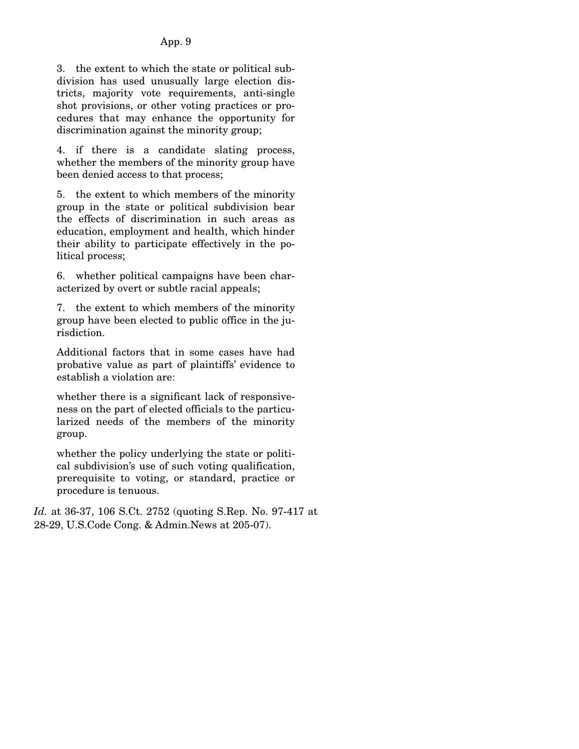3. the extent to which the state or political subdivision has used unusually large election districts, majority vote requirements, anti-single shot provisions, or other voting practices or procedures that may enhance the opportunity for discrimination against the minority group;

4. if there is a candidate slating process, whether the members of the minority group have been denied access to that process;

5. the extent to which members of the minority group in the state or political subdivision bear the effects of discrimination in such areas as education, employment and health, which hinder their ability to participate effectively in the political process;

6. whether political campaigns have been characterized by overt or subtle racial appeals;

7. the extent to which members of the minority group have been elected to public office in the jurisdiction.

Additional factors that in some cases have had probative value as part of plaintiffs' evidence to establish a violation are:

whether there is a significant lack of responsiveness on the part of elected officials to the particularized needs of the members of the minority group.

whether the policy underlying the state or political subdivision's use of such voting qualification, prerequisite to voting, or standard, practice or procedure is tenuous.

*Id.* at 36-37, 106 S.Ct. 2752 (quoting S.Rep. No. 97-417 at 28-29, U.S.Code Cong. & Admin.News at 205-07).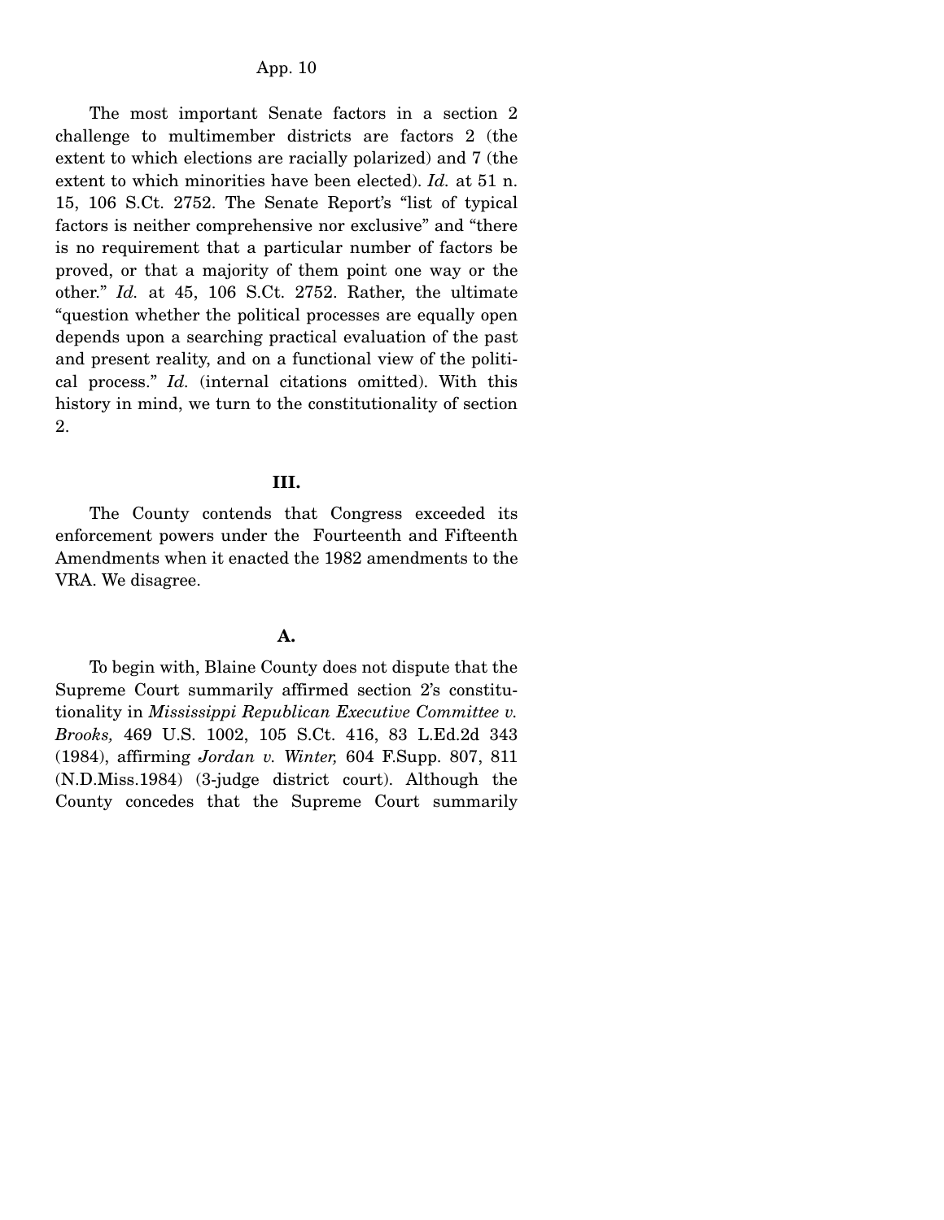The most important Senate factors in a section 2 challenge to multimember districts are factors 2 (the extent to which elections are racially polarized) and 7 (the extent to which minorities have been elected). *Id.* at 51 n. 15, 106 S.Ct. 2752. The Senate Report's "list of typical factors is neither comprehensive nor exclusive" and "there is no requirement that a particular number of factors be proved, or that a majority of them point one way or the other." *Id.* at 45, 106 S.Ct. 2752. Rather, the ultimate "question whether the political processes are equally open depends upon a searching practical evaluation of the past and present reality, and on a functional view of the political process." *Id.* (internal citations omitted). With this history in mind, we turn to the constitutionality of section 2.

## III.

The County contends that Congress exceeded its enforcement powers under the Fourteenth and Fifteenth Amendments when it enacted the 1982 amendments to the VRA. We disagree.

### A.

To begin with, Blaine County does not dispute that the Supreme Court summarily affirmed section 2's constitutionality in *Mississippi Republican Executive Committee v. Brooks,* 469 U.S. 1002, 105 S.Ct. 416, 83 L.Ed.2d 343 (1984), affirming *Jordan v. Winter,* 604 F.Supp. 807, 811 (N.D.Miss.1984) (3-judge district court). Although the County concedes that the Supreme Court summarily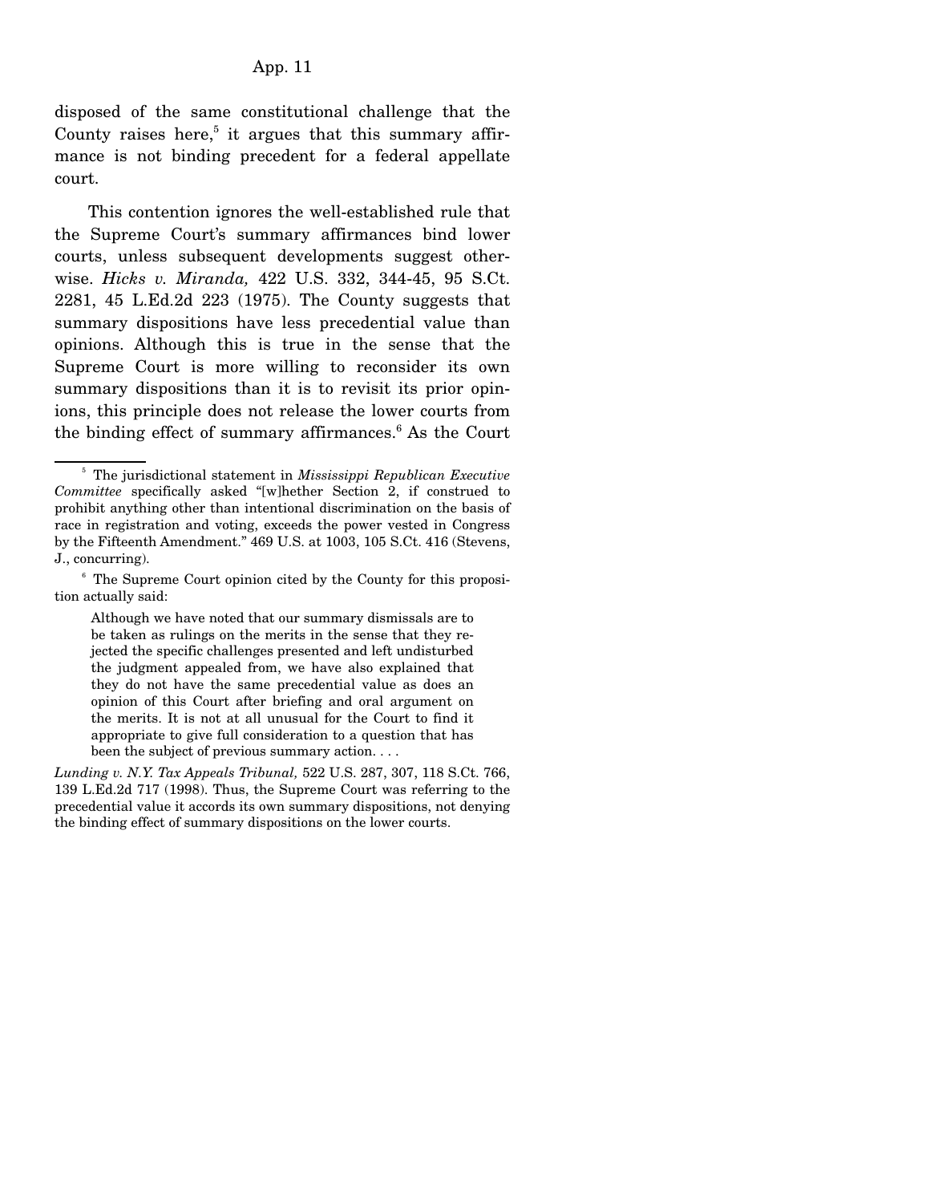disposed of the same constitutional challenge that the County raises here,[5] it argues that this summary affirmance is not binding precedent for a federal appellate court.

This contention ignores the well-established rule that the Supreme Court's summary affirmances bind lower courts, unless subsequent developments suggest otherwise. *Hicks v. Miranda,* 422 U.S. 332, 344-45, 95 S.Ct. 2281, 45 L.Ed.2d 223 (1975). The County suggests that summary dispositions have less precedential value than opinions. Although this is true in the sense that the Supreme Court is more willing to reconsider its own summary dispositions than it is to revisit its prior opinions, this principle does not release the lower courts from the binding effect of summary affirmances.[6] As the Court

---

[5] The jurisdictional statement in *Mississippi Republican Executive Committee* specifically asked "[w]hether Section 2, if construed to prohibit anything other than intentional discrimination on the basis of race in registration and voting, exceeds the power vested in Congress by the Fifteenth Amendment." 469 U.S. at 1003, 105 S.Ct. 416 (Stevens, J., concurring).

[6] The Supreme Court opinion cited by the County for this proposition actually said:

> Although we have noted that our summary dismissals are to be taken as rulings on the merits in the sense that they rejected the specific challenges presented and left undisturbed the judgment appealed from, we have also explained that they do not have the same precedential value as does an opinion of this Court after briefing and oral argument on the merits. It is not at all unusual for the Court to find it appropriate to give full consideration to a question that has been the subject of previous summary action. . . .

*Lunding v. N.Y. Tax Appeals Tribunal,* 522 U.S. 287, 307, 118 S.Ct. 766, 139 L.Ed.2d 717 (1998). Thus, the Supreme Court was referring to the precedential value it accords its own summary dispositions, not denying the binding effect of summary dispositions on the lower courts.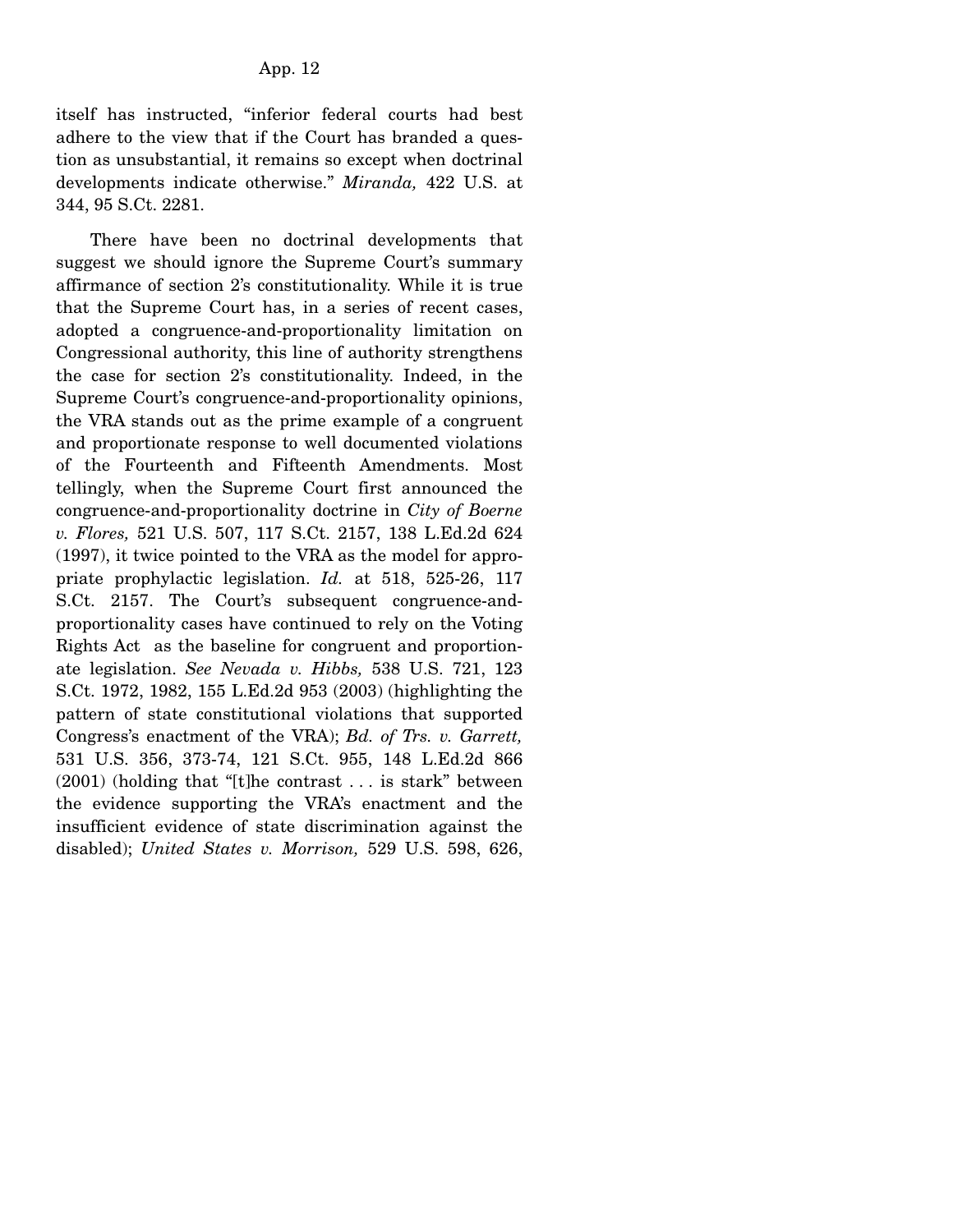itself has instructed, "inferior federal courts had best adhere to the view that if the Court has branded a question as unsubstantial, it remains so except when doctrinal developments indicate otherwise." *Miranda,* 422 U.S. at 344, 95 S.Ct. 2281.

There have been no doctrinal developments that suggest we should ignore the Supreme Court's summary affirmance of section 2's constitutionality. While it is true that the Supreme Court has, in a series of recent cases, adopted a congruence-and-proportionality limitation on Congressional authority, this line of authority strengthens the case for section 2's constitutionality. Indeed, in the Supreme Court's congruence-and-proportionality opinions, the VRA stands out as the prime example of a congruent and proportionate response to well documented violations of the Fourteenth and Fifteenth Amendments. Most tellingly, when the Supreme Court first announced the congruence-and-proportionality doctrine in *City of Boerne v. Flores,* 521 U.S. 507, 117 S.Ct. 2157, 138 L.Ed.2d 624 (1997), it twice pointed to the VRA as the model for appropriate prophylactic legislation. *Id.* at 518, 525-26, 117 S.Ct. 2157. The Court's subsequent congruence-and-proportionality cases have continued to rely on the Voting Rights Act as the baseline for congruent and proportionate legislation. *See Nevada v. Hibbs,* 538 U.S. 721, 123 S.Ct. 1972, 1982, 155 L.Ed.2d 953 (2003) (highlighting the pattern of state constitutional violations that supported Congress's enactment of the VRA); *Bd. of Trs. v. Garrett,* 531 U.S. 356, 373-74, 121 S.Ct. 955, 148 L.Ed.2d 866 (2001) (holding that "[t]he contrast . . . is stark" between the evidence supporting the VRA's enactment and the insufficient evidence of state discrimination against the disabled); *United States v. Morrison,* 529 U.S. 598, 626,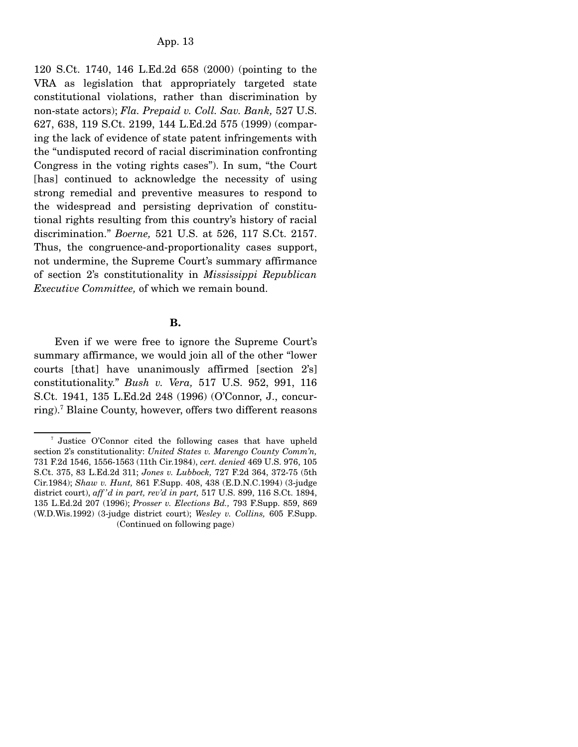120 S.Ct. 1740, 146 L.Ed.2d 658 (2000) (pointing to the VRA as legislation that appropriately targeted state constitutional violations, rather than discrimination by non-state actors); *Fla. Prepaid v. Coll. Sav. Bank,* 527 U.S. 627, 638, 119 S.Ct. 2199, 144 L.Ed.2d 575 (1999) (comparing the lack of evidence of state patent infringements with the "undisputed record of racial discrimination confronting Congress in the voting rights cases"). In sum, "the Court [has] continued to acknowledge the necessity of using strong remedial and preventive measures to respond to the widespread and persisting deprivation of constitutional rights resulting from this country's history of racial discrimination." *Boerne,* 521 U.S. at 526, 117 S.Ct. 2157. Thus, the congruence-and-proportionality cases support, not undermine, the Supreme Court's summary affirmance of section 2's constitutionality in *Mississippi Republican Executive Committee,* of which we remain bound.

**B.**

Even if we were free to ignore the Supreme Court's summary affirmance, we would join all of the other "lower courts [that] have unanimously affirmed [section 2's] constitutionality." *Bush v. Vera,* 517 U.S. 952, 991, 116 S.Ct. 1941, 135 L.Ed.2d 248 (1996) (O'Connor, J., concurring).[7] Blaine County, however, offers two different reasons

---

[7] Justice O'Connor cited the following cases that have upheld section 2's constitutionality: *United States v. Marengo County Comm'n,* 731 F.2d 1546, 1556-1563 (11th Cir.1984), *cert. denied* 469 U.S. 976, 105 S.Ct. 375, 83 L.Ed.2d 311; *Jones v. Lubbock,* 727 F.2d 364, 372-75 (5th Cir.1984); *Shaw v. Hunt,* 861 F.Supp. 408, 438 (E.D.N.C.1994) (3-judge district court), *aff'd in part, rev'd in part,* 517 U.S. 899, 116 S.Ct. 1894, 135 L.Ed.2d 207 (1996); *Prosser v. Elections Bd.,* 793 F.Supp. 859, 869 (W.D.Wis.1992) (3-judge district court); *Wesley v. Collins,* 605 F.Supp.

(Continued on following page)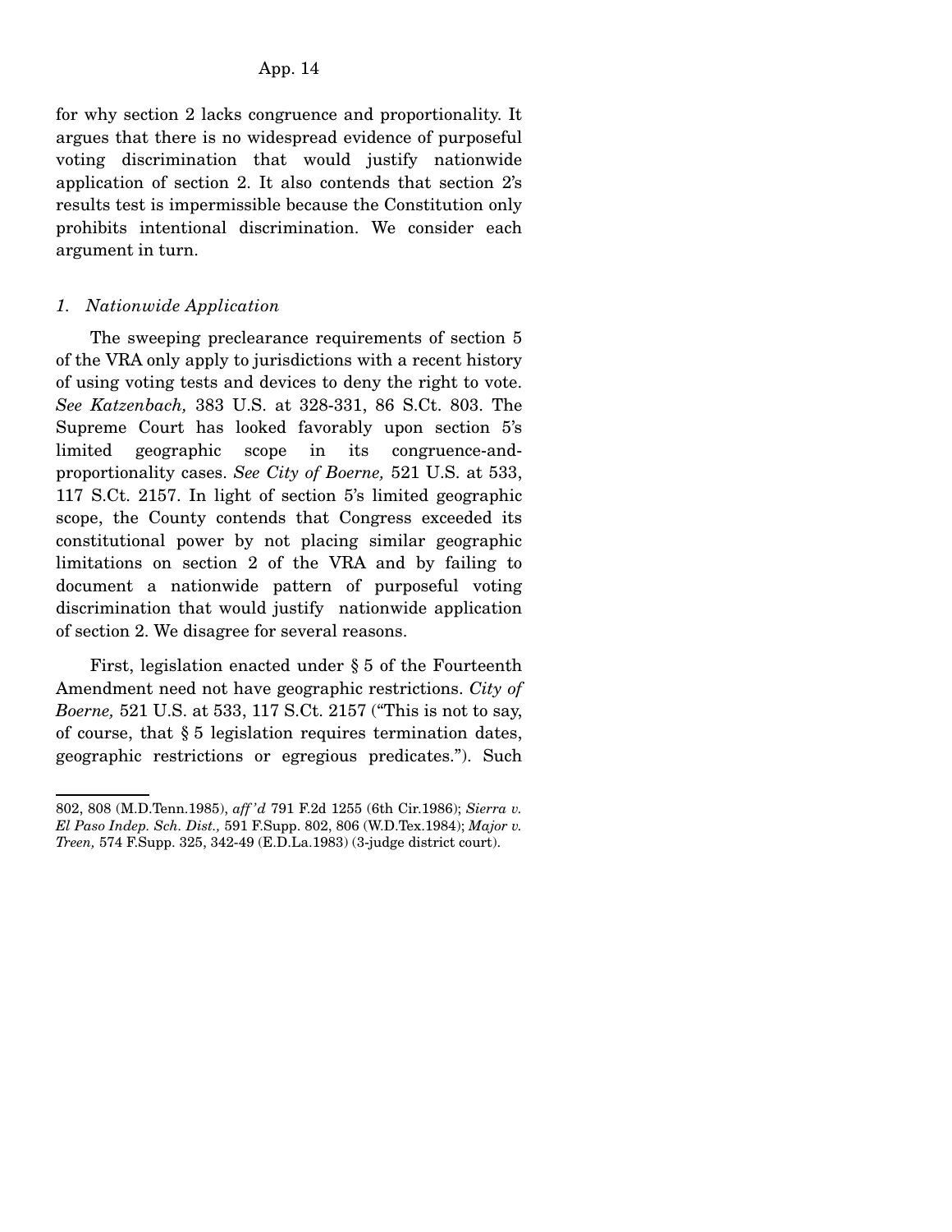for why section 2 lacks congruence and proportionality. It argues that there is no widespread evidence of purposeful voting discrimination that would justify nationwide application of section 2. It also contends that section 2's results test is impermissible because the Constitution only prohibits intentional discrimination. We consider each argument in turn.

*1. Nationwide Application*

The sweeping preclearance requirements of section 5 of the VRA only apply to jurisdictions with a recent history of using voting tests and devices to deny the right to vote. *See Katzenbach,* 383 U.S. at 328-331, 86 S.Ct. 803. The Supreme Court has looked favorably upon section 5's limited geographic scope in its congruence-and-proportionality cases. *See City of Boerne,* 521 U.S. at 533, 117 S.Ct. 2157. In light of section 5's limited geographic scope, the County contends that Congress exceeded its constitutional power by not placing similar geographic limitations on section 2 of the VRA and by failing to document a nationwide pattern of purposeful voting discrimination that would justify nationwide application of section 2. We disagree for several reasons.

First, legislation enacted under § 5 of the Fourteenth Amendment need not have geographic restrictions. *City of Boerne,* 521 U.S. at 533, 117 S.Ct. 2157 ("This is not to say, of course, that § 5 legislation requires termination dates, geographic restrictions or egregious predicates."). Such

---

802, 808 (M.D.Tenn.1985), *aff'd* 791 F.2d 1255 (6th Cir.1986); *Sierra v. El Paso Indep. Sch. Dist.,* 591 F.Supp. 802, 806 (W.D.Tex.1984); *Major v. Treen,* 574 F.Supp. 325, 342-49 (E.D.La.1983) (3-judge district court).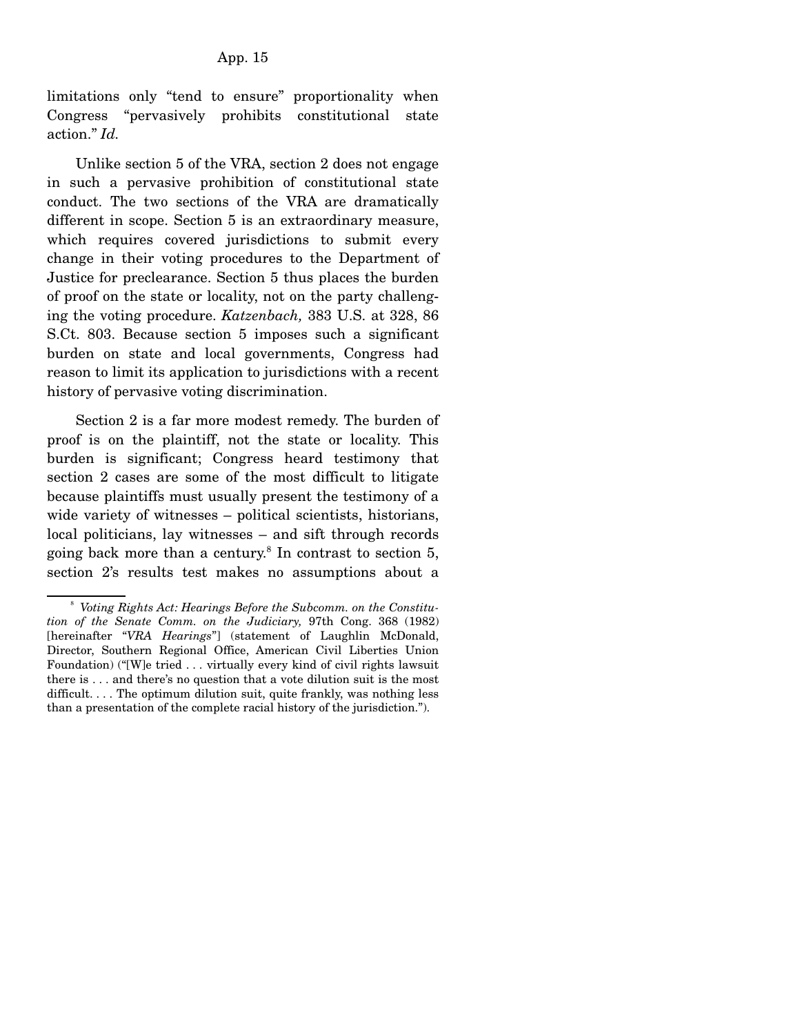limitations only "tend to ensure" proportionality when Congress "pervasively prohibits constitutional state action." *Id.*

Unlike section 5 of the VRA, section 2 does not engage in such a pervasive prohibition of constitutional state conduct. The two sections of the VRA are dramatically different in scope. Section 5 is an extraordinary measure, which requires covered jurisdictions to submit every change in their voting procedures to the Department of Justice for preclearance. Section 5 thus places the burden of proof on the state or locality, not on the party challenging the voting procedure. *Katzenbach,* 383 U.S. at 328, 86 S.Ct. 803. Because section 5 imposes such a significant burden on state and local governments, Congress had reason to limit its application to jurisdictions with a recent history of pervasive voting discrimination.

Section 2 is a far more modest remedy. The burden of proof is on the plaintiff, not the state or locality. This burden is significant; Congress heard testimony that section 2 cases are some of the most difficult to litigate because plaintiffs must usually present the testimony of a wide variety of witnesses – political scientists, historians, local politicians, lay witnesses – and sift through records going back more than a century.[8] In contrast to section 5, section 2's results test makes no assumptions about a

---

[8] *Voting Rights Act: Hearings Before the Subcomm. on the Constitution of the Senate Comm. on the Judiciary,* 97th Cong. 368 (1982) [hereinafter "*VRA Hearings*"] (statement of Laughlin McDonald, Director, Southern Regional Office, American Civil Liberties Union Foundation) ("[W]e tried . . . virtually every kind of civil rights lawsuit there is . . . and there's no question that a vote dilution suit is the most difficult. . . . The optimum dilution suit, quite frankly, was nothing less than a presentation of the complete racial history of the jurisdiction.").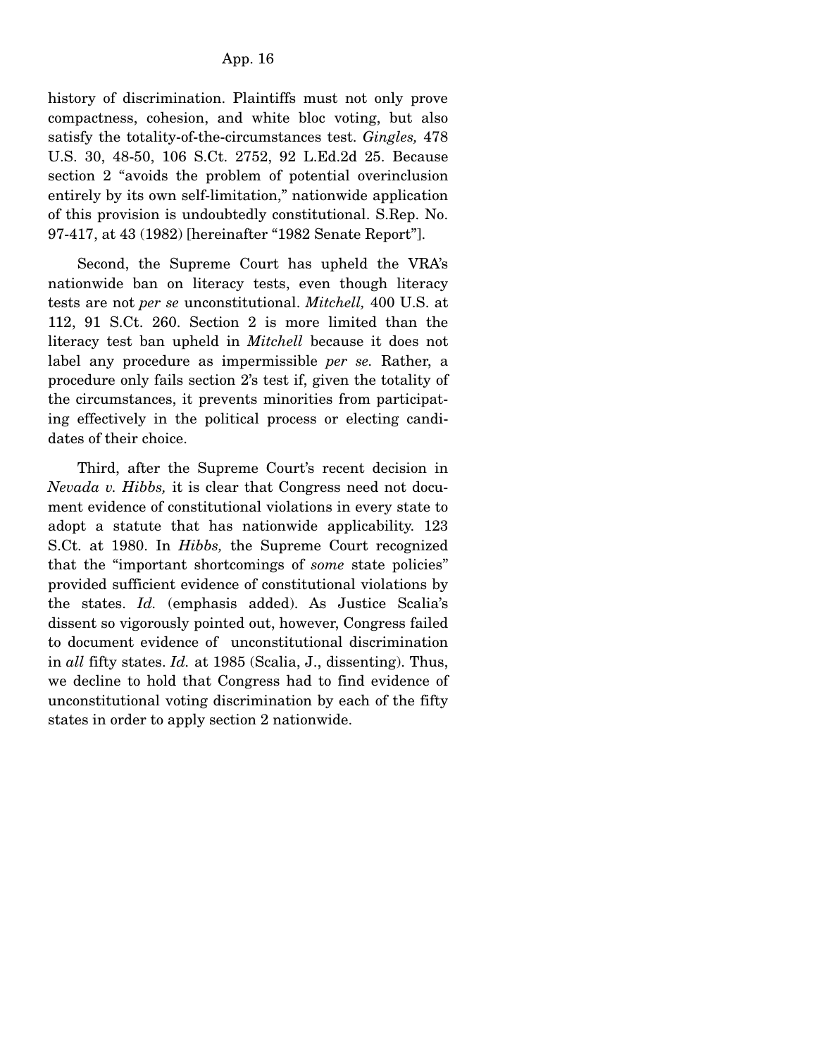history of discrimination. Plaintiffs must not only prove compactness, cohesion, and white bloc voting, but also satisfy the totality-of-the-circumstances test. *Gingles,* 478 U.S. 30, 48-50, 106 S.Ct. 2752, 92 L.Ed.2d 25. Because section 2 "avoids the problem of potential overinclusion entirely by its own self-limitation," nationwide application of this provision is undoubtedly constitutional. S.Rep. No. 97-417, at 43 (1982) [hereinafter "1982 Senate Report"].

Second, the Supreme Court has upheld the VRA's nationwide ban on literacy tests, even though literacy tests are not *per se* unconstitutional. *Mitchell,* 400 U.S. at 112, 91 S.Ct. 260. Section 2 is more limited than the literacy test ban upheld in *Mitchell* because it does not label any procedure as impermissible *per se.* Rather, a procedure only fails section 2's test if, given the totality of the circumstances, it prevents minorities from participating effectively in the political process or electing candidates of their choice.

Third, after the Supreme Court's recent decision in *Nevada v. Hibbs,* it is clear that Congress need not document evidence of constitutional violations in every state to adopt a statute that has nationwide applicability. 123 S.Ct. at 1980. In *Hibbs,* the Supreme Court recognized that the "important shortcomings of *some* state policies" provided sufficient evidence of constitutional violations by the states. *Id.* (emphasis added). As Justice Scalia's dissent so vigorously pointed out, however, Congress failed to document evidence of unconstitutional discrimination in *all* fifty states. *Id.* at 1985 (Scalia, J., dissenting). Thus, we decline to hold that Congress had to find evidence of unconstitutional voting discrimination by each of the fifty states in order to apply section 2 nationwide.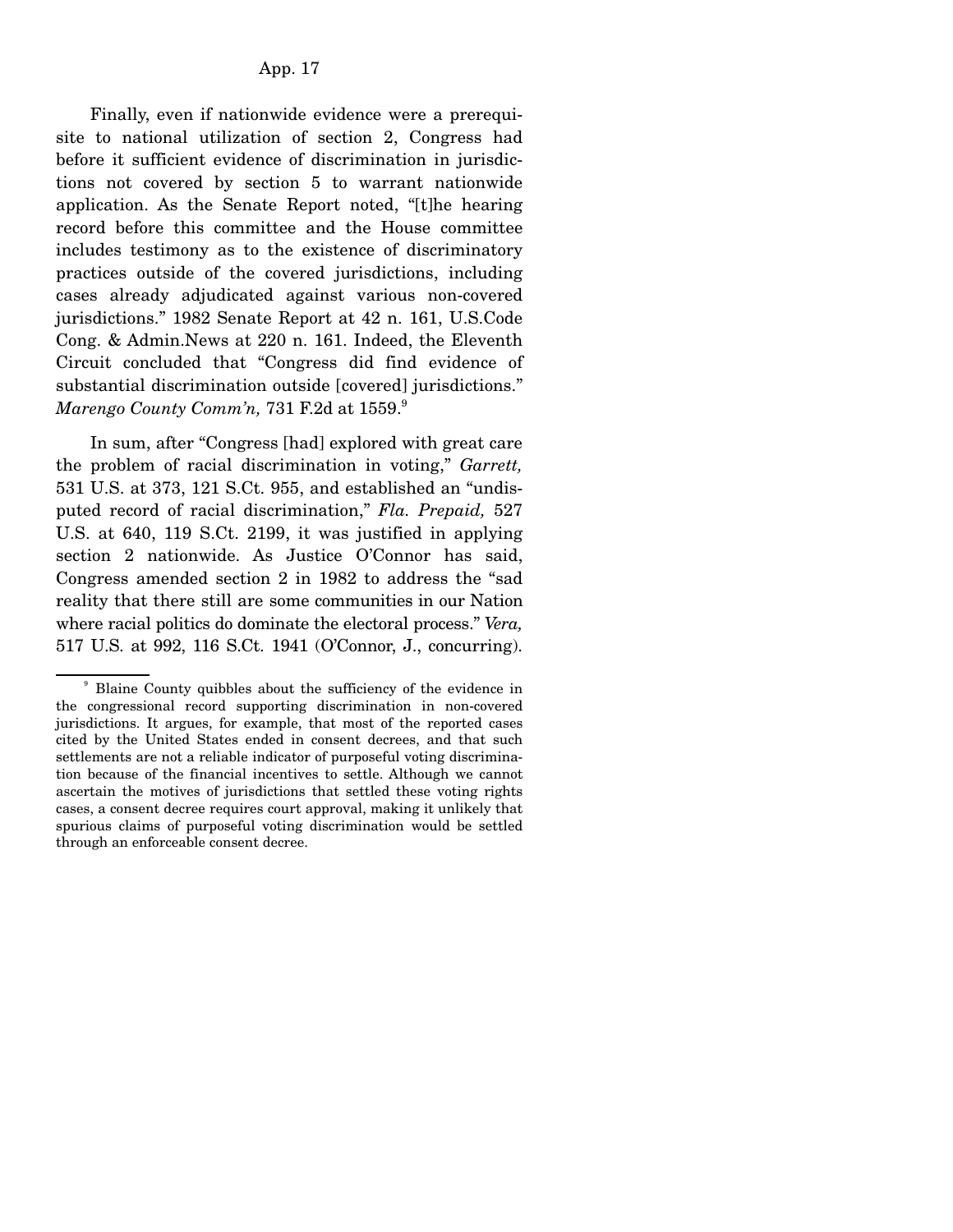Finally, even if nationwide evidence were a prerequisite to national utilization of section 2, Congress had before it sufficient evidence of discrimination in jurisdictions not covered by section 5 to warrant nationwide application. As the Senate Report noted, "[t]he hearing record before this committee and the House committee includes testimony as to the existence of discriminatory practices outside of the covered jurisdictions, including cases already adjudicated against various non-covered jurisdictions." 1982 Senate Report at 42 n. 161, U.S.Code Cong. & Admin.News at 220 n. 161. Indeed, the Eleventh Circuit concluded that "Congress did find evidence of substantial discrimination outside [covered] jurisdictions." *Marengo County Comm'n,* 731 F.2d at 1559.[9]

In sum, after "Congress [had] explored with great care the problem of racial discrimination in voting," *Garrett,* 531 U.S. at 373, 121 S.Ct. 955, and established an "undisputed record of racial discrimination," *Fla. Prepaid,* 527 U.S. at 640, 119 S.Ct. 2199, it was justified in applying section 2 nationwide. As Justice O'Connor has said, Congress amended section 2 in 1982 to address the "sad reality that there still are some communities in our Nation where racial politics do dominate the electoral process." *Vera,* 517 U.S. at 992, 116 S.Ct. 1941 (O'Connor, J., concurring).

---

[9] Blaine County quibbles about the sufficiency of the evidence in the congressional record supporting discrimination in non-covered jurisdictions. It argues, for example, that most of the reported cases cited by the United States ended in consent decrees, and that such settlements are not a reliable indicator of purposeful voting discrimination because of the financial incentives to settle. Although we cannot ascertain the motives of jurisdictions that settled these voting rights cases, a consent decree requires court approval, making it unlikely that spurious claims of purposeful voting discrimination would be settled through an enforceable consent decree.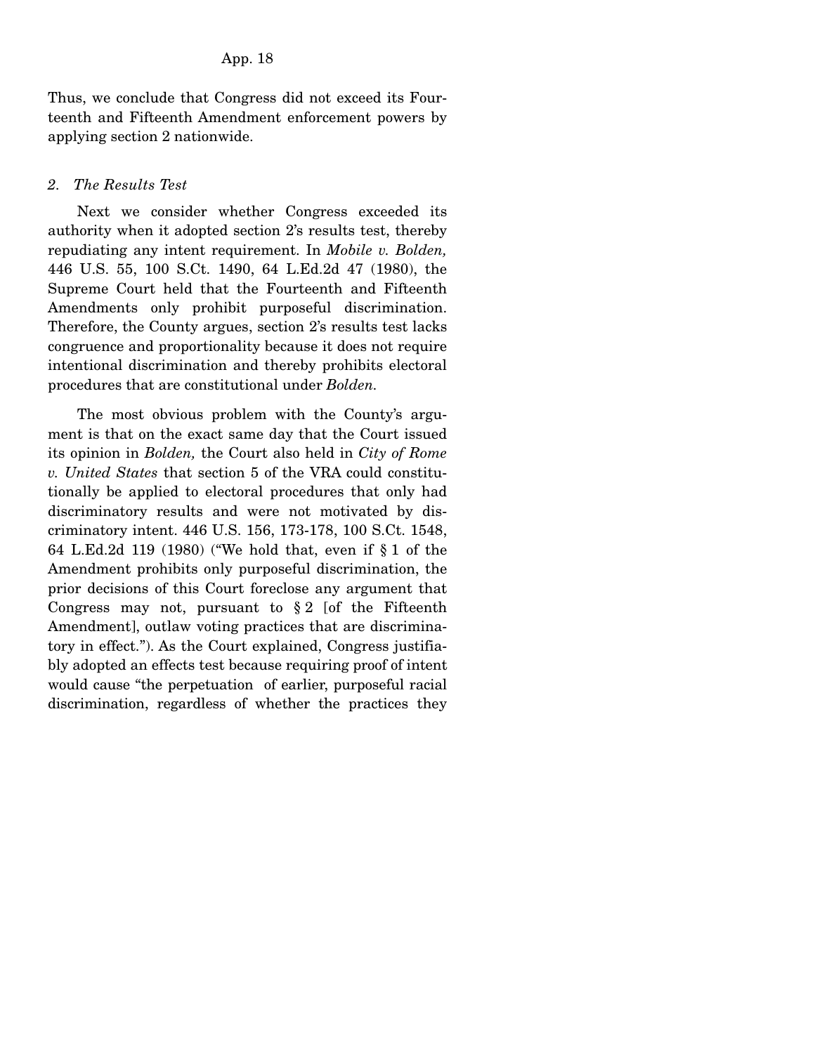Thus, we conclude that Congress did not exceed its Fourteenth and Fifteenth Amendment enforcement powers by applying section 2 nationwide.

*2. The Results Test*

Next we consider whether Congress exceeded its authority when it adopted section 2's results test, thereby repudiating any intent requirement. In *Mobile v. Bolden,* 446 U.S. 55, 100 S.Ct. 1490, 64 L.Ed.2d 47 (1980), the Supreme Court held that the Fourteenth and Fifteenth Amendments only prohibit purposeful discrimination. Therefore, the County argues, section 2's results test lacks congruence and proportionality because it does not require intentional discrimination and thereby prohibits electoral procedures that are constitutional under *Bolden.*

The most obvious problem with the County's argument is that on the exact same day that the Court issued its opinion in *Bolden,* the Court also held in *City of Rome v. United States* that section 5 of the VRA could constitutionally be applied to electoral procedures that only had discriminatory results and were not motivated by discriminatory intent. 446 U.S. 156, 173-178, 100 S.Ct. 1548, 64 L.Ed.2d 119 (1980) ("We hold that, even if § 1 of the Amendment prohibits only purposeful discrimination, the prior decisions of this Court foreclose any argument that Congress may not, pursuant to § 2 [of the Fifteenth Amendment], outlaw voting practices that are discriminatory in effect."). As the Court explained, Congress justifiably adopted an effects test because requiring proof of intent would cause "the perpetuation of earlier, purposeful racial discrimination, regardless of whether the practices they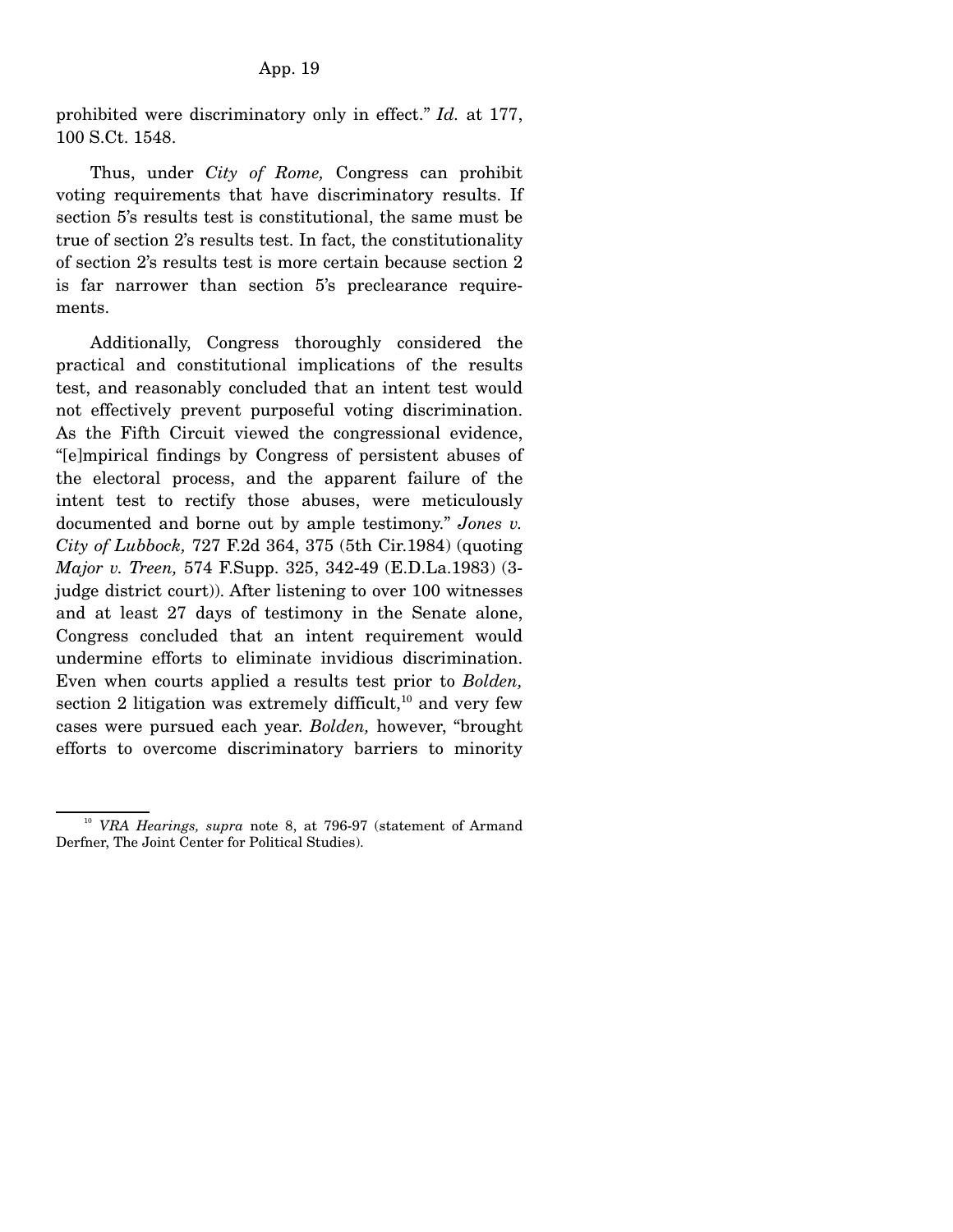prohibited were discriminatory only in effect." *Id.* at 177, 100 S.Ct. 1548.

Thus, under *City of Rome,* Congress can prohibit voting requirements that have discriminatory results. If section 5's results test is constitutional, the same must be true of section 2's results test. In fact, the constitutionality of section 2's results test is more certain because section 2 is far narrower than section 5's preclearance requirements.

Additionally, Congress thoroughly considered the practical and constitutional implications of the results test, and reasonably concluded that an intent test would not effectively prevent purposeful voting discrimination. As the Fifth Circuit viewed the congressional evidence, "[e]mpirical findings by Congress of persistent abuses of the electoral process, and the apparent failure of the intent test to rectify those abuses, were meticulously documented and borne out by ample testimony." *Jones v. City of Lubbock,* 727 F.2d 364, 375 (5th Cir.1984) (quoting *Major v. Treen,* 574 F.Supp. 325, 342-49 (E.D.La.1983) (3-judge district court)). After listening to over 100 witnesses and at least 27 days of testimony in the Senate alone, Congress concluded that an intent requirement would undermine efforts to eliminate invidious discrimination. Even when courts applied a results test prior to *Bolden,* section 2 litigation was extremely difficult,[10] and very few cases were pursued each year. *Bolden,* however, "brought efforts to overcome discriminatory barriers to minority

---

[10] *VRA Hearings, supra* note 8, at 796-97 (statement of Armand Derfner, The Joint Center for Political Studies).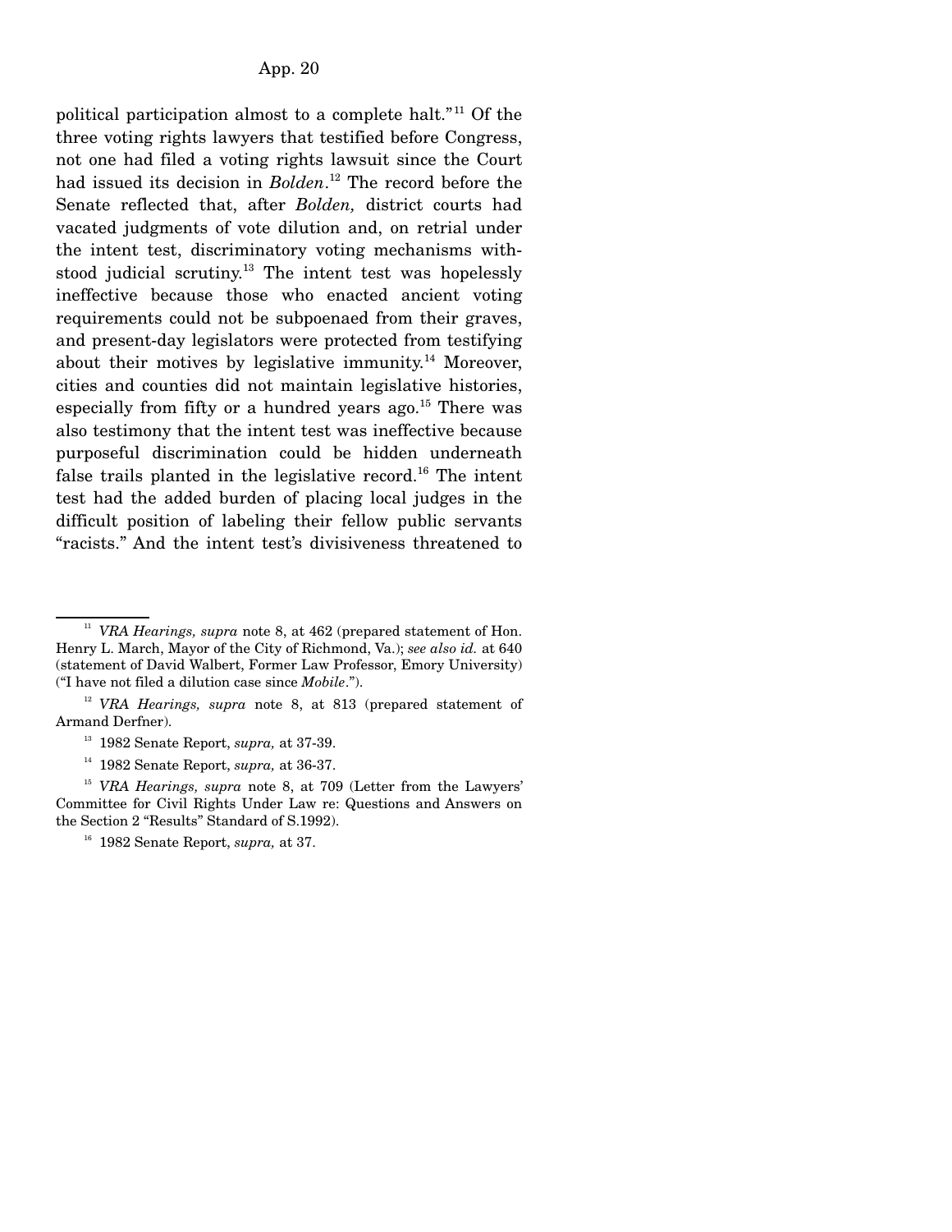political participation almost to a complete halt."[11] Of the three voting rights lawyers that testified before Congress, not one had filed a voting rights lawsuit since the Court had issued its decision in *Bolden*.[12] The record before the Senate reflected that, after *Bolden,* district courts had vacated judgments of vote dilution and, on retrial under the intent test, discriminatory voting mechanisms withstood judicial scrutiny.[13] The intent test was hopelessly ineffective because those who enacted ancient voting requirements could not be subpoenaed from their graves, and present-day legislators were protected from testifying about their motives by legislative immunity.[14] Moreover, cities and counties did not maintain legislative histories, especially from fifty or a hundred years ago.[15] There was also testimony that the intent test was ineffective because purposeful discrimination could be hidden underneath false trails planted in the legislative record.[16] The intent test had the added burden of placing local judges in the difficult position of labeling their fellow public servants "racists." And the intent test's divisiveness threatened to

---

[11] *VRA Hearings, supra* note 8, at 462 (prepared statement of Hon. Henry L. March, Mayor of the City of Richmond, Va.); *see also id.* at 640 (statement of David Walbert, Former Law Professor, Emory University) ("I have not filed a dilution case since *Mobile*.").

[12] *VRA Hearings, supra* note 8, at 813 (prepared statement of Armand Derfner).

[13] 1982 Senate Report, *supra,* at 37-39.

[14] 1982 Senate Report, *supra,* at 36-37.

[15] *VRA Hearings, supra* note 8, at 709 (Letter from the Lawyers' Committee for Civil Rights Under Law re: Questions and Answers on the Section 2 "Results" Standard of S.1992).

[16] 1982 Senate Report, *supra,* at 37.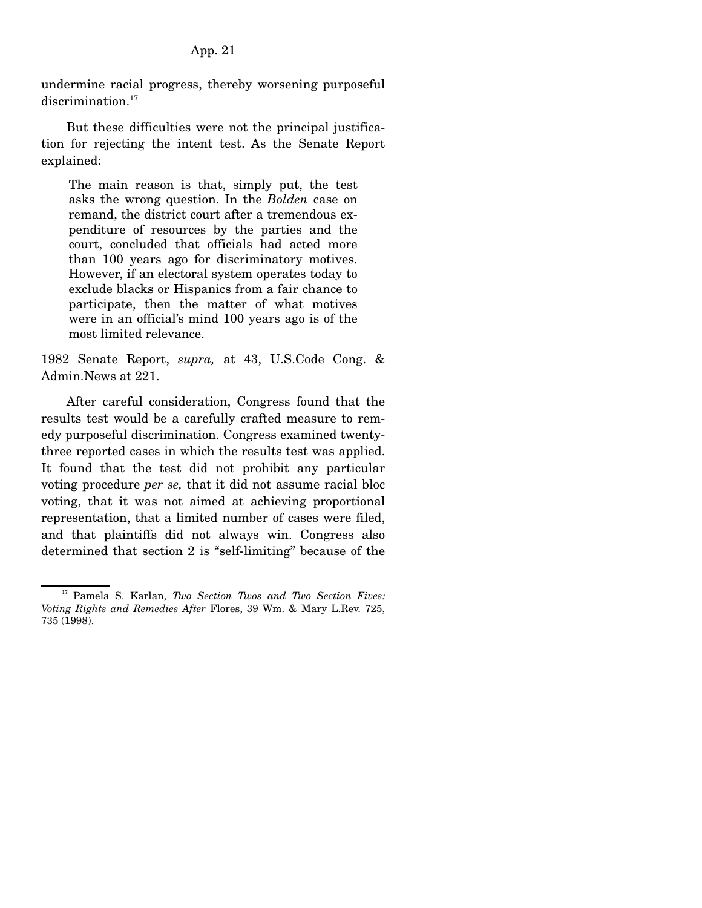undermine racial progress, thereby worsening purposeful discrimination.[17]

But these difficulties were not the principal justification for rejecting the intent test. As the Senate Report explained:

> The main reason is that, simply put, the test asks the wrong question. In the *Bolden* case on remand, the district court after a tremendous expenditure of resources by the parties and the court, concluded that officials had acted more than 100 years ago for discriminatory motives. However, if an electoral system operates today to exclude blacks or Hispanics from a fair chance to participate, then the matter of what motives were in an official's mind 100 years ago is of the most limited relevance.

1982 Senate Report, *supra,* at 43, U.S.Code Cong. & Admin.News at 221.

After careful consideration, Congress found that the results test would be a carefully crafted measure to remedy purposeful discrimination. Congress examined twenty-three reported cases in which the results test was applied. It found that the test did not prohibit any particular voting procedure *per se,* that it did not assume racial bloc voting, that it was not aimed at achieving proportional representation, that a limited number of cases were filed, and that plaintiffs did not always win. Congress also determined that section 2 is "self-limiting" because of the

---

[17] Pamela S. Karlan, *Two Section Twos and Two Section Fives: Voting Rights and Remedies After* Flores, 39 Wm. & Mary L.Rev. 725, 735 (1998).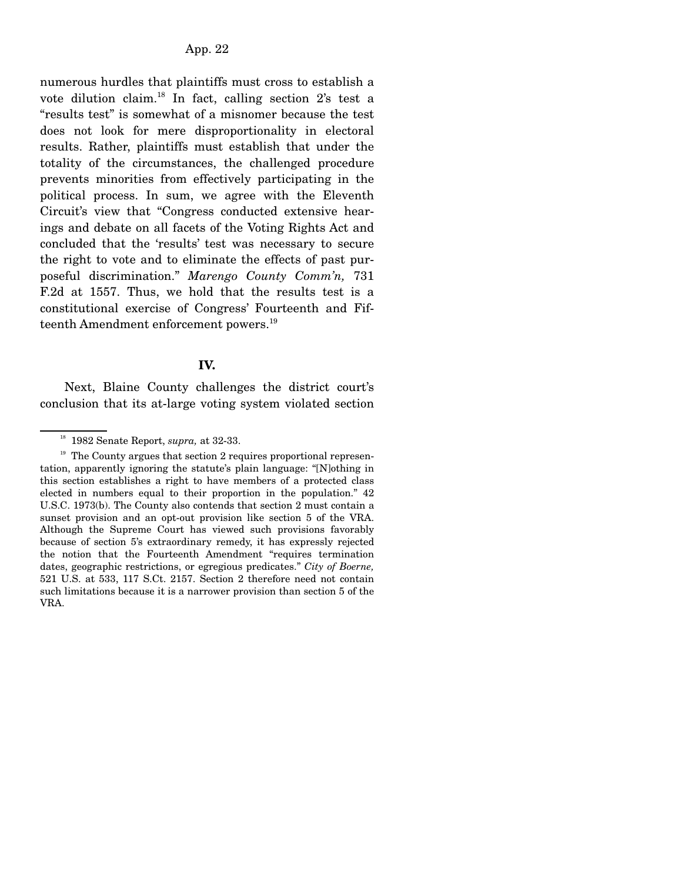numerous hurdles that plaintiffs must cross to establish a vote dilution claim.[18] In fact, calling section 2's test a "results test" is somewhat of a misnomer because the test does not look for mere disproportionality in electoral results. Rather, plaintiffs must establish that under the totality of the circumstances, the challenged procedure prevents minorities from effectively participating in the political process. In sum, we agree with the Eleventh Circuit's view that "Congress conducted extensive hearings and debate on all facets of the Voting Rights Act and concluded that the 'results' test was necessary to secure the right to vote and to eliminate the effects of past purposeful discrimination." *Marengo County Comm'n,* 731 F.2d at 1557. Thus, we hold that the results test is a constitutional exercise of Congress' Fourteenth and Fifteenth Amendment enforcement powers.[19]

## IV.

Next, Blaine County challenges the district court's conclusion that its at-large voting system violated section

---

[18] 1982 Senate Report, *supra,* at 32-33.

[19] The County argues that section 2 requires proportional representation, apparently ignoring the statute's plain language: "[N]othing in this section establishes a right to have members of a protected class elected in numbers equal to their proportion in the population." 42 U.S.C. 1973(b). The County also contends that section 2 must contain a sunset provision and an opt-out provision like section 5 of the VRA. Although the Supreme Court has viewed such provisions favorably because of section 5's extraordinary remedy, it has expressly rejected the notion that the Fourteenth Amendment "requires termination dates, geographic restrictions, or egregious predicates." *City of Boerne,* 521 U.S. at 533, 117 S.Ct. 2157. Section 2 therefore need not contain such limitations because it is a narrower provision than section 5 of the VRA.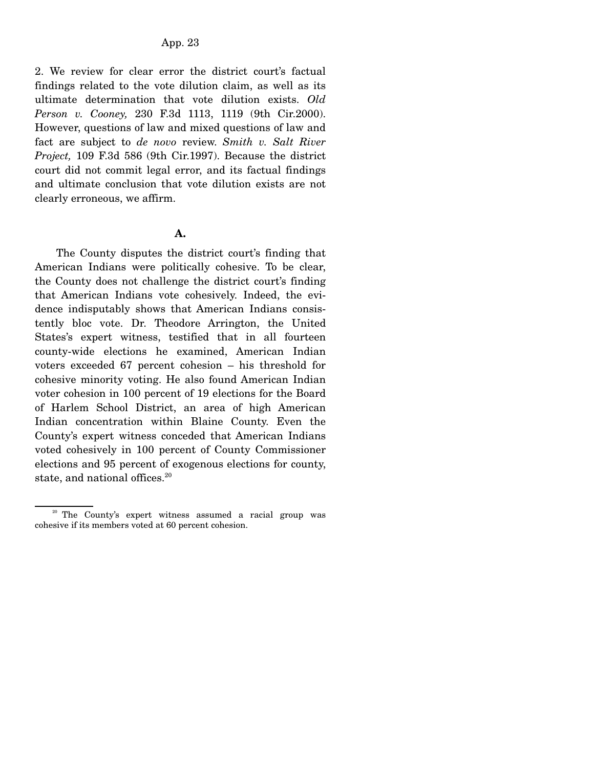2. We review for clear error the district court's factual findings related to the vote dilution claim, as well as its ultimate determination that vote dilution exists. *Old Person v. Cooney,* 230 F.3d 1113, 1119 (9th Cir.2000). However, questions of law and mixed questions of law and fact are subject to *de novo* review. *Smith v. Salt River Project,* 109 F.3d 586 (9th Cir.1997). Because the district court did not commit legal error, and its factual findings and ultimate conclusion that vote dilution exists are not clearly erroneous, we affirm.

**A.**

The County disputes the district court's finding that American Indians were politically cohesive. To be clear, the County does not challenge the district court's finding that American Indians vote cohesively. Indeed, the evidence indisputably shows that American Indians consistently bloc vote. Dr. Theodore Arrington, the United States's expert witness, testified that in all fourteen county-wide elections he examined, American Indian voters exceeded 67 percent cohesion – his threshold for cohesive minority voting. He also found American Indian voter cohesion in 100 percent of 19 elections for the Board of Harlem School District, an area of high American Indian concentration within Blaine County. Even the County's expert witness conceded that American Indians voted cohesively in 100 percent of County Commissioner elections and 95 percent of exogenous elections for county, state, and national offices.[20]

[20] The County's expert witness assumed a racial group was cohesive if its members voted at 60 percent cohesion.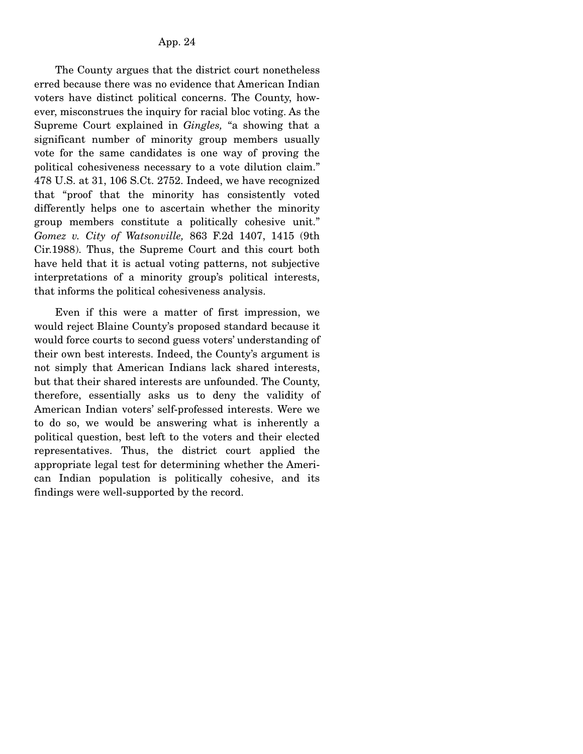The County argues that the district court nonetheless erred because there was no evidence that American Indian voters have distinct political concerns. The County, however, misconstrues the inquiry for racial bloc voting. As the Supreme Court explained in *Gingles,* "a showing that a significant number of minority group members usually vote for the same candidates is one way of proving the political cohesiveness necessary to a vote dilution claim." 478 U.S. at 31, 106 S.Ct. 2752. Indeed, we have recognized that "proof that the minority has consistently voted differently helps one to ascertain whether the minority group members constitute a politically cohesive unit." *Gomez v. City of Watsonville,* 863 F.2d 1407, 1415 (9th Cir.1988). Thus, the Supreme Court and this court both have held that it is actual voting patterns, not subjective interpretations of a minority group's political interests, that informs the political cohesiveness analysis.

Even if this were a matter of first impression, we would reject Blaine County's proposed standard because it would force courts to second guess voters' understanding of their own best interests. Indeed, the County's argument is not simply that American Indians lack shared interests, but that their shared interests are unfounded. The County, therefore, essentially asks us to deny the validity of American Indian voters' self-professed interests. Were we to do so, we would be answering what is inherently a political question, best left to the voters and their elected representatives. Thus, the district court applied the appropriate legal test for determining whether the American Indian population is politically cohesive, and its findings were well-supported by the record.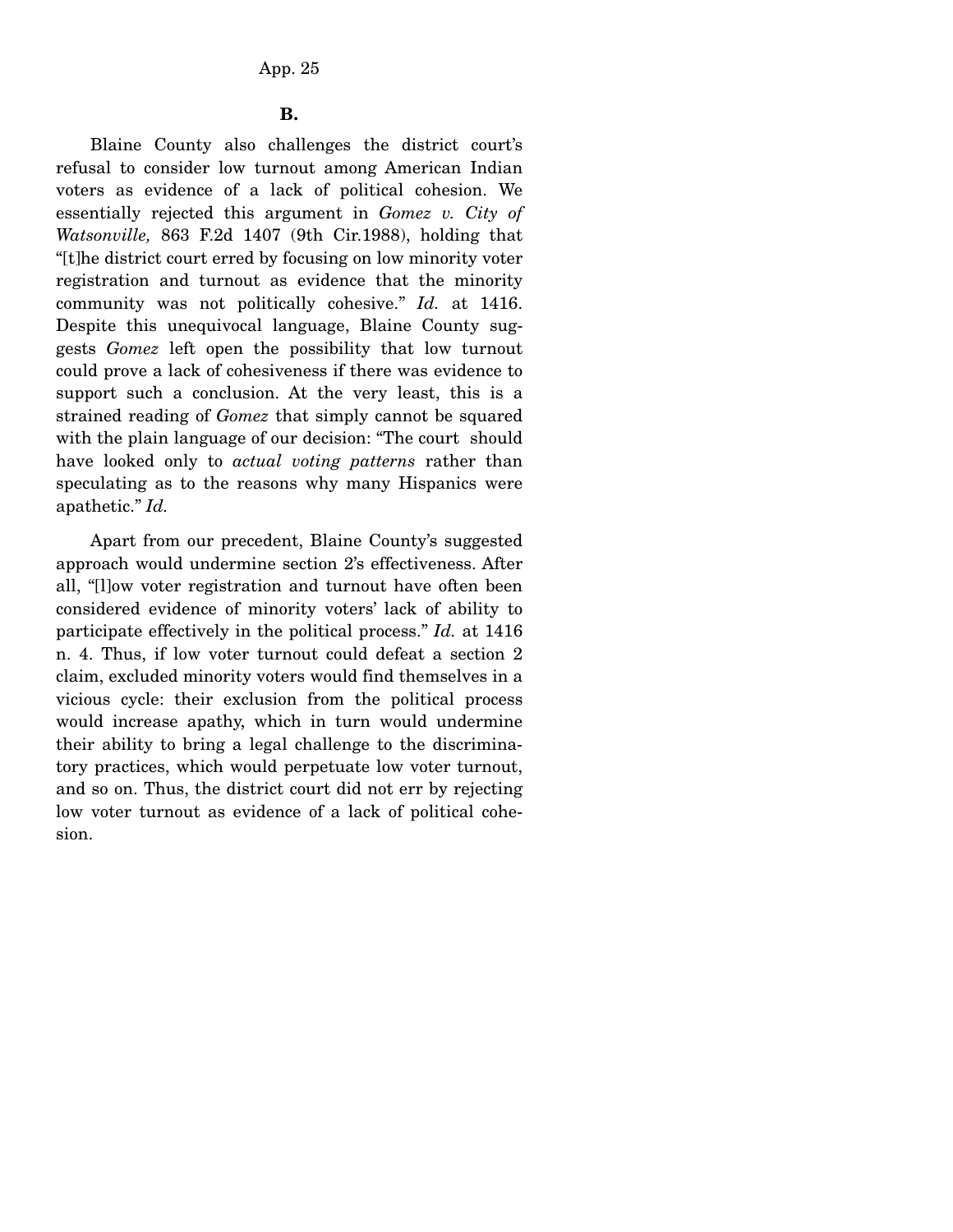## B.

Blaine County also challenges the district court's refusal to consider low turnout among American Indian voters as evidence of a lack of political cohesion. We essentially rejected this argument in *Gomez v. City of Watsonville,* 863 F.2d 1407 (9th Cir.1988), holding that "[t]he district court erred by focusing on low minority voter registration and turnout as evidence that the minority community was not politically cohesive." *Id.* at 1416. Despite this unequivocal language, Blaine County suggests *Gomez* left open the possibility that low turnout could prove a lack of cohesiveness if there was evidence to support such a conclusion. At the very least, this is a strained reading of *Gomez* that simply cannot be squared with the plain language of our decision: "The court should have looked only to *actual voting patterns* rather than speculating as to the reasons why many Hispanics were apathetic." *Id.*

Apart from our precedent, Blaine County's suggested approach would undermine section 2's effectiveness. After all, "[l]ow voter registration and turnout have often been considered evidence of minority voters' lack of ability to participate effectively in the political process." *Id.* at 1416 n. 4. Thus, if low voter turnout could defeat a section 2 claim, excluded minority voters would find themselves in a vicious cycle: their exclusion from the political process would increase apathy, which in turn would undermine their ability to bring a legal challenge to the discriminatory practices, which would perpetuate low voter turnout, and so on. Thus, the district court did not err by rejecting low voter turnout as evidence of a lack of political cohesion.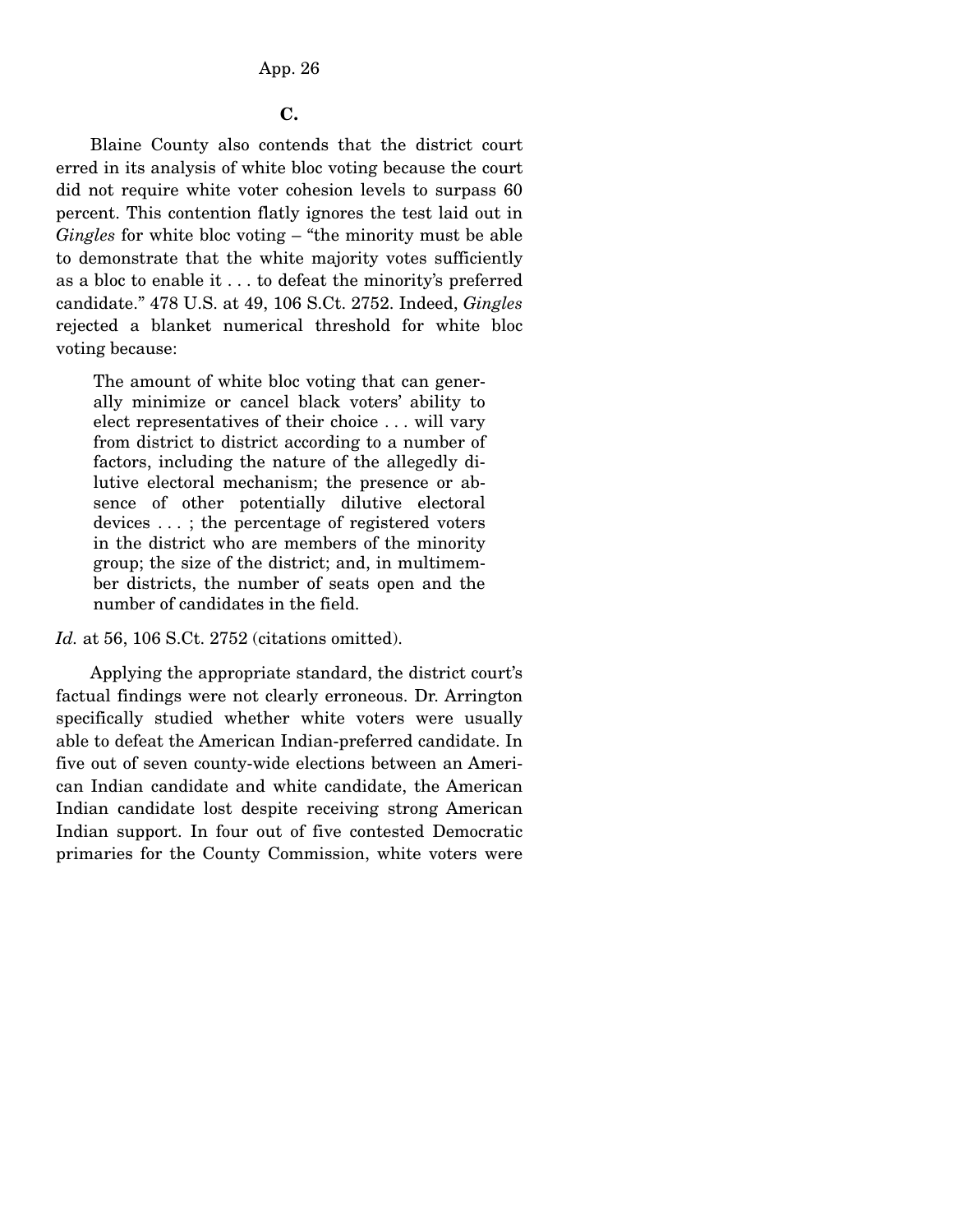### C.

Blaine County also contends that the district court erred in its analysis of white bloc voting because the court did not require white voter cohesion levels to surpass 60 percent. This contention flatly ignores the test laid out in *Gingles* for white bloc voting – "the minority must be able to demonstrate that the white majority votes sufficiently as a bloc to enable it . . . to defeat the minority's preferred candidate." 478 U.S. at 49, 106 S.Ct. 2752. Indeed, *Gingles* rejected a blanket numerical threshold for white bloc voting because:

> The amount of white bloc voting that can generally minimize or cancel black voters' ability to elect representatives of their choice . . . will vary from district to district according to a number of factors, including the nature of the allegedly dilutive electoral mechanism; the presence or absence of other potentially dilutive electoral devices . . . ; the percentage of registered voters in the district who are members of the minority group; the size of the district; and, in multimember districts, the number of seats open and the number of candidates in the field.

*Id.* at 56, 106 S.Ct. 2752 (citations omitted).

Applying the appropriate standard, the district court's factual findings were not clearly erroneous. Dr. Arrington specifically studied whether white voters were usually able to defeat the American Indian-preferred candidate. In five out of seven county-wide elections between an American Indian candidate and white candidate, the American Indian candidate lost despite receiving strong American Indian support. In four out of five contested Democratic primaries for the County Commission, white voters were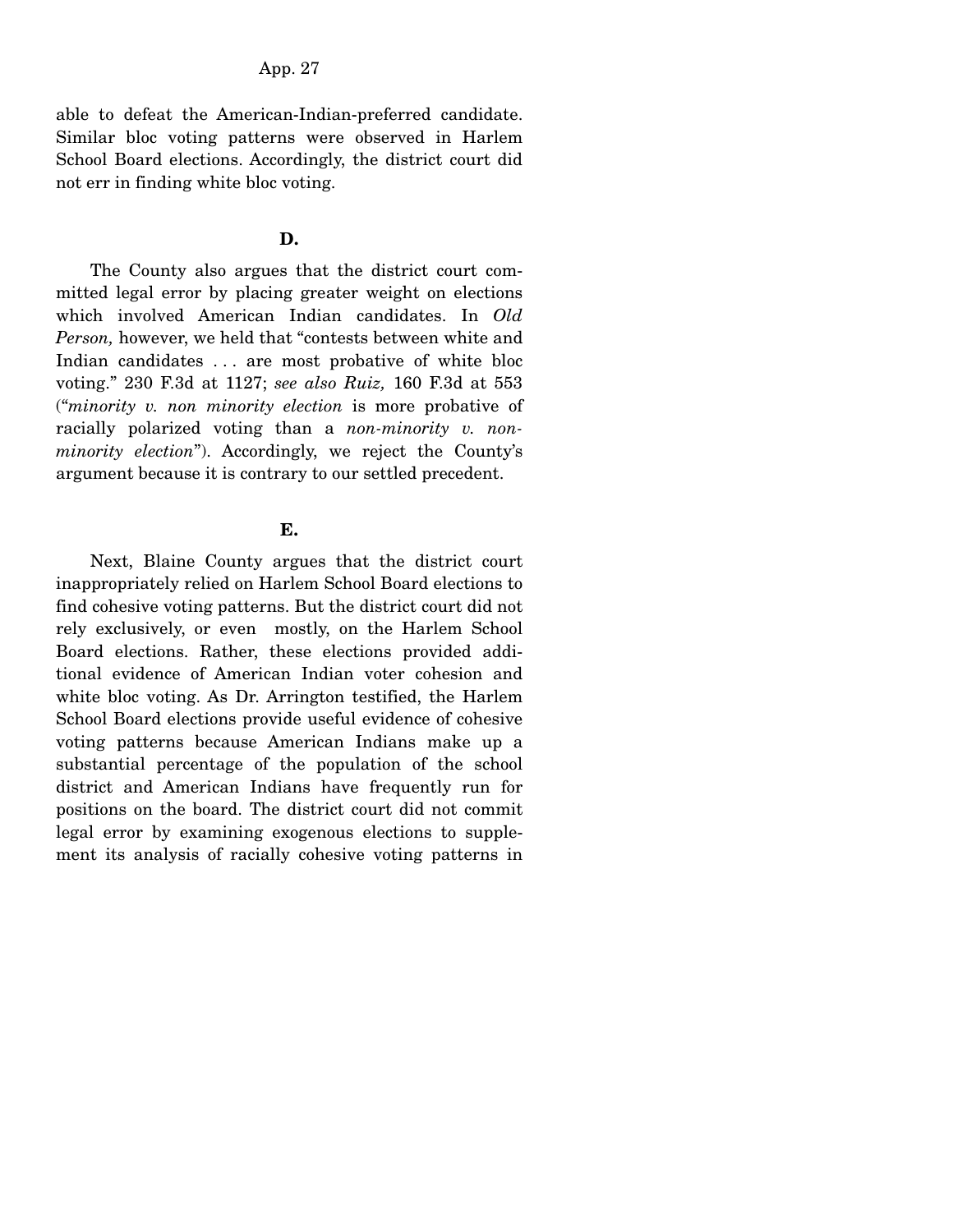able to defeat the American-Indian-preferred candidate. Similar bloc voting patterns were observed in Harlem School Board elections. Accordingly, the district court did not err in finding white bloc voting.

### D.

The County also argues that the district court committed legal error by placing greater weight on elections which involved American Indian candidates. In *Old Person,* however, we held that "contests between white and Indian candidates . . . are most probative of white bloc voting." 230 F.3d at 1127; *see also Ruiz,* 160 F.3d at 553 ("*minority v. non minority election* is more probative of racially polarized voting than a *non-minority v. non-minority election*"). Accordingly, we reject the County's argument because it is contrary to our settled precedent.

### E.

Next, Blaine County argues that the district court inappropriately relied on Harlem School Board elections to find cohesive voting patterns. But the district court did not rely exclusively, or even mostly, on the Harlem School Board elections. Rather, these elections provided additional evidence of American Indian voter cohesion and white bloc voting. As Dr. Arrington testified, the Harlem School Board elections provide useful evidence of cohesive voting patterns because American Indians make up a substantial percentage of the population of the school district and American Indians have frequently run for positions on the board. The district court did not commit legal error by examining exogenous elections to supplement its analysis of racially cohesive voting patterns in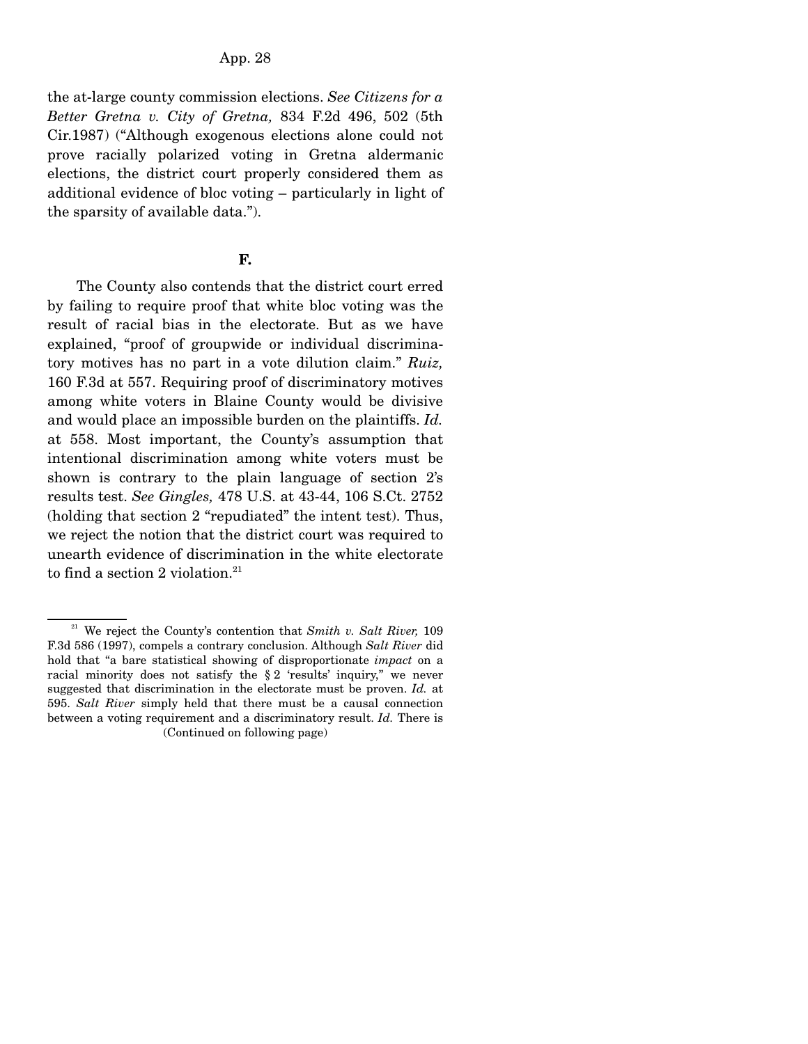the at-large county commission elections. *See Citizens for a Better Gretna v. City of Gretna,* 834 F.2d 496, 502 (5th Cir.1987) ("Although exogenous elections alone could not prove racially polarized voting in Gretna aldermanic elections, the district court properly considered them as additional evidence of bloc voting – particularly in light of the sparsity of available data.").

### F.

The County also contends that the district court erred by failing to require proof that white bloc voting was the result of racial bias in the electorate. But as we have explained, "proof of groupwide or individual discriminatory motives has no part in a vote dilution claim." *Ruiz,* 160 F.3d at 557. Requiring proof of discriminatory motives among white voters in Blaine County would be divisive and would place an impossible burden on the plaintiffs. *Id.* at 558. Most important, the County's assumption that intentional discrimination among white voters must be shown is contrary to the plain language of section 2's results test. *See Gingles,* 478 U.S. at 43-44, 106 S.Ct. 2752 (holding that section 2 "repudiated" the intent test). Thus, we reject the notion that the district court was required to unearth evidence of discrimination in the white electorate to find a section 2 violation.[21]

[21] We reject the County's contention that *Smith v. Salt River,* 109 F.3d 586 (1997), compels a contrary conclusion. Although *Salt River* did hold that "a bare statistical showing of disproportionate *impact* on a racial minority does not satisfy the § 2 'results' inquiry," we never suggested that discrimination in the electorate must be proven. *Id.* at 595. *Salt River* simply held that there must be a causal connection between a voting requirement and a discriminatory result. *Id.* There is

(Continued on following page)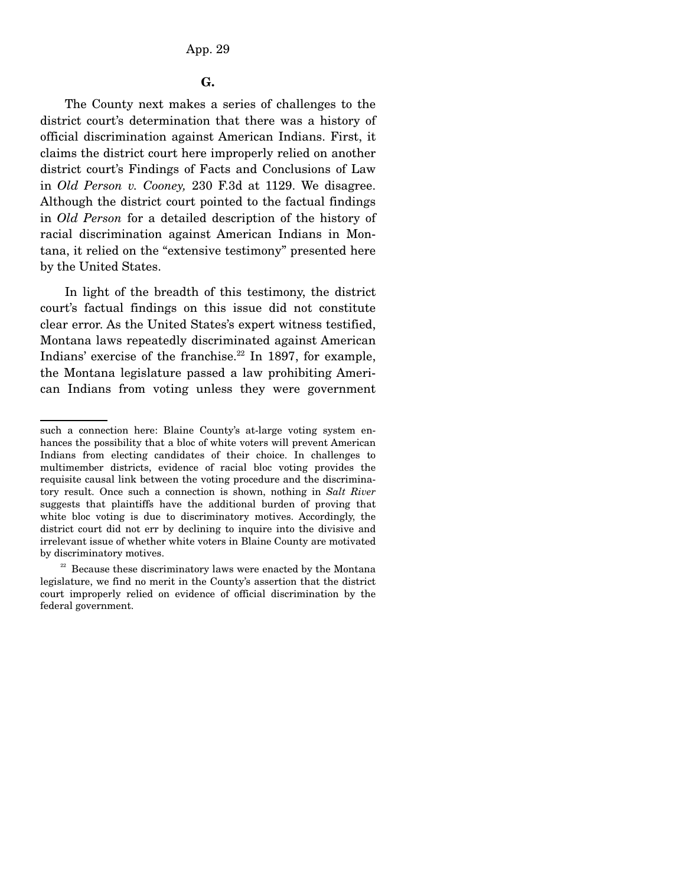### G.

The County next makes a series of challenges to the district court's determination that there was a history of official discrimination against American Indians. First, it claims the district court here improperly relied on another district court's Findings of Facts and Conclusions of Law in *Old Person v. Cooney,* 230 F.3d at 1129. We disagree. Although the district court pointed to the factual findings in *Old Person* for a detailed description of the history of racial discrimination against American Indians in Montana, it relied on the "extensive testimony" presented here by the United States.

In light of the breadth of this testimony, the district court's factual findings on this issue did not constitute clear error. As the United States's expert witness testified, Montana laws repeatedly discriminated against American Indians' exercise of the franchise.[22] In 1897, for example, the Montana legislature passed a law prohibiting American Indians from voting unless they were government

---

such a connection here: Blaine County's at-large voting system enhances the possibility that a bloc of white voters will prevent American Indians from electing candidates of their choice. In challenges to multimember districts, evidence of racial bloc voting provides the requisite causal link between the voting procedure and the discriminatory result. Once such a connection is shown, nothing in *Salt River* suggests that plaintiffs have the additional burden of proving that white bloc voting is due to discriminatory motives. Accordingly, the district court did not err by declining to inquire into the divisive and irrelevant issue of whether white voters in Blaine County are motivated by discriminatory motives.

[22] Because these discriminatory laws were enacted by the Montana legislature, we find no merit in the County's assertion that the district court improperly relied on evidence of official discrimination by the federal government.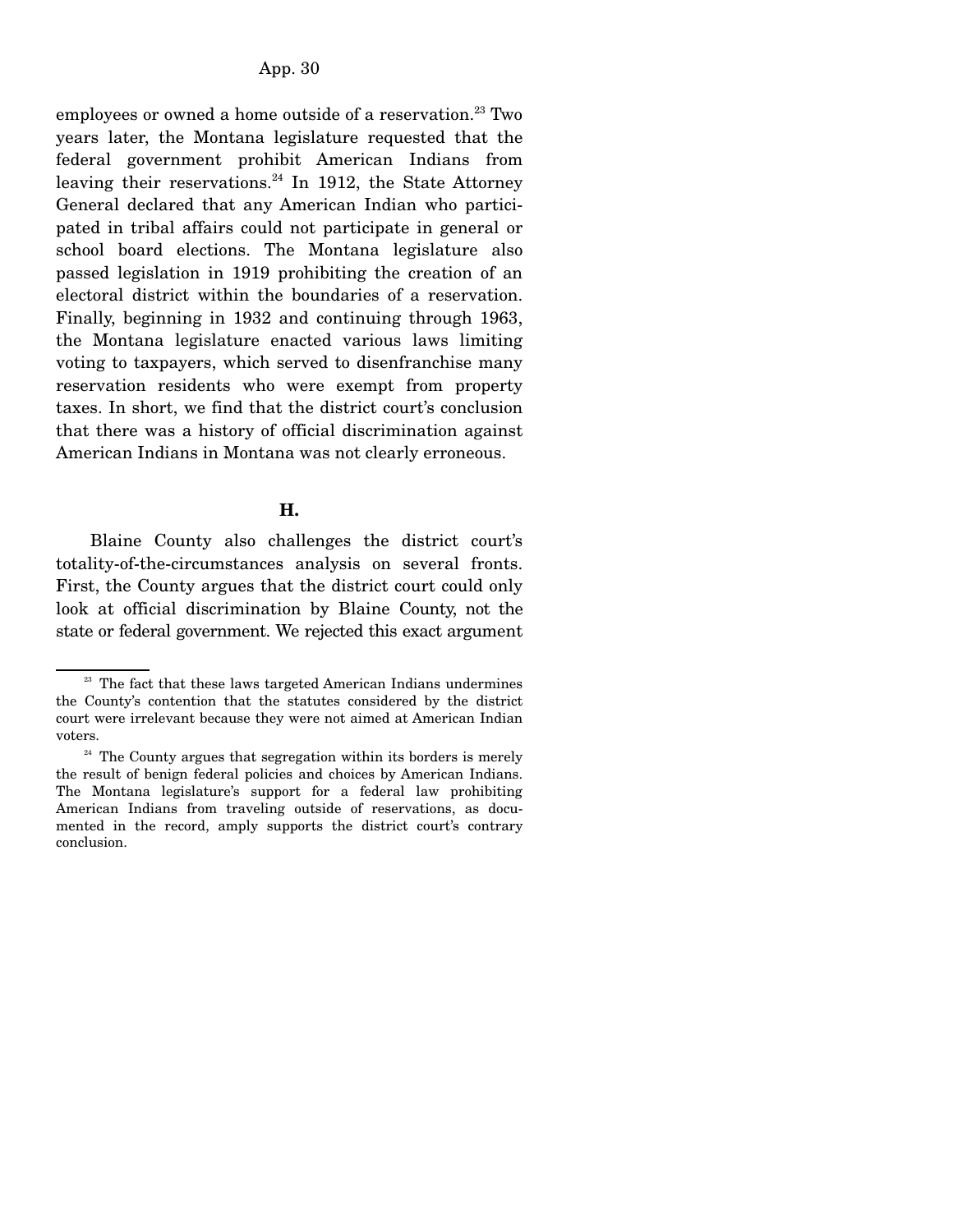employees or owned a home outside of a reservation.[23] Two years later, the Montana legislature requested that the federal government prohibit American Indians from leaving their reservations.[24] In 1912, the State Attorney General declared that any American Indian who participated in tribal affairs could not participate in general or school board elections. The Montana legislature also passed legislation in 1919 prohibiting the creation of an electoral district within the boundaries of a reservation. Finally, beginning in 1932 and continuing through 1963, the Montana legislature enacted various laws limiting voting to taxpayers, which served to disenfranchise many reservation residents who were exempt from property taxes. In short, we find that the district court's conclusion that there was a history of official discrimination against American Indians in Montana was not clearly erroneous.

### H.

Blaine County also challenges the district court's totality-of-the-circumstances analysis on several fronts. First, the County argues that the district court could only look at official discrimination by Blaine County, not the state or federal government. We rejected this exact argument

---

[23] The fact that these laws targeted American Indians undermines the County's contention that the statutes considered by the district court were irrelevant because they were not aimed at American Indian voters.

[24] The County argues that segregation within its borders is merely the result of benign federal policies and choices by American Indians. The Montana legislature's support for a federal law prohibiting American Indians from traveling outside of reservations, as documented in the record, amply supports the district court's contrary conclusion.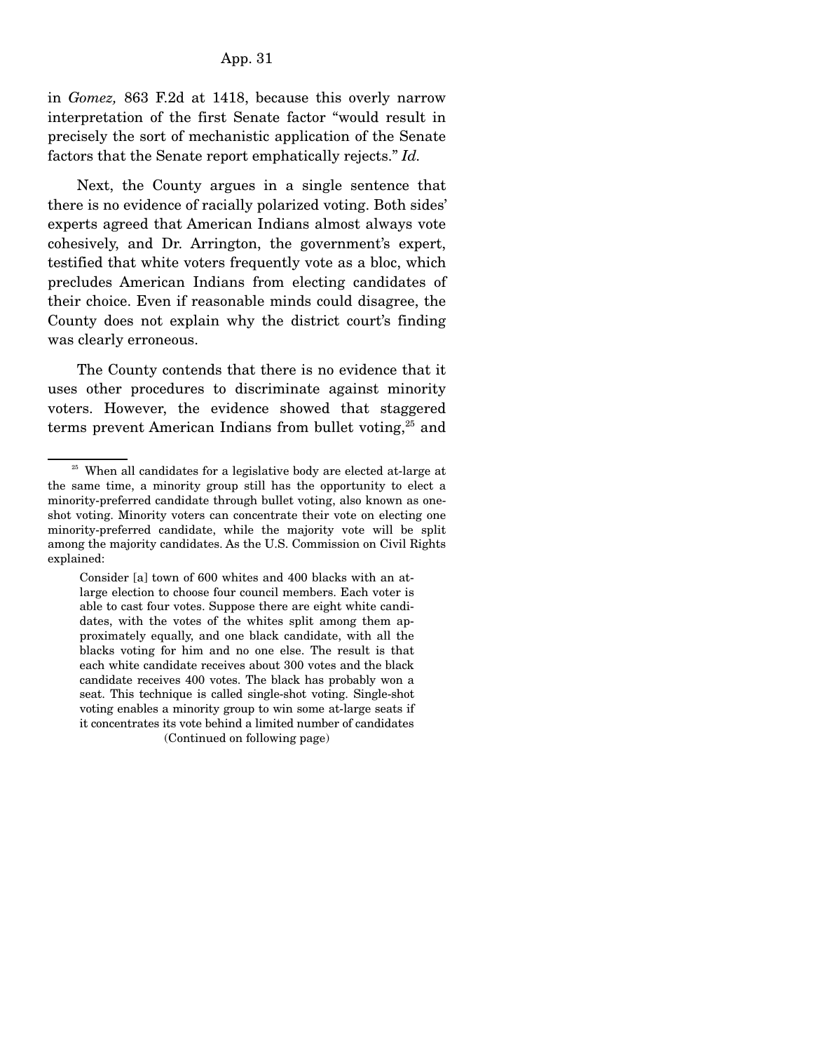in *Gomez,* 863 F.2d at 1418, because this overly narrow interpretation of the first Senate factor "would result in precisely the sort of mechanistic application of the Senate factors that the Senate report emphatically rejects." *Id.*

Next, the County argues in a single sentence that there is no evidence of racially polarized voting. Both sides' experts agreed that American Indians almost always vote cohesively, and Dr. Arrington, the government's expert, testified that white voters frequently vote as a bloc, which precludes American Indians from electing candidates of their choice. Even if reasonable minds could disagree, the County does not explain why the district court's finding was clearly erroneous.

The County contends that there is no evidence that it uses other procedures to discriminate against minority voters. However, the evidence showed that staggered terms prevent American Indians from bullet voting,[25] and

---

[25] When all candidates for a legislative body are elected at-large at the same time, a minority group still has the opportunity to elect a minority-preferred candidate through bullet voting, also known as one-shot voting. Minority voters can concentrate their vote on electing one minority-preferred candidate, while the majority vote will be split among the majority candidates. As the U.S. Commission on Civil Rights explained:

> Consider [a] town of 600 whites and 400 blacks with an at-large election to choose four council members. Each voter is able to cast four votes. Suppose there are eight white candidates, with the votes of the whites split among them approximately equally, and one black candidate, with all the blacks voting for him and no one else. The result is that each white candidate receives about 300 votes and the black candidate receives 400 votes. The black has probably won a seat. This technique is called single-shot voting. Single-shot voting enables a minority group to win some at-large seats if it concentrates its vote behind a limited number of candidates

(Continued on following page)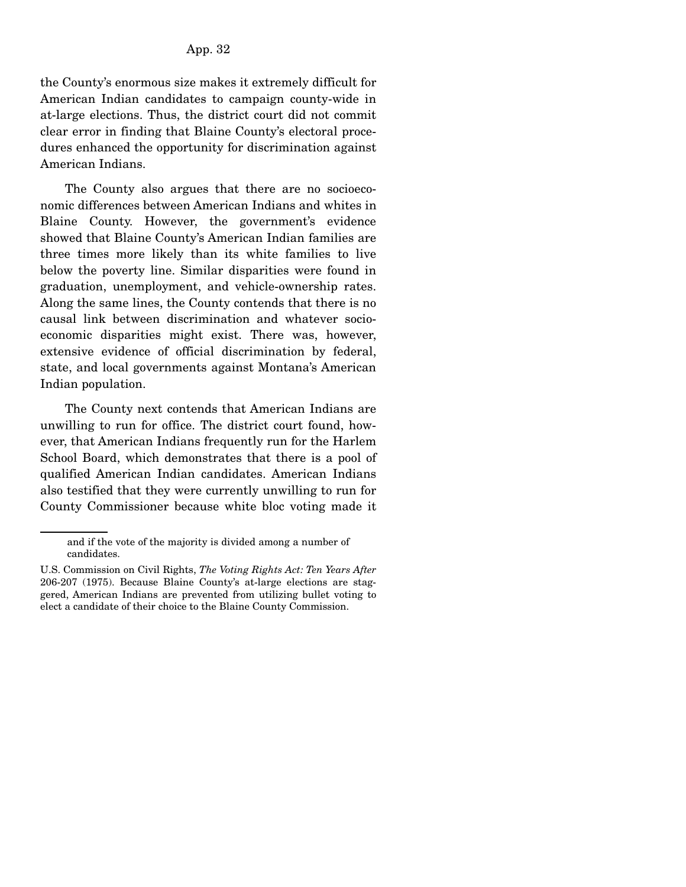the County's enormous size makes it extremely difficult for American Indian candidates to campaign county-wide in at-large elections. Thus, the district court did not commit clear error in finding that Blaine County's electoral procedures enhanced the opportunity for discrimination against American Indians.

The County also argues that there are no socioeconomic differences between American Indians and whites in Blaine County. However, the government's evidence showed that Blaine County's American Indian families are three times more likely than its white families to live below the poverty line. Similar disparities were found in graduation, unemployment, and vehicle-ownership rates. Along the same lines, the County contends that there is no causal link between discrimination and whatever socioeconomic disparities might exist. There was, however, extensive evidence of official discrimination by federal, state, and local governments against Montana's American Indian population.

The County next contends that American Indians are unwilling to run for office. The district court found, however, that American Indians frequently run for the Harlem School Board, which demonstrates that there is a pool of qualified American Indian candidates. American Indians also testified that they were currently unwilling to run for County Commissioner because white bloc voting made it

---

> and if the vote of the majority is divided among a number of candidates.

U.S. Commission on Civil Rights, *The Voting Rights Act: Ten Years After* 206-207 (1975). Because Blaine County's at-large elections are staggered, American Indians are prevented from utilizing bullet voting to elect a candidate of their choice to the Blaine County Commission.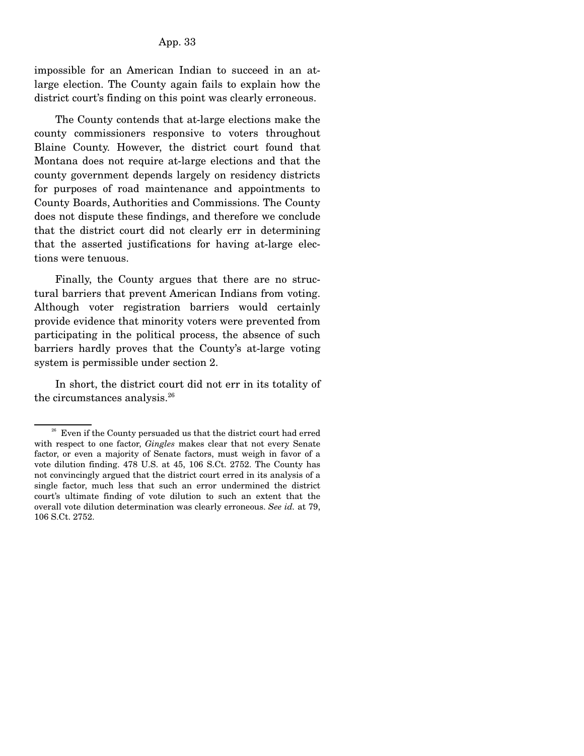impossible for an American Indian to succeed in an at-large election. The County again fails to explain how the district court's finding on this point was clearly erroneous.

The County contends that at-large elections make the county commissioners responsive to voters throughout Blaine County. However, the district court found that Montana does not require at-large elections and that the county government depends largely on residency districts for purposes of road maintenance and appointments to County Boards, Authorities and Commissions. The County does not dispute these findings, and therefore we conclude that the district court did not clearly err in determining that the asserted justifications for having at-large elections were tenuous.

Finally, the County argues that there are no structural barriers that prevent American Indians from voting. Although voter registration barriers would certainly provide evidence that minority voters were prevented from participating in the political process, the absence of such barriers hardly proves that the County's at-large voting system is permissible under section 2.

In short, the district court did not err in its totality of the circumstances analysis.[26]

---

[26] Even if the County persuaded us that the district court had erred with respect to one factor, *Gingles* makes clear that not every Senate factor, or even a majority of Senate factors, must weigh in favor of a vote dilution finding. 478 U.S. at 45, 106 S.Ct. 2752. The County has not convincingly argued that the district court erred in its analysis of a single factor, much less that such an error undermined the district court's ultimate finding of vote dilution to such an extent that the overall vote dilution determination was clearly erroneous. *See id.* at 79, 106 S.Ct. 2752.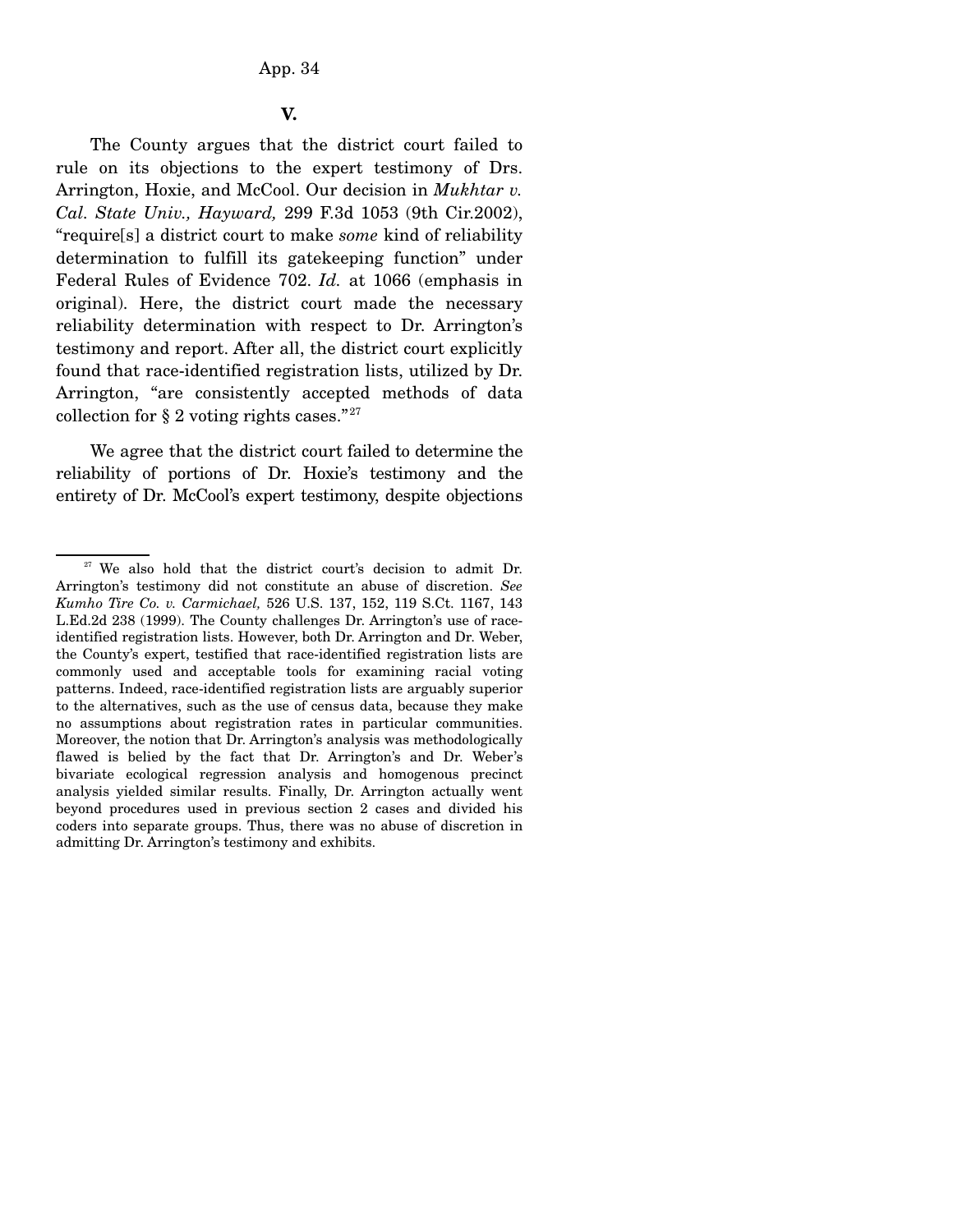## V.

The County argues that the district court failed to rule on its objections to the expert testimony of Drs. Arrington, Hoxie, and McCool. Our decision in *Mukhtar v. Cal. State Univ., Hayward,* 299 F.3d 1053 (9th Cir.2002), "require[s] a district court to make *some* kind of reliability determination to fulfill its gatekeeping function" under Federal Rules of Evidence 702. *Id.* at 1066 (emphasis in original). Here, the district court made the necessary reliability determination with respect to Dr. Arrington's testimony and report. After all, the district court explicitly found that race-identified registration lists, utilized by Dr. Arrington, "are consistently accepted methods of data collection for § 2 voting rights cases."[27]

We agree that the district court failed to determine the reliability of portions of Dr. Hoxie's testimony and the entirety of Dr. McCool's expert testimony, despite objections

---

[27] We also hold that the district court's decision to admit Dr. Arrington's testimony did not constitute an abuse of discretion. *See Kumho Tire Co. v. Carmichael,* 526 U.S. 137, 152, 119 S.Ct. 1167, 143 L.Ed.2d 238 (1999). The County challenges Dr. Arrington's use of race-identified registration lists. However, both Dr. Arrington and Dr. Weber, the County's expert, testified that race-identified registration lists are commonly used and acceptable tools for examining racial voting patterns. Indeed, race-identified registration lists are arguably superior to the alternatives, such as the use of census data, because they make no assumptions about registration rates in particular communities. Moreover, the notion that Dr. Arrington's analysis was methodologically flawed is belied by the fact that Dr. Arrington's and Dr. Weber's bivariate ecological regression analysis and homogenous precinct analysis yielded similar results. Finally, Dr. Arrington actually went beyond procedures used in previous section 2 cases and divided his coders into separate groups. Thus, there was no abuse of discretion in admitting Dr. Arrington's testimony and exhibits.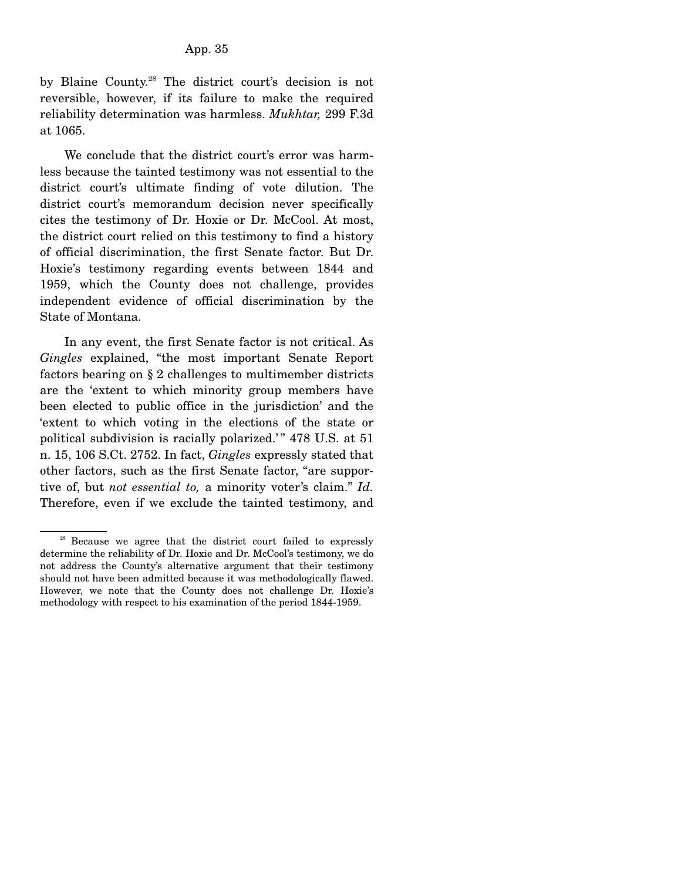by Blaine County.[28] The district court's decision is not reversible, however, if its failure to make the required reliability determination was harmless. *Mukhtar,* 299 F.3d at 1065.

We conclude that the district court's error was harmless because the tainted testimony was not essential to the district court's ultimate finding of vote dilution. The district court's memorandum decision never specifically cites the testimony of Dr. Hoxie or Dr. McCool. At most, the district court relied on this testimony to find a history of official discrimination, the first Senate factor. But Dr. Hoxie's testimony regarding events between 1844 and 1959, which the County does not challenge, provides independent evidence of official discrimination by the State of Montana.

In any event, the first Senate factor is not critical. As *Gingles* explained, "the most important Senate Report factors bearing on § 2 challenges to multimember districts are the 'extent to which minority group members have been elected to public office in the jurisdiction' and the 'extent to which voting in the elections of the state or political subdivision is racially polarized.'" 478 U.S. at 51 n. 15, 106 S.Ct. 2752. In fact, *Gingles* expressly stated that other factors, such as the first Senate factor, "are supportive of, but *not essential to,* a minority voter's claim." *Id.* Therefore, even if we exclude the tainted testimony, and

---

[28] Because we agree that the district court failed to expressly determine the reliability of Dr. Hoxie and Dr. McCool's testimony, we do not address the County's alternative argument that their testimony should not have been admitted because it was methodologically flawed. However, we note that the County does not challenge Dr. Hoxie's methodology with respect to his examination of the period 1844-1959.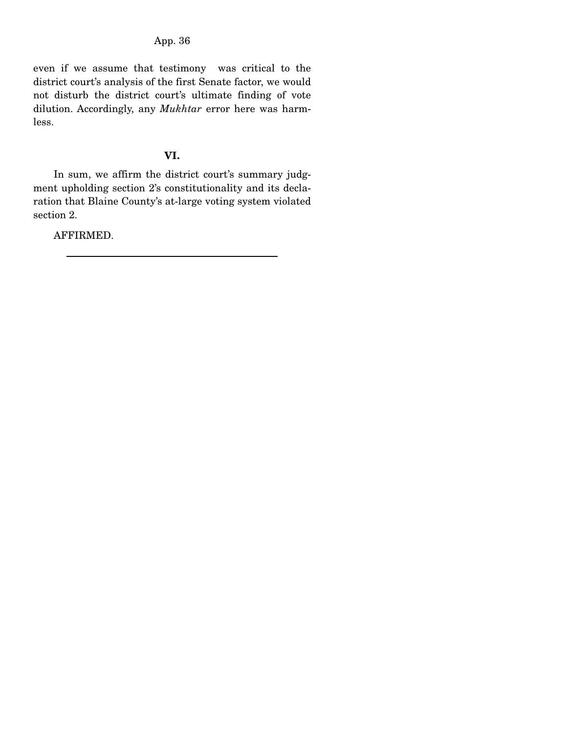even if we assume that testimony was critical to the district court's analysis of the first Senate factor, we would not disturb the district court's ultimate finding of vote dilution. Accordingly, any *Mukhtar* error here was harmless.

## VI.

In sum, we affirm the district court's summary judgment upholding section 2's constitutionality and its declaration that Blaine County's at-large voting system violated section 2.

AFFIRMED.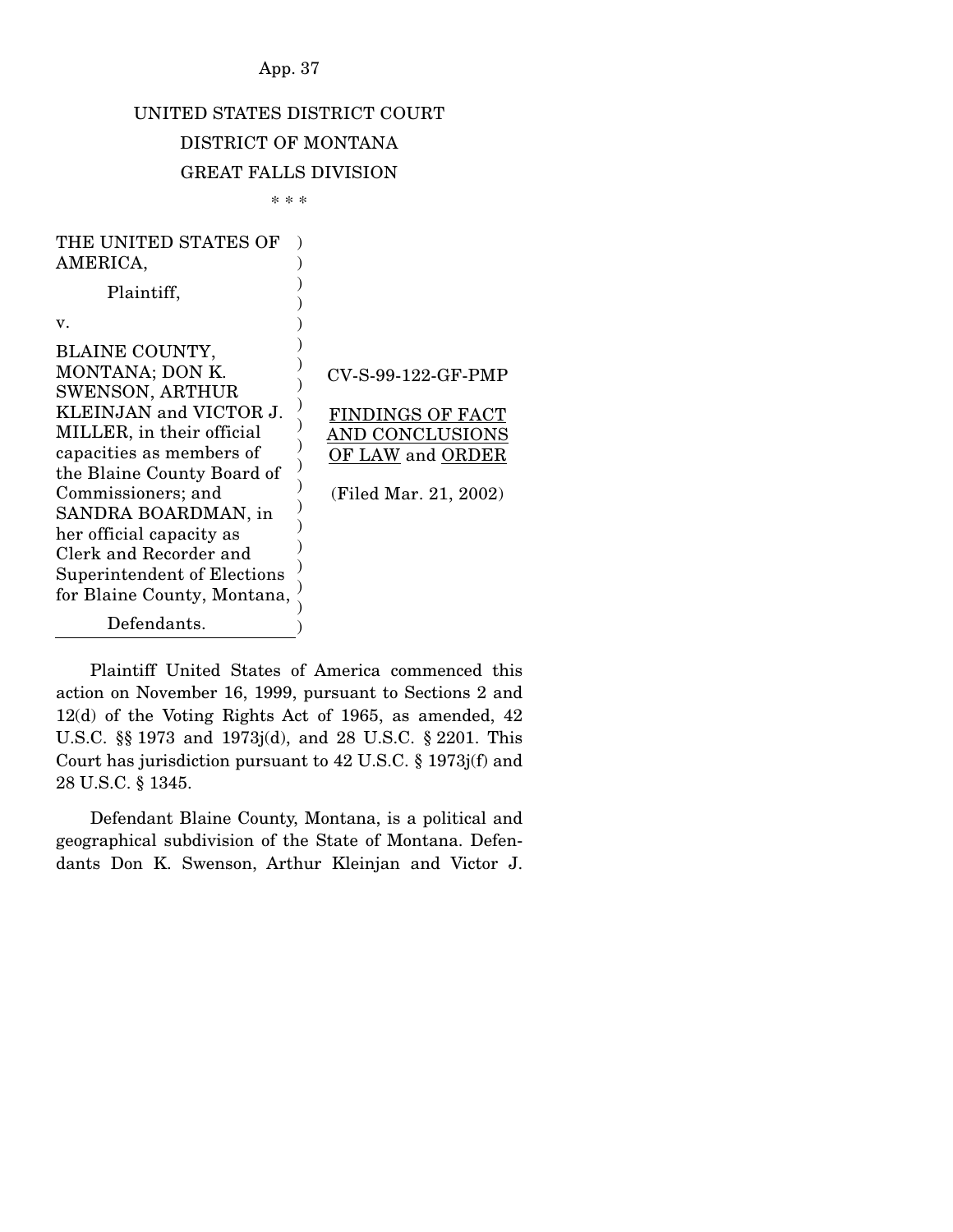UNITED STATES DISTRICT COURT
DISTRICT OF MONTANA
GREAT FALLS DIVISION

\* \* \*

| | |
|---|---|
| THE UNITED STATES OF AMERICA,<br><br>Plaintiff,<br><br>v.<br><br>BLAINE COUNTY, MONTANA; DON K. SWENSON, ARTHUR KLEINJAN and VICTOR J. MILLER, in their official capacities as members of the Blaine County Board of Commissioners; and SANDRA BOARDMAN, in her official capacity as Clerk and Recorder and Superintendent of Elections for Blaine County, Montana,<br><br>Defendants. | CV-S-99-122-GF-PMP<br><br><u>FINDINGS OF FACT AND CONCLUSIONS OF LAW</u> and <u>ORDER</u><br><br>(Filed Mar. 21, 2002) |

Plaintiff United States of America commenced this action on November 16, 1999, pursuant to Sections 2 and 12(d) of the Voting Rights Act of 1965, as amended, 42 U.S.C. §§ 1973 and 1973j(d), and 28 U.S.C. § 2201. This Court has jurisdiction pursuant to 42 U.S.C. § 1973j(f) and 28 U.S.C. § 1345.

Defendant Blaine County, Montana, is a political and geographical subdivision of the State of Montana. Defendants Don K. Swenson, Arthur Kleinjan and Victor J.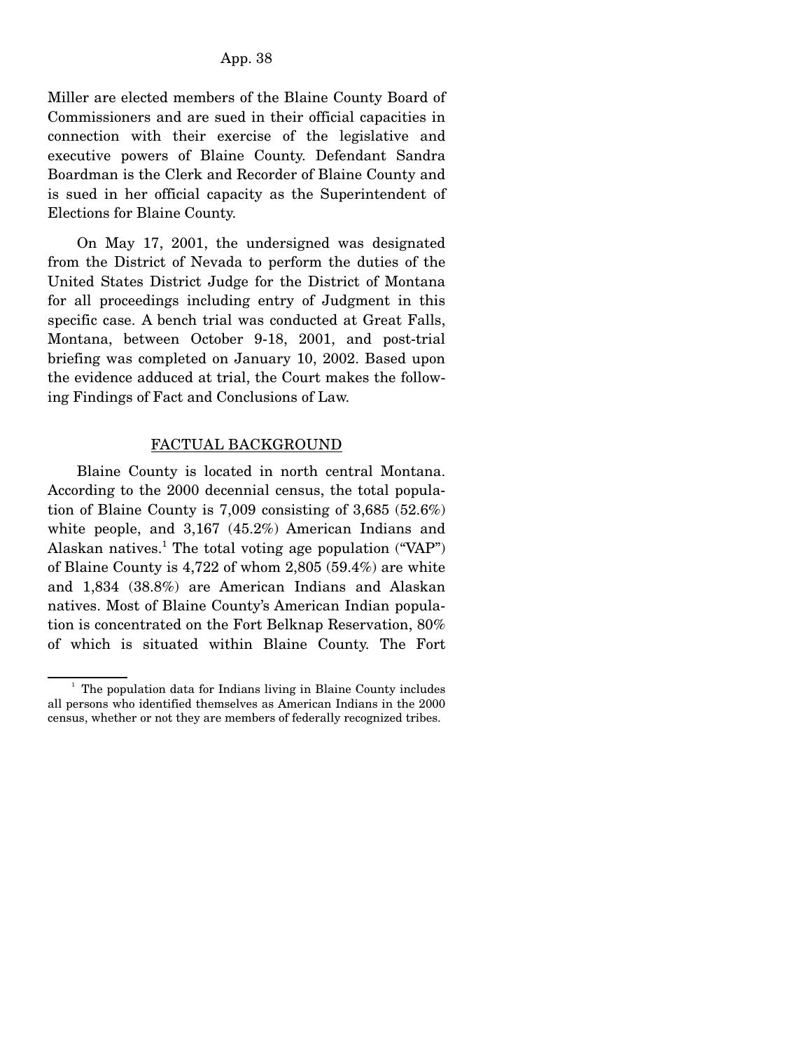Miller are elected members of the Blaine County Board of Commissioners and are sued in their official capacities in connection with their exercise of the legislative and executive powers of Blaine County. Defendant Sandra Boardman is the Clerk and Recorder of Blaine County and is sued in her official capacity as the Superintendent of Elections for Blaine County.

On May 17, 2001, the undersigned was designated from the District of Nevada to perform the duties of the United States District Judge for the District of Montana for all proceedings including entry of Judgment in this specific case. A bench trial was conducted at Great Falls, Montana, between October 9-18, 2001, and post-trial briefing was completed on January 10, 2002. Based upon the evidence adduced at trial, the Court makes the following Findings of Fact and Conclusions of Law.

## FACTUAL BACKGROUND

Blaine County is located in north central Montana. According to the 2000 decennial census, the total population of Blaine County is 7,009 consisting of 3,685 (52.6%) white people, and 3,167 (45.2%) American Indians and Alaskan natives.[1] The total voting age population ("VAP") of Blaine County is 4,722 of whom 2,805 (59.4%) are white and 1,834 (38.8%) are American Indians and Alaskan natives. Most of Blaine County's American Indian population is concentrated on the Fort Belknap Reservation, 80% of which is situated within Blaine County. The Fort

[1] The population data for Indians living in Blaine County includes all persons who identified themselves as American Indians in the 2000 census, whether or not they are members of federally recognized tribes.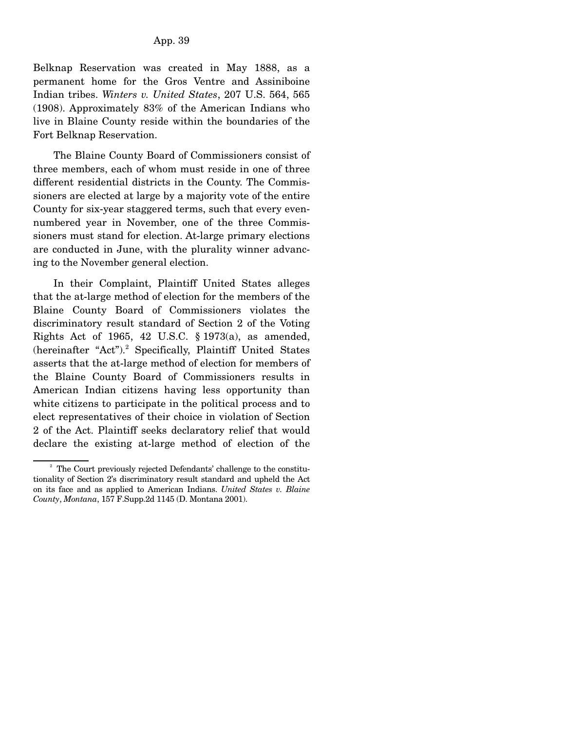Belknap Reservation was created in May 1888, as a permanent home for the Gros Ventre and Assiniboine Indian tribes. *Winters v. United States*, 207 U.S. 564, 565 (1908). Approximately 83% of the American Indians who live in Blaine County reside within the boundaries of the Fort Belknap Reservation.

The Blaine County Board of Commissioners consist of three members, each of whom must reside in one of three different residential districts in the County. The Commissioners are elected at large by a majority vote of the entire County for six-year staggered terms, such that every even-numbered year in November, one of the three Commissioners must stand for election. At-large primary elections are conducted in June, with the plurality winner advancing to the November general election.

In their Complaint, Plaintiff United States alleges that the at-large method of election for the members of the Blaine County Board of Commissioners violates the discriminatory result standard of Section 2 of the Voting Rights Act of 1965, 42 U.S.C. § 1973(a), as amended, (hereinafter "Act").[2] Specifically, Plaintiff United States asserts that the at-large method of election for members of the Blaine County Board of Commissioners results in American Indian citizens having less opportunity than white citizens to participate in the political process and to elect representatives of their choice in violation of Section 2 of the Act. Plaintiff seeks declaratory relief that would declare the existing at-large method of election of the

[2] The Court previously rejected Defendants' challenge to the constitutionality of Section 2's discriminatory result standard and upheld the Act on its face and as applied to American Indians. *United States v. Blaine County, Montana*, 157 F.Supp.2d 1145 (D. Montana 2001).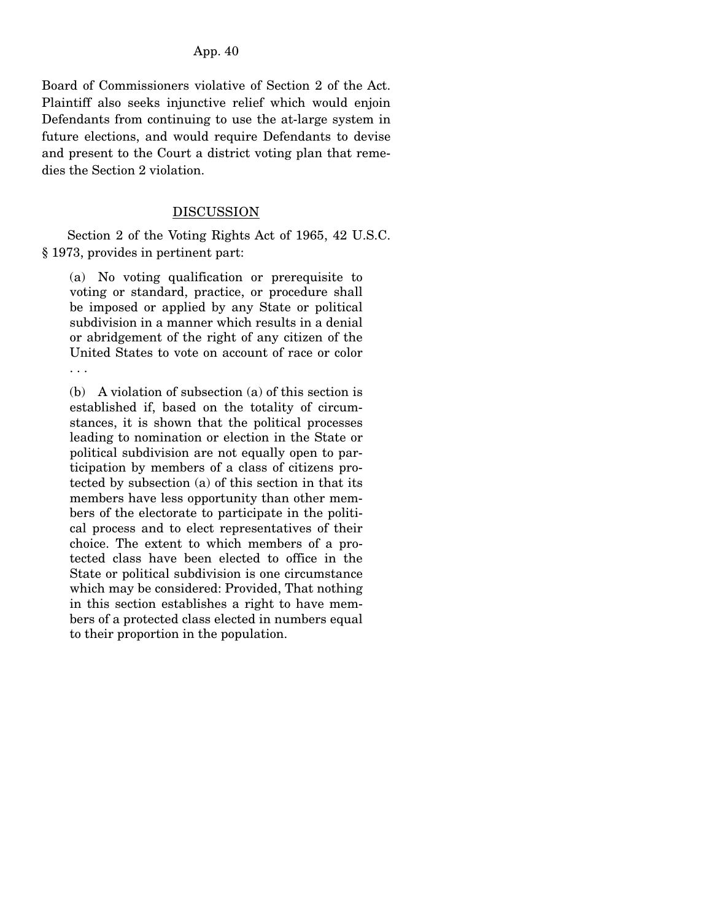Board of Commissioners violative of Section 2 of the Act. Plaintiff also seeks injunctive relief which would enjoin Defendants from continuing to use the at-large system in future elections, and would require Defendants to devise and present to the Court a district voting plan that remedies the Section 2 violation.

## DISCUSSION

Section 2 of the Voting Rights Act of 1965, 42 U.S.C. § 1973, provides in pertinent part:

> (a) No voting qualification or prerequisite to voting or standard, practice, or procedure shall be imposed or applied by any State or political subdivision in a manner which results in a denial or abridgement of the right of any citizen of the United States to vote on account of race or color . . .
>
> (b) A violation of subsection (a) of this section is established if, based on the totality of circumstances, it is shown that the political processes leading to nomination or election in the State or political subdivision are not equally open to participation by members of a class of citizens protected by subsection (a) of this section in that its members have less opportunity than other members of the electorate to participate in the political process and to elect representatives of their choice. The extent to which members of a protected class have been elected to office in the State or political subdivision is one circumstance which may be considered: Provided, That nothing in this section establishes a right to have members of a protected class elected in numbers equal to their proportion in the population.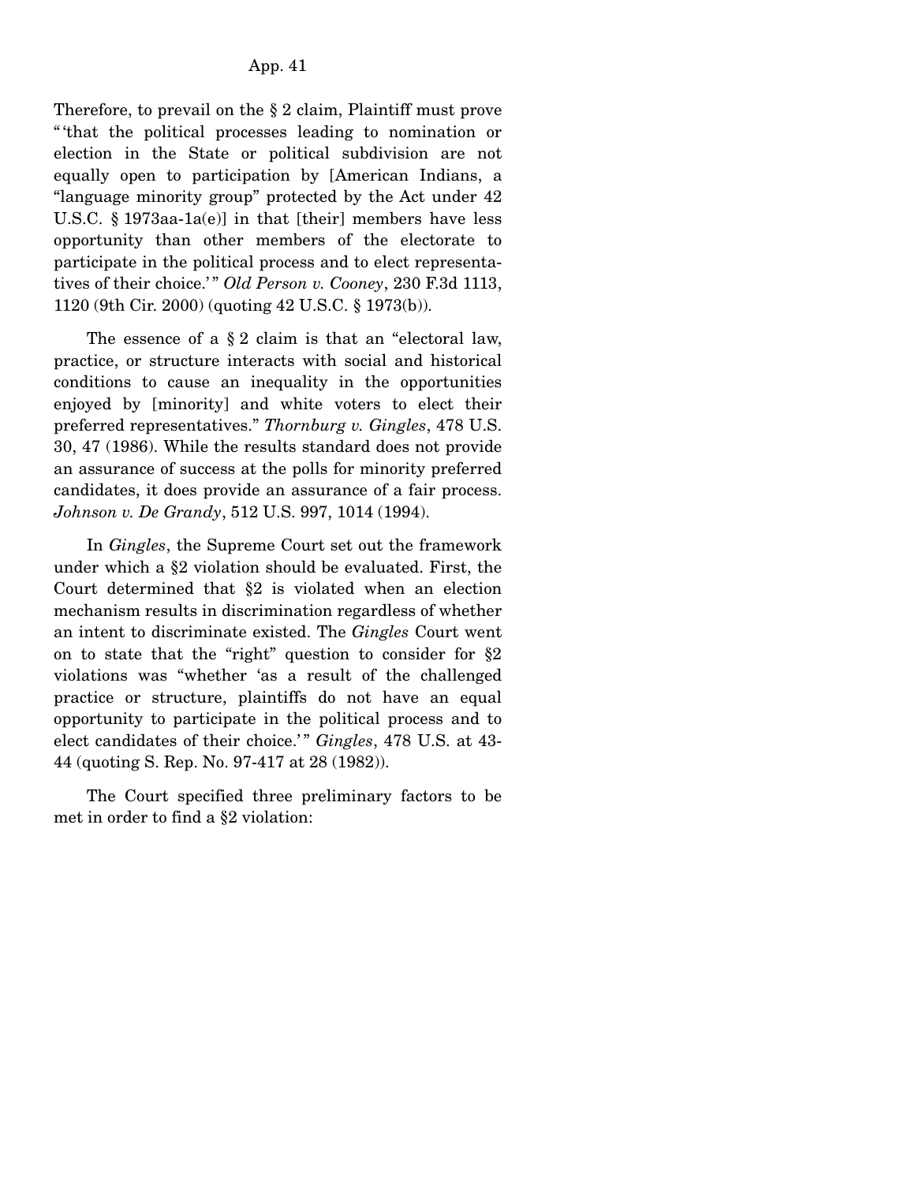Therefore, to prevail on the § 2 claim, Plaintiff must prove "'that the political processes leading to nomination or election in the State or political subdivision are not equally open to participation by [American Indians, a "language minority group" protected by the Act under 42 U.S.C. § 1973aa-1a(e)] in that [their] members have less opportunity than other members of the electorate to participate in the political process and to elect representatives of their choice.'" *Old Person v. Cooney*, 230 F.3d 1113, 1120 (9th Cir. 2000) (quoting 42 U.S.C. § 1973(b)).

The essence of a § 2 claim is that an "electoral law, practice, or structure interacts with social and historical conditions to cause an inequality in the opportunities enjoyed by [minority] and white voters to elect their preferred representatives." *Thornburg v. Gingles*, 478 U.S. 30, 47 (1986). While the results standard does not provide an assurance of success at the polls for minority preferred candidates, it does provide an assurance of a fair process. *Johnson v. De Grandy*, 512 U.S. 997, 1014 (1994).

In *Gingles*, the Supreme Court set out the framework under which a §2 violation should be evaluated. First, the Court determined that §2 is violated when an election mechanism results in discrimination regardless of whether an intent to discriminate existed. The *Gingles* Court went on to state that the "right" question to consider for §2 violations was "whether 'as a result of the challenged practice or structure, plaintiffs do not have an equal opportunity to participate in the political process and to elect candidates of their choice.'" *Gingles*, 478 U.S. at 43-44 (quoting S. Rep. No. 97-417 at 28 (1982)).

The Court specified three preliminary factors to be met in order to find a §2 violation: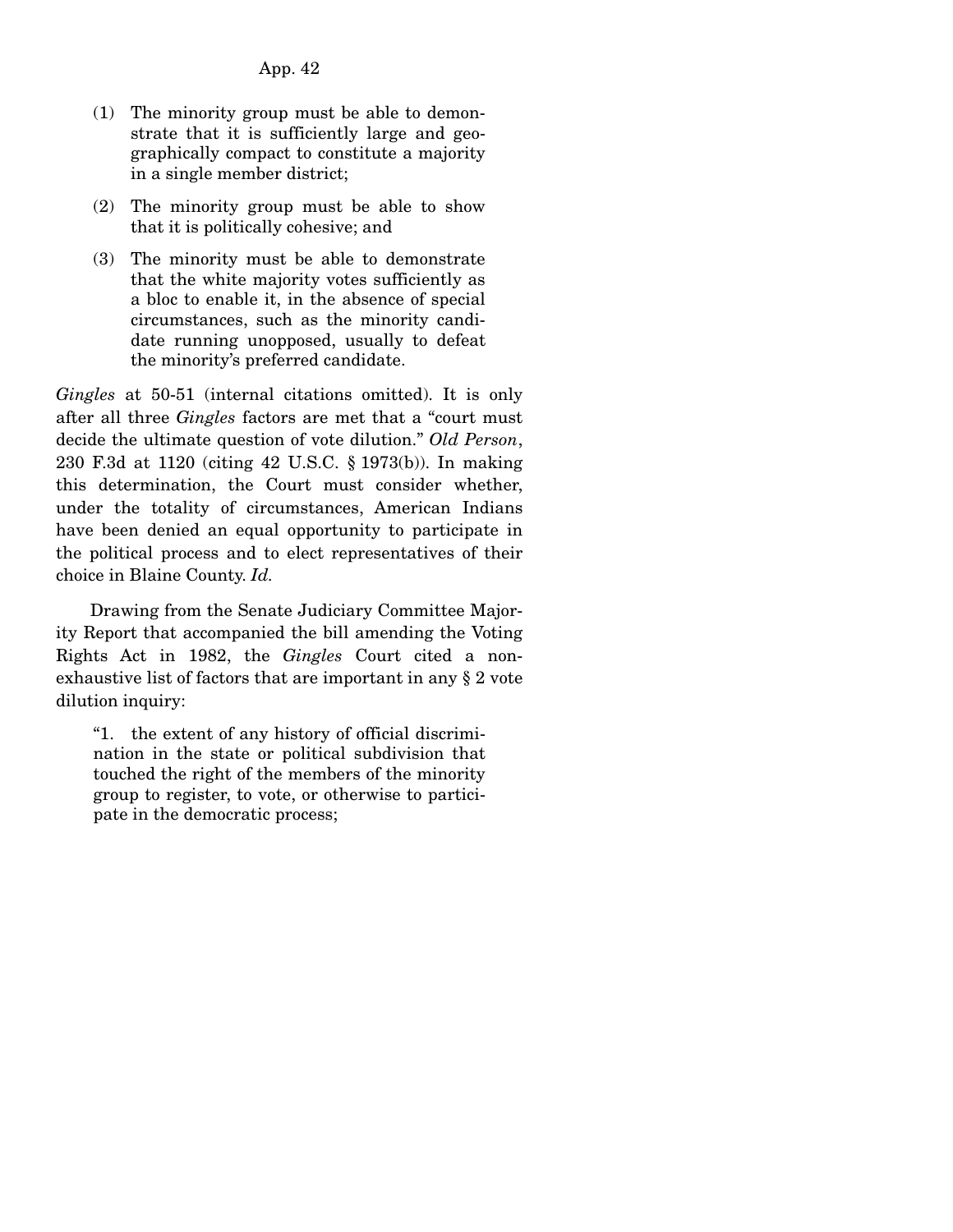(1) The minority group must be able to demonstrate that it is sufficiently large and geographically compact to constitute a majority in a single member district;

(2) The minority group must be able to show that it is politically cohesive; and

(3) The minority must be able to demonstrate that the white majority votes sufficiently as a bloc to enable it, in the absence of special circumstances, such as the minority candidate running unopposed, usually to defeat the minority's preferred candidate.

*Gingles* at 50-51 (internal citations omitted). It is only after all three *Gingles* factors are met that a "court must decide the ultimate question of vote dilution." *Old Person*, 230 F.3d at 1120 (citing 42 U.S.C. § 1973(b)). In making this determination, the Court must consider whether, under the totality of circumstances, American Indians have been denied an equal opportunity to participate in the political process and to elect representatives of their choice in Blaine County. *Id.*

Drawing from the Senate Judiciary Committee Majority Report that accompanied the bill amending the Voting Rights Act in 1982, the *Gingles* Court cited a non-exhaustive list of factors that are important in any § 2 vote dilution inquiry:

"1. the extent of any history of official discrimination in the state or political subdivision that touched the right of the members of the minority group to register, to vote, or otherwise to participate in the democratic process;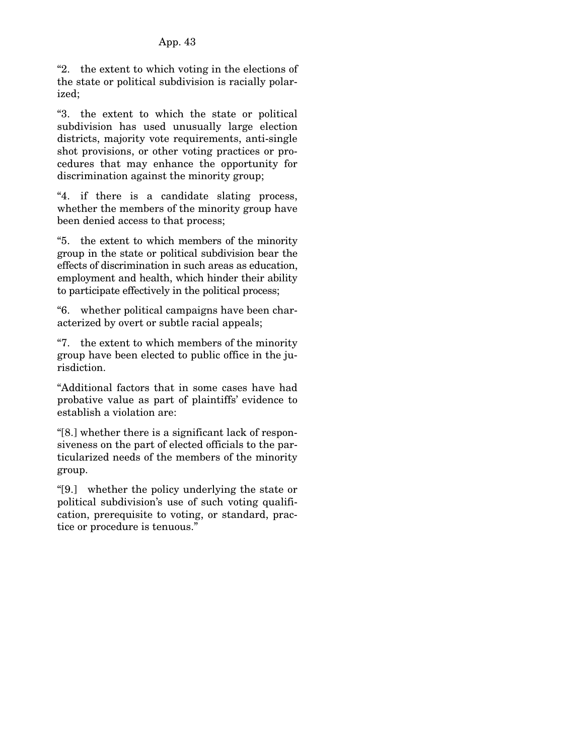"2. the extent to which voting in the elections of the state or political subdivision is racially polarized;

"3. the extent to which the state or political subdivision has used unusually large election districts, majority vote requirements, anti-single shot provisions, or other voting practices or procedures that may enhance the opportunity for discrimination against the minority group;

"4. if there is a candidate slating process, whether the members of the minority group have been denied access to that process;

"5. the extent to which members of the minority group in the state or political subdivision bear the effects of discrimination in such areas as education, employment and health, which hinder their ability to participate effectively in the political process;

"6. whether political campaigns have been characterized by overt or subtle racial appeals;

"7. the extent to which members of the minority group have been elected to public office in the jurisdiction.

"Additional factors that in some cases have had probative value as part of plaintiffs' evidence to establish a violation are:

"[8.] whether there is a significant lack of responsiveness on the part of elected officials to the particularized needs of the members of the minority group.

"[9.] whether the policy underlying the state or political subdivision's use of such voting qualification, prerequisite to voting, or standard, practice or procedure is tenuous."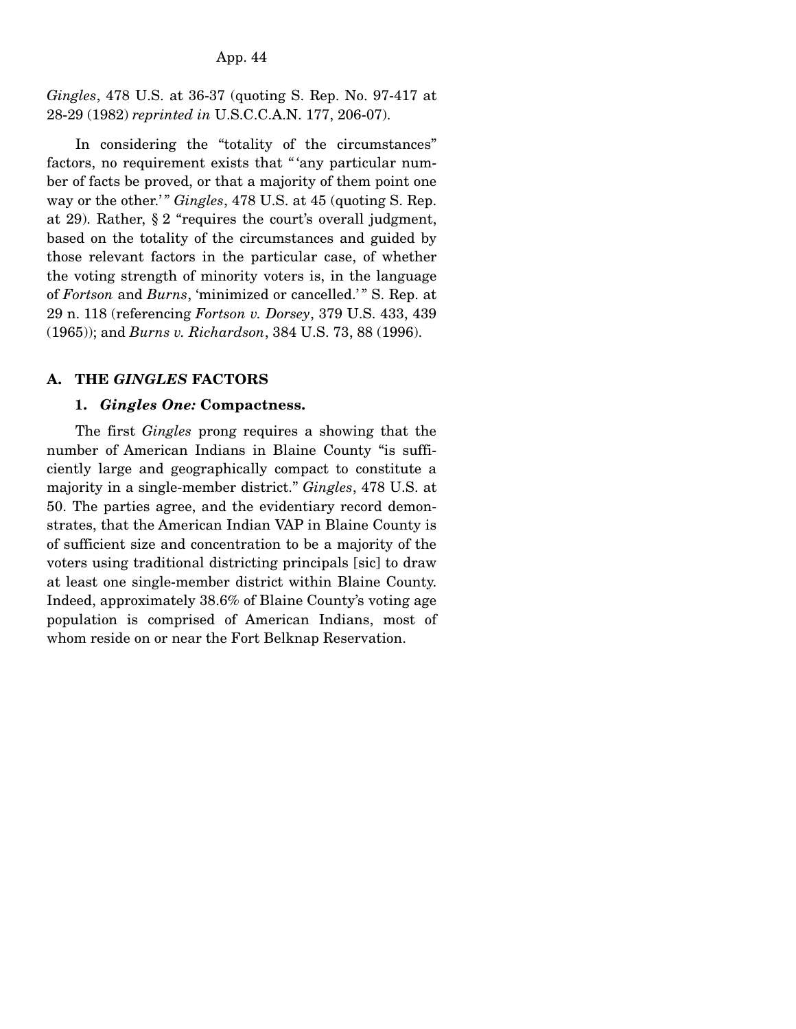*Gingles*, 478 U.S. at 36-37 (quoting S. Rep. No. 97-417 at 28-29 (1982) *reprinted in* U.S.C.C.A.N. 177, 206-07).

In considering the "totality of the circumstances" factors, no requirement exists that "'any particular number of facts be proved, or that a majority of them point one way or the other.'" *Gingles*, 478 U.S. at 45 (quoting S. Rep. at 29). Rather, § 2 "requires the court's overall judgment, based on the totality of the circumstances and guided by those relevant factors in the particular case, of whether the voting strength of minority voters is, in the language of *Fortson* and *Burns*, 'minimized or cancelled.'" S. Rep. at 29 n. 118 (referencing *Fortson v. Dorsey*, 379 U.S. 433, 439 (1965)); and *Burns v. Richardson*, 384 U.S. 73, 88 (1996).

## A. THE *GINGLES* FACTORS

### 1. *Gingles One:* Compactness.

The first *Gingles* prong requires a showing that the number of American Indians in Blaine County "is sufficiently large and geographically compact to constitute a majority in a single-member district." *Gingles*, 478 U.S. at 50. The parties agree, and the evidentiary record demonstrates, that the American Indian VAP in Blaine County is of sufficient size and concentration to be a majority of the voters using traditional districting principals [sic] to draw at least one single-member district within Blaine County. Indeed, approximately 38.6% of Blaine County's voting age population is comprised of American Indians, most of whom reside on or near the Fort Belknap Reservation.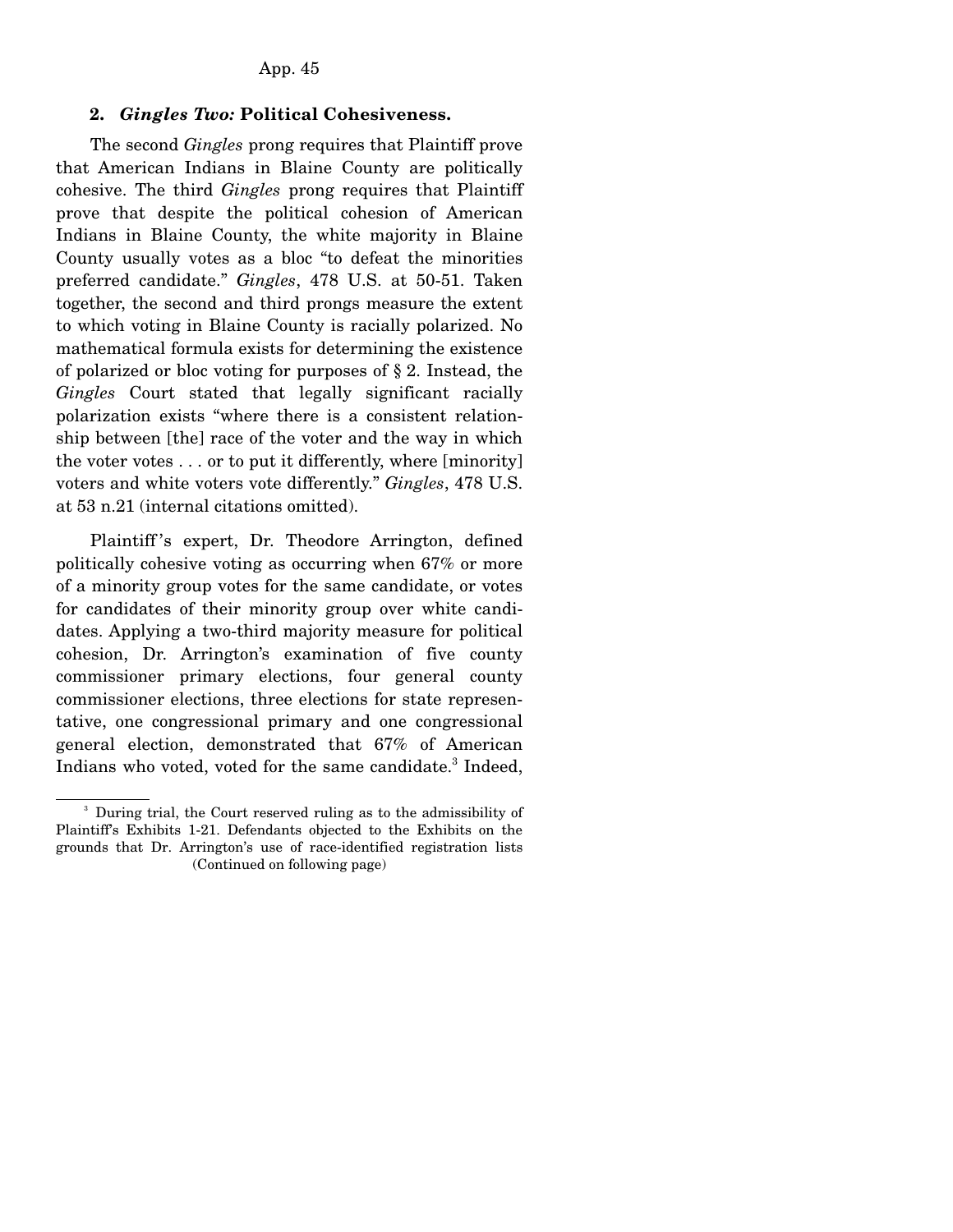## 2. *Gingles Two:* Political Cohesiveness.

The second *Gingles* prong requires that Plaintiff prove that American Indians in Blaine County are politically cohesive. The third *Gingles* prong requires that Plaintiff prove that despite the political cohesion of American Indians in Blaine County, the white majority in Blaine County usually votes as a bloc "to defeat the minorities preferred candidate." *Gingles*, 478 U.S. at 50-51. Taken together, the second and third prongs measure the extent to which voting in Blaine County is racially polarized. No mathematical formula exists for determining the existence of polarized or bloc voting for purposes of § 2. Instead, the *Gingles* Court stated that legally significant racially polarization exists "where there is a consistent relationship between [the] race of the voter and the way in which the voter votes . . . or to put it differently, where [minority] voters and white voters vote differently." *Gingles*, 478 U.S. at 53 n.21 (internal citations omitted).

Plaintiff's expert, Dr. Theodore Arrington, defined politically cohesive voting as occurring when 67% or more of a minority group votes for the same candidate, or votes for candidates of their minority group over white candidates. Applying a two-third majority measure for political cohesion, Dr. Arrington's examination of five county commissioner primary elections, four general county commissioner elections, three elections for state representative, one congressional primary and one congressional general election, demonstrated that 67% of American Indians who voted, voted for the same candidate.[3] Indeed,

[3] During trial, the Court reserved ruling as to the admissibility of Plaintiff's Exhibits 1-21. Defendants objected to the Exhibits on the grounds that Dr. Arrington's use of race-identified registration lists (Continued on following page)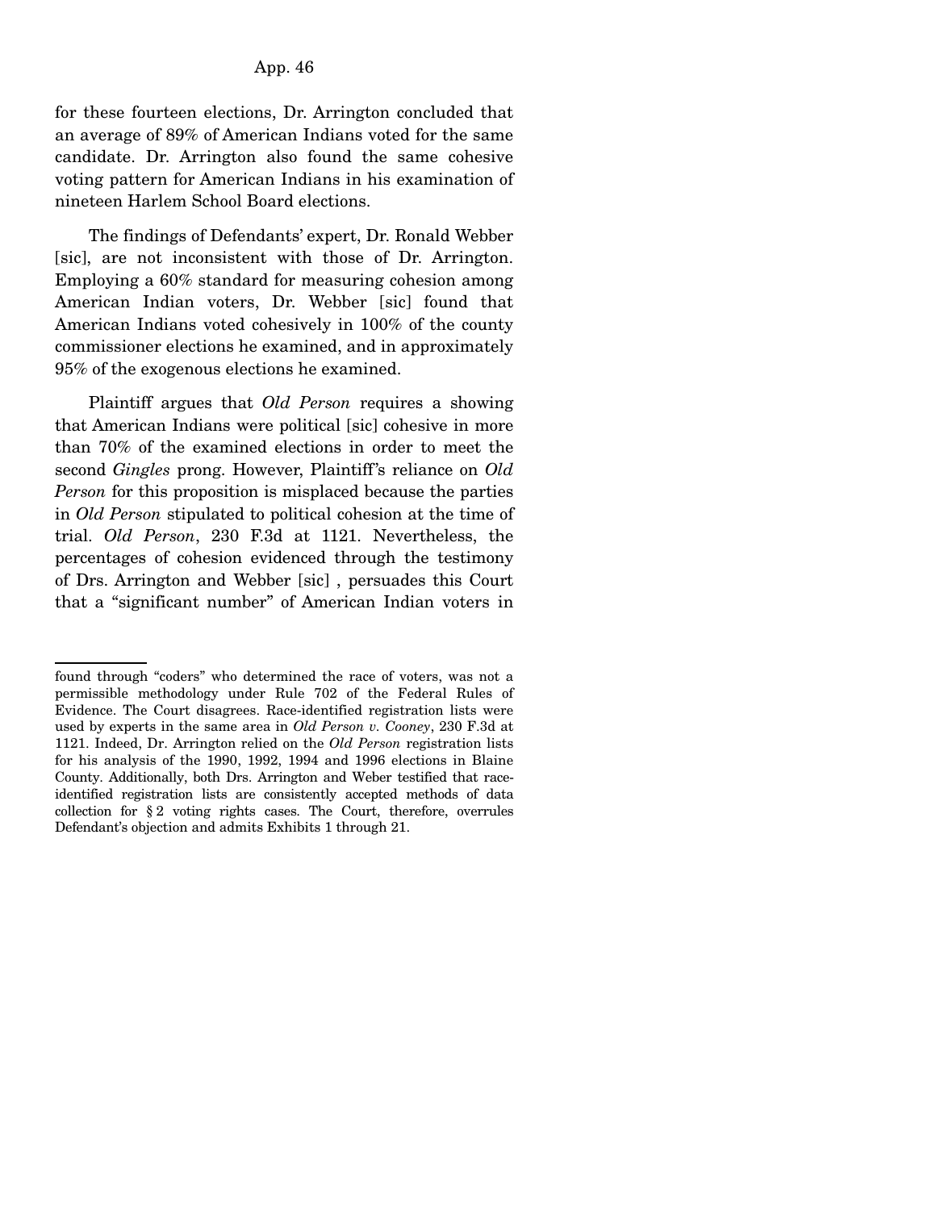for these fourteen elections, Dr. Arrington concluded that an average of 89% of American Indians voted for the same candidate. Dr. Arrington also found the same cohesive voting pattern for American Indians in his examination of nineteen Harlem School Board elections.

The findings of Defendants' expert, Dr. Ronald Webber [sic], are not inconsistent with those of Dr. Arrington. Employing a 60% standard for measuring cohesion among American Indian voters, Dr. Webber [sic] found that American Indians voted cohesively in 100% of the county commissioner elections he examined, and in approximately 95% of the exogenous elections he examined.

Plaintiff argues that *Old Person* requires a showing that American Indians were political [sic] cohesive in more than 70% of the examined elections in order to meet the second *Gingles* prong. However, Plaintiff's reliance on *Old Person* for this proposition is misplaced because the parties in *Old Person* stipulated to political cohesion at the time of trial. *Old Person*, 230 F.3d at 1121. Nevertheless, the percentages of cohesion evidenced through the testimony of Drs. Arrington and Webber [sic] , persuades this Court that a "significant number" of American Indian voters in

---

found through "coders" who determined the race of voters, was not a permissible methodology under Rule 702 of the Federal Rules of Evidence. The Court disagrees. Race-identified registration lists were used by experts in the same area in *Old Person v. Cooney*, 230 F.3d at 1121. Indeed, Dr. Arrington relied on the *Old Person* registration lists for his analysis of the 1990, 1992, 1994 and 1996 elections in Blaine County. Additionally, both Drs. Arrington and Weber testified that race-identified registration lists are consistently accepted methods of data collection for § 2 voting rights cases. The Court, therefore, overrules Defendant's objection and admits Exhibits 1 through 21.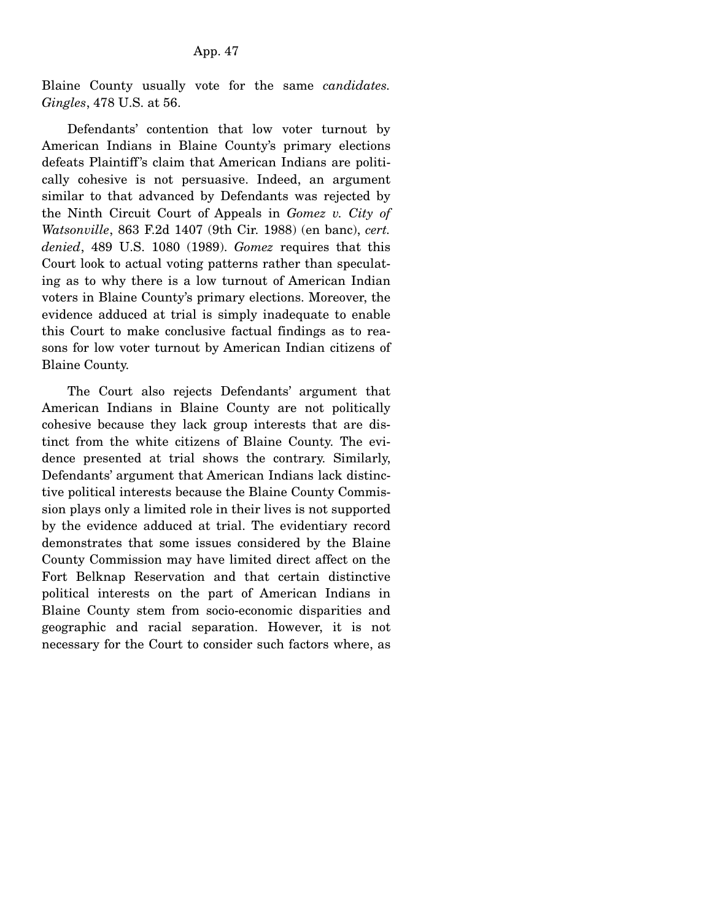Blaine County usually vote for the same *candidates.* *Gingles*, 478 U.S. at 56.

Defendants' contention that low voter turnout by American Indians in Blaine County's primary elections defeats Plaintiff's claim that American Indians are politically cohesive is not persuasive. Indeed, an argument similar to that advanced by Defendants was rejected by the Ninth Circuit Court of Appeals in *Gomez v. City of Watsonville*, 863 F.2d 1407 (9th Cir. 1988) (en banc), *cert. denied*, 489 U.S. 1080 (1989). *Gomez* requires that this Court look to actual voting patterns rather than speculating as to why there is a low turnout of American Indian voters in Blaine County's primary elections. Moreover, the evidence adduced at trial is simply inadequate to enable this Court to make conclusive factual findings as to reasons for low voter turnout by American Indian citizens of Blaine County.

The Court also rejects Defendants' argument that American Indians in Blaine County are not politically cohesive because they lack group interests that are distinct from the white citizens of Blaine County. The evidence presented at trial shows the contrary. Similarly, Defendants' argument that American Indians lack distinctive political interests because the Blaine County Commission plays only a limited role in their lives is not supported by the evidence adduced at trial. The evidentiary record demonstrates that some issues considered by the Blaine County Commission may have limited direct affect on the Fort Belknap Reservation and that certain distinctive political interests on the part of American Indians in Blaine County stem from socio-economic disparities and geographic and racial separation. However, it is not necessary for the Court to consider such factors where, as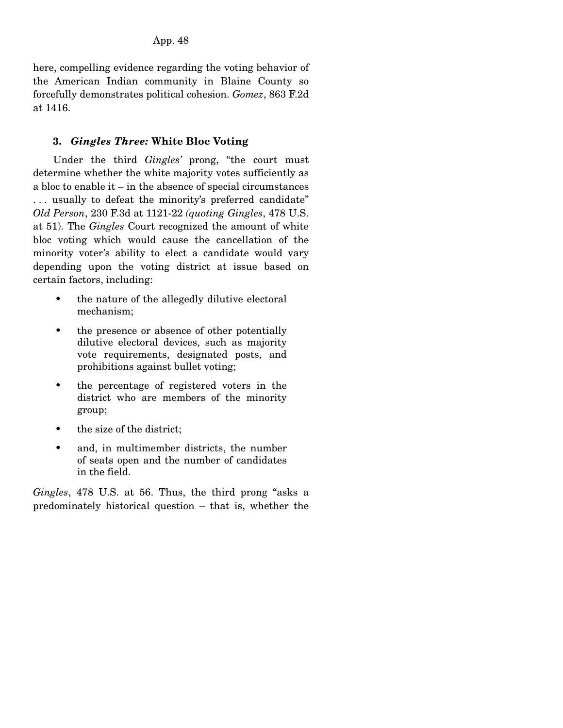here, compelling evidence regarding the voting behavior of the American Indian community in Blaine County so forcefully demonstrates political cohesion. *Gomez*, 863 F.2d at 1416.

### 3. *Gingles Three:* White Bloc Voting

Under the third *Gingles'* prong, "the court must determine whether the white majority votes sufficiently as a bloc to enable it – in the absence of special circumstances . . . usually to defeat the minority's preferred candidate" *Old Person*, 230 F.3d at 1121-22 *(quoting Gingles*, 478 U.S. at 51). The *Gingles* Court recognized the amount of white bloc voting which would cause the cancellation of the minority voter's ability to elect a candidate would vary depending upon the voting district at issue based on certain factors, including:

- the nature of the allegedly dilutive electoral mechanism;
- the presence or absence of other potentially dilutive electoral devices, such as majority vote requirements, designated posts, and prohibitions against bullet voting;
- the percentage of registered voters in the district who are members of the minority group;
- the size of the district;
- and, in multimember districts, the number of seats open and the number of candidates in the field.

*Gingles*, 478 U.S. at 56. Thus, the third prong "asks a predominately historical question – that is, whether the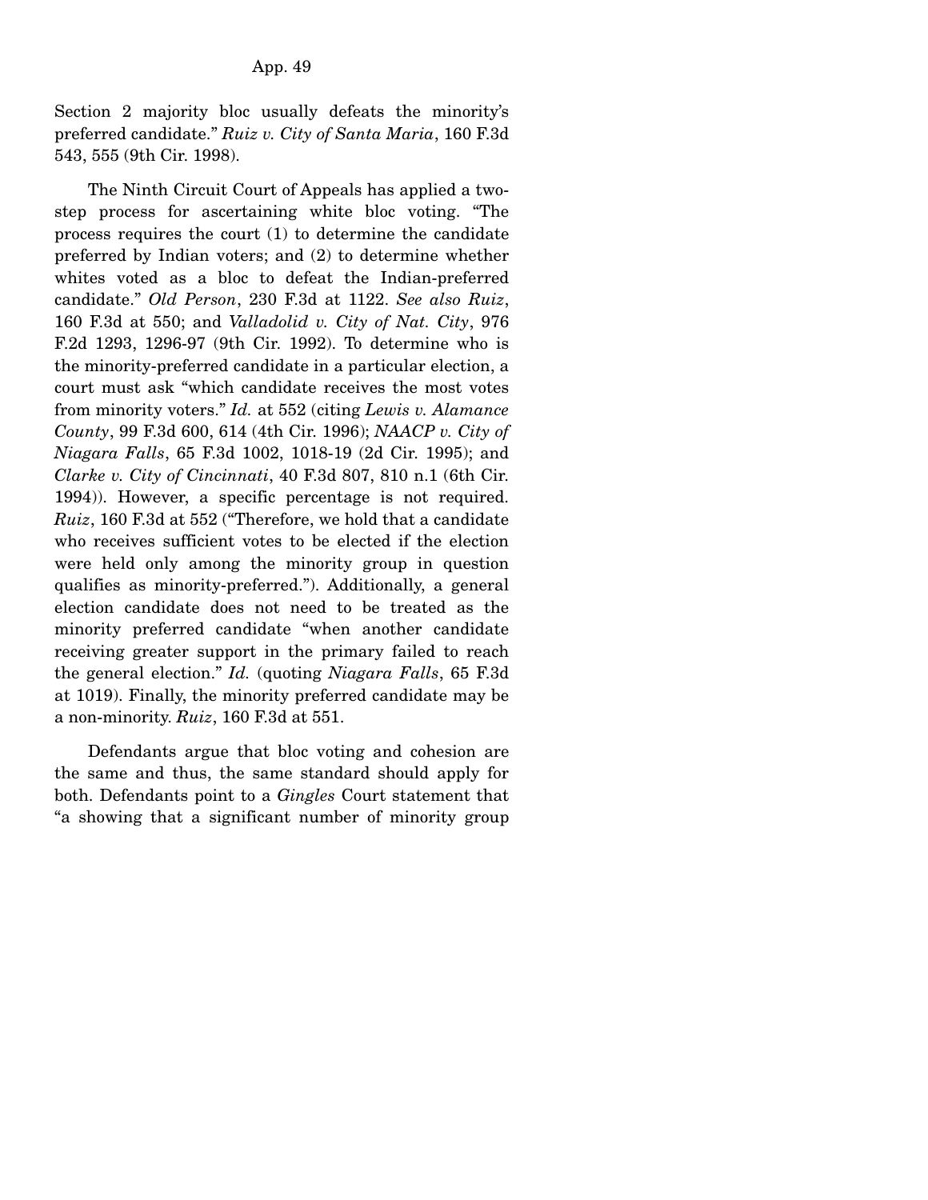Section 2 majority bloc usually defeats the minority's preferred candidate." *Ruiz v. City of Santa Maria*, 160 F.3d 543, 555 (9th Cir. 1998).

The Ninth Circuit Court of Appeals has applied a two-step process for ascertaining white bloc voting. "The process requires the court (1) to determine the candidate preferred by Indian voters; and (2) to determine whether whites voted as a bloc to defeat the Indian-preferred candidate." *Old Person*, 230 F.3d at 1122. *See also Ruiz*, 160 F.3d at 550; and *Valladolid v. City of Nat. City*, 976 F.2d 1293, 1296-97 (9th Cir. 1992). To determine who is the minority-preferred candidate in a particular election, a court must ask "which candidate receives the most votes from minority voters." *Id.* at 552 (citing *Lewis v. Alamance County*, 99 F.3d 600, 614 (4th Cir. 1996); *NAACP v. City of Niagara Falls*, 65 F.3d 1002, 1018-19 (2d Cir. 1995); and *Clarke v. City of Cincinnati*, 40 F.3d 807, 810 n.1 (6th Cir. 1994)). However, a specific percentage is not required. *Ruiz*, 160 F.3d at 552 ("Therefore, we hold that a candidate who receives sufficient votes to be elected if the election were held only among the minority group in question qualifies as minority-preferred."). Additionally, a general election candidate does not need to be treated as the minority preferred candidate "when another candidate receiving greater support in the primary failed to reach the general election." *Id.* (quoting *Niagara Falls*, 65 F.3d at 1019). Finally, the minority preferred candidate may be a non-minority. *Ruiz*, 160 F.3d at 551.

Defendants argue that bloc voting and cohesion are the same and thus, the same standard should apply for both. Defendants point to a *Gingles* Court statement that "a showing that a significant number of minority group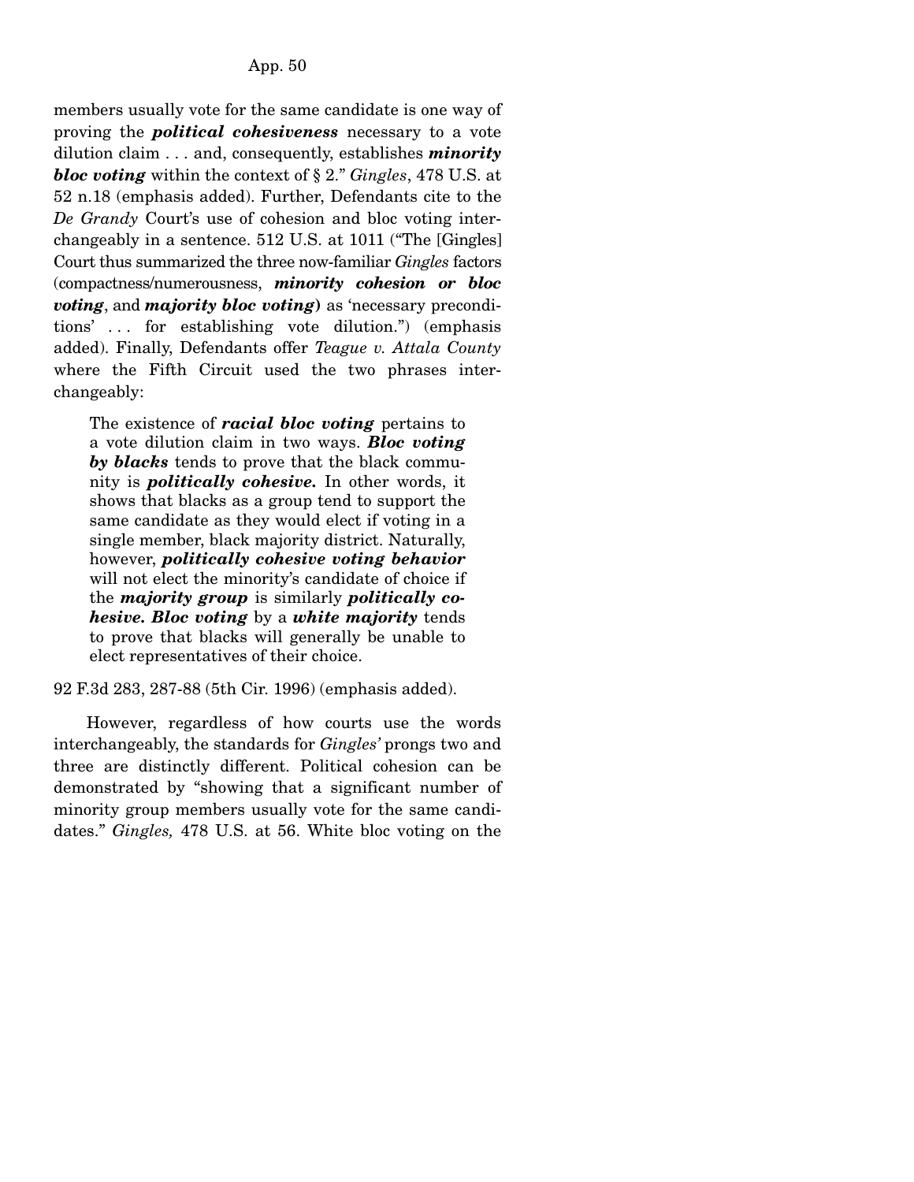members usually vote for the same candidate is one way of proving the ***political cohesiveness*** necessary to a vote dilution claim . . . and, consequently, establishes ***minority bloc voting*** within the context of § 2." *Gingles*, 478 U.S. at 52 n.18 (emphasis added). Further, Defendants cite to the *De Grandy* Court's use of cohesion and bloc voting interchangeably in a sentence. 512 U.S. at 1011 ("The [Gingles] Court thus summarized the three now-familiar *Gingles* factors (compactness/numerousness, ***minority cohesion or bloc voting***, and ***majority bloc voting***) as 'necessary preconditions' . . . for establishing vote dilution.") (emphasis added). Finally, Defendants offer *Teague v. Attala County* where the Fifth Circuit used the two phrases interchangeably:

> The existence of ***racial bloc voting*** pertains to a vote dilution claim in two ways. ***Bloc voting by blacks*** tends to prove that the black community is ***politically cohesive.*** In other words, it shows that blacks as a group tend to support the same candidate as they would elect if voting in a single member, black majority district. Naturally, however, ***politically cohesive voting behavior*** will not elect the minority's candidate of choice if the ***majority group*** is similarly ***politically cohesive. Bloc voting*** by a ***white majority*** tends to prove that blacks will generally be unable to elect representatives of their choice.

92 F.3d 283, 287-88 (5th Cir. 1996) (emphasis added).

However, regardless of how courts use the words interchangeably, the standards for *Gingles'* prongs two and three are distinctly different. Political cohesion can be demonstrated by "showing that a significant number of minority group members usually vote for the same candidates." *Gingles,* 478 U.S. at 56. White bloc voting on the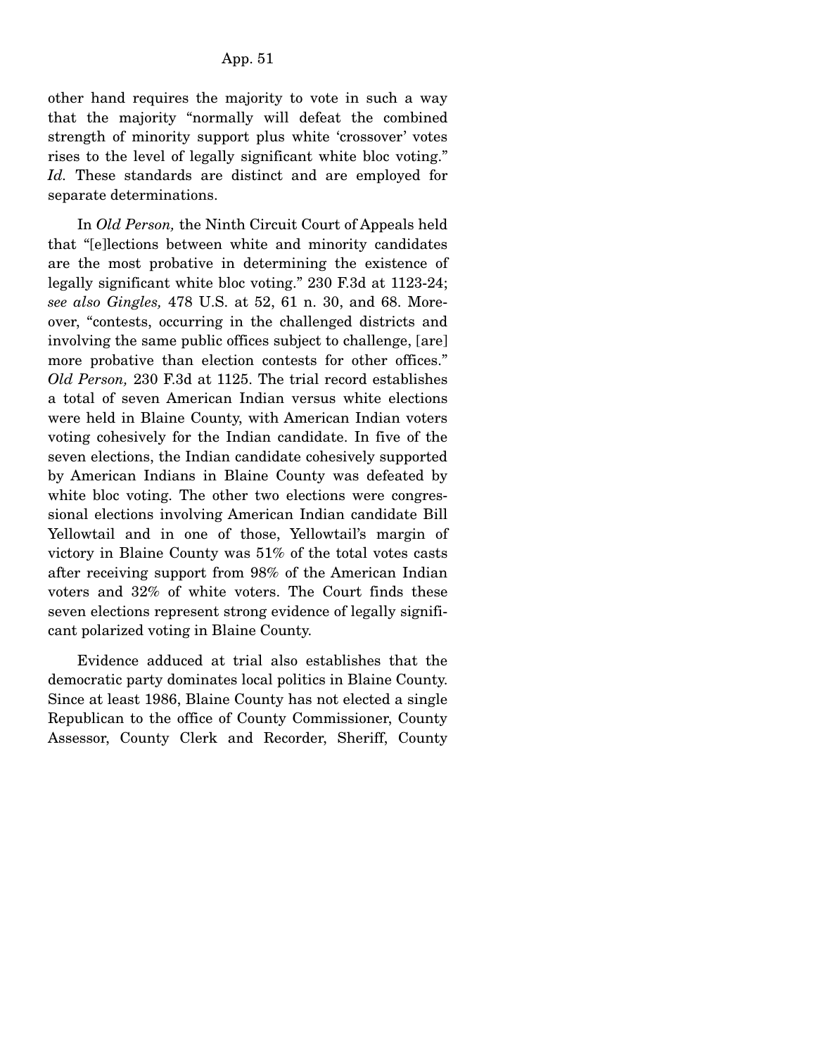other hand requires the majority to vote in such a way that the majority "normally will defeat the combined strength of minority support plus white 'crossover' votes rises to the level of legally significant white bloc voting." *Id.* These standards are distinct and are employed for separate determinations.

In *Old Person,* the Ninth Circuit Court of Appeals held that "[e]lections between white and minority candidates are the most probative in determining the existence of legally significant white bloc voting." 230 F.3d at 1123-24; *see also Gingles,* 478 U.S. at 52, 61 n. 30, and 68. Moreover, "contests, occurring in the challenged districts and involving the same public offices subject to challenge, [are] more probative than election contests for other offices." *Old Person,* 230 F.3d at 1125. The trial record establishes a total of seven American Indian versus white elections were held in Blaine County, with American Indian voters voting cohesively for the Indian candidate. In five of the seven elections, the Indian candidate cohesively supported by American Indians in Blaine County was defeated by white bloc voting. The other two elections were congressional elections involving American Indian candidate Bill Yellowtail and in one of those, Yellowtail's margin of victory in Blaine County was 51% of the total votes casts after receiving support from 98% of the American Indian voters and 32% of white voters. The Court finds these seven elections represent strong evidence of legally significant polarized voting in Blaine County.

Evidence adduced at trial also establishes that the democratic party dominates local politics in Blaine County. Since at least 1986, Blaine County has not elected a single Republican to the office of County Commissioner, County Assessor, County Clerk and Recorder, Sheriff, County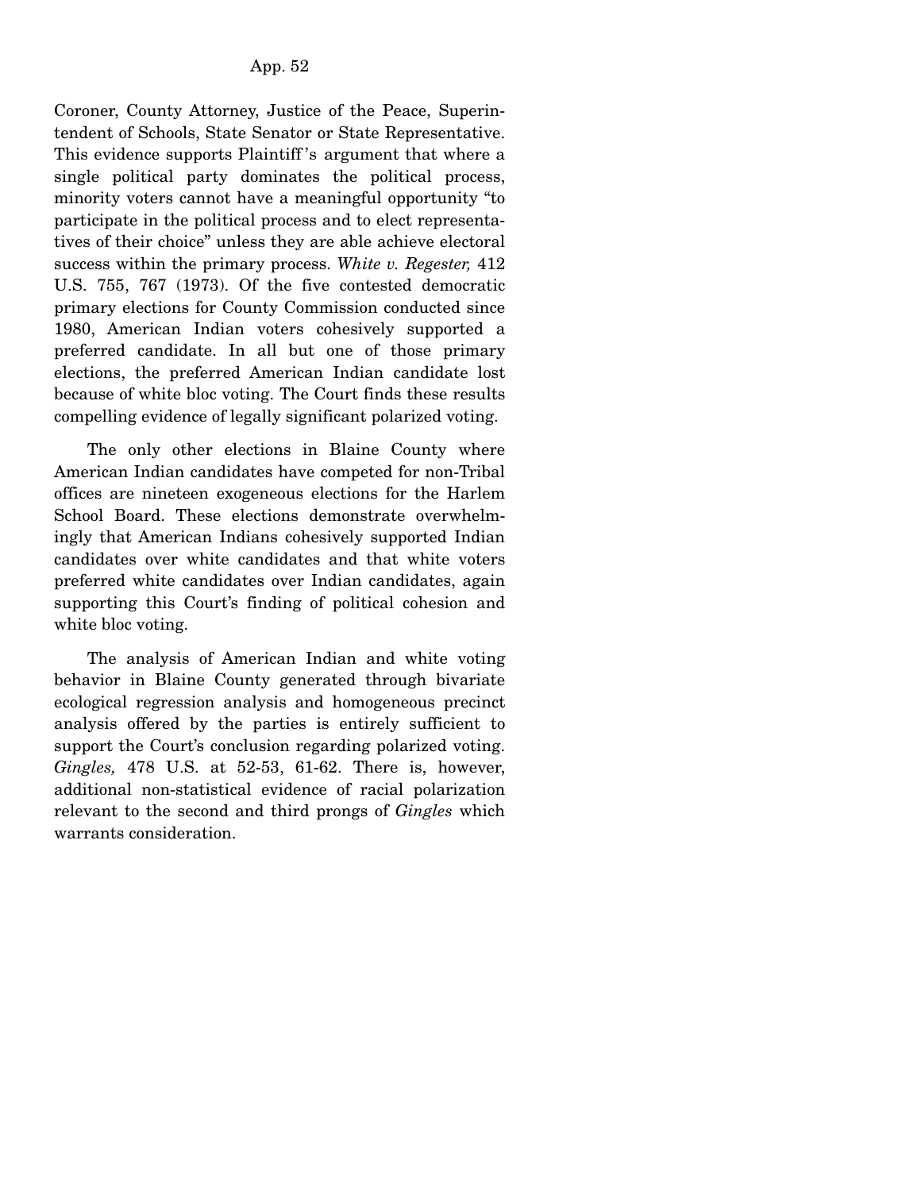Coroner, County Attorney, Justice of the Peace, Superintendent of Schools, State Senator or State Representative. This evidence supports Plaintiff's argument that where a single political party dominates the political process, minority voters cannot have a meaningful opportunity "to participate in the political process and to elect representatives of their choice" unless they are able achieve electoral success within the primary process. *White v. Regester,* 412 U.S. 755, 767 (1973). Of the five contested democratic primary elections for County Commission conducted since 1980, American Indian voters cohesively supported a preferred candidate. In all but one of those primary elections, the preferred American Indian candidate lost because of white bloc voting. The Court finds these results compelling evidence of legally significant polarized voting.

The only other elections in Blaine County where American Indian candidates have competed for non-Tribal offices are nineteen exogeneous elections for the Harlem School Board. These elections demonstrate overwhelmingly that American Indians cohesively supported Indian candidates over white candidates and that white voters preferred white candidates over Indian candidates, again supporting this Court's finding of political cohesion and white bloc voting.

The analysis of American Indian and white voting behavior in Blaine County generated through bivariate ecological regression analysis and homogeneous precinct analysis offered by the parties is entirely sufficient to support the Court's conclusion regarding polarized voting. *Gingles,* 478 U.S. at 52-53, 61-62. There is, however, additional non-statistical evidence of racial polarization relevant to the second and third prongs of *Gingles* which warrants consideration.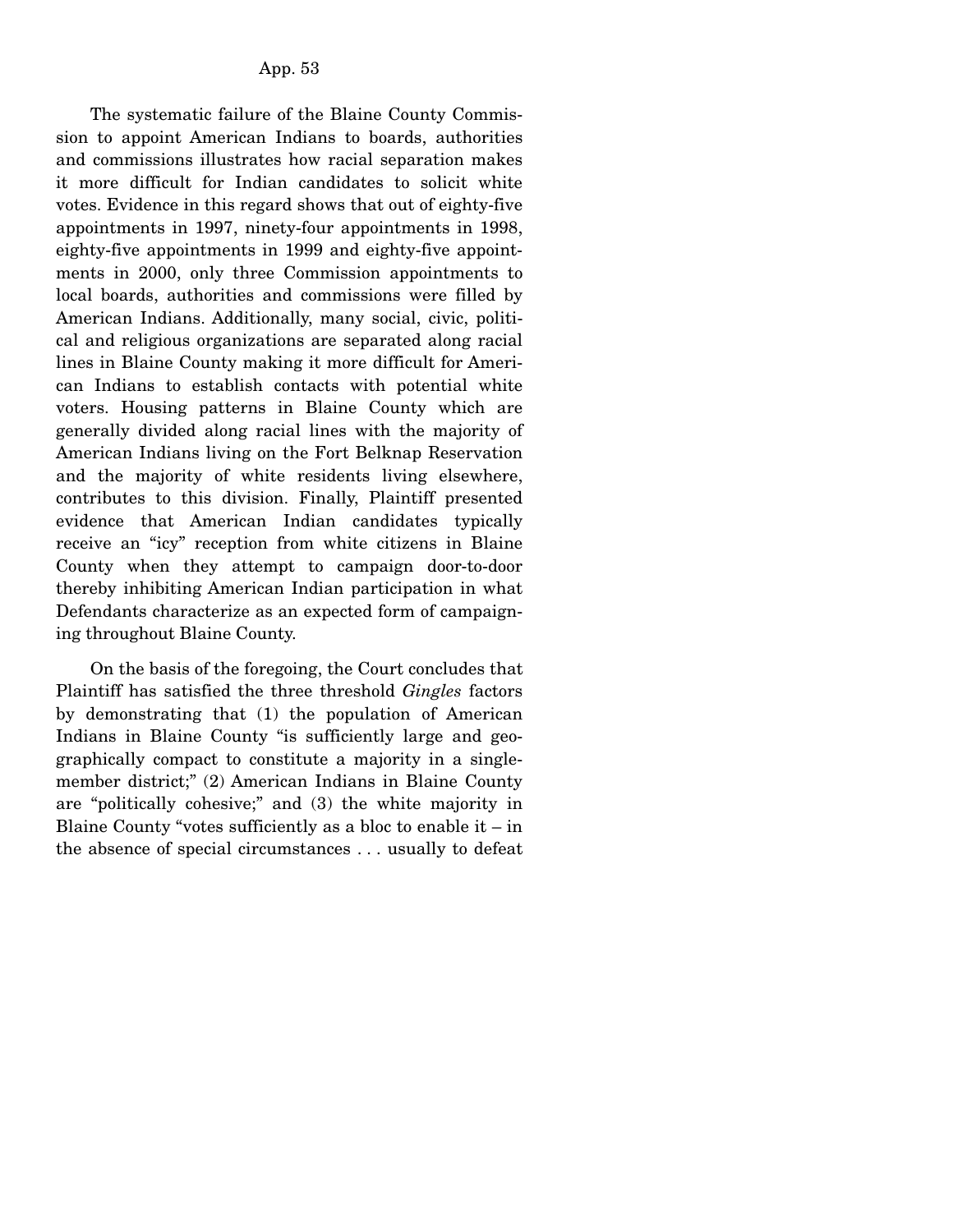The systematic failure of the Blaine County Commission to appoint American Indians to boards, authorities and commissions illustrates how racial separation makes it more difficult for Indian candidates to solicit white votes. Evidence in this regard shows that out of eighty-five appointments in 1997, ninety-four appointments in 1998, eighty-five appointments in 1999 and eighty-five appointments in 2000, only three Commission appointments to local boards, authorities and commissions were filled by American Indians. Additionally, many social, civic, political and religious organizations are separated along racial lines in Blaine County making it more difficult for American Indians to establish contacts with potential white voters. Housing patterns in Blaine County which are generally divided along racial lines with the majority of American Indians living on the Fort Belknap Reservation and the majority of white residents living elsewhere, contributes to this division. Finally, Plaintiff presented evidence that American Indian candidates typically receive an "icy" reception from white citizens in Blaine County when they attempt to campaign door-to-door thereby inhibiting American Indian participation in what Defendants characterize as an expected form of campaigning throughout Blaine County.

On the basis of the foregoing, the Court concludes that Plaintiff has satisfied the three threshold *Gingles* factors by demonstrating that (1) the population of American Indians in Blaine County "is sufficiently large and geographically compact to constitute a majority in a single-member district;" (2) American Indians in Blaine County are "politically cohesive;" and (3) the white majority in Blaine County "votes sufficiently as a bloc to enable it – in the absence of special circumstances . . . usually to defeat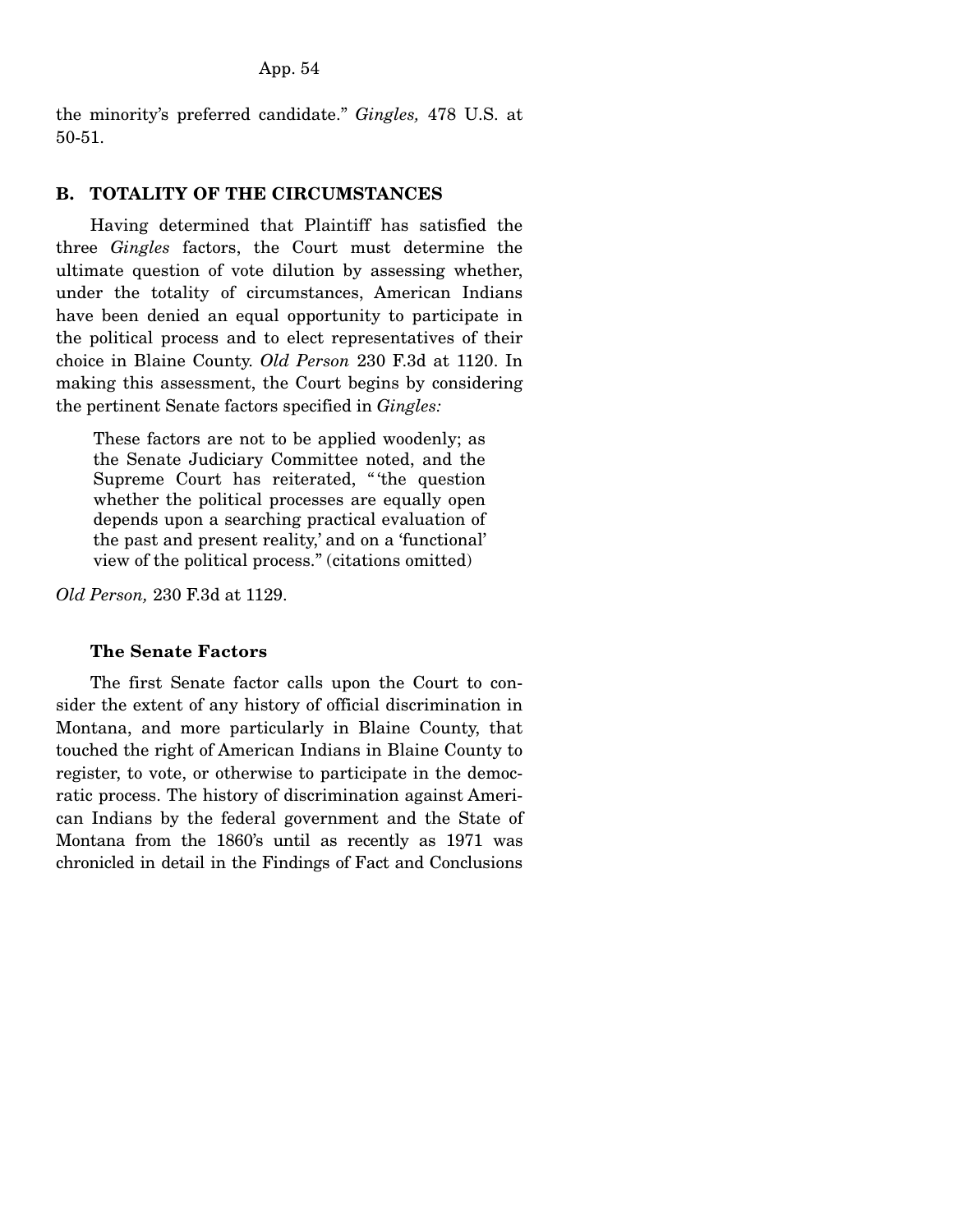the minority's preferred candidate." *Gingles,* 478 U.S. at 50-51.

## B. TOTALITY OF THE CIRCUMSTANCES

Having determined that Plaintiff has satisfied the three *Gingles* factors, the Court must determine the ultimate question of vote dilution by assessing whether, under the totality of circumstances, American Indians have been denied an equal opportunity to participate in the political process and to elect representatives of their choice in Blaine County. *Old Person* 230 F.3d at 1120. In making this assessment, the Court begins by considering the pertinent Senate factors specified in *Gingles:*

> These factors are not to be applied woodenly; as the Senate Judiciary Committee noted, and the Supreme Court has reiterated, "'the question whether the political processes are equally open depends upon a searching practical evaluation of the past and present reality,' and on a 'functional' view of the political process." (citations omitted)

*Old Person,* 230 F.3d at 1129.

### The Senate Factors

The first Senate factor calls upon the Court to consider the extent of any history of official discrimination in Montana, and more particularly in Blaine County, that touched the right of American Indians in Blaine County to register, to vote, or otherwise to participate in the democratic process. The history of discrimination against American Indians by the federal government and the State of Montana from the 1860's until as recently as 1971 was chronicled in detail in the Findings of Fact and Conclusions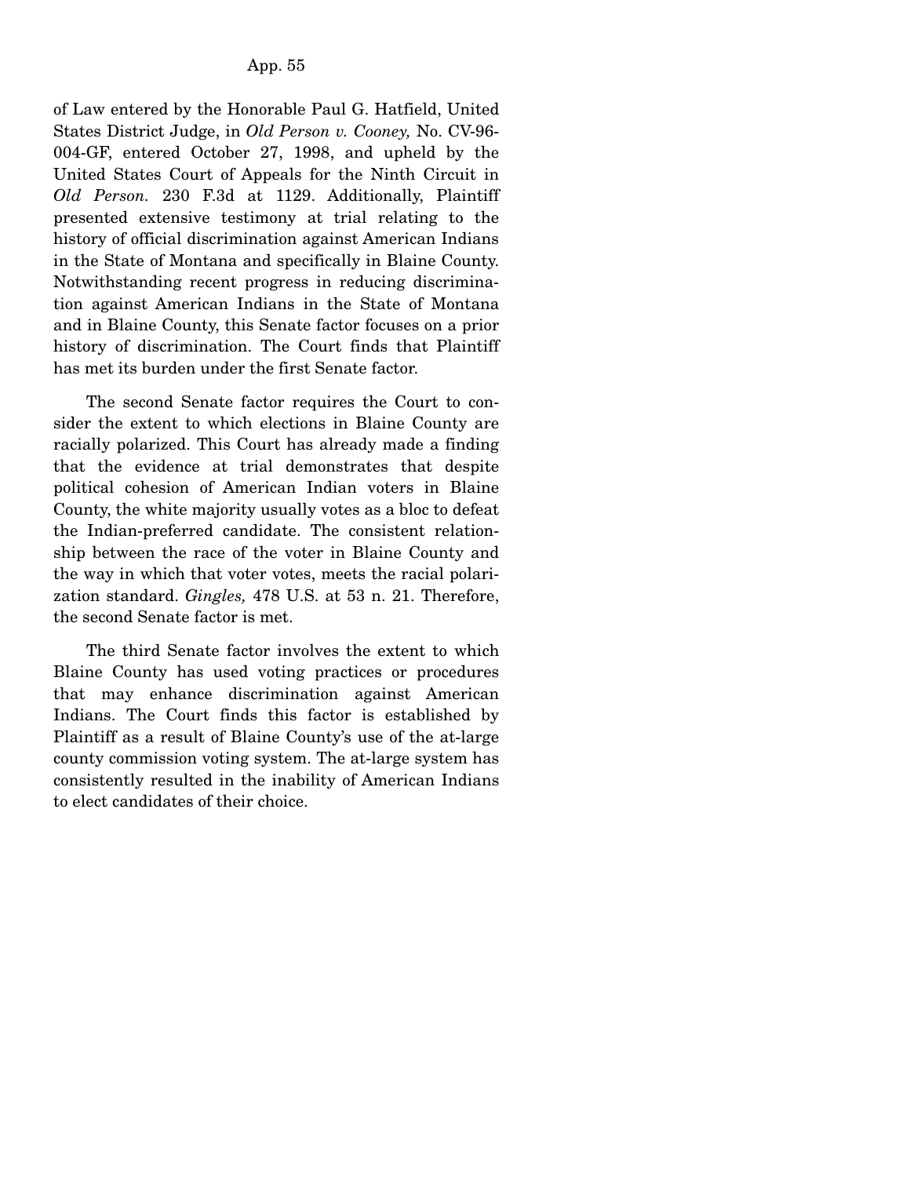of Law entered by the Honorable Paul G. Hatfield, United States District Judge, in *Old Person v. Cooney,* No. CV-96-004-GF, entered October 27, 1998, and upheld by the United States Court of Appeals for the Ninth Circuit in *Old Person.* 230 F.3d at 1129. Additionally, Plaintiff presented extensive testimony at trial relating to the history of official discrimination against American Indians in the State of Montana and specifically in Blaine County. Notwithstanding recent progress in reducing discrimination against American Indians in the State of Montana and in Blaine County, this Senate factor focuses on a prior history of discrimination. The Court finds that Plaintiff has met its burden under the first Senate factor.

The second Senate factor requires the Court to consider the extent to which elections in Blaine County are racially polarized. This Court has already made a finding that the evidence at trial demonstrates that despite political cohesion of American Indian voters in Blaine County, the white majority usually votes as a bloc to defeat the Indian-preferred candidate. The consistent relationship between the race of the voter in Blaine County and the way in which that voter votes, meets the racial polarization standard. *Gingles,* 478 U.S. at 53 n. 21. Therefore, the second Senate factor is met.

The third Senate factor involves the extent to which Blaine County has used voting practices or procedures that may enhance discrimination against American Indians. The Court finds this factor is established by Plaintiff as a result of Blaine County's use of the at-large county commission voting system. The at-large system has consistently resulted in the inability of American Indians to elect candidates of their choice.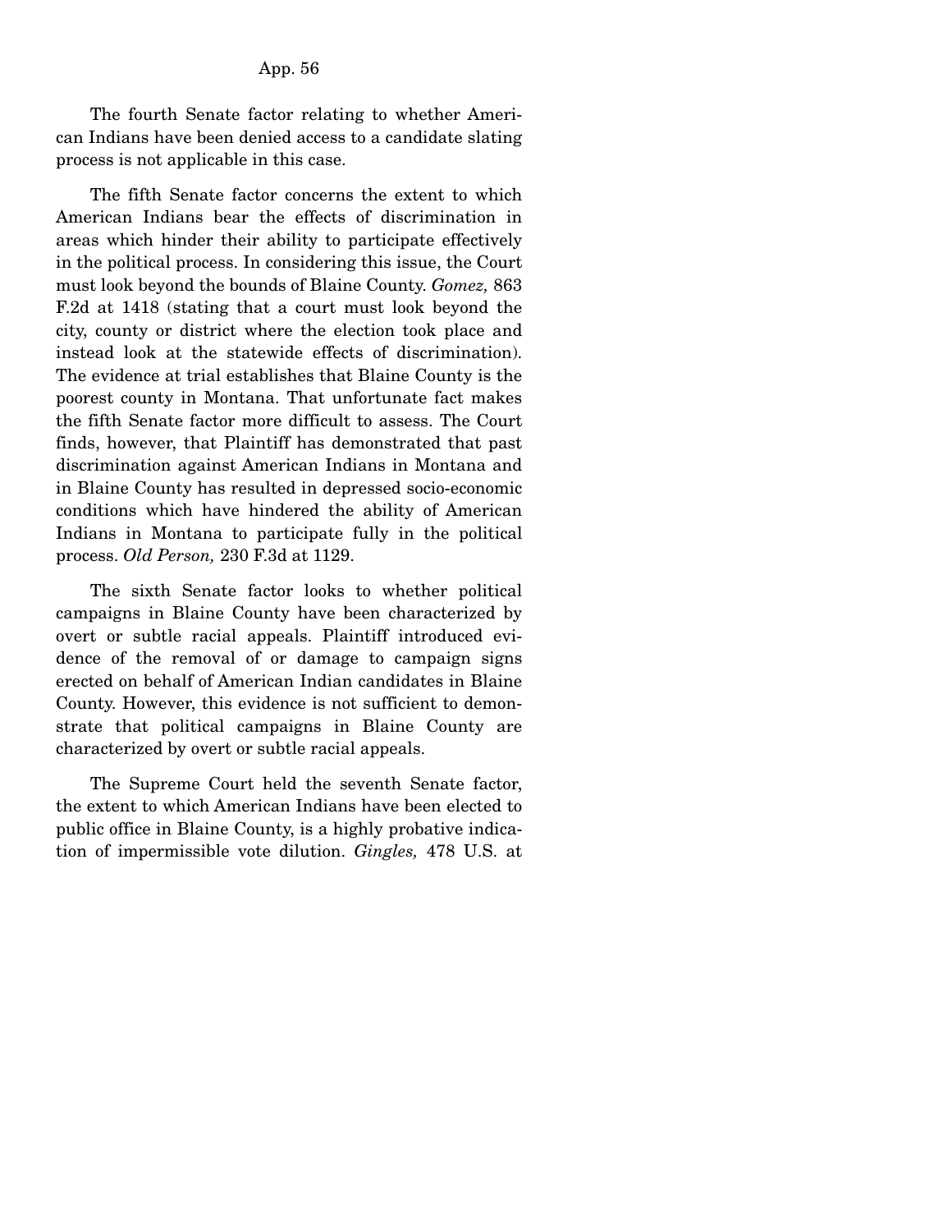The fourth Senate factor relating to whether American Indians have been denied access to a candidate slating process is not applicable in this case.

The fifth Senate factor concerns the extent to which American Indians bear the effects of discrimination in areas which hinder their ability to participate effectively in the political process. In considering this issue, the Court must look beyond the bounds of Blaine County. *Gomez,* 863 F.2d at 1418 (stating that a court must look beyond the city, county or district where the election took place and instead look at the statewide effects of discrimination). The evidence at trial establishes that Blaine County is the poorest county in Montana. That unfortunate fact makes the fifth Senate factor more difficult to assess. The Court finds, however, that Plaintiff has demonstrated that past discrimination against American Indians in Montana and in Blaine County has resulted in depressed socio-economic conditions which have hindered the ability of American Indians in Montana to participate fully in the political process. *Old Person,* 230 F.3d at 1129.

The sixth Senate factor looks to whether political campaigns in Blaine County have been characterized by overt or subtle racial appeals. Plaintiff introduced evidence of the removal of or damage to campaign signs erected on behalf of American Indian candidates in Blaine County. However, this evidence is not sufficient to demonstrate that political campaigns in Blaine County are characterized by overt or subtle racial appeals.

The Supreme Court held the seventh Senate factor, the extent to which American Indians have been elected to public office in Blaine County, is a highly probative indication of impermissible vote dilution. *Gingles,* 478 U.S. at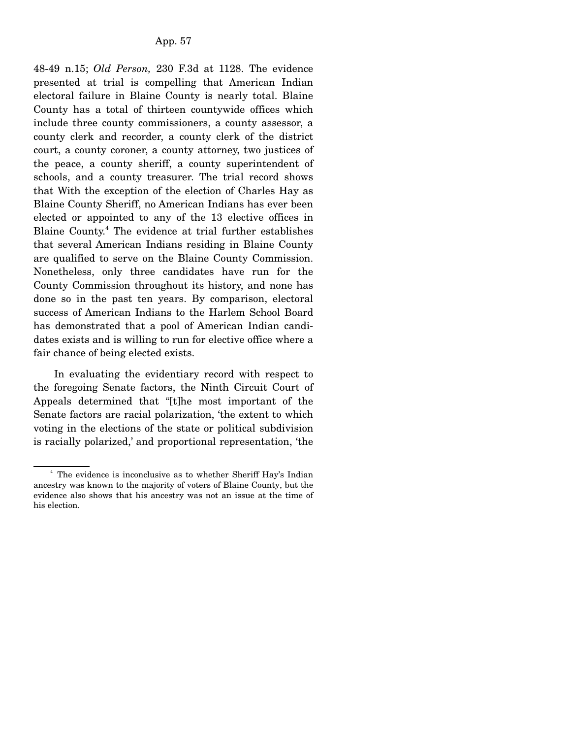48-49 n.15; *Old Person,* 230 F.3d at 1128. The evidence presented at trial is compelling that American Indian electoral failure in Blaine County is nearly total. Blaine County has a total of thirteen countywide offices which include three county commissioners, a county assessor, a county clerk and recorder, a county clerk of the district court, a county coroner, a county attorney, two justices of the peace, a county sheriff, a county superintendent of schools, and a county treasurer. The trial record shows that With the exception of the election of Charles Hay as Blaine County Sheriff, no American Indians has ever been elected or appointed to any of the 13 elective offices in Blaine County.[4] The evidence at trial further establishes that several American Indians residing in Blaine County are qualified to serve on the Blaine County Commission. Nonetheless, only three candidates have run for the County Commission throughout its history, and none has done so in the past ten years. By comparison, electoral success of American Indians to the Harlem School Board has demonstrated that a pool of American Indian candidates exists and is willing to run for elective office where a fair chance of being elected exists.

In evaluating the evidentiary record with respect to the foregoing Senate factors, the Ninth Circuit Court of Appeals determined that "[t]he most important of the Senate factors are racial polarization, 'the extent to which voting in the elections of the state or political subdivision is racially polarized,' and proportional representation, 'the

---

[4] The evidence is inconclusive as to whether Sheriff Hay's Indian ancestry was known to the majority of voters of Blaine County, but the evidence also shows that his ancestry was not an issue at the time of his election.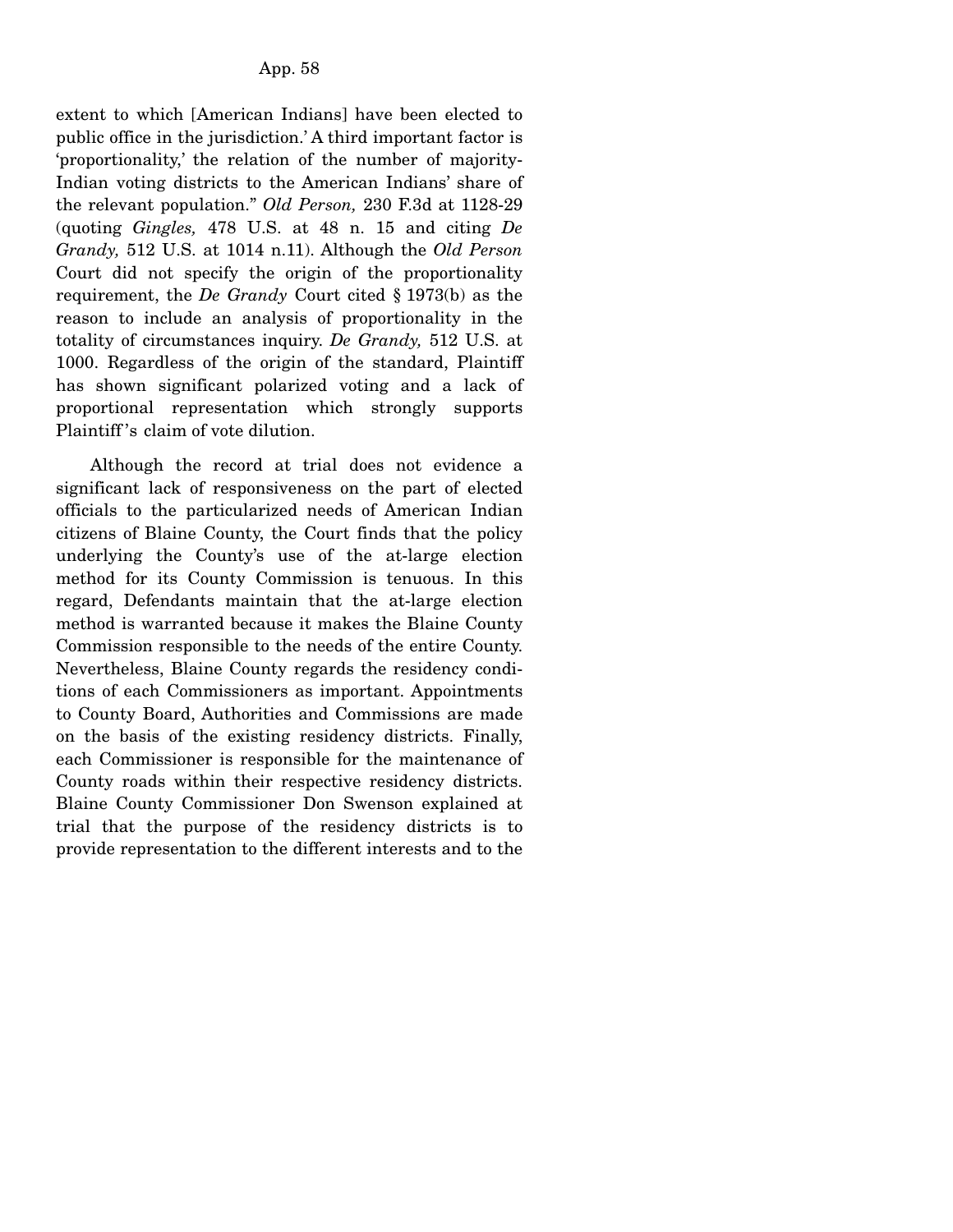extent to which [American Indians] have been elected to public office in the jurisdiction.' A third important factor is 'proportionality,' the relation of the number of majority-Indian voting districts to the American Indians' share of the relevant population." *Old Person,* 230 F.3d at 1128-29 (quoting *Gingles,* 478 U.S. at 48 n. 15 and citing *De Grandy,* 512 U.S. at 1014 n.11). Although the *Old Person* Court did not specify the origin of the proportionality requirement, the *De Grandy* Court cited § 1973(b) as the reason to include an analysis of proportionality in the totality of circumstances inquiry. *De Grandy,* 512 U.S. at 1000. Regardless of the origin of the standard, Plaintiff has shown significant polarized voting and a lack of proportional representation which strongly supports Plaintiff's claim of vote dilution.

Although the record at trial does not evidence a significant lack of responsiveness on the part of elected officials to the particularized needs of American Indian citizens of Blaine County, the Court finds that the policy underlying the County's use of the at-large election method for its County Commission is tenuous. In this regard, Defendants maintain that the at-large election method is warranted because it makes the Blaine County Commission responsible to the needs of the entire County. Nevertheless, Blaine County regards the residency conditions of each Commissioners as important. Appointments to County Board, Authorities and Commissions are made on the basis of the existing residency districts. Finally, each Commissioner is responsible for the maintenance of County roads within their respective residency districts. Blaine County Commissioner Don Swenson explained at trial that the purpose of the residency districts is to provide representation to the different interests and to the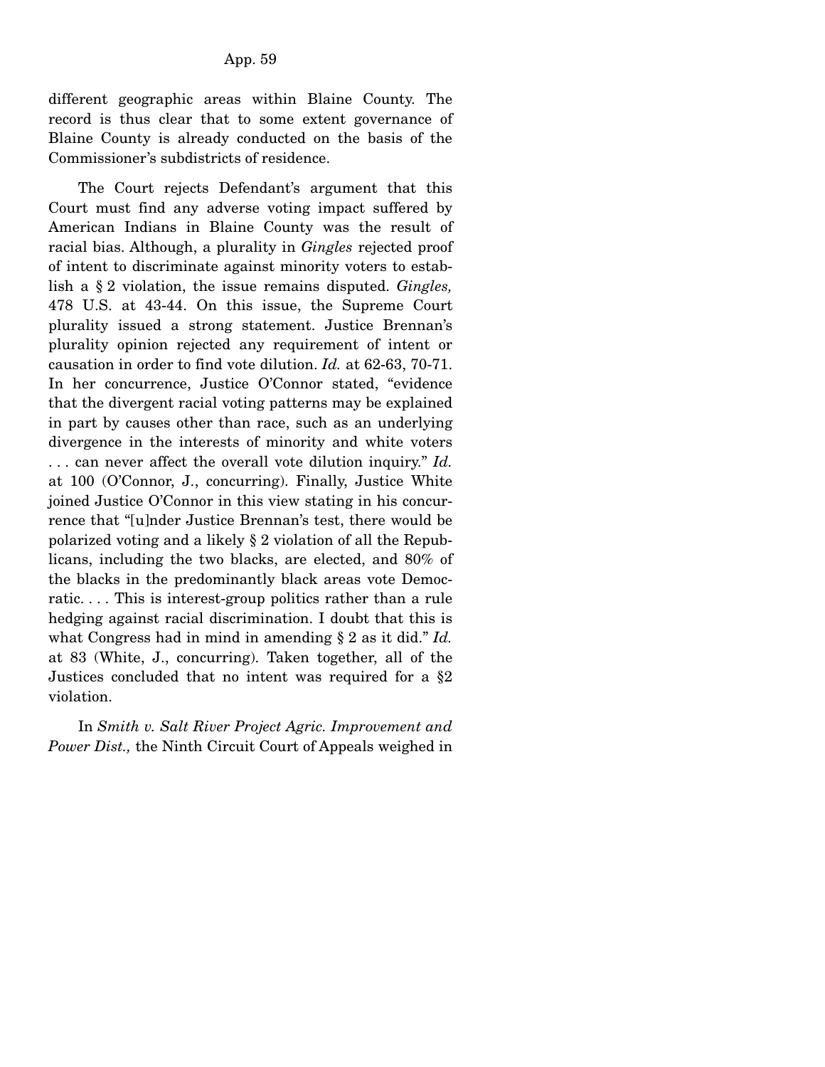different geographic areas within Blaine County. The record is thus clear that to some extent governance of Blaine County is already conducted on the basis of the Commissioner's subdistricts of residence.

The Court rejects Defendant's argument that this Court must find any adverse voting impact suffered by American Indians in Blaine County was the result of racial bias. Although, a plurality in *Gingles* rejected proof of intent to discriminate against minority voters to establish a § 2 violation, the issue remains disputed. *Gingles,* 478 U.S. at 43-44. On this issue, the Supreme Court plurality issued a strong statement. Justice Brennan's plurality opinion rejected any requirement of intent or causation in order to find vote dilution. *Id.* at 62-63, 70-71. In her concurrence, Justice O'Connor stated, "evidence that the divergent racial voting patterns may be explained in part by causes other than race, such as an underlying divergence in the interests of minority and white voters . . . can never affect the overall vote dilution inquiry." *Id.* at 100 (O'Connor, J., concurring). Finally, Justice White joined Justice O'Connor in this view stating in his concurrence that "[u]nder Justice Brennan's test, there would be polarized voting and a likely § 2 violation of all the Republicans, including the two blacks, are elected, and 80% of the blacks in the predominantly black areas vote Democratic. . . . This is interest-group politics rather than a rule hedging against racial discrimination. I doubt that this is what Congress had in mind in amending § 2 as it did." *Id.* at 83 (White, J., concurring). Taken together, all of the Justices concluded that no intent was required for a §2 violation.

In *Smith v. Salt River Project Agric. Improvement and Power Dist.,* the Ninth Circuit Court of Appeals weighed in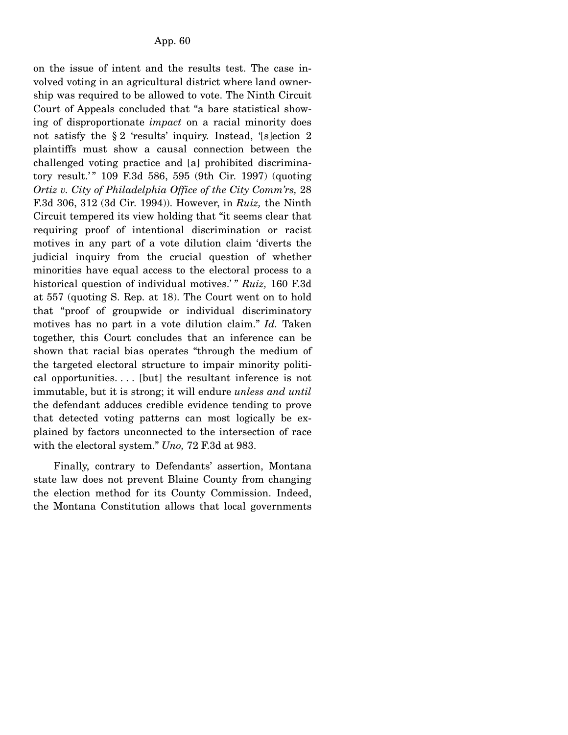on the issue of intent and the results test. The case involved voting in an agricultural district where land ownership was required to be allowed to vote. The Ninth Circuit Court of Appeals concluded that "a bare statistical showing of disproportionate *impact* on a racial minority does not satisfy the § 2 'results' inquiry. Instead, '[s]ection 2 plaintiffs must show a causal connection between the challenged voting practice and [a] prohibited discriminatory result.'" 109 F.3d 586, 595 (9th Cir. 1997) (quoting *Ortiz v. City of Philadelphia Office of the City Comm'rs,* 28 F.3d 306, 312 (3d Cir. 1994)). However, in *Ruiz,* the Ninth Circuit tempered its view holding that "it seems clear that requiring proof of intentional discrimination or racist motives in any part of a vote dilution claim 'diverts the judicial inquiry from the crucial question of whether minorities have equal access to the electoral process to a historical question of individual motives.'" *Ruiz,* 160 F.3d at 557 (quoting S. Rep. at 18). The Court went on to hold that "proof of groupwide or individual discriminatory motives has no part in a vote dilution claim." *Id.* Taken together, this Court concludes that an inference can be shown that racial bias operates "through the medium of the targeted electoral structure to impair minority political opportunities. . . . [but] the resultant inference is not immutable, but it is strong; it will endure *unless and until* the defendant adduces credible evidence tending to prove that detected voting patterns can most logically be explained by factors unconnected to the intersection of race with the electoral system." *Uno,* 72 F.3d at 983.

Finally, contrary to Defendants' assertion, Montana state law does not prevent Blaine County from changing the election method for its County Commission. Indeed, the Montana Constitution allows that local governments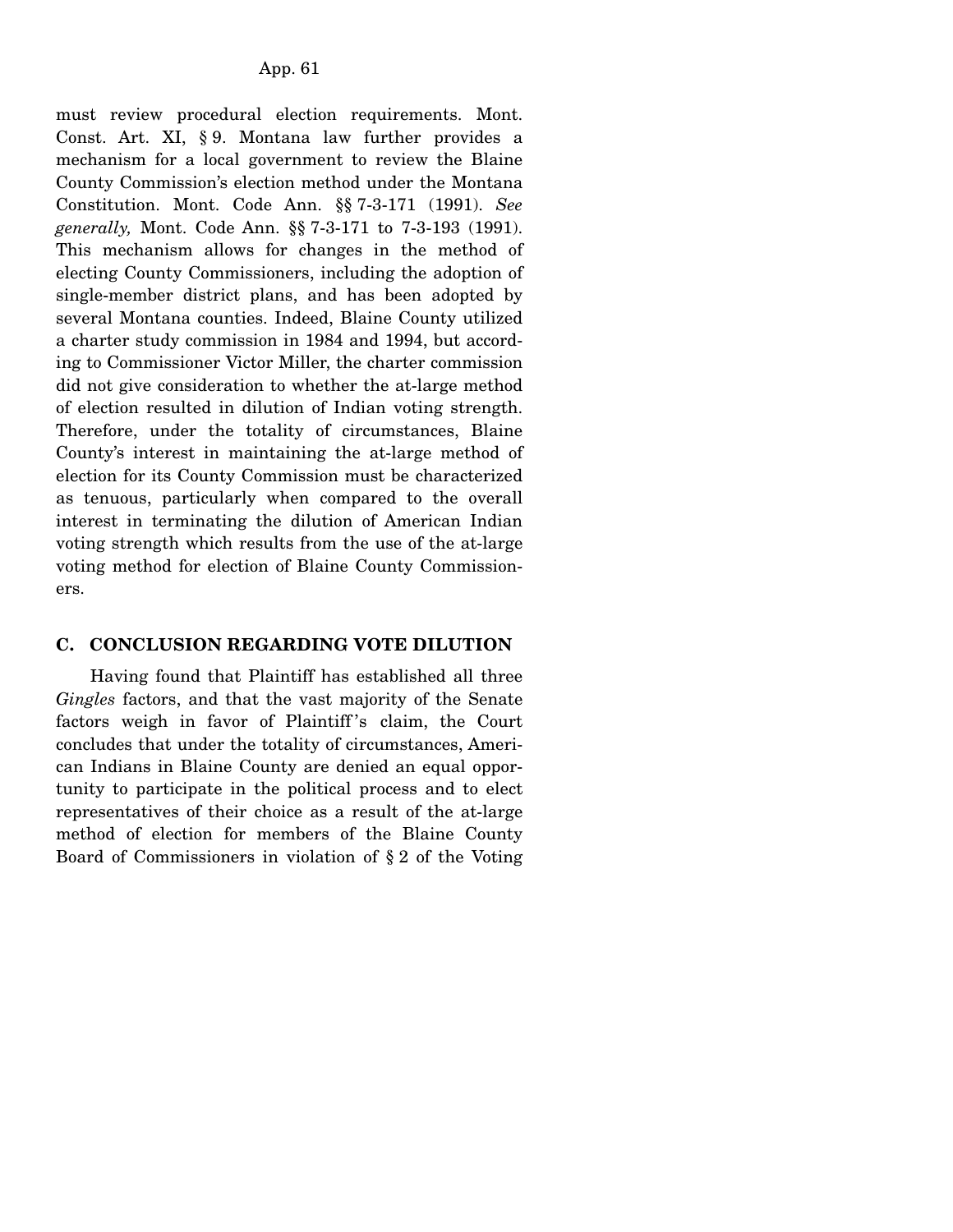must review procedural election requirements. Mont. Const. Art. XI, § 9. Montana law further provides a mechanism for a local government to review the Blaine County Commission's election method under the Montana Constitution. Mont. Code Ann. §§ 7-3-171 (1991). *See generally,* Mont. Code Ann. §§ 7-3-171 to 7-3-193 (1991). This mechanism allows for changes in the method of electing County Commissioners, including the adoption of single-member district plans, and has been adopted by several Montana counties. Indeed, Blaine County utilized a charter study commission in 1984 and 1994, but according to Commissioner Victor Miller, the charter commission did not give consideration to whether the at-large method of election resulted in dilution of Indian voting strength. Therefore, under the totality of circumstances, Blaine County's interest in maintaining the at-large method of election for its County Commission must be characterized as tenuous, particularly when compared to the overall interest in terminating the dilution of American Indian voting strength which results from the use of the at-large voting method for election of Blaine County Commissioners.

### C. CONCLUSION REGARDING VOTE DILUTION

Having found that Plaintiff has established all three *Gingles* factors, and that the vast majority of the Senate factors weigh in favor of Plaintiff's claim, the Court concludes that under the totality of circumstances, American Indians in Blaine County are denied an equal opportunity to participate in the political process and to elect representatives of their choice as a result of the at-large method of election for members of the Blaine County Board of Commissioners in violation of § 2 of the Voting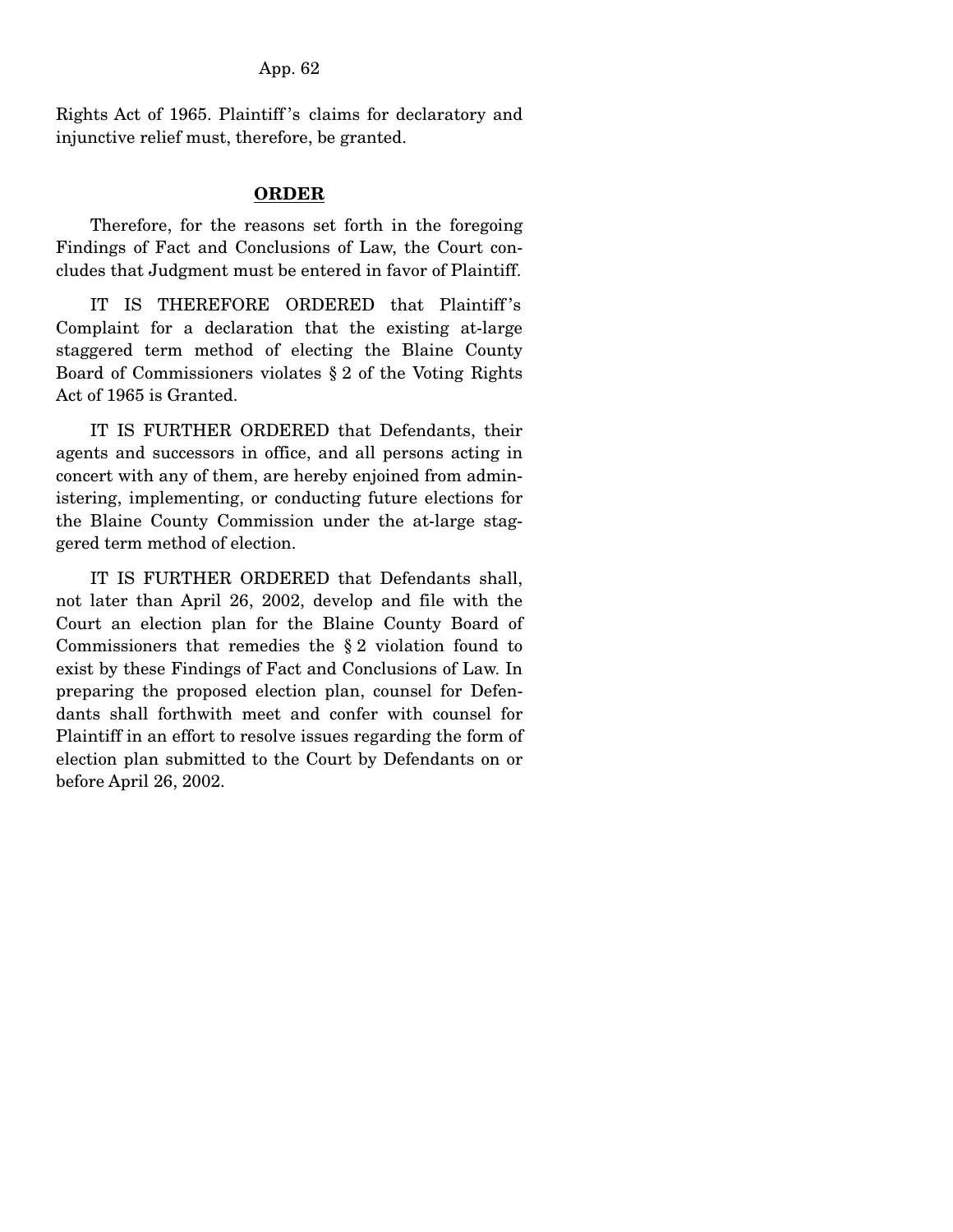Rights Act of 1965. Plaintiff's claims for declaratory and injunctive relief must, therefore, be granted.

## ORDER

Therefore, for the reasons set forth in the foregoing Findings of Fact and Conclusions of Law, the Court concludes that Judgment must be entered in favor of Plaintiff.

IT IS THEREFORE ORDERED that Plaintiff's Complaint for a declaration that the existing at-large staggered term method of electing the Blaine County Board of Commissioners violates § 2 of the Voting Rights Act of 1965 is Granted.

IT IS FURTHER ORDERED that Defendants, their agents and successors in office, and all persons acting in concert with any of them, are hereby enjoined from administering, implementing, or conducting future elections for the Blaine County Commission under the at-large staggered term method of election.

IT IS FURTHER ORDERED that Defendants shall, not later than April 26, 2002, develop and file with the Court an election plan for the Blaine County Board of Commissioners that remedies the § 2 violation found to exist by these Findings of Fact and Conclusions of Law. In preparing the proposed election plan, counsel for Defendants shall forthwith meet and confer with counsel for Plaintiff in an effort to resolve issues regarding the form of election plan submitted to the Court by Defendants on or before April 26, 2002.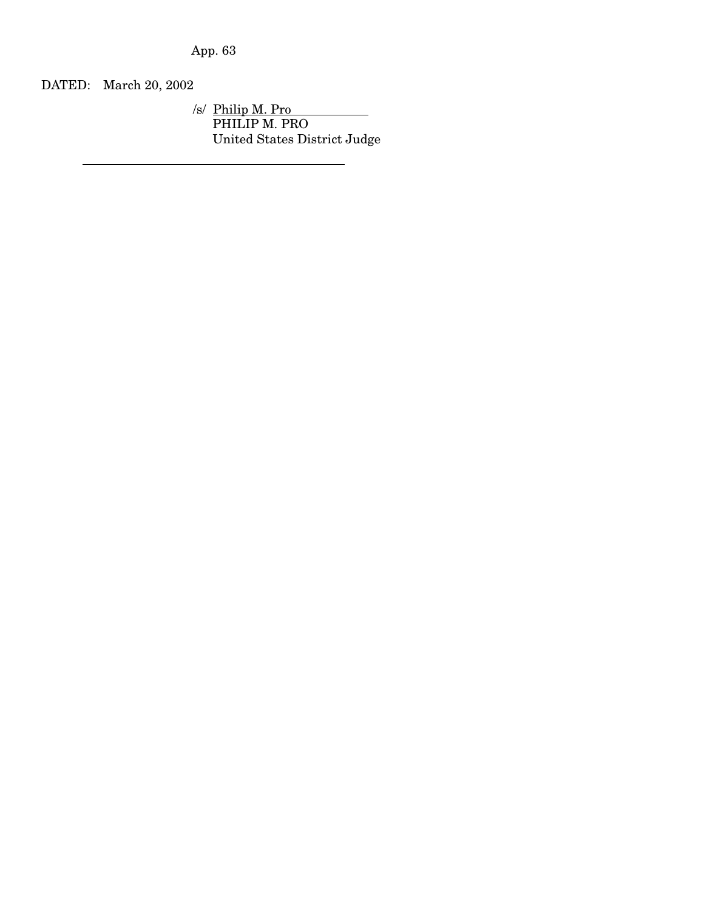DATED: March 20, 2002

/s/ Philip M. Pro
PHILIP M. PRO
United States District Judge

---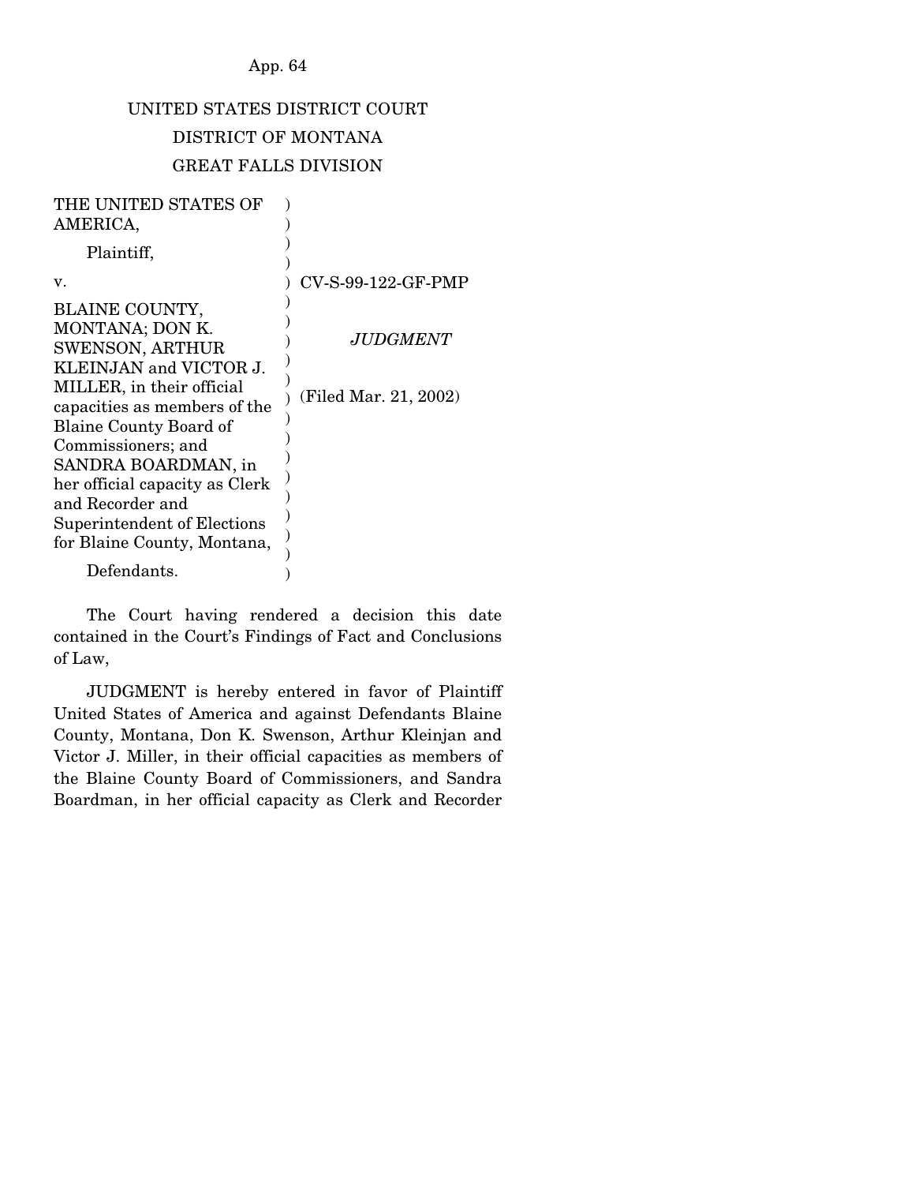UNITED STATES DISTRICT COURT
DISTRICT OF MONTANA
GREAT FALLS DIVISION

| | |
|---|---|
| THE UNITED STATES OF AMERICA, Plaintiff, v. BLAINE COUNTY, MONTANA; DON K. SWENSON, ARTHUR KLEINJAN and VICTOR J. MILLER, in their official capacities as members of the Blaine County Board of Commissioners; and SANDRA BOARDMAN, in her official capacity as Clerk and Recorder and Superintendent of Elections for Blaine County, Montana, Defendants. | CV-S-99-122-GF-PMP *JUDGMENT* (Filed Mar. 21, 2002) |

The Court having rendered a decision this date contained in the Court's Findings of Fact and Conclusions of Law,

JUDGMENT is hereby entered in favor of Plaintiff United States of America and against Defendants Blaine County, Montana, Don K. Swenson, Arthur Kleinjan and Victor J. Miller, in their official capacities as members of the Blaine County Board of Commissioners, and Sandra Boardman, in her official capacity as Clerk and Recorder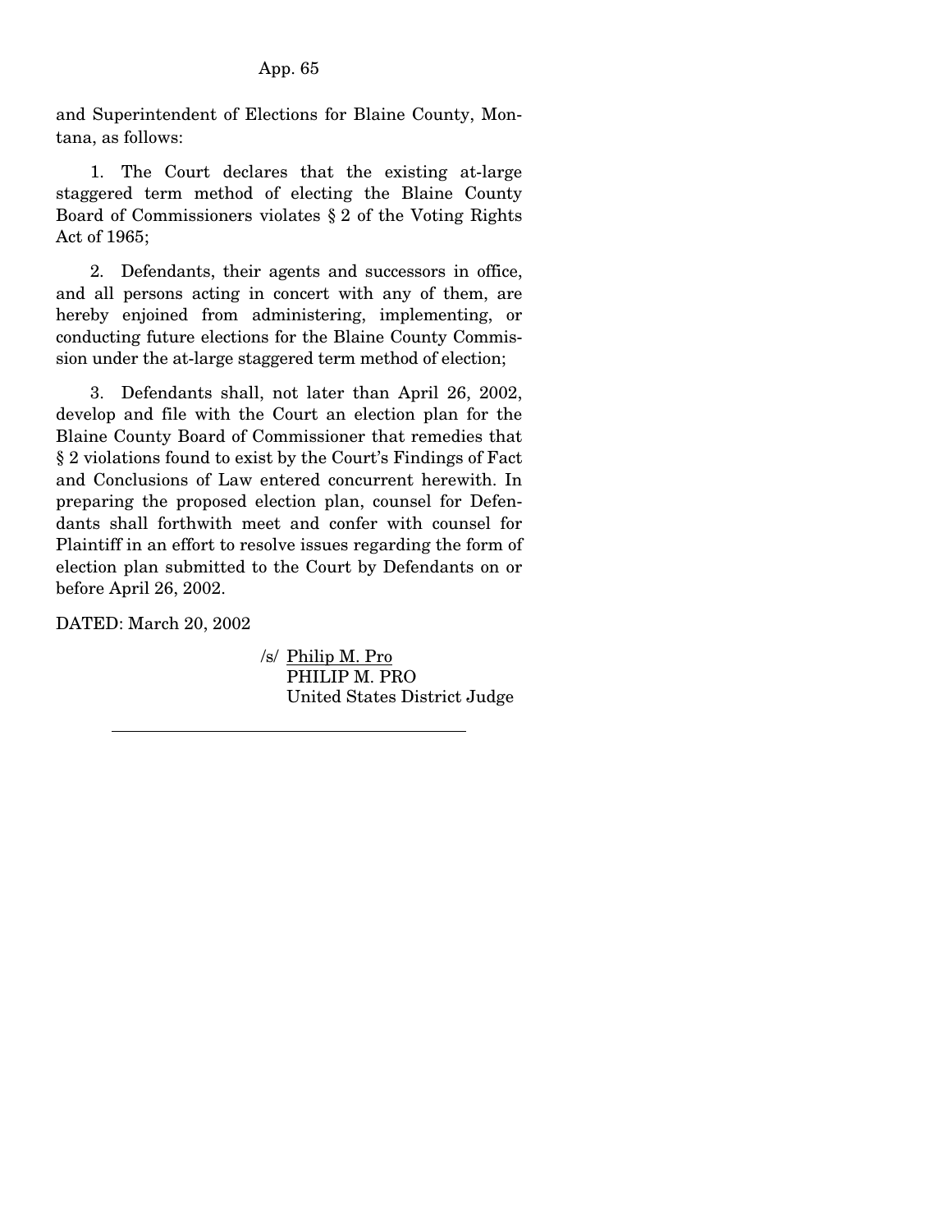and Superintendent of Elections for Blaine County, Montana, as follows:

1. The Court declares that the existing at-large staggered term method of electing the Blaine County Board of Commissioners violates § 2 of the Voting Rights Act of 1965;

2. Defendants, their agents and successors in office, and all persons acting in concert with any of them, are hereby enjoined from administering, implementing, or conducting future elections for the Blaine County Commission under the at-large staggered term method of election;

3. Defendants shall, not later than April 26, 2002, develop and file with the Court an election plan for the Blaine County Board of Commissioner that remedies that § 2 violations found to exist by the Court's Findings of Fact and Conclusions of Law entered concurrent herewith. In preparing the proposed election plan, counsel for Defendants shall forthwith meet and confer with counsel for Plaintiff in an effort to resolve issues regarding the form of election plan submitted to the Court by Defendants on or before April 26, 2002.

DATED: March 20, 2002

/s/ Philip M. Pro
PHILIP M. PRO
United States District Judge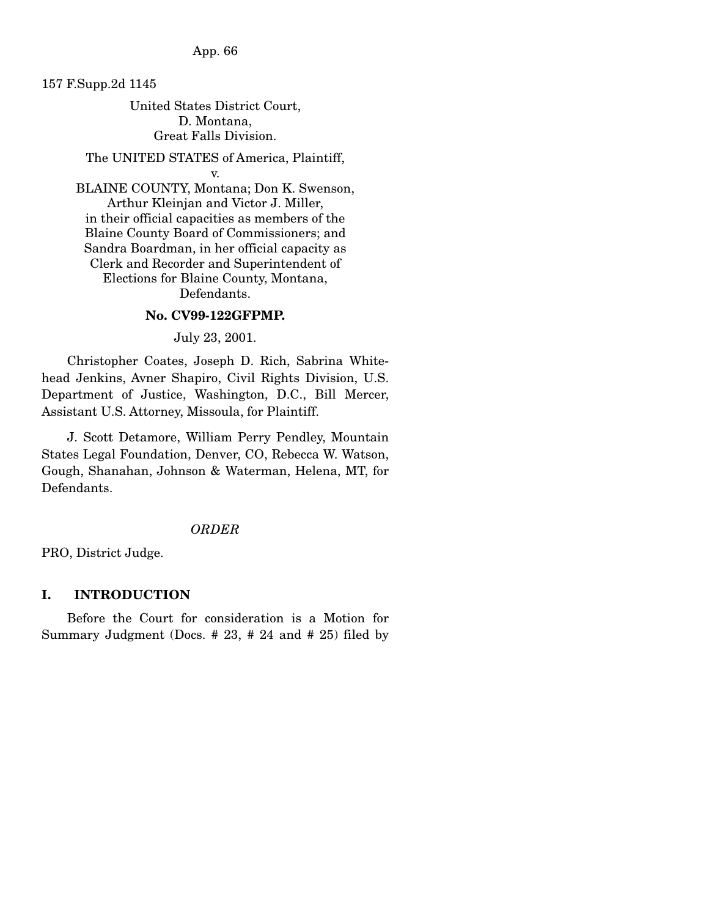157 F.Supp.2d 1145

United States District Court,
D. Montana,
Great Falls Division.

The UNITED STATES of America, Plaintiff,
v.
BLAINE COUNTY, Montana; Don K. Swenson, Arthur Kleinjan and Victor J. Miller, in their official capacities as members of the Blaine County Board of Commissioners; and Sandra Boardman, in her official capacity as Clerk and Recorder and Superintendent of Elections for Blaine County, Montana, Defendants.

**No. CV99-122GFPMP.**

July 23, 2001.

Christopher Coates, Joseph D. Rich, Sabrina Whitehead Jenkins, Avner Shapiro, Civil Rights Division, U.S. Department of Justice, Washington, D.C., Bill Mercer, Assistant U.S. Attorney, Missoula, for Plaintiff.

J. Scott Detamore, William Perry Pendley, Mountain States Legal Foundation, Denver, CO, Rebecca W. Watson, Gough, Shanahan, Johnson & Waterman, Helena, MT, for Defendants.

*ORDER*

PRO, District Judge.

## I. INTRODUCTION

Before the Court for consideration is a Motion for Summary Judgment (Docs. # 23, # 24 and # 25) filed by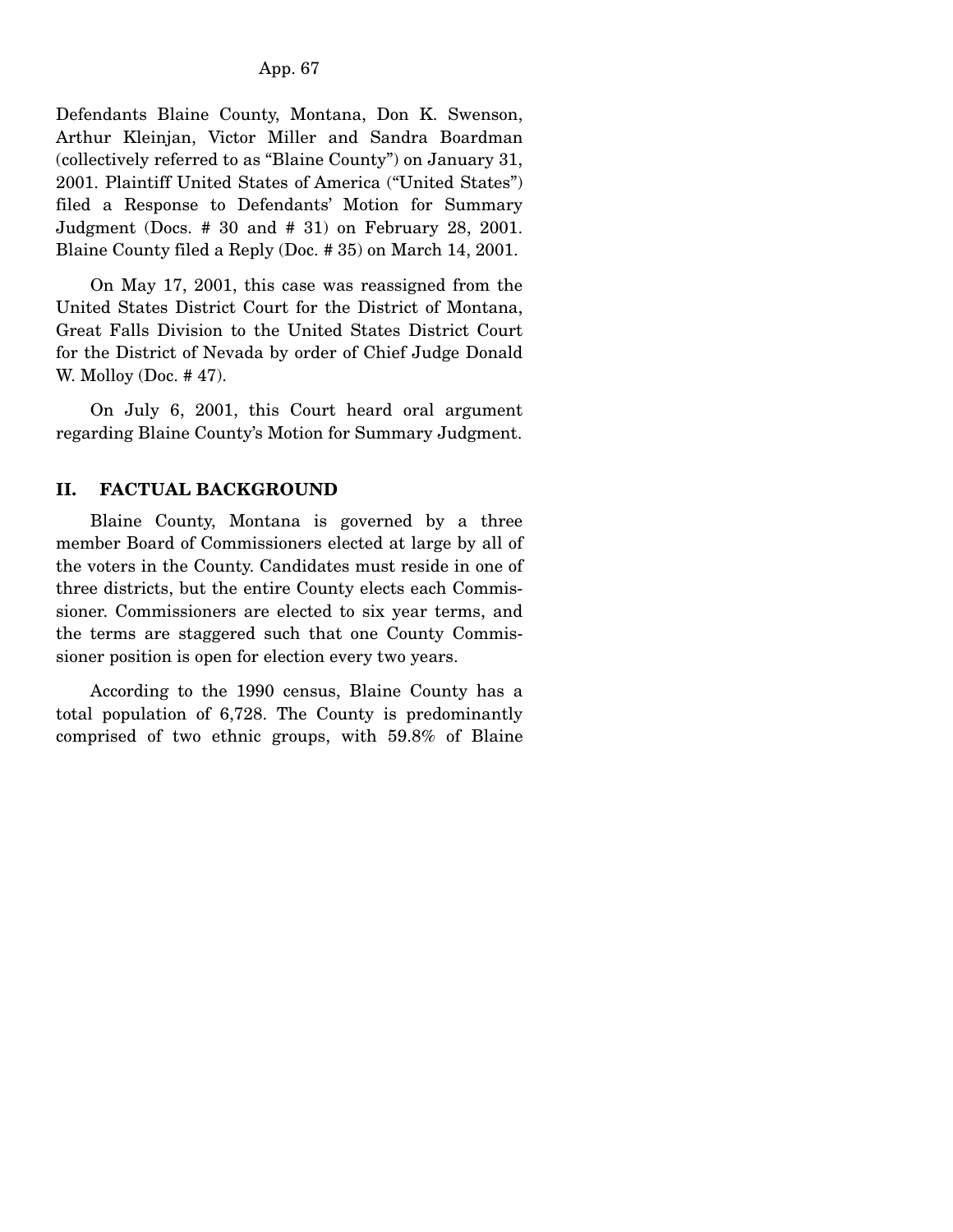Defendants Blaine County, Montana, Don K. Swenson, Arthur Kleinjan, Victor Miller and Sandra Boardman (collectively referred to as "Blaine County") on January 31, 2001. Plaintiff United States of America ("United States") filed a Response to Defendants' Motion for Summary Judgment (Docs. # 30 and # 31) on February 28, 2001. Blaine County filed a Reply (Doc. # 35) on March 14, 2001.

On May 17, 2001, this case was reassigned from the United States District Court for the District of Montana, Great Falls Division to the United States District Court for the District of Nevada by order of Chief Judge Donald W. Molloy (Doc. # 47).

On July 6, 2001, this Court heard oral argument regarding Blaine County's Motion for Summary Judgment.

## II. FACTUAL BACKGROUND

Blaine County, Montana is governed by a three member Board of Commissioners elected at large by all of the voters in the County. Candidates must reside in one of three districts, but the entire County elects each Commissioner. Commissioners are elected to six year terms, and the terms are staggered such that one County Commissioner position is open for election every two years.

According to the 1990 census, Blaine County has a total population of 6,728. The County is predominantly comprised of two ethnic groups, with 59.8% of Blaine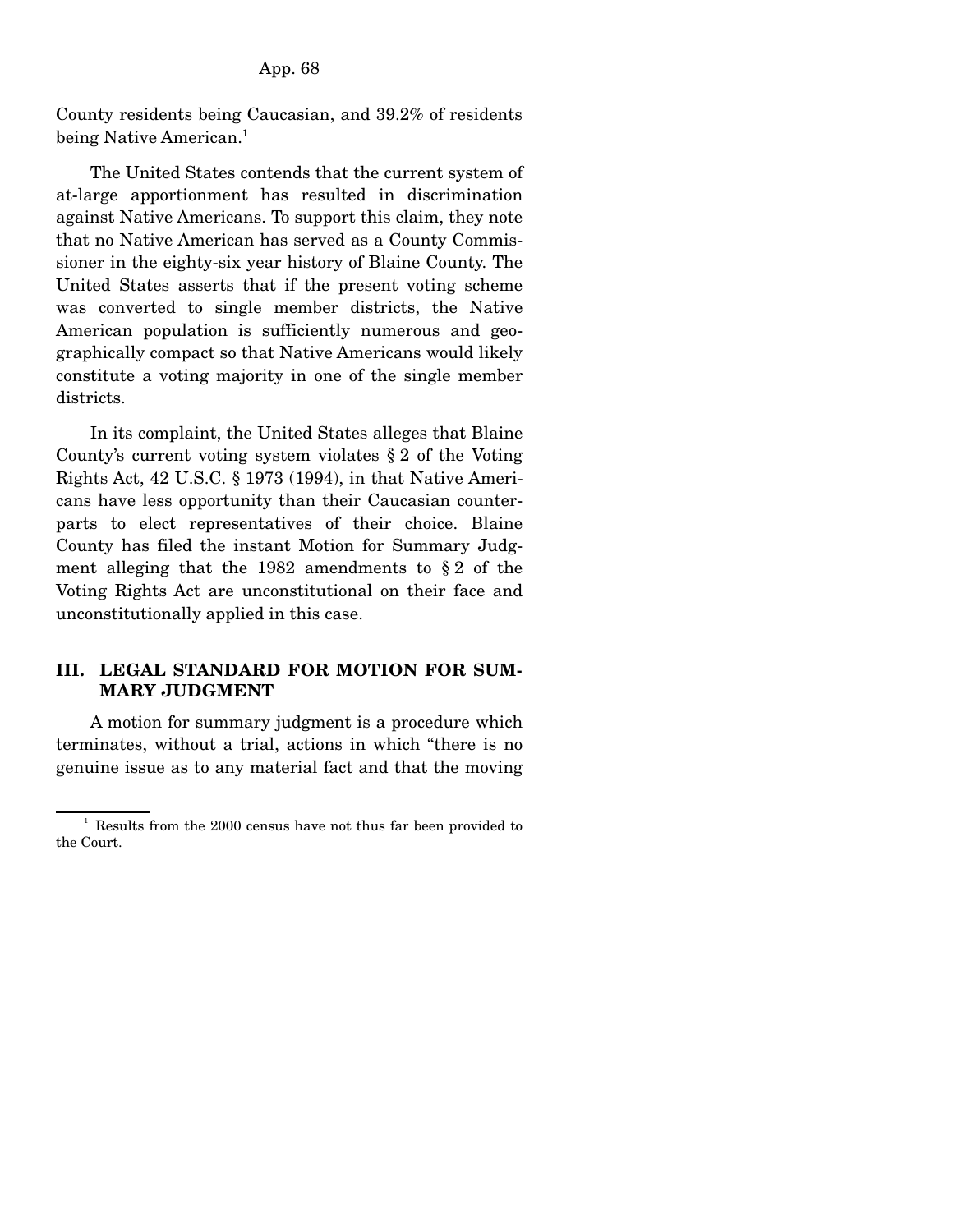County residents being Caucasian, and 39.2% of residents being Native American.[1]

The United States contends that the current system of at-large apportionment has resulted in discrimination against Native Americans. To support this claim, they note that no Native American has served as a County Commissioner in the eighty-six year history of Blaine County. The United States asserts that if the present voting scheme was converted to single member districts, the Native American population is sufficiently numerous and geographically compact so that Native Americans would likely constitute a voting majority in one of the single member districts.

In its complaint, the United States alleges that Blaine County's current voting system violates § 2 of the Voting Rights Act, 42 U.S.C. § 1973 (1994), in that Native Americans have less opportunity than their Caucasian counterparts to elect representatives of their choice. Blaine County has filed the instant Motion for Summary Judgment alleging that the 1982 amendments to § 2 of the Voting Rights Act are unconstitutional on their face and unconstitutionally applied in this case.

## III. LEGAL STANDARD FOR MOTION FOR SUMMARY JUDGMENT

A motion for summary judgment is a procedure which terminates, without a trial, actions in which "there is no genuine issue as to any material fact and that the moving

[1] Results from the 2000 census have not thus far been provided to the Court.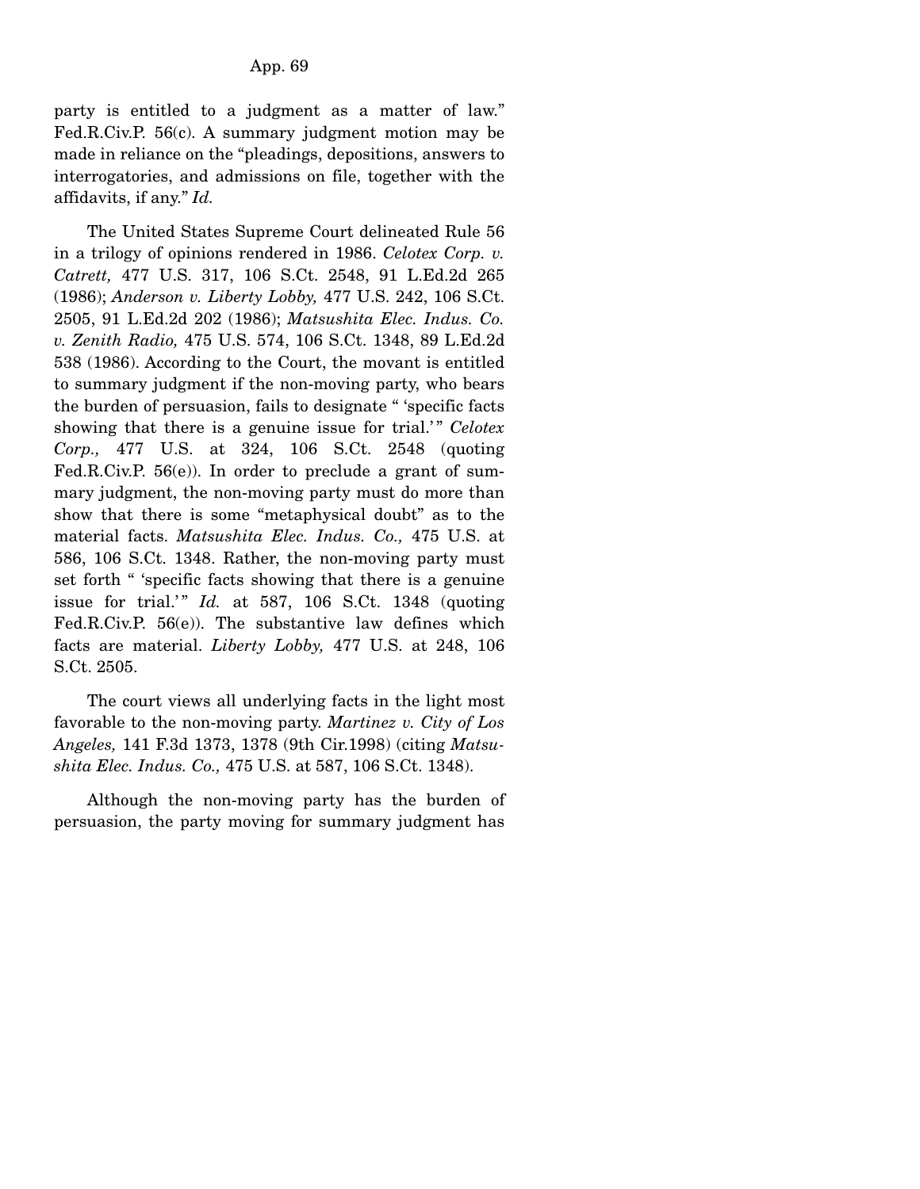party is entitled to a judgment as a matter of law." Fed.R.Civ.P. 56(c). A summary judgment motion may be made in reliance on the "pleadings, depositions, answers to interrogatories, and admissions on file, together with the affidavits, if any." *Id.*

The United States Supreme Court delineated Rule 56 in a trilogy of opinions rendered in 1986. *Celotex Corp. v. Catrett,* 477 U.S. 317, 106 S.Ct. 2548, 91 L.Ed.2d 265 (1986); *Anderson v. Liberty Lobby,* 477 U.S. 242, 106 S.Ct. 2505, 91 L.Ed.2d 202 (1986); *Matsushita Elec. Indus. Co. v. Zenith Radio,* 475 U.S. 574, 106 S.Ct. 1348, 89 L.Ed.2d 538 (1986). According to the Court, the movant is entitled to summary judgment if the non-moving party, who bears the burden of persuasion, fails to designate " 'specific facts showing that there is a genuine issue for trial.' " *Celotex Corp.,* 477 U.S. at 324, 106 S.Ct. 2548 (quoting Fed.R.Civ.P. 56(e)). In order to preclude a grant of summary judgment, the non-moving party must do more than show that there is some "metaphysical doubt" as to the material facts. *Matsushita Elec. Indus. Co.,* 475 U.S. at 586, 106 S.Ct. 1348. Rather, the non-moving party must set forth " 'specific facts showing that there is a genuine issue for trial.' " *Id.* at 587, 106 S.Ct. 1348 (quoting Fed.R.Civ.P. 56(e)). The substantive law defines which facts are material. *Liberty Lobby,* 477 U.S. at 248, 106 S.Ct. 2505.

The court views all underlying facts in the light most favorable to the non-moving party. *Martinez v. City of Los Angeles,* 141 F.3d 1373, 1378 (9th Cir.1998) (citing *Matsushita Elec. Indus. Co.,* 475 U.S. at 587, 106 S.Ct. 1348).

Although the non-moving party has the burden of persuasion, the party moving for summary judgment has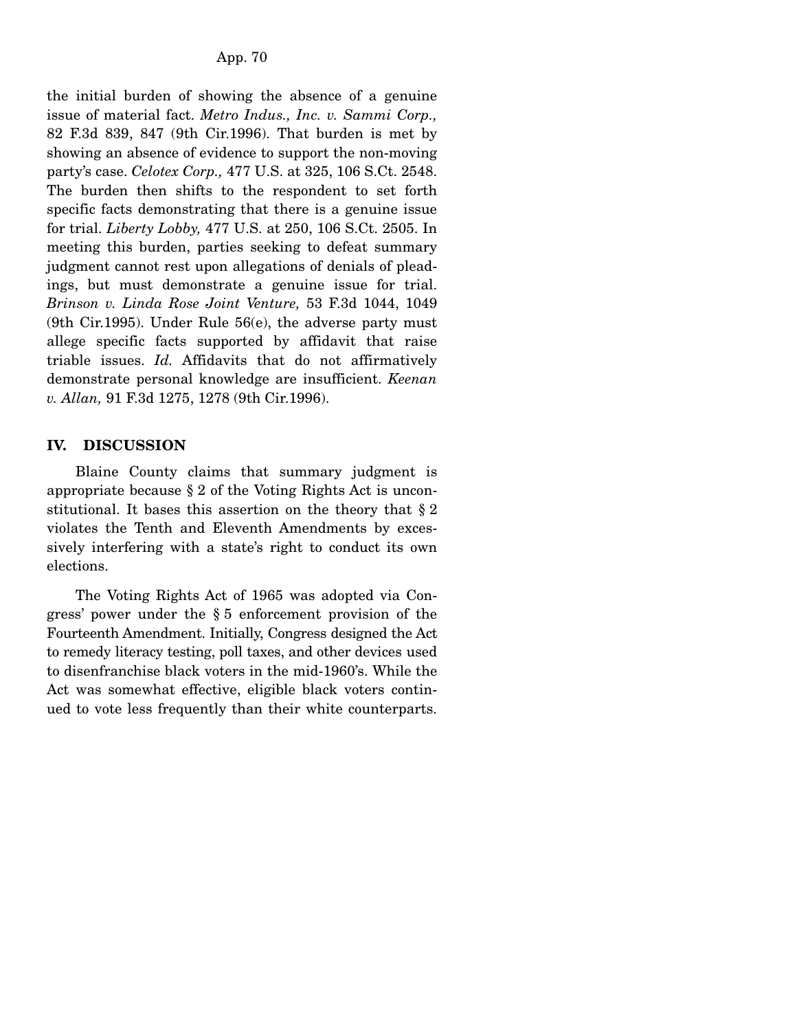the initial burden of showing the absence of a genuine issue of material fact. *Metro Indus., Inc. v. Sammi Corp.,* 82 F.3d 839, 847 (9th Cir.1996). That burden is met by showing an absence of evidence to support the non-moving party's case. *Celotex Corp.,* 477 U.S. at 325, 106 S.Ct. 2548. The burden then shifts to the respondent to set forth specific facts demonstrating that there is a genuine issue for trial. *Liberty Lobby,* 477 U.S. at 250, 106 S.Ct. 2505. In meeting this burden, parties seeking to defeat summary judgment cannot rest upon allegations of denials of pleadings, but must demonstrate a genuine issue for trial. *Brinson v. Linda Rose Joint Venture,* 53 F.3d 1044, 1049 (9th Cir.1995). Under Rule 56(e), the adverse party must allege specific facts supported by affidavit that raise triable issues. *Id.* Affidavits that do not affirmatively demonstrate personal knowledge are insufficient. *Keenan v. Allan,* 91 F.3d 1275, 1278 (9th Cir.1996).

## IV. DISCUSSION

Blaine County claims that summary judgment is appropriate because § 2 of the Voting Rights Act is unconstitutional. It bases this assertion on the theory that § 2 violates the Tenth and Eleventh Amendments by excessively interfering with a state's right to conduct its own elections.

The Voting Rights Act of 1965 was adopted via Congress' power under the § 5 enforcement provision of the Fourteenth Amendment. Initially, Congress designed the Act to remedy literacy testing, poll taxes, and other devices used to disenfranchise black voters in the mid-1960's. While the Act was somewhat effective, eligible black voters continued to vote less frequently than their white counterparts.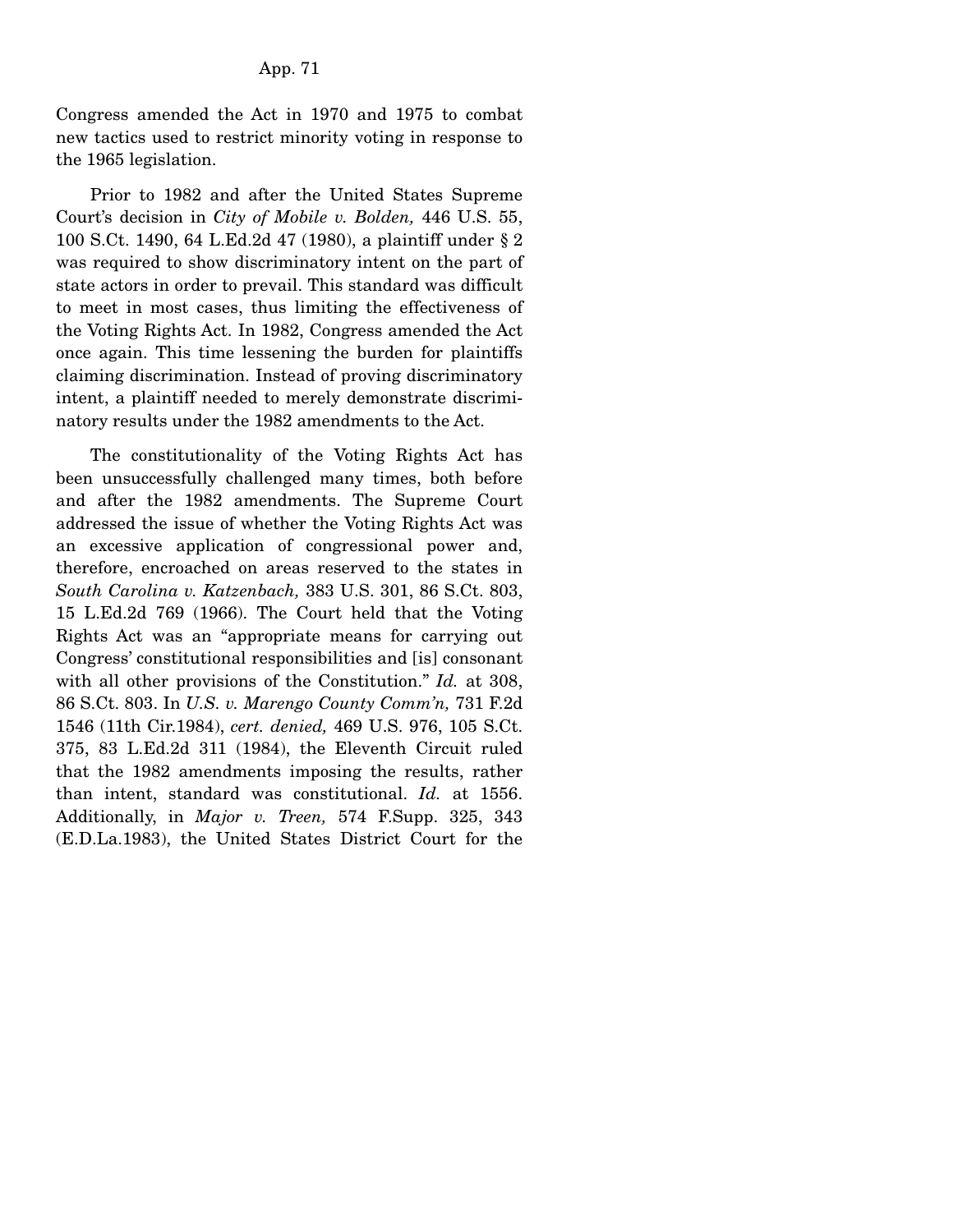Congress amended the Act in 1970 and 1975 to combat new tactics used to restrict minority voting in response to the 1965 legislation.

Prior to 1982 and after the United States Supreme Court's decision in *City of Mobile v. Bolden,* 446 U.S. 55, 100 S.Ct. 1490, 64 L.Ed.2d 47 (1980), a plaintiff under § 2 was required to show discriminatory intent on the part of state actors in order to prevail. This standard was difficult to meet in most cases, thus limiting the effectiveness of the Voting Rights Act. In 1982, Congress amended the Act once again. This time lessening the burden for plaintiffs claiming discrimination. Instead of proving discriminatory intent, a plaintiff needed to merely demonstrate discriminatory results under the 1982 amendments to the Act.

The constitutionality of the Voting Rights Act has been unsuccessfully challenged many times, both before and after the 1982 amendments. The Supreme Court addressed the issue of whether the Voting Rights Act was an excessive application of congressional power and, therefore, encroached on areas reserved to the states in *South Carolina v. Katzenbach,* 383 U.S. 301, 86 S.Ct. 803, 15 L.Ed.2d 769 (1966). The Court held that the Voting Rights Act was an "appropriate means for carrying out Congress' constitutional responsibilities and [is] consonant with all other provisions of the Constitution." *Id.* at 308, 86 S.Ct. 803. In *U.S. v. Marengo County Comm'n,* 731 F.2d 1546 (11th Cir.1984), *cert. denied,* 469 U.S. 976, 105 S.Ct. 375, 83 L.Ed.2d 311 (1984), the Eleventh Circuit ruled that the 1982 amendments imposing the results, rather than intent, standard was constitutional. *Id.* at 1556. Additionally, in *Major v. Treen,* 574 F.Supp. 325, 343 (E.D.La.1983), the United States District Court for the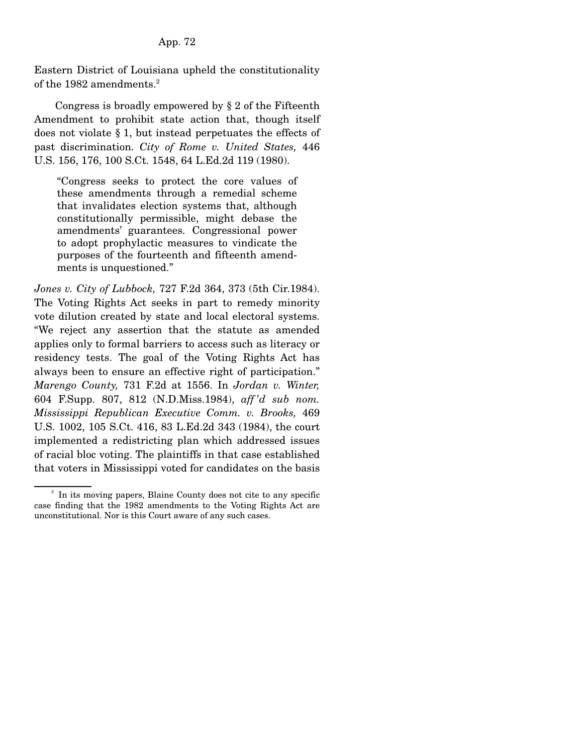Eastern District of Louisiana upheld the constitutionality of the 1982 amendments.[2]

Congress is broadly empowered by § 2 of the Fifteenth Amendment to prohibit state action that, though itself does not violate § 1, but instead perpetuates the effects of past discrimination. *City of Rome v. United States,* 446 U.S. 156, 176, 100 S.Ct. 1548, 64 L.Ed.2d 119 (1980).

> "Congress seeks to protect the core values of these amendments through a remedial scheme that invalidates election systems that, although constitutionally permissible, might debase the amendments' guarantees. Congressional power to adopt prophylactic measures to vindicate the purposes of the fourteenth and fifteenth amendments is unquestioned."

*Jones v. City of Lubbock,* 727 F.2d 364, 373 (5th Cir.1984). The Voting Rights Act seeks in part to remedy minority vote dilution created by state and local electoral systems. "We reject any assertion that the statute as amended applies only to formal barriers to access such as literacy or residency tests. The goal of the Voting Rights Act has always been to ensure an effective right of participation." *Marengo County,* 731 F.2d at 1556. In *Jordan v. Winter,* 604 F.Supp. 807, 812 (N.D.Miss.1984), *aff'd sub nom. Mississippi Republican Executive Comm. v. Brooks,* 469 U.S. 1002, 105 S.Ct. 416, 83 L.Ed.2d 343 (1984), the court implemented a redistricting plan which addressed issues of racial bloc voting. The plaintiffs in that case established that voters in Mississippi voted for candidates on the basis

[2] In its moving papers, Blaine County does not cite to any specific case finding that the 1982 amendments to the Voting Rights Act are unconstitutional. Nor is this Court aware of any such cases.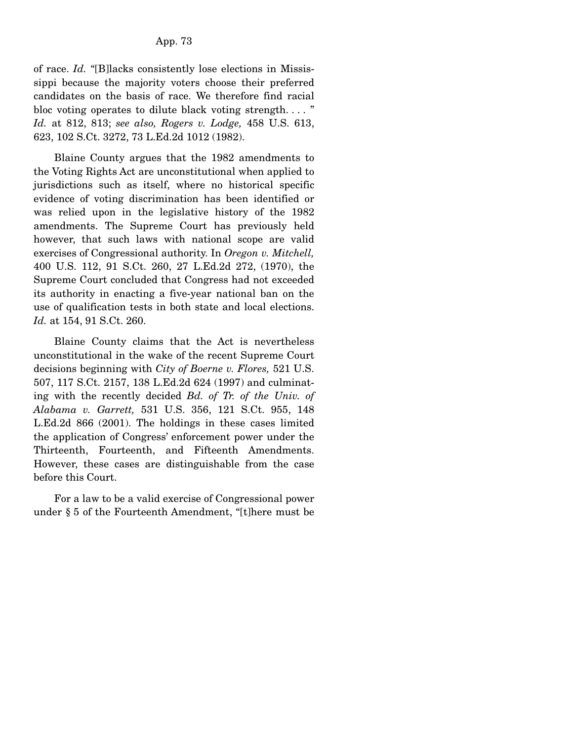of race. *Id.* "[B]lacks consistently lose elections in Mississippi because the majority voters choose their preferred candidates on the basis of race. We therefore find racial bloc voting operates to dilute black voting strength. . . . " *Id.* at 812, 813; *see also, Rogers v. Lodge,* 458 U.S. 613, 623, 102 S.Ct. 3272, 73 L.Ed.2d 1012 (1982).

Blaine County argues that the 1982 amendments to the Voting Rights Act are unconstitutional when applied to jurisdictions such as itself, where no historical specific evidence of voting discrimination has been identified or was relied upon in the legislative history of the 1982 amendments. The Supreme Court has previously held however, that such laws with national scope are valid exercises of Congressional authority. In *Oregon v. Mitchell,* 400 U.S. 112, 91 S.Ct. 260, 27 L.Ed.2d 272, (1970), the Supreme Court concluded that Congress had not exceeded its authority in enacting a five-year national ban on the use of qualification tests in both state and local elections. *Id.* at 154, 91 S.Ct. 260.

Blaine County claims that the Act is nevertheless unconstitutional in the wake of the recent Supreme Court decisions beginning with *City of Boerne v. Flores,* 521 U.S. 507, 117 S.Ct. 2157, 138 L.Ed.2d 624 (1997) and culminating with the recently decided *Bd. of Tr. of the Univ. of Alabama v. Garrett,* 531 U.S. 356, 121 S.Ct. 955, 148 L.Ed.2d 866 (2001). The holdings in these cases limited the application of Congress' enforcement power under the Thirteenth, Fourteenth, and Fifteenth Amendments. However, these cases are distinguishable from the case before this Court.

For a law to be a valid exercise of Congressional power under § 5 of the Fourteenth Amendment, "[t]here must be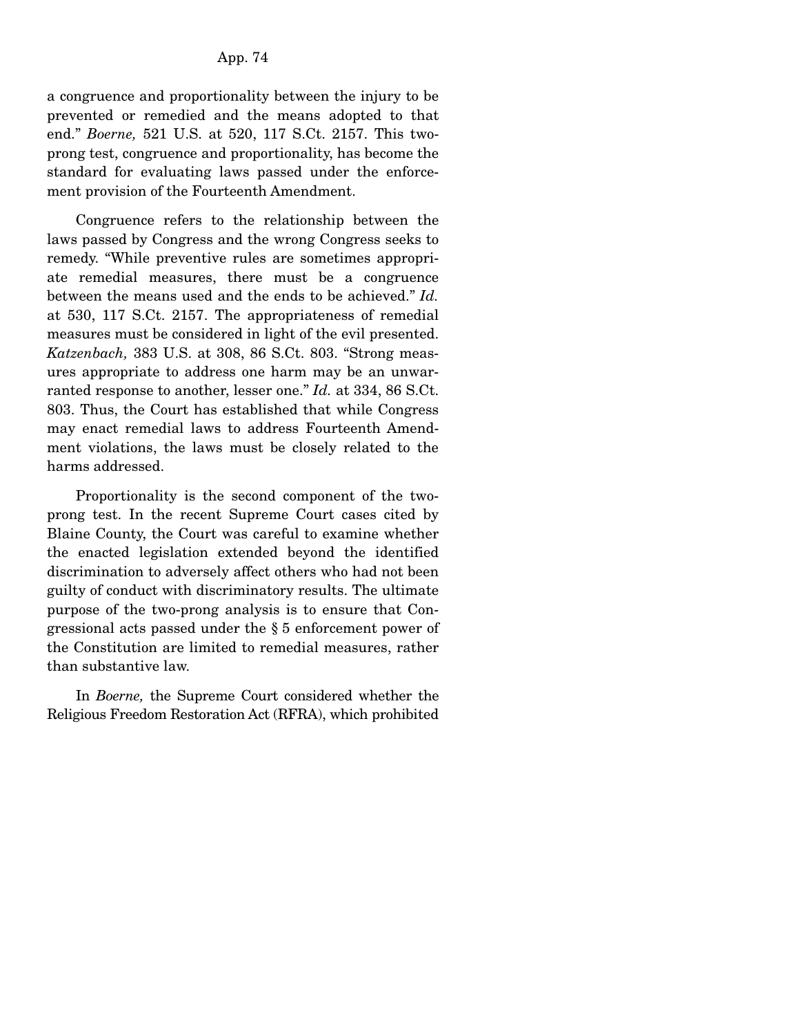a congruence and proportionality between the injury to be prevented or remedied and the means adopted to that end." *Boerne,* 521 U.S. at 520, 117 S.Ct. 2157. This two-prong test, congruence and proportionality, has become the standard for evaluating laws passed under the enforcement provision of the Fourteenth Amendment.

Congruence refers to the relationship between the laws passed by Congress and the wrong Congress seeks to remedy. "While preventive rules are sometimes appropriate remedial measures, there must be a congruence between the means used and the ends to be achieved." *Id.* at 530, 117 S.Ct. 2157. The appropriateness of remedial measures must be considered in light of the evil presented. *Katzenbach,* 383 U.S. at 308, 86 S.Ct. 803. "Strong measures appropriate to address one harm may be an unwarranted response to another, lesser one." *Id.* at 334, 86 S.Ct. 803. Thus, the Court has established that while Congress may enact remedial laws to address Fourteenth Amendment violations, the laws must be closely related to the harms addressed.

Proportionality is the second component of the two-prong test. In the recent Supreme Court cases cited by Blaine County, the Court was careful to examine whether the enacted legislation extended beyond the identified discrimination to adversely affect others who had not been guilty of conduct with discriminatory results. The ultimate purpose of the two-prong analysis is to ensure that Congressional acts passed under the § 5 enforcement power of the Constitution are limited to remedial measures, rather than substantive law.

In *Boerne,* the Supreme Court considered whether the Religious Freedom Restoration Act (RFRA), which prohibited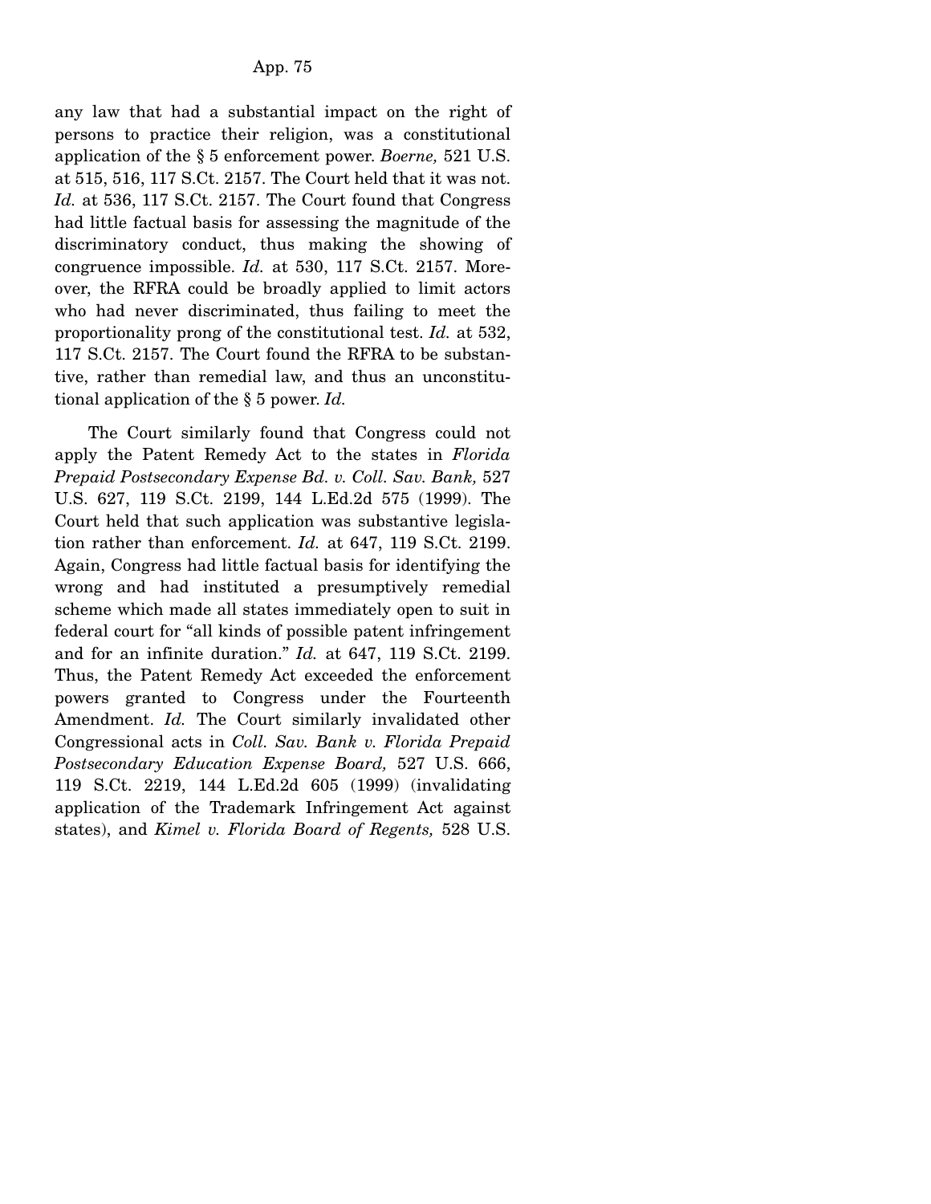any law that had a substantial impact on the right of persons to practice their religion, was a constitutional application of the § 5 enforcement power. *Boerne,* 521 U.S. at 515, 516, 117 S.Ct. 2157. The Court held that it was not. *Id.* at 536, 117 S.Ct. 2157. The Court found that Congress had little factual basis for assessing the magnitude of the discriminatory conduct, thus making the showing of congruence impossible. *Id.* at 530, 117 S.Ct. 2157. Moreover, the RFRA could be broadly applied to limit actors who had never discriminated, thus failing to meet the proportionality prong of the constitutional test. *Id.* at 532, 117 S.Ct. 2157. The Court found the RFRA to be substantive, rather than remedial law, and thus an unconstitutional application of the § 5 power. *Id.*

The Court similarly found that Congress could not apply the Patent Remedy Act to the states in *Florida Prepaid Postsecondary Expense Bd. v. Coll. Sav. Bank,* 527 U.S. 627, 119 S.Ct. 2199, 144 L.Ed.2d 575 (1999). The Court held that such application was substantive legislation rather than enforcement. *Id.* at 647, 119 S.Ct. 2199. Again, Congress had little factual basis for identifying the wrong and had instituted a presumptively remedial scheme which made all states immediately open to suit in federal court for "all kinds of possible patent infringement and for an infinite duration." *Id.* at 647, 119 S.Ct. 2199. Thus, the Patent Remedy Act exceeded the enforcement powers granted to Congress under the Fourteenth Amendment. *Id.* The Court similarly invalidated other Congressional acts in *Coll. Sav. Bank v. Florida Prepaid Postsecondary Education Expense Board,* 527 U.S. 666, 119 S.Ct. 2219, 144 L.Ed.2d 605 (1999) (invalidating application of the Trademark Infringement Act against states), and *Kimel v. Florida Board of Regents,* 528 U.S.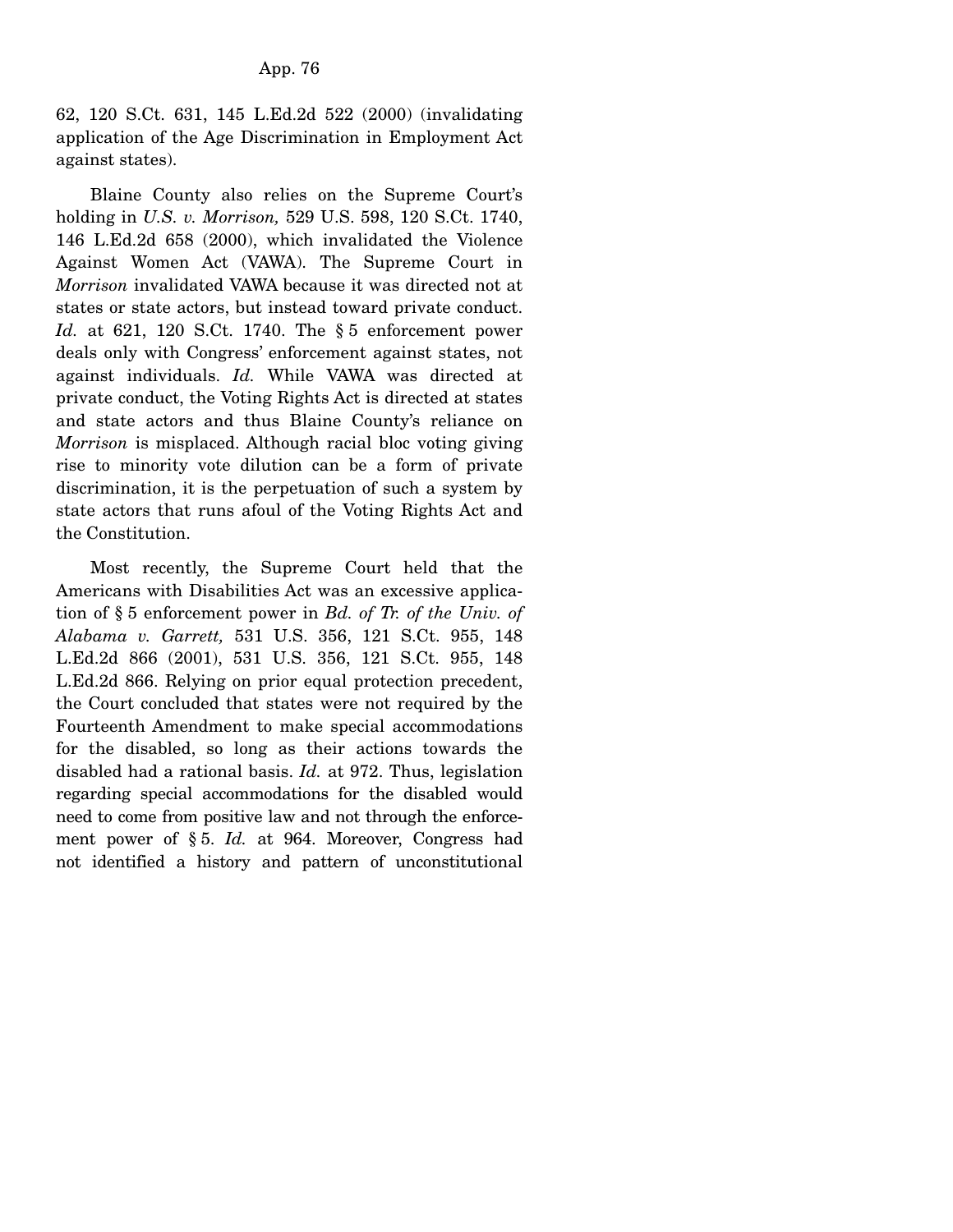62, 120 S.Ct. 631, 145 L.Ed.2d 522 (2000) (invalidating application of the Age Discrimination in Employment Act against states).

Blaine County also relies on the Supreme Court's holding in *U.S. v. Morrison,* 529 U.S. 598, 120 S.Ct. 1740, 146 L.Ed.2d 658 (2000), which invalidated the Violence Against Women Act (VAWA). The Supreme Court in *Morrison* invalidated VAWA because it was directed not at states or state actors, but instead toward private conduct. *Id.* at 621, 120 S.Ct. 1740. The § 5 enforcement power deals only with Congress' enforcement against states, not against individuals. *Id.* While VAWA was directed at private conduct, the Voting Rights Act is directed at states and state actors and thus Blaine County's reliance on *Morrison* is misplaced. Although racial bloc voting giving rise to minority vote dilution can be a form of private discrimination, it is the perpetuation of such a system by state actors that runs afoul of the Voting Rights Act and the Constitution.

Most recently, the Supreme Court held that the Americans with Disabilities Act was an excessive application of § 5 enforcement power in *Bd. of Tr. of the Univ. of Alabama v. Garrett,* 531 U.S. 356, 121 S.Ct. 955, 148 L.Ed.2d 866 (2001), 531 U.S. 356, 121 S.Ct. 955, 148 L.Ed.2d 866. Relying on prior equal protection precedent, the Court concluded that states were not required by the Fourteenth Amendment to make special accommodations for the disabled, so long as their actions towards the disabled had a rational basis. *Id.* at 972. Thus, legislation regarding special accommodations for the disabled would need to come from positive law and not through the enforcement power of § 5. *Id.* at 964. Moreover, Congress had not identified a history and pattern of unconstitutional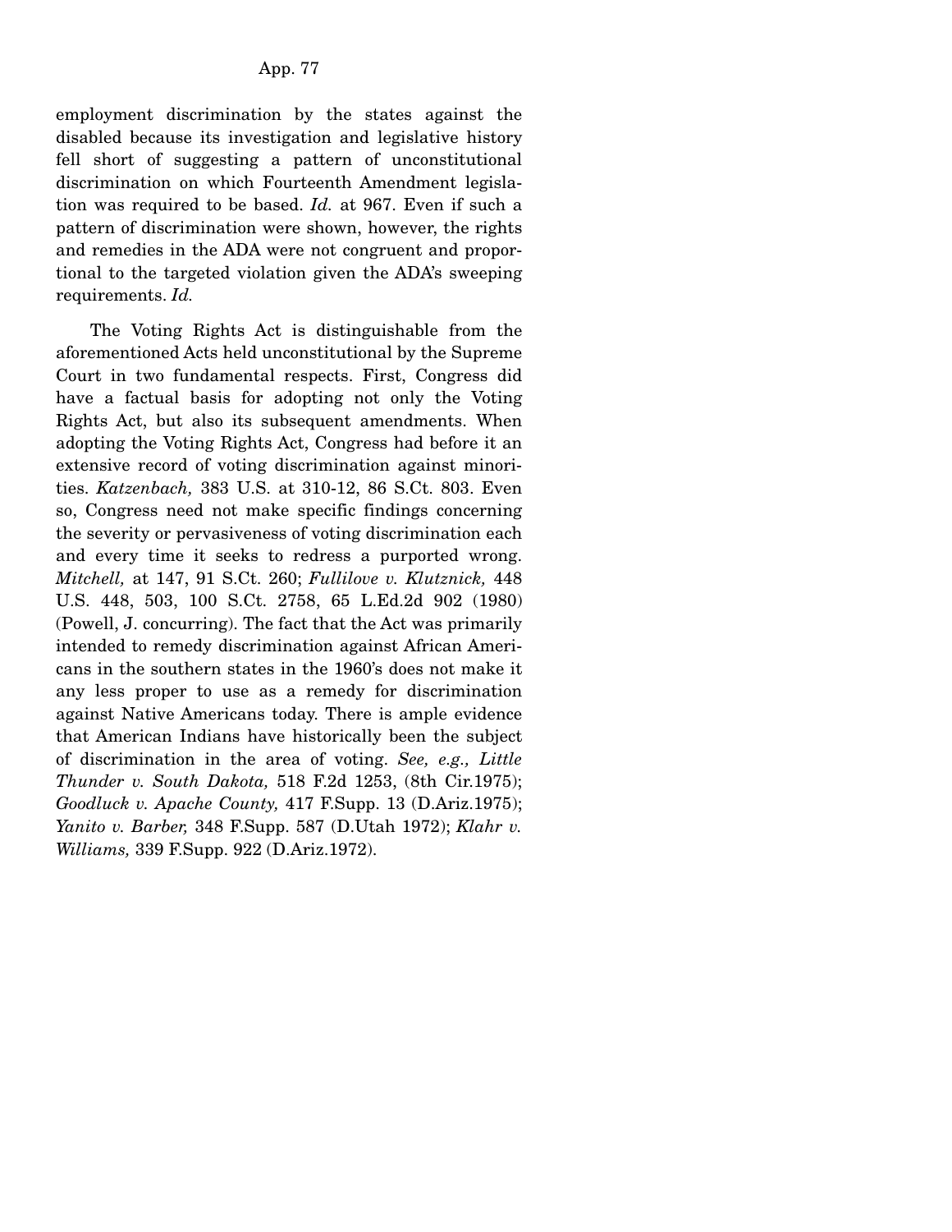employment discrimination by the states against the disabled because its investigation and legislative history fell short of suggesting a pattern of unconstitutional discrimination on which Fourteenth Amendment legislation was required to be based. *Id.* at 967. Even if such a pattern of discrimination were shown, however, the rights and remedies in the ADA were not congruent and proportional to the targeted violation given the ADA's sweeping requirements. *Id.*

The Voting Rights Act is distinguishable from the aforementioned Acts held unconstitutional by the Supreme Court in two fundamental respects. First, Congress did have a factual basis for adopting not only the Voting Rights Act, but also its subsequent amendments. When adopting the Voting Rights Act, Congress had before it an extensive record of voting discrimination against minorities. *Katzenbach,* 383 U.S. at 310-12, 86 S.Ct. 803. Even so, Congress need not make specific findings concerning the severity or pervasiveness of voting discrimination each and every time it seeks to redress a purported wrong. *Mitchell,* at 147, 91 S.Ct. 260; *Fullilove v. Klutznick,* 448 U.S. 448, 503, 100 S.Ct. 2758, 65 L.Ed.2d 902 (1980) (Powell, J. concurring). The fact that the Act was primarily intended to remedy discrimination against African Americans in the southern states in the 1960's does not make it any less proper to use as a remedy for discrimination against Native Americans today. There is ample evidence that American Indians have historically been the subject of discrimination in the area of voting. *See, e.g., Little Thunder v. South Dakota,* 518 F.2d 1253, (8th Cir.1975); *Goodluck v. Apache County,* 417 F.Supp. 13 (D.Ariz.1975); *Yanito v. Barber,* 348 F.Supp. 587 (D.Utah 1972); *Klahr v. Williams,* 339 F.Supp. 922 (D.Ariz.1972).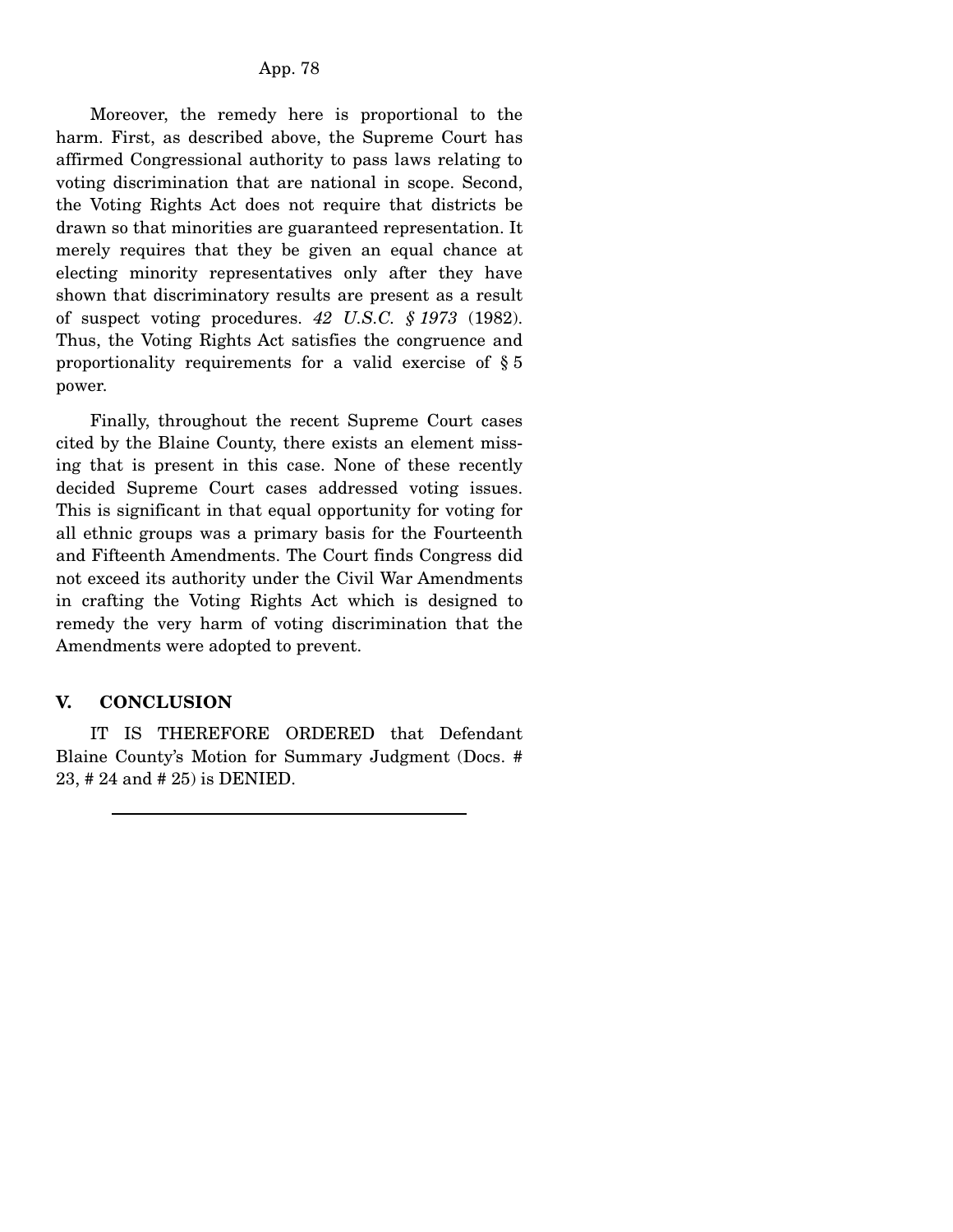Moreover, the remedy here is proportional to the harm. First, as described above, the Supreme Court has affirmed Congressional authority to pass laws relating to voting discrimination that are national in scope. Second, the Voting Rights Act does not require that districts be drawn so that minorities are guaranteed representation. It merely requires that they be given an equal chance at electing minority representatives only after they have shown that discriminatory results are present as a result of suspect voting procedures. *42 U.S.C. § 1973* (1982). Thus, the Voting Rights Act satisfies the congruence and proportionality requirements for a valid exercise of § 5 power.

Finally, throughout the recent Supreme Court cases cited by the Blaine County, there exists an element missing that is present in this case. None of these recently decided Supreme Court cases addressed voting issues. This is significant in that equal opportunity for voting for all ethnic groups was a primary basis for the Fourteenth and Fifteenth Amendments. The Court finds Congress did not exceed its authority under the Civil War Amendments in crafting the Voting Rights Act which is designed to remedy the very harm of voting discrimination that the Amendments were adopted to prevent.

## V. CONCLUSION

IT IS THEREFORE ORDERED that Defendant Blaine County's Motion for Summary Judgment (Docs. # 23, # 24 and # 25) is DENIED.

---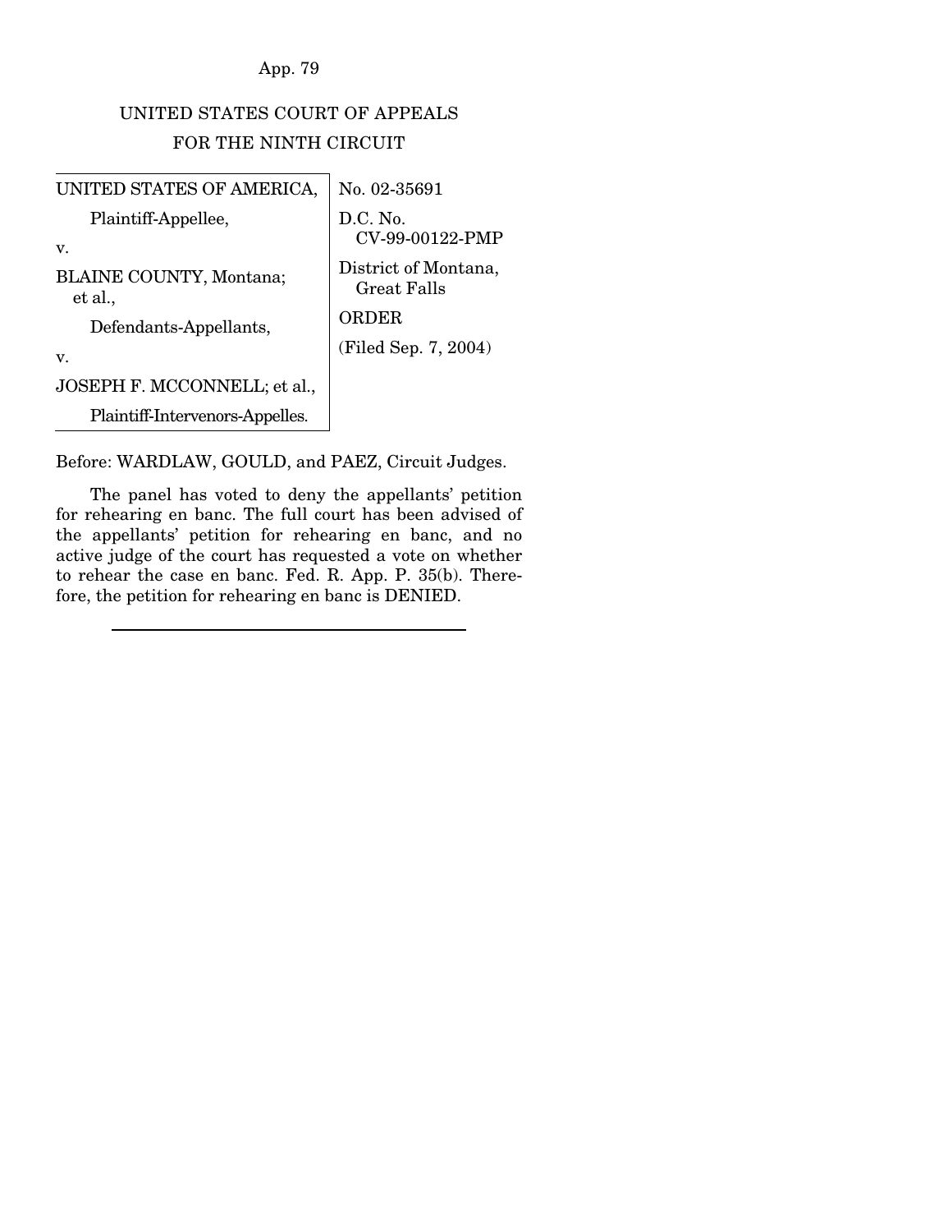UNITED STATES COURT OF APPEALS
FOR THE NINTH CIRCUIT

| | |
|---|---|
| UNITED STATES OF AMERICA, | No. 02-35691 |
| Plaintiff-Appellee, | D.C. No. CV-99-00122-PMP |
| v. | District of Montana, Great Falls |
| BLAINE COUNTY, Montana; et al., | ORDER |
| Defendants-Appellants, | (Filed Sep. 7, 2004) |
| v. | |
| JOSEPH F. MCCONNELL; et al., | |
| Plaintiff-Intervenors-Appelles. | |

Before: WARDLAW, GOULD, and PAEZ, Circuit Judges.

The panel has voted to deny the appellants' petition for rehearing en banc. The full court has been advised of the appellants' petition for rehearing en banc, and no active judge of the court has requested a vote on whether to rehear the case en banc. Fed. R. App. P. 35(b). Therefore, the petition for rehearing en banc is DENIED.

---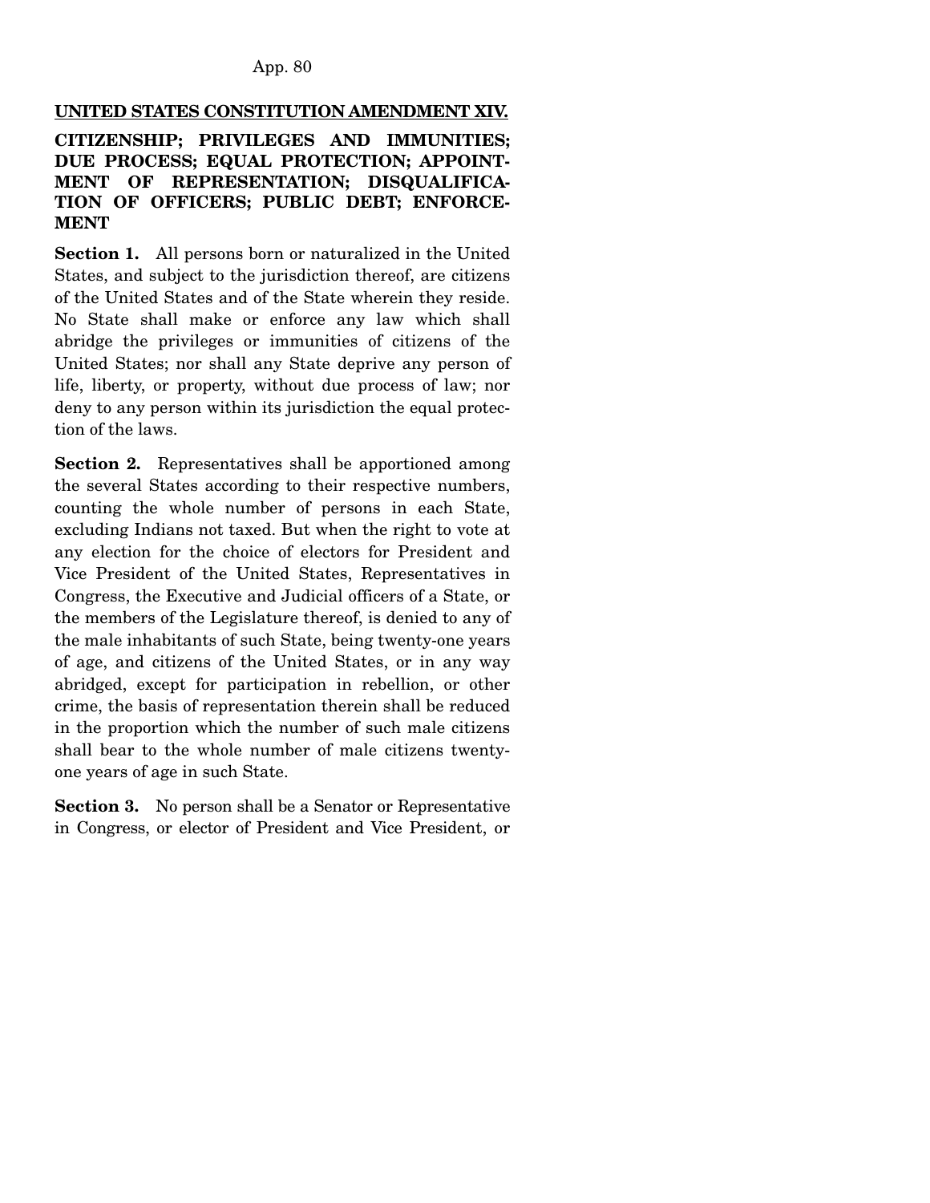## UNITED STATES CONSTITUTION AMENDMENT XIV.

### CITIZENSHIP; PRIVILEGES AND IMMUNITIES; DUE PROCESS; EQUAL PROTECTION; APPOINTMENT OF REPRESENTATION; DISQUALIFICATION OF OFFICERS; PUBLIC DEBT; ENFORCEMENT

**Section 1.** All persons born or naturalized in the United States, and subject to the jurisdiction thereof, are citizens of the United States and of the State wherein they reside. No State shall make or enforce any law which shall abridge the privileges or immunities of citizens of the United States; nor shall any State deprive any person of life, liberty, or property, without due process of law; nor deny to any person within its jurisdiction the equal protection of the laws.

**Section 2.** Representatives shall be apportioned among the several States according to their respective numbers, counting the whole number of persons in each State, excluding Indians not taxed. But when the right to vote at any election for the choice of electors for President and Vice President of the United States, Representatives in Congress, the Executive and Judicial officers of a State, or the members of the Legislature thereof, is denied to any of the male inhabitants of such State, being twenty-one years of age, and citizens of the United States, or in any way abridged, except for participation in rebellion, or other crime, the basis of representation therein shall be reduced in the proportion which the number of such male citizens shall bear to the whole number of male citizens twenty-one years of age in such State.

**Section 3.** No person shall be a Senator or Representative in Congress, or elector of President and Vice President, or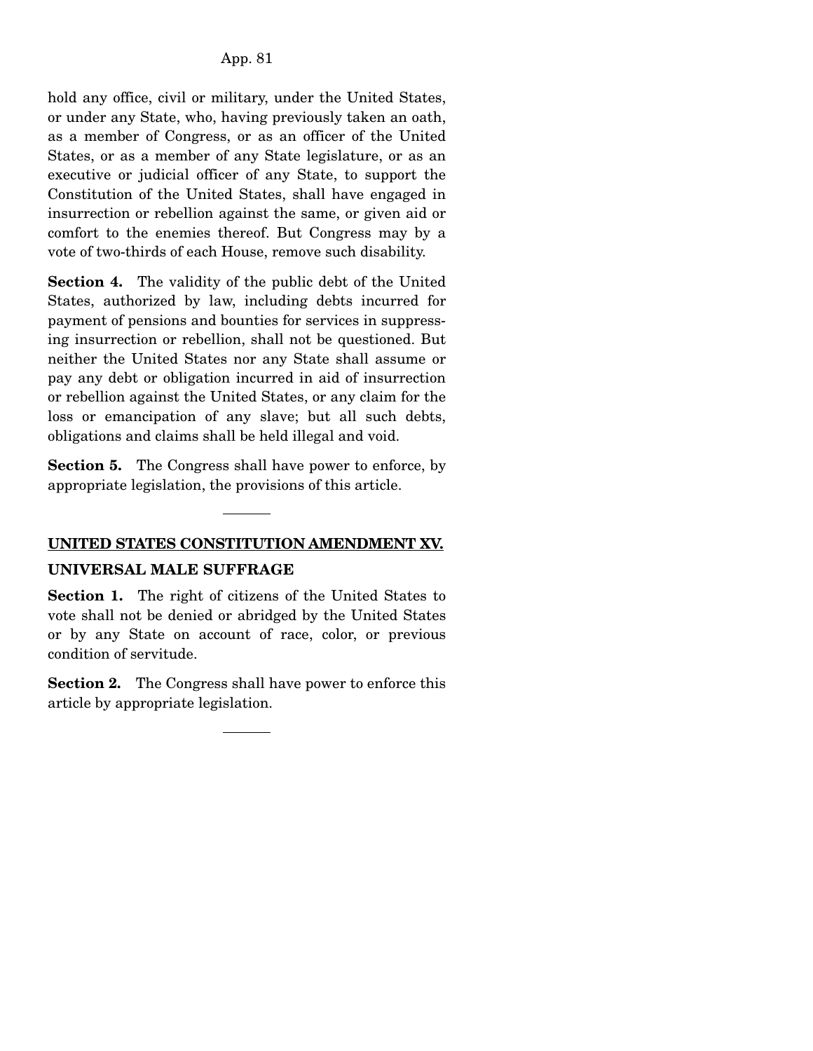hold any office, civil or military, under the United States, or under any State, who, having previously taken an oath, as a member of Congress, or as an officer of the United States, or as a member of any State legislature, or as an executive or judicial officer of any State, to support the Constitution of the United States, shall have engaged in insurrection or rebellion against the same, or given aid or comfort to the enemies thereof. But Congress may by a vote of two-thirds of each House, remove such disability.

**Section 4.** The validity of the public debt of the United States, authorized by law, including debts incurred for payment of pensions and bounties for services in suppressing insurrection or rebellion, shall not be questioned. But neither the United States nor any State shall assume or pay any debt or obligation incurred in aid of insurrection or rebellion against the United States, or any claim for the loss or emancipation of any slave; but all such debts, obligations and claims shall be held illegal and void.

**Section 5.** The Congress shall have power to enforce, by appropriate legislation, the provisions of this article.

---

## UNITED STATES CONSTITUTION AMENDMENT XV.

### UNIVERSAL MALE SUFFRAGE

**Section 1.** The right of citizens of the United States to vote shall not be denied or abridged by the United States or by any State on account of race, color, or previous condition of servitude.

**Section 2.** The Congress shall have power to enforce this article by appropriate legislation.

---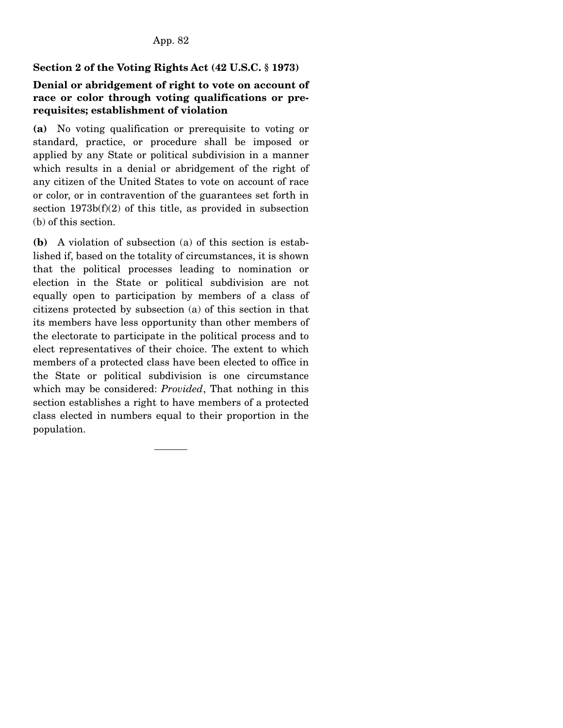## Section 2 of the Voting Rights Act (42 U.S.C. § 1973)

### Denial or abridgement of right to vote on account of race or color through voting qualifications or prerequisites; establishment of violation

**(a)** No voting qualification or prerequisite to voting or standard, practice, or procedure shall be imposed or applied by any State or political subdivision in a manner which results in a denial or abridgement of the right of any citizen of the United States to vote on account of race or color, or in contravention of the guarantees set forth in section 1973b(f)(2) of this title, as provided in subsection (b) of this section.

**(b)** A violation of subsection (a) of this section is established if, based on the totality of circumstances, it is shown that the political processes leading to nomination or election in the State or political subdivision are not equally open to participation by members of a class of citizens protected by subsection (a) of this section in that its members have less opportunity than other members of the electorate to participate in the political process and to elect representatives of their choice. The extent to which members of a protected class have been elected to office in the State or political subdivision is one circumstance which may be considered: *Provided*, That nothing in this section establishes a right to have members of a protected class elected in numbers equal to their proportion in the population.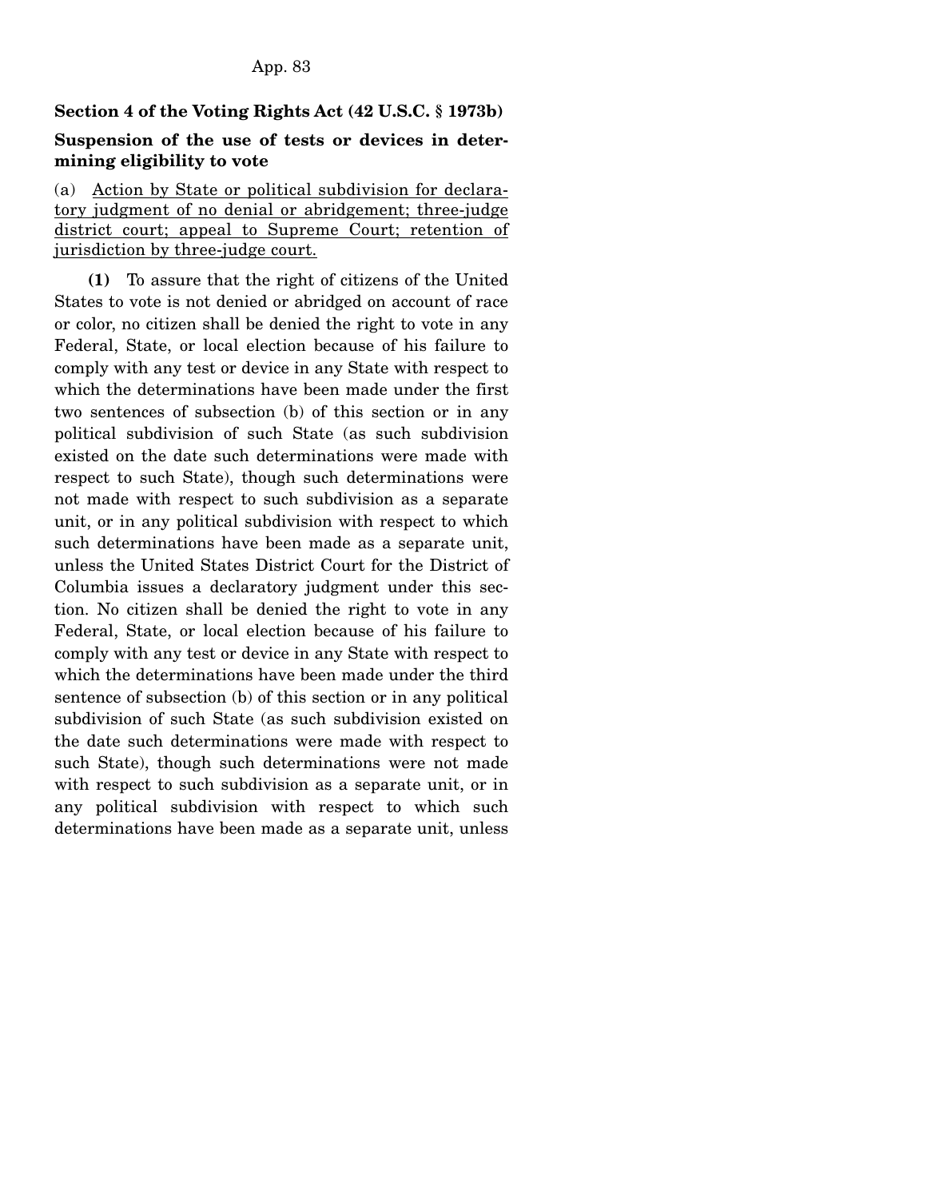**Section 4 of the Voting Rights Act (42 U.S.C. § 1973b)**

**Suspension of the use of tests or devices in determining eligibility to vote**

(a) Action by State or political subdivision for declaratory judgment of no denial or abridgement; three-judge district court; appeal to Supreme Court; retention of jurisdiction by three-judge court.

**(1)** To assure that the right of citizens of the United States to vote is not denied or abridged on account of race or color, no citizen shall be denied the right to vote in any Federal, State, or local election because of his failure to comply with any test or device in any State with respect to which the determinations have been made under the first two sentences of subsection (b) of this section or in any political subdivision of such State (as such subdivision existed on the date such determinations were made with respect to such State), though such determinations were not made with respect to such subdivision as a separate unit, or in any political subdivision with respect to which such determinations have been made as a separate unit, unless the United States District Court for the District of Columbia issues a declaratory judgment under this section. No citizen shall be denied the right to vote in any Federal, State, or local election because of his failure to comply with any test or device in any State with respect to which the determinations have been made under the third sentence of subsection (b) of this section or in any political subdivision of such State (as such subdivision existed on the date such determinations were made with respect to such State), though such determinations were not made with respect to such subdivision as a separate unit, or in any political subdivision with respect to which such determinations have been made as a separate unit, unless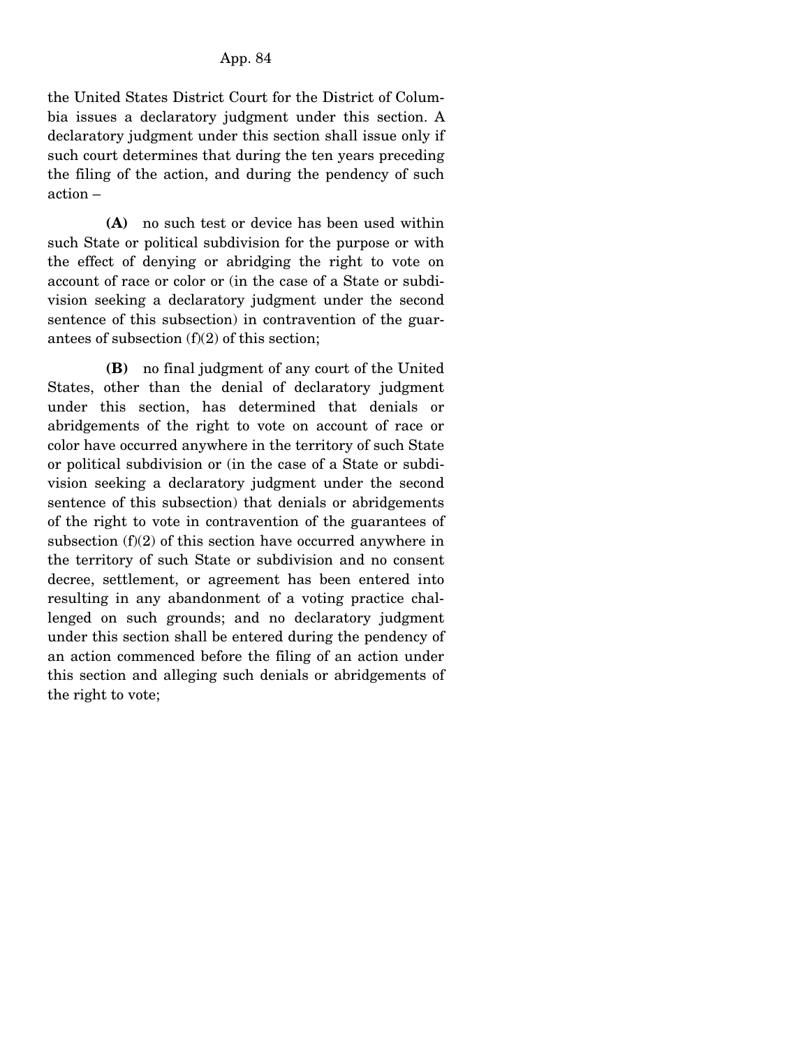the United States District Court for the District of Columbia issues a declaratory judgment under this section. A declaratory judgment under this section shall issue only if such court determines that during the ten years preceding the filing of the action, and during the pendency of such action –

**(A)** no such test or device has been used within such State or political subdivision for the purpose or with the effect of denying or abridging the right to vote on account of race or color or (in the case of a State or subdivision seeking a declaratory judgment under the second sentence of this subsection) in contravention of the guarantees of subsection (f)(2) of this section;

**(B)** no final judgment of any court of the United States, other than the denial of declaratory judgment under this section, has determined that denials or abridgements of the right to vote on account of race or color have occurred anywhere in the territory of such State or political subdivision or (in the case of a State or subdivision seeking a declaratory judgment under the second sentence of this subsection) that denials or abridgements of the right to vote in contravention of the guarantees of subsection (f)(2) of this section have occurred anywhere in the territory of such State or subdivision and no consent decree, settlement, or agreement has been entered into resulting in any abandonment of a voting practice challenged on such grounds; and no declaratory judgment under this section shall be entered during the pendency of an action commenced before the filing of an action under this section and alleging such denials or abridgements of the right to vote;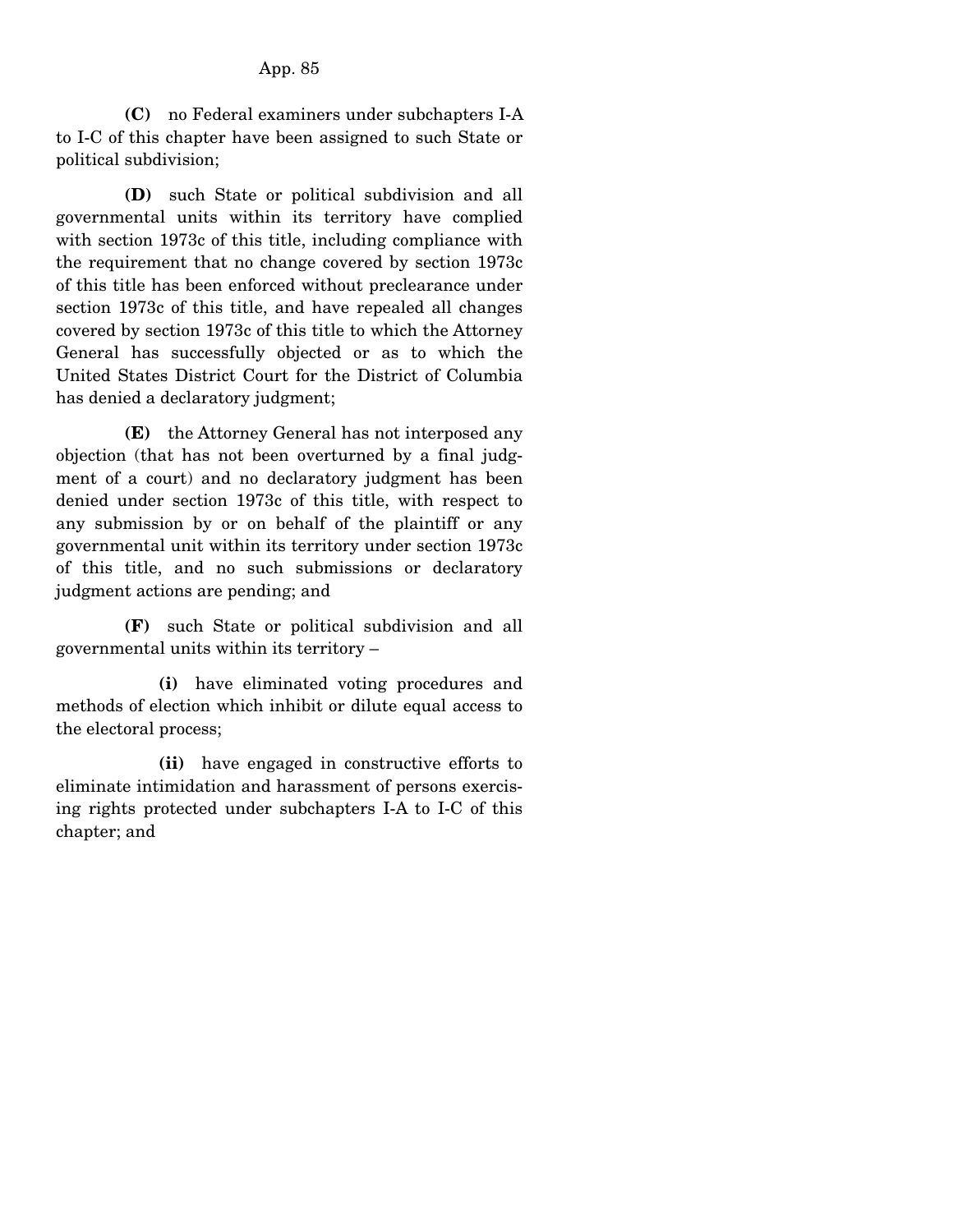**(C)** no Federal examiners under subchapters I-A to I-C of this chapter have been assigned to such State or political subdivision;

**(D)** such State or political subdivision and all governmental units within its territory have complied with section 1973c of this title, including compliance with the requirement that no change covered by section 1973c of this title has been enforced without preclearance under section 1973c of this title, and have repealed all changes covered by section 1973c of this title to which the Attorney General has successfully objected or as to which the United States District Court for the District of Columbia has denied a declaratory judgment;

**(E)** the Attorney General has not interposed any objection (that has not been overturned by a final judgment of a court) and no declaratory judgment has been denied under section 1973c of this title, with respect to any submission by or on behalf of the plaintiff or any governmental unit within its territory under section 1973c of this title, and no such submissions or declaratory judgment actions are pending; and

**(F)** such State or political subdivision and all governmental units within its territory –

**(i)** have eliminated voting procedures and methods of election which inhibit or dilute equal access to the electoral process;

**(ii)** have engaged in constructive efforts to eliminate intimidation and harassment of persons exercising rights protected under subchapters I-A to I-C of this chapter; and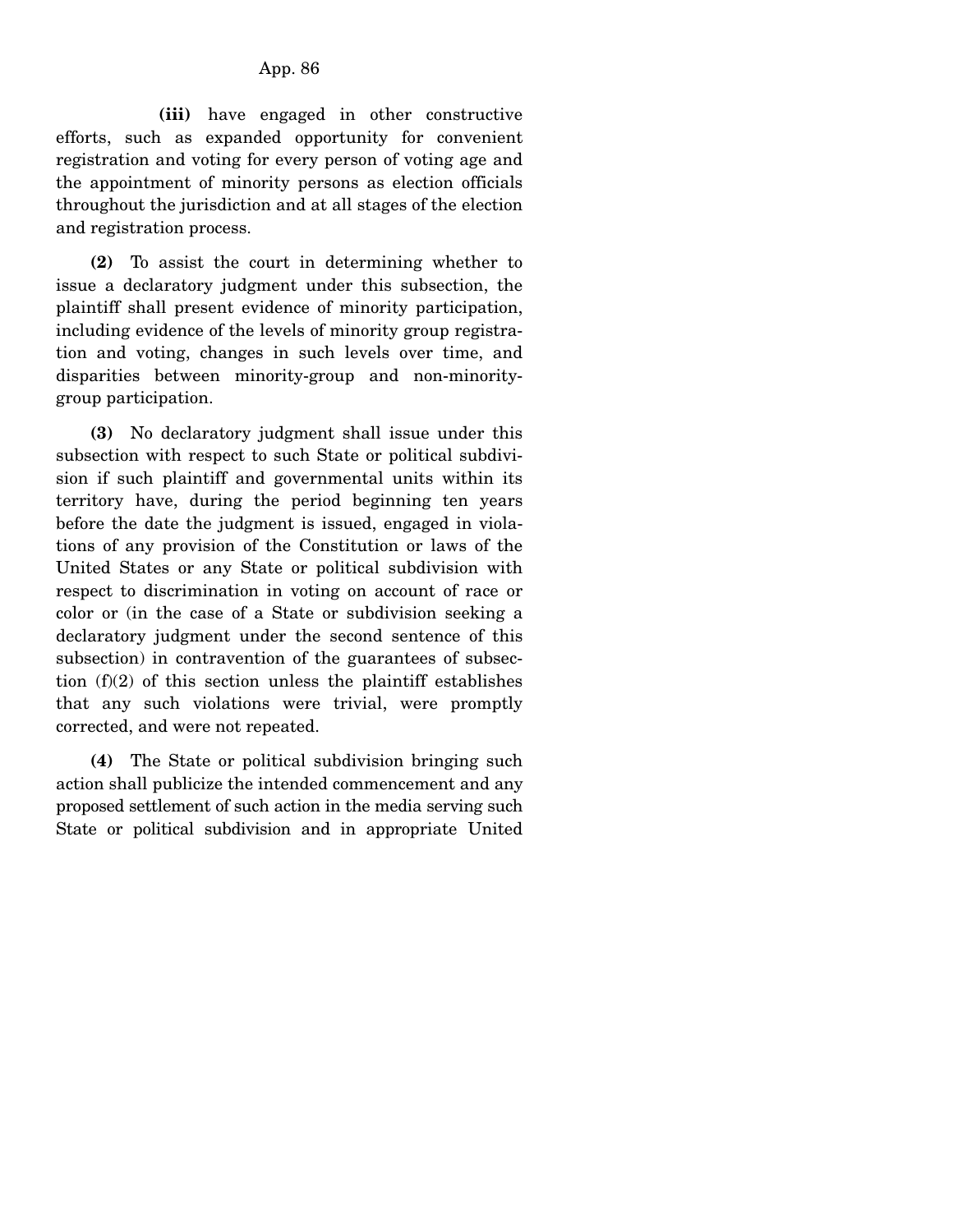**(iii)** have engaged in other constructive efforts, such as expanded opportunity for convenient registration and voting for every person of voting age and the appointment of minority persons as election officials throughout the jurisdiction and at all stages of the election and registration process.

**(2)** To assist the court in determining whether to issue a declaratory judgment under this subsection, the plaintiff shall present evidence of minority participation, including evidence of the levels of minority group registration and voting, changes in such levels over time, and disparities between minority-group and non-minority-group participation.

**(3)** No declaratory judgment shall issue under this subsection with respect to such State or political subdivision if such plaintiff and governmental units within its territory have, during the period beginning ten years before the date the judgment is issued, engaged in violations of any provision of the Constitution or laws of the United States or any State or political subdivision with respect to discrimination in voting on account of race or color or (in the case of a State or subdivision seeking a declaratory judgment under the second sentence of this subsection) in contravention of the guarantees of subsection (f)(2) of this section unless the plaintiff establishes that any such violations were trivial, were promptly corrected, and were not repeated.

**(4)** The State or political subdivision bringing such action shall publicize the intended commencement and any proposed settlement of such action in the media serving such State or political subdivision and in appropriate United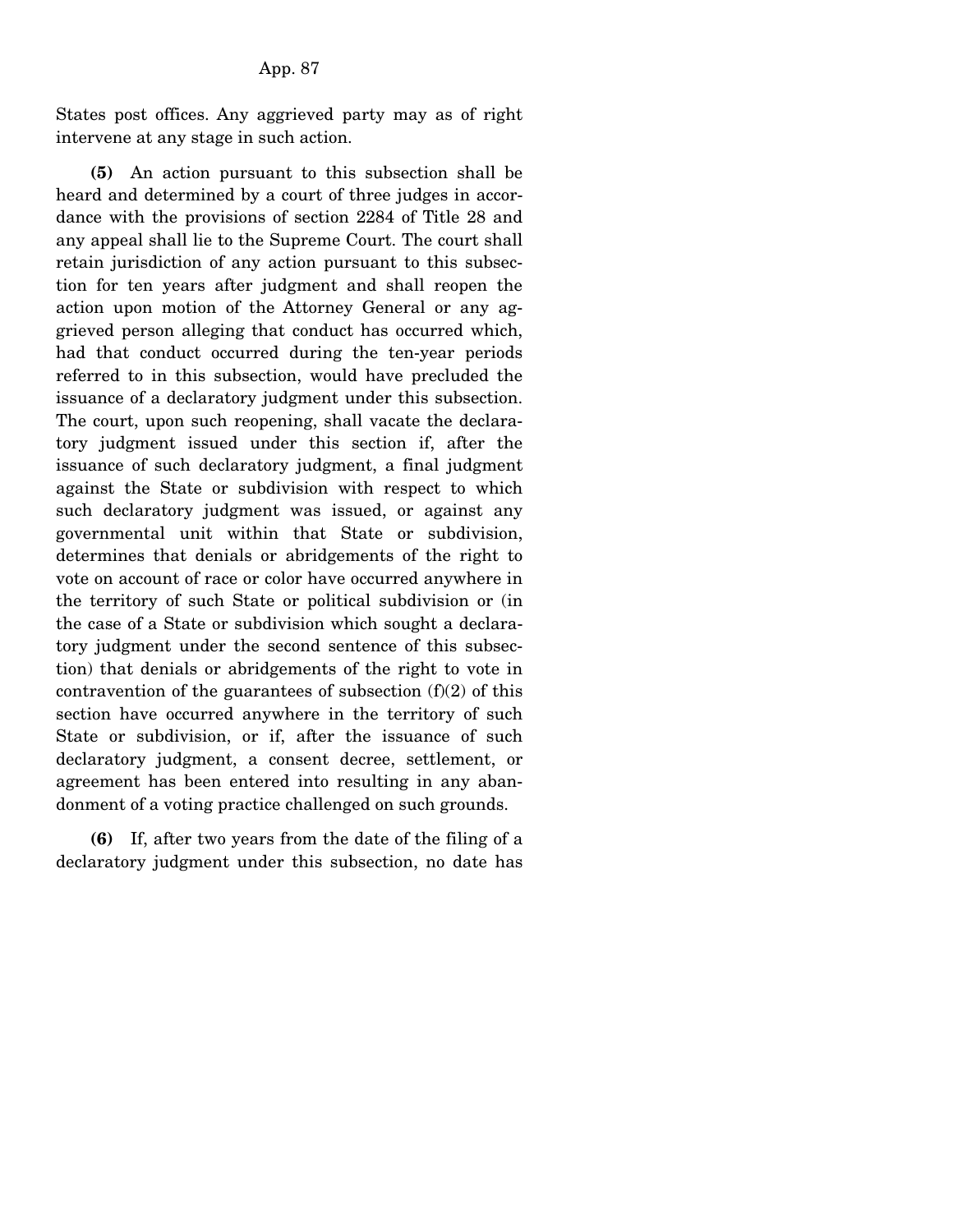States post offices. Any aggrieved party may as of right intervene at any stage in such action.

**(5)** An action pursuant to this subsection shall be heard and determined by a court of three judges in accordance with the provisions of section 2284 of Title 28 and any appeal shall lie to the Supreme Court. The court shall retain jurisdiction of any action pursuant to this subsection for ten years after judgment and shall reopen the action upon motion of the Attorney General or any aggrieved person alleging that conduct has occurred which, had that conduct occurred during the ten-year periods referred to in this subsection, would have precluded the issuance of a declaratory judgment under this subsection. The court, upon such reopening, shall vacate the declaratory judgment issued under this section if, after the issuance of such declaratory judgment, a final judgment against the State or subdivision with respect to which such declaratory judgment was issued, or against any governmental unit within that State or subdivision, determines that denials or abridgements of the right to vote on account of race or color have occurred anywhere in the territory of such State or political subdivision or (in the case of a State or subdivision which sought a declaratory judgment under the second sentence of this subsection) that denials or abridgements of the right to vote in contravention of the guarantees of subsection (f)(2) of this section have occurred anywhere in the territory of such State or subdivision, or if, after the issuance of such declaratory judgment, a consent decree, settlement, or agreement has been entered into resulting in any abandonment of a voting practice challenged on such grounds.

**(6)** If, after two years from the date of the filing of a declaratory judgment under this subsection, no date has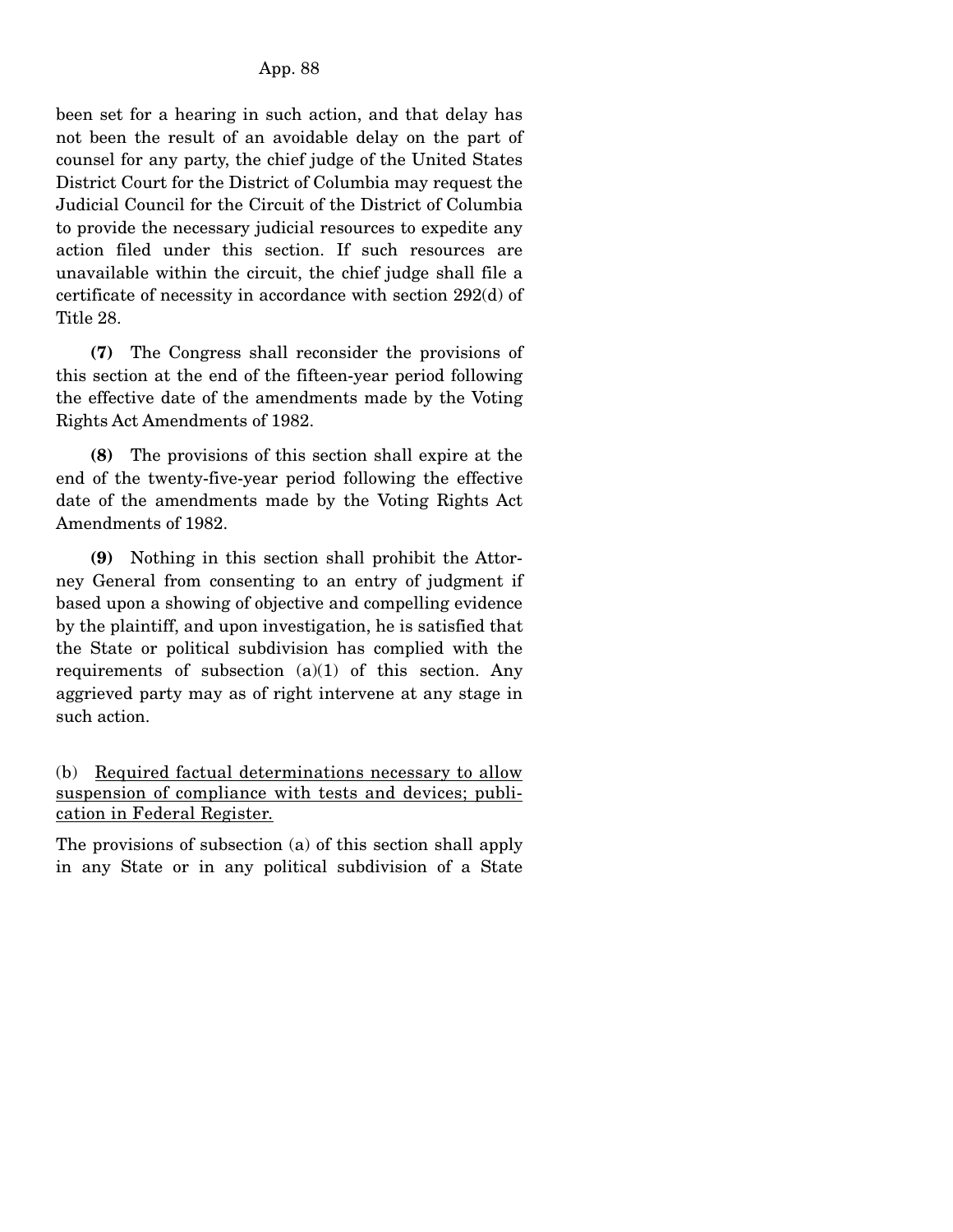been set for a hearing in such action, and that delay has not been the result of an avoidable delay on the part of counsel for any party, the chief judge of the United States District Court for the District of Columbia may request the Judicial Council for the Circuit of the District of Columbia to provide the necessary judicial resources to expedite any action filed under this section. If such resources are unavailable within the circuit, the chief judge shall file a certificate of necessity in accordance with section 292(d) of Title 28.

**(7)** The Congress shall reconsider the provisions of this section at the end of the fifteen-year period following the effective date of the amendments made by the Voting Rights Act Amendments of 1982.

**(8)** The provisions of this section shall expire at the end of the twenty-five-year period following the effective date of the amendments made by the Voting Rights Act Amendments of 1982.

**(9)** Nothing in this section shall prohibit the Attorney General from consenting to an entry of judgment if based upon a showing of objective and compelling evidence by the plaintiff, and upon investigation, he is satisfied that the State or political subdivision has complied with the requirements of subsection (a)(1) of this section. Any aggrieved party may as of right intervene at any stage in such action.

(b) Required factual determinations necessary to allow suspension of compliance with tests and devices; publication in Federal Register.

The provisions of subsection (a) of this section shall apply in any State or in any political subdivision of a State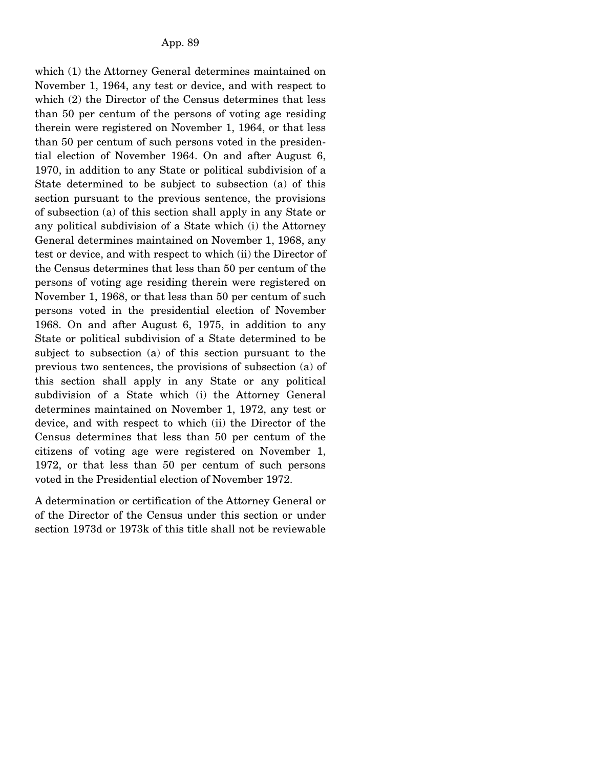which (1) the Attorney General determines maintained on November 1, 1964, any test or device, and with respect to which (2) the Director of the Census determines that less than 50 per centum of the persons of voting age residing therein were registered on November 1, 1964, or that less than 50 per centum of such persons voted in the presidential election of November 1964. On and after August 6, 1970, in addition to any State or political subdivision of a State determined to be subject to subsection (a) of this section pursuant to the previous sentence, the provisions of subsection (a) of this section shall apply in any State or any political subdivision of a State which (i) the Attorney General determines maintained on November 1, 1968, any test or device, and with respect to which (ii) the Director of the Census determines that less than 50 per centum of the persons of voting age residing therein were registered on November 1, 1968, or that less than 50 per centum of such persons voted in the presidential election of November 1968. On and after August 6, 1975, in addition to any State or political subdivision of a State determined to be subject to subsection (a) of this section pursuant to the previous two sentences, the provisions of subsection (a) of this section shall apply in any State or any political subdivision of a State which (i) the Attorney General determines maintained on November 1, 1972, any test or device, and with respect to which (ii) the Director of the Census determines that less than 50 per centum of the citizens of voting age were registered on November 1, 1972, or that less than 50 per centum of such persons voted in the Presidential election of November 1972.

A determination or certification of the Attorney General or of the Director of the Census under this section or under section 1973d or 1973k of this title shall not be reviewable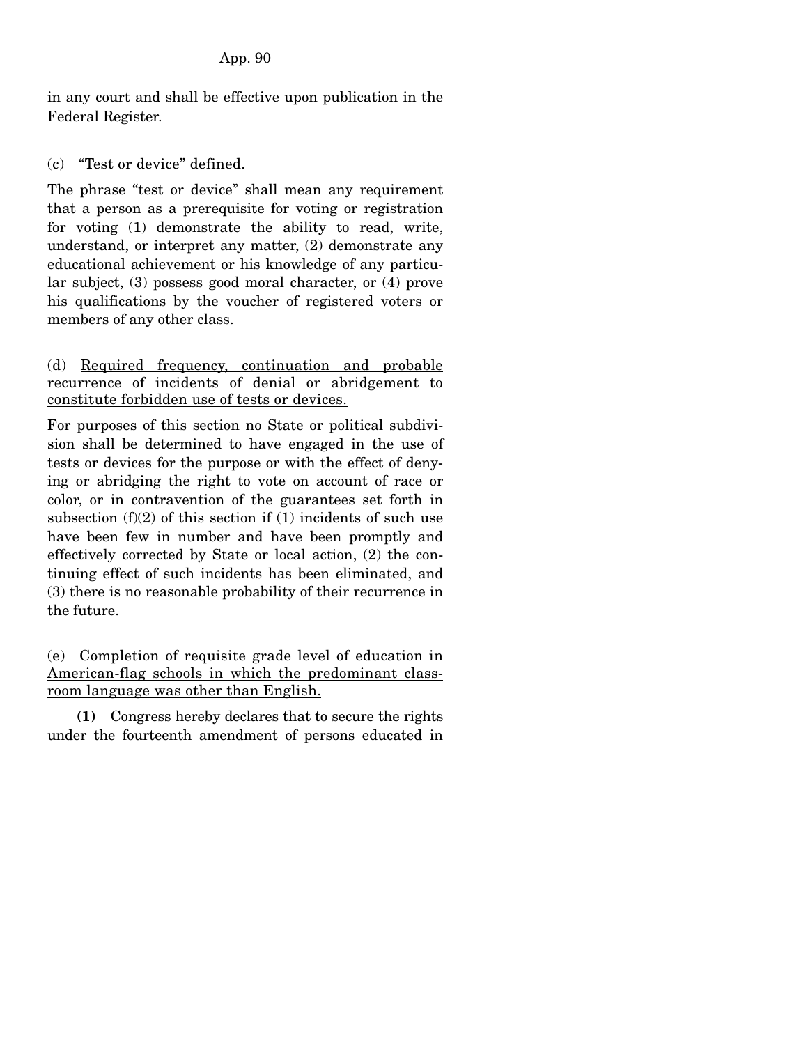in any court and shall be effective upon publication in the Federal Register.

(c) <u>"Test or device" defined.</u>

The phrase "test or device" shall mean any requirement that a person as a prerequisite for voting or registration for voting (1) demonstrate the ability to read, write, understand, or interpret any matter, (2) demonstrate any educational achievement or his knowledge of any particular subject, (3) possess good moral character, or (4) prove his qualifications by the voucher of registered voters or members of any other class.

(d) <u>Required frequency, continuation and probable recurrence of incidents of denial or abridgement to constitute forbidden use of tests or devices.</u>

For purposes of this section no State or political subdivision shall be determined to have engaged in the use of tests or devices for the purpose or with the effect of denying or abridging the right to vote on account of race or color, or in contravention of the guarantees set forth in subsection (f)(2) of this section if (1) incidents of such use have been few in number and have been promptly and effectively corrected by State or local action, (2) the continuing effect of such incidents has been eliminated, and (3) there is no reasonable probability of their recurrence in the future.

(e) <u>Completion of requisite grade level of education in American-flag schools in which the predominant classroom language was other than English.</u>

**(1)** Congress hereby declares that to secure the rights under the fourteenth amendment of persons educated in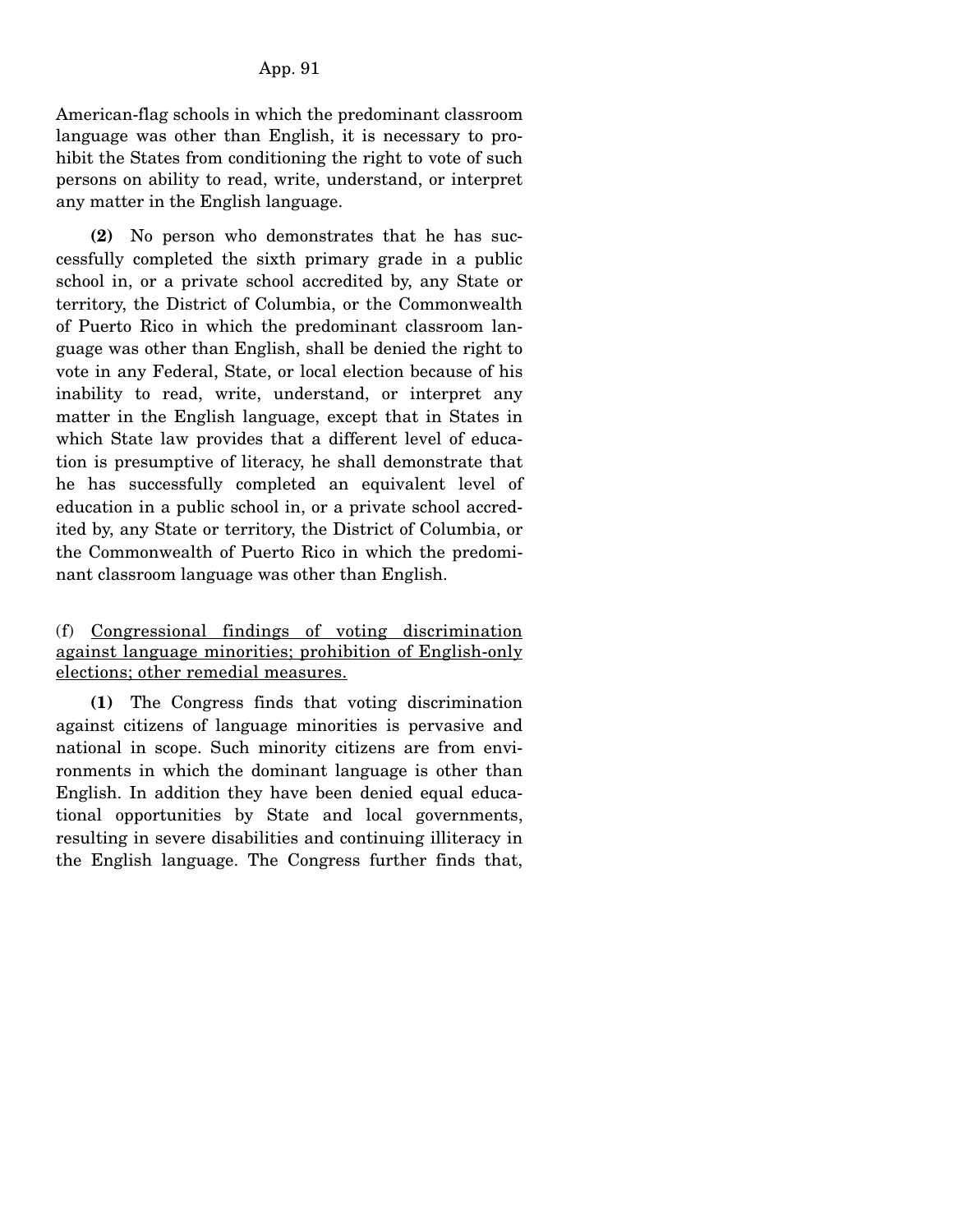American-flag schools in which the predominant classroom language was other than English, it is necessary to prohibit the States from conditioning the right to vote of such persons on ability to read, write, understand, or interpret any matter in the English language.

**(2)** No person who demonstrates that he has successfully completed the sixth primary grade in a public school in, or a private school accredited by, any State or territory, the District of Columbia, or the Commonwealth of Puerto Rico in which the predominant classroom language was other than English, shall be denied the right to vote in any Federal, State, or local election because of his inability to read, write, understand, or interpret any matter in the English language, except that in States in which State law provides that a different level of education is presumptive of literacy, he shall demonstrate that he has successfully completed an equivalent level of education in a public school in, or a private school accredited by, any State or territory, the District of Columbia, or the Commonwealth of Puerto Rico in which the predominant classroom language was other than English.

(f) Congressional findings of voting discrimination against language minorities; prohibition of English-only elections; other remedial measures.

**(1)** The Congress finds that voting discrimination against citizens of language minorities is pervasive and national in scope. Such minority citizens are from environments in which the dominant language is other than English. In addition they have been denied equal educational opportunities by State and local governments, resulting in severe disabilities and continuing illiteracy in the English language. The Congress further finds that,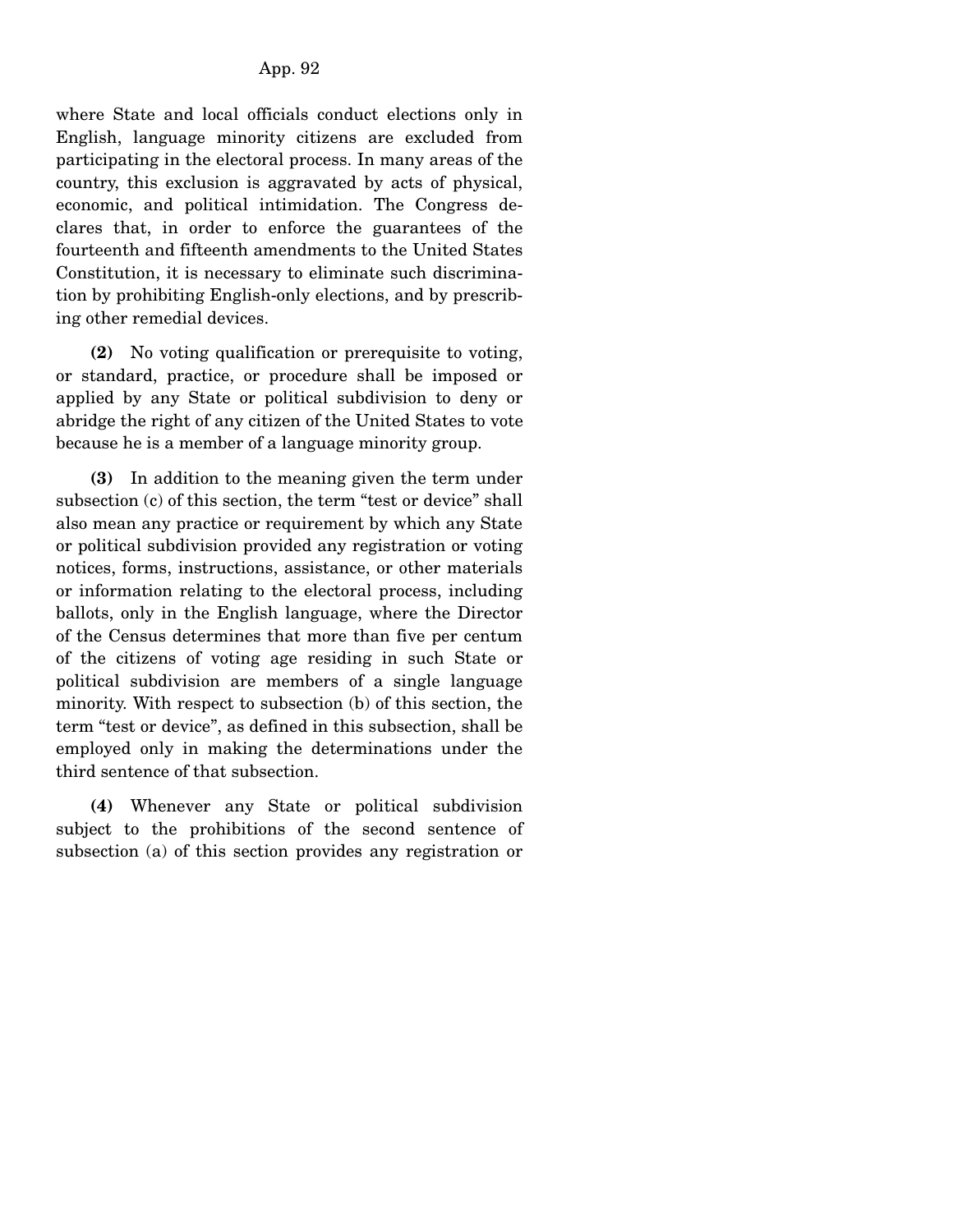where State and local officials conduct elections only in English, language minority citizens are excluded from participating in the electoral process. In many areas of the country, this exclusion is aggravated by acts of physical, economic, and political intimidation. The Congress declares that, in order to enforce the guarantees of the fourteenth and fifteenth amendments to the United States Constitution, it is necessary to eliminate such discrimination by prohibiting English-only elections, and by prescribing other remedial devices.

**(2)** No voting qualification or prerequisite to voting, or standard, practice, or procedure shall be imposed or applied by any State or political subdivision to deny or abridge the right of any citizen of the United States to vote because he is a member of a language minority group.

**(3)** In addition to the meaning given the term under subsection (c) of this section, the term "test or device" shall also mean any practice or requirement by which any State or political subdivision provided any registration or voting notices, forms, instructions, assistance, or other materials or information relating to the electoral process, including ballots, only in the English language, where the Director of the Census determines that more than five per centum of the citizens of voting age residing in such State or political subdivision are members of a single language minority. With respect to subsection (b) of this section, the term "test or device", as defined in this subsection, shall be employed only in making the determinations under the third sentence of that subsection.

**(4)** Whenever any State or political subdivision subject to the prohibitions of the second sentence of subsection (a) of this section provides any registration or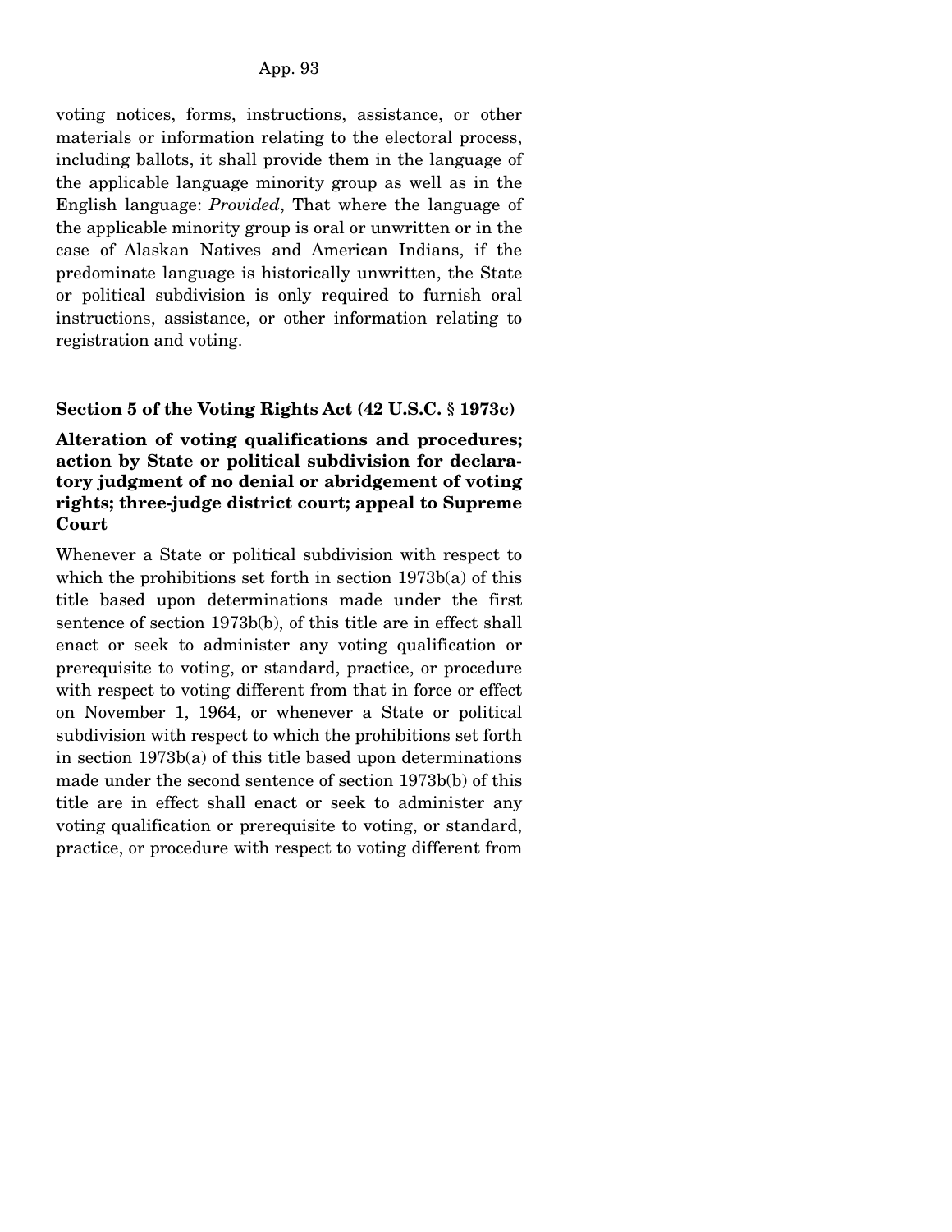voting notices, forms, instructions, assistance, or other materials or information relating to the electoral process, including ballots, it shall provide them in the language of the applicable language minority group as well as in the English language: *Provided*, That where the language of the applicable minority group is oral or unwritten or in the case of Alaskan Natives and American Indians, if the predominate language is historically unwritten, the State or political subdivision is only required to furnish oral instructions, assistance, or other information relating to registration and voting.

---

**Section 5 of the Voting Rights Act (42 U.S.C. § 1973c)**

**Alteration of voting qualifications and procedures; action by State or political subdivision for declaratory judgment of no denial or abridgement of voting rights; three-judge district court; appeal to Supreme Court**

Whenever a State or political subdivision with respect to which the prohibitions set forth in section 1973b(a) of this title based upon determinations made under the first sentence of section 1973b(b), of this title are in effect shall enact or seek to administer any voting qualification or prerequisite to voting, or standard, practice, or procedure with respect to voting different from that in force or effect on November 1, 1964, or whenever a State or political subdivision with respect to which the prohibitions set forth in section 1973b(a) of this title based upon determinations made under the second sentence of section 1973b(b) of this title are in effect shall enact or seek to administer any voting qualification or prerequisite to voting, or standard, practice, or procedure with respect to voting different from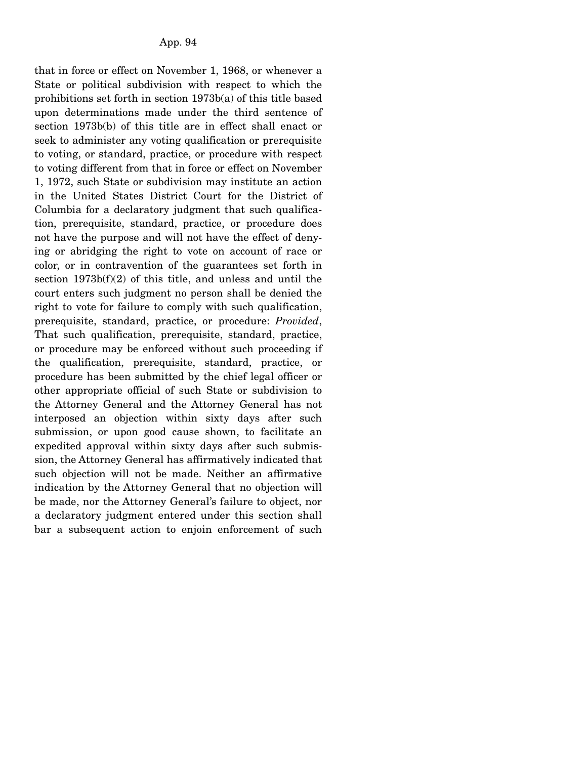that in force or effect on November 1, 1968, or whenever a State or political subdivision with respect to which the prohibitions set forth in section 1973b(a) of this title based upon determinations made under the third sentence of section 1973b(b) of this title are in effect shall enact or seek to administer any voting qualification or prerequisite to voting, or standard, practice, or procedure with respect to voting different from that in force or effect on November 1, 1972, such State or subdivision may institute an action in the United States District Court for the District of Columbia for a declaratory judgment that such qualification, prerequisite, standard, practice, or procedure does not have the purpose and will not have the effect of denying or abridging the right to vote on account of race or color, or in contravention of the guarantees set forth in section 1973b(f)(2) of this title, and unless and until the court enters such judgment no person shall be denied the right to vote for failure to comply with such qualification, prerequisite, standard, practice, or procedure: *Provided*, That such qualification, prerequisite, standard, practice, or procedure may be enforced without such proceeding if the qualification, prerequisite, standard, practice, or procedure has been submitted by the chief legal officer or other appropriate official of such State or subdivision to the Attorney General and the Attorney General has not interposed an objection within sixty days after such submission, or upon good cause shown, to facilitate an expedited approval within sixty days after such submission, the Attorney General has affirmatively indicated that such objection will not be made. Neither an affirmative indication by the Attorney General that no objection will be made, nor the Attorney General's failure to object, nor a declaratory judgment entered under this section shall bar a subsequent action to enjoin enforcement of such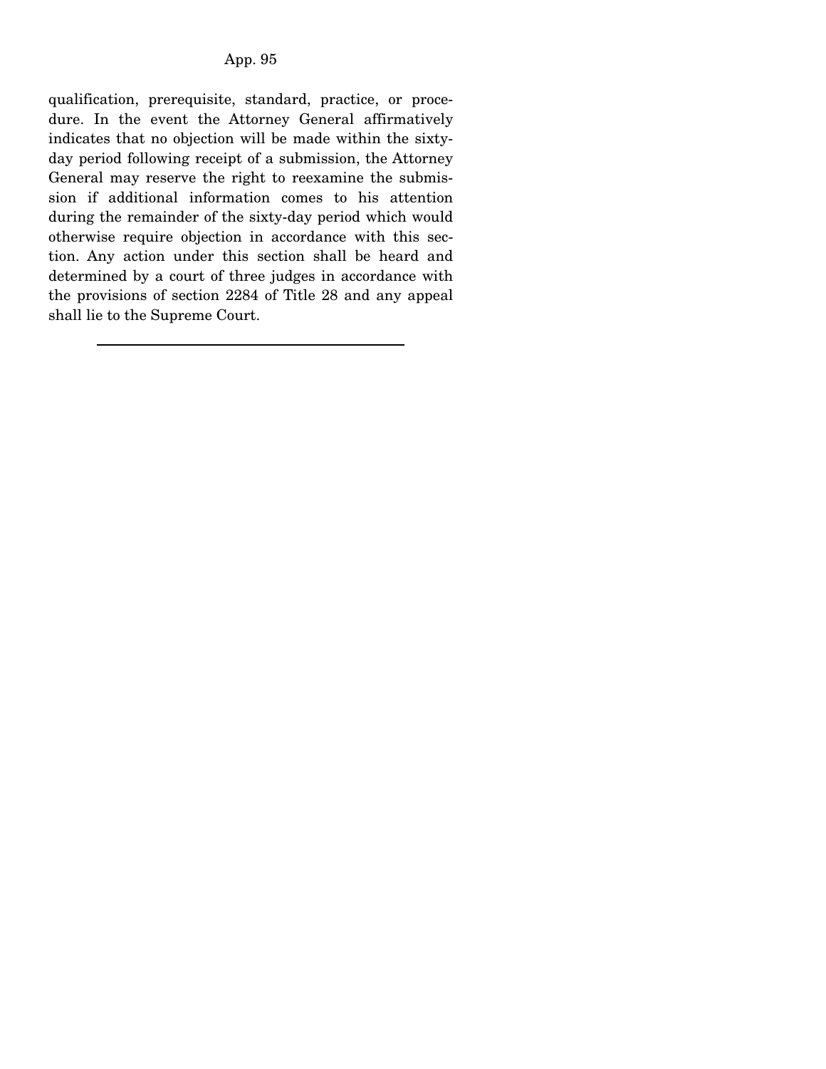qualification, prerequisite, standard, practice, or procedure. In the event the Attorney General affirmatively indicates that no objection will be made within the sixty-day period following receipt of a submission, the Attorney General may reserve the right to reexamine the submission if additional information comes to his attention during the remainder of the sixty-day period which would otherwise require objection in accordance with this section. Any action under this section shall be heard and determined by a court of three judges in accordance with the provisions of section 2284 of Title 28 and any appeal shall lie to the Supreme Court.

---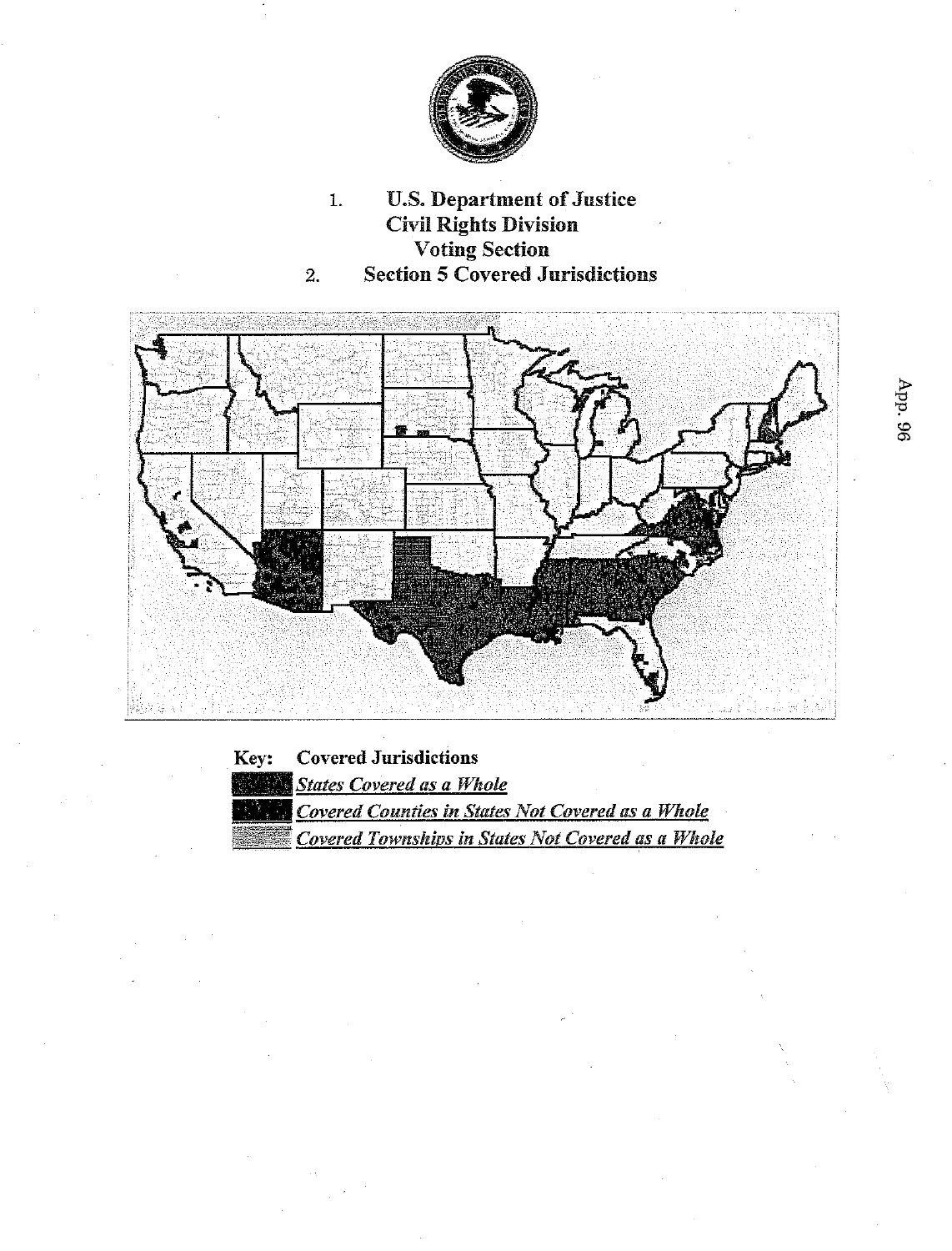1. **U.S. Department of Justice**
   **Civil Rights Division**
   **Voting Section**
2. **Section 5 Covered Jurisdictions**

**Key: Covered Jurisdictions**

- *States Covered as a Whole*
- *Covered Counties in States Not Covered as a Whole*
- *Covered Townships in States Not Covered as a Whole*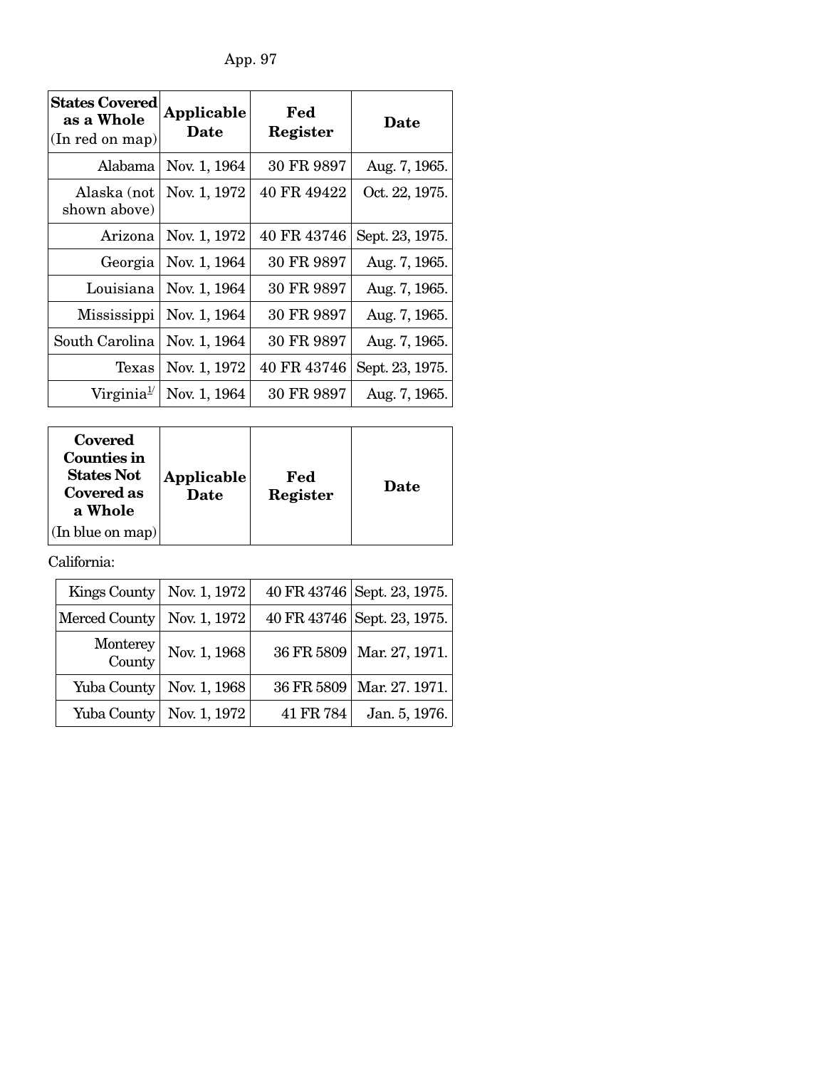| States Covered as a Whole (In red on map) | Applicable Date | Fed Register | Date |
|---|---|---|---|
| Alabama | Nov. 1, 1964 | 30 FR 9897 | Aug. 7, 1965. |
| Alaska (not shown above) | Nov. 1, 1972 | 40 FR 49422 | Oct. 22, 1975. |
| Arizona | Nov. 1, 1972 | 40 FR 43746 | Sept. 23, 1975. |
| Georgia | Nov. 1, 1964 | 30 FR 9897 | Aug. 7, 1965. |
| Louisiana | Nov. 1, 1964 | 30 FR 9897 | Aug. 7, 1965. |
| Mississippi | Nov. 1, 1964 | 30 FR 9897 | Aug. 7, 1965. |
| South Carolina | Nov. 1, 1964 | 30 FR 9897 | Aug. 7, 1965. |
| Texas | Nov. 1, 1972 | 40 FR 43746 | Sept. 23, 1975. |
| Virginia[1/] | Nov. 1, 1964 | 30 FR 9897 | Aug. 7, 1965. |

| Covered Counties in States Not Covered as a Whole (In blue on map) | Applicable Date | Fed Register | Date |
|---|---|---|---|
| California: | | | |
| Kings County | Nov. 1, 1972 | 40 FR 43746 | Sept. 23, 1975. |
| Merced County | Nov. 1, 1972 | 40 FR 43746 | Sept. 23, 1975. |
| Monterey County | Nov. 1, 1968 | 36 FR 5809 | Mar. 27, 1971. |
| Yuba County | Nov. 1, 1968 | 36 FR 5809 | Mar. 27. 1971. |
| Yuba County | Nov. 1, 1972 | 41 FR 784 | Jan. 5, 1976. |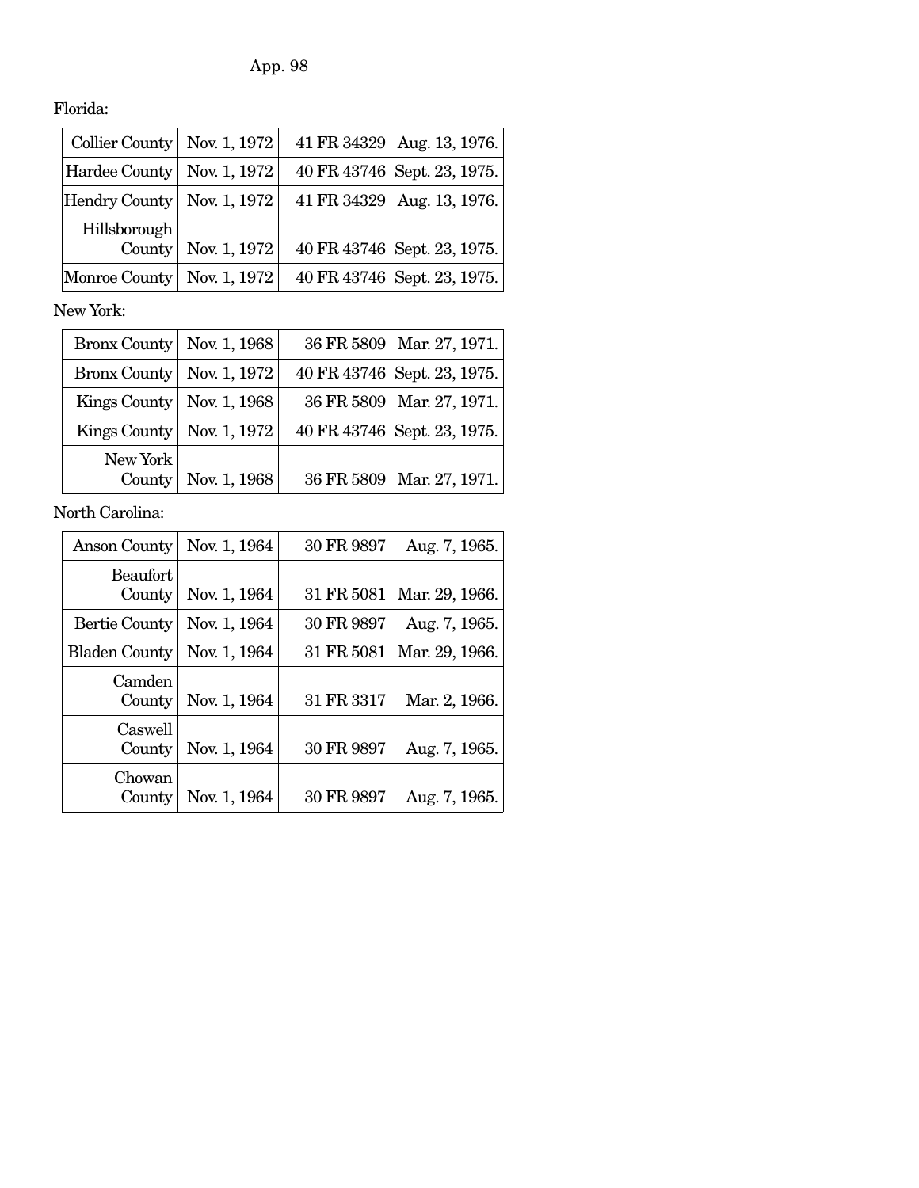Florida:

| | | | |
|---|---|---|---|
| Collier County | Nov. 1, 1972 | 41 FR 34329 | Aug. 13, 1976. |
| Hardee County | Nov. 1, 1972 | 40 FR 43746 | Sept. 23, 1975. |
| Hendry County | Nov. 1, 1972 | 41 FR 34329 | Aug. 13, 1976. |
| Hillsborough County | Nov. 1, 1972 | 40 FR 43746 | Sept. 23, 1975. |
| Monroe County | Nov. 1, 1972 | 40 FR 43746 | Sept. 23, 1975. |

New York:

| | | | |
|---|---|---|---|
| Bronx County | Nov. 1, 1968 | 36 FR 5809 | Mar. 27, 1971. |
| Bronx County | Nov. 1, 1972 | 40 FR 43746 | Sept. 23, 1975. |
| Kings County | Nov. 1, 1968 | 36 FR 5809 | Mar. 27, 1971. |
| Kings County | Nov. 1, 1972 | 40 FR 43746 | Sept. 23, 1975. |
| New York County | Nov. 1, 1968 | 36 FR 5809 | Mar. 27, 1971. |

North Carolina:

| | | | |
|---|---|---|---|
| Anson County | Nov. 1, 1964 | 30 FR 9897 | Aug. 7, 1965. |
| Beaufort County | Nov. 1, 1964 | 31 FR 5081 | Mar. 29, 1966. |
| Bertie County | Nov. 1, 1964 | 30 FR 9897 | Aug. 7, 1965. |
| Bladen County | Nov. 1, 1964 | 31 FR 5081 | Mar. 29, 1966. |
| Camden County | Nov. 1, 1964 | 31 FR 3317 | Mar. 2, 1966. |
| Caswell County | Nov. 1, 1964 | 30 FR 9897 | Aug. 7, 1965. |
| Chowan County | Nov. 1, 1964 | 30 FR 9897 | Aug. 7, 1965. |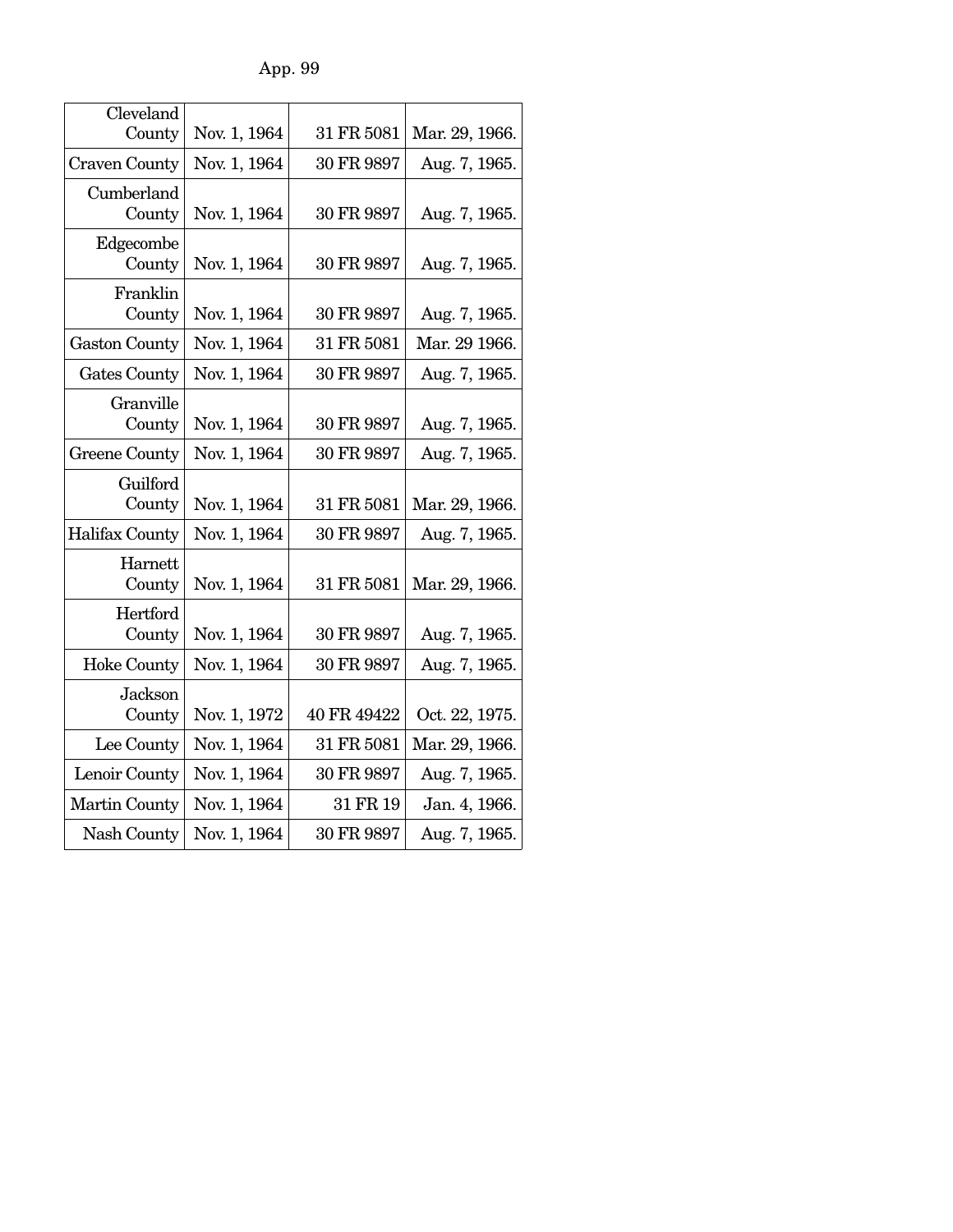| | | | |
|---|---|---|---|
| Cleveland County | Nov. 1, 1964 | 31 FR 5081 | Mar. 29, 1966. |
| Craven County | Nov. 1, 1964 | 30 FR 9897 | Aug. 7, 1965. |
| Cumberland County | Nov. 1, 1964 | 30 FR 9897 | Aug. 7, 1965. |
| Edgecombe County | Nov. 1, 1964 | 30 FR 9897 | Aug. 7, 1965. |
| Franklin County | Nov. 1, 1964 | 30 FR 9897 | Aug. 7, 1965. |
| Gaston County | Nov. 1, 1964 | 31 FR 5081 | Mar. 29 1966. |
| Gates County | Nov. 1, 1964 | 30 FR 9897 | Aug. 7, 1965. |
| Granville County | Nov. 1, 1964 | 30 FR 9897 | Aug. 7, 1965. |
| Greene County | Nov. 1, 1964 | 30 FR 9897 | Aug. 7, 1965. |
| Guilford County | Nov. 1, 1964 | 31 FR 5081 | Mar. 29, 1966. |
| Halifax County | Nov. 1, 1964 | 30 FR 9897 | Aug. 7, 1965. |
| Harnett County | Nov. 1, 1964 | 31 FR 5081 | Mar. 29, 1966. |
| Hertford County | Nov. 1, 1964 | 30 FR 9897 | Aug. 7, 1965. |
| Hoke County | Nov. 1, 1964 | 30 FR 9897 | Aug. 7, 1965. |
| Jackson County | Nov. 1, 1972 | 40 FR 49422 | Oct. 22, 1975. |
| Lee County | Nov. 1, 1964 | 31 FR 5081 | Mar. 29, 1966. |
| Lenoir County | Nov. 1, 1964 | 30 FR 9897 | Aug. 7, 1965. |
| Martin County | Nov. 1, 1964 | 31 FR 19 | Jan. 4, 1966. |
| Nash County | Nov. 1, 1964 | 30 FR 9897 | Aug. 7, 1965. |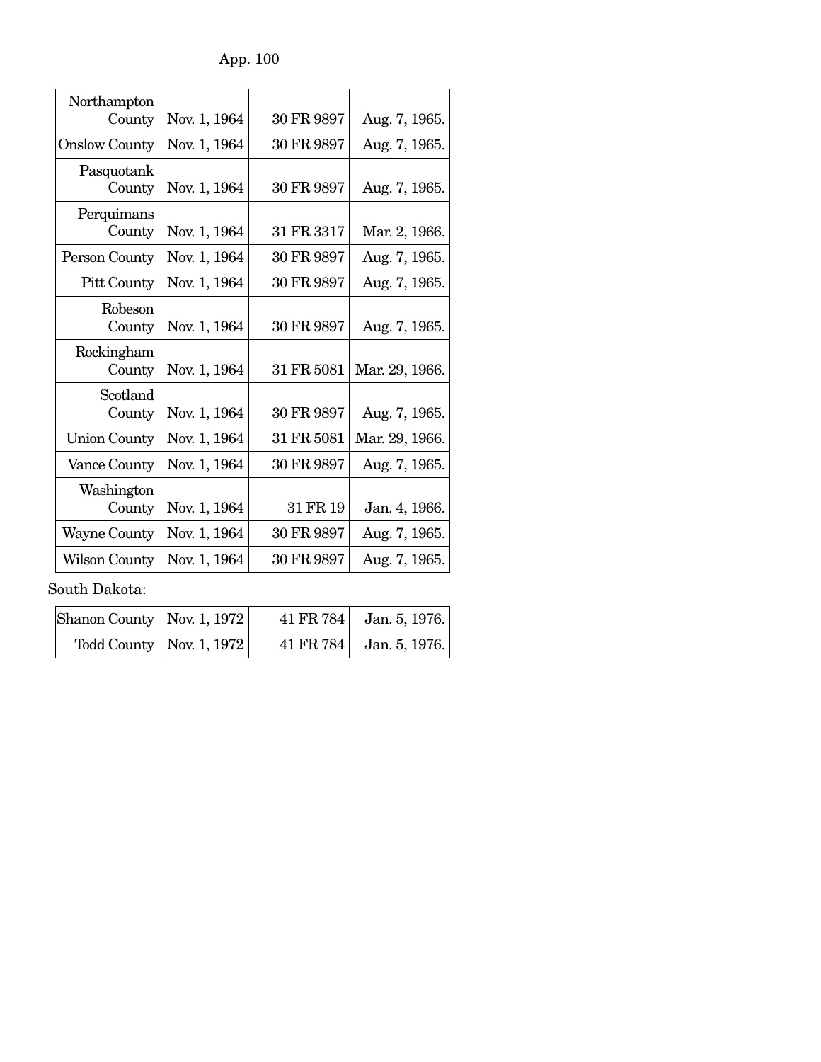| | | | |
|---|---|---|---|
| Northampton County | Nov. 1, 1964 | 30 FR 9897 | Aug. 7, 1965. |
| Onslow County | Nov. 1, 1964 | 30 FR 9897 | Aug. 7, 1965. |
| Pasquotank County | Nov. 1, 1964 | 30 FR 9897 | Aug. 7, 1965. |
| Perquimans County | Nov. 1, 1964 | 31 FR 3317 | Mar. 2, 1966. |
| Person County | Nov. 1, 1964 | 30 FR 9897 | Aug. 7, 1965. |
| Pitt County | Nov. 1, 1964 | 30 FR 9897 | Aug. 7, 1965. |
| Robeson County | Nov. 1, 1964 | 30 FR 9897 | Aug. 7, 1965. |
| Rockingham County | Nov. 1, 1964 | 31 FR 5081 | Mar. 29, 1966. |
| Scotland County | Nov. 1, 1964 | 30 FR 9897 | Aug. 7, 1965. |
| Union County | Nov. 1, 1964 | 31 FR 5081 | Mar. 29, 1966. |
| Vance County | Nov. 1, 1964 | 30 FR 9897 | Aug. 7, 1965. |
| Washington County | Nov. 1, 1964 | 31 FR 19 | Jan. 4, 1966. |
| Wayne County | Nov. 1, 1964 | 30 FR 9897 | Aug. 7, 1965. |
| Wilson County | Nov. 1, 1964 | 30 FR 9897 | Aug. 7, 1965. |

South Dakota:

| | | | |
|---|---|---|---|
| Shanon County | Nov. 1, 1972 | 41 FR 784 | Jan. 5, 1976. |
| Todd County | Nov. 1, 1972 | 41 FR 784 | Jan. 5, 1976. |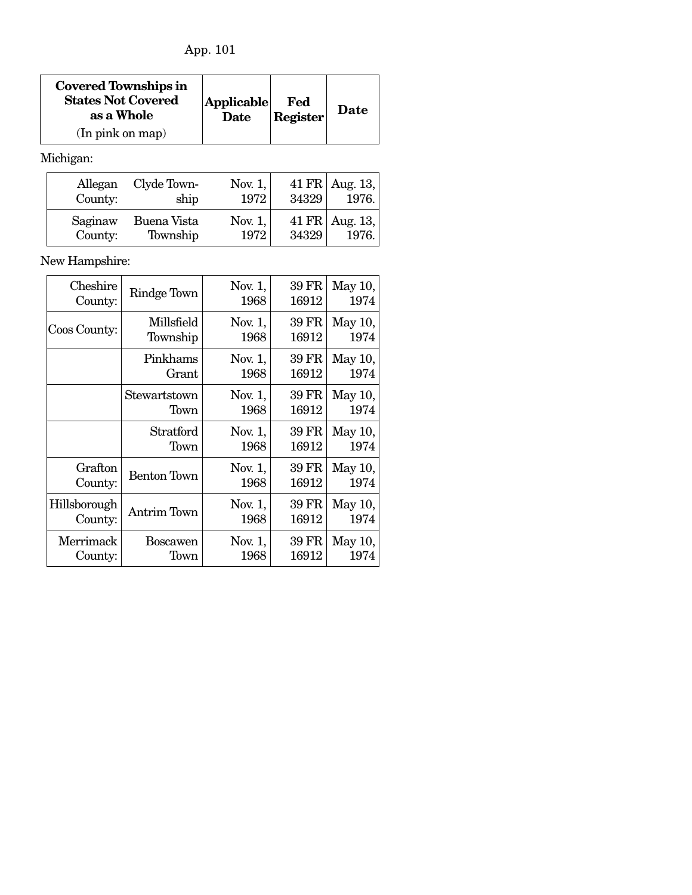| Covered Townships in States Not Covered as a Whole (In pink on map) | | Applicable Date | Fed Register | Date |
|---|---|---|---|---|
| Michigan: | | | | |
| Allegan County: | Clyde Township | Nov. 1, 1972 | 41 FR 34329 | Aug. 13, 1976. |
| Saginaw County: | Buena Vista Township | Nov. 1, 1972 | 41 FR 34329 | Aug. 13, 1976. |
| New Hampshire: | | | | |
| Cheshire County: | Rindge Town | Nov. 1, 1968 | 39 FR 16912 | May 10, 1974 |
| Coos County: | Millsfield Township | Nov. 1, 1968 | 39 FR 16912 | May 10, 1974 |
| | Pinkhams Grant | Nov. 1, 1968 | 39 FR 16912 | May 10, 1974 |
| | Stewartstown Town | Nov. 1, 1968 | 39 FR 16912 | May 10, 1974 |
| | Stratford Town | Nov. 1, 1968 | 39 FR 16912 | May 10, 1974 |
| Grafton County: | Benton Town | Nov. 1, 1968 | 39 FR 16912 | May 10, 1974 |
| Hillsborough County: | Antrim Town | Nov. 1, 1968 | 39 FR 16912 | May 10, 1974 |
| Merrimack County: | Boscawen Town | Nov. 1, 1968 | 39 FR 16912 | May 10, 1974 |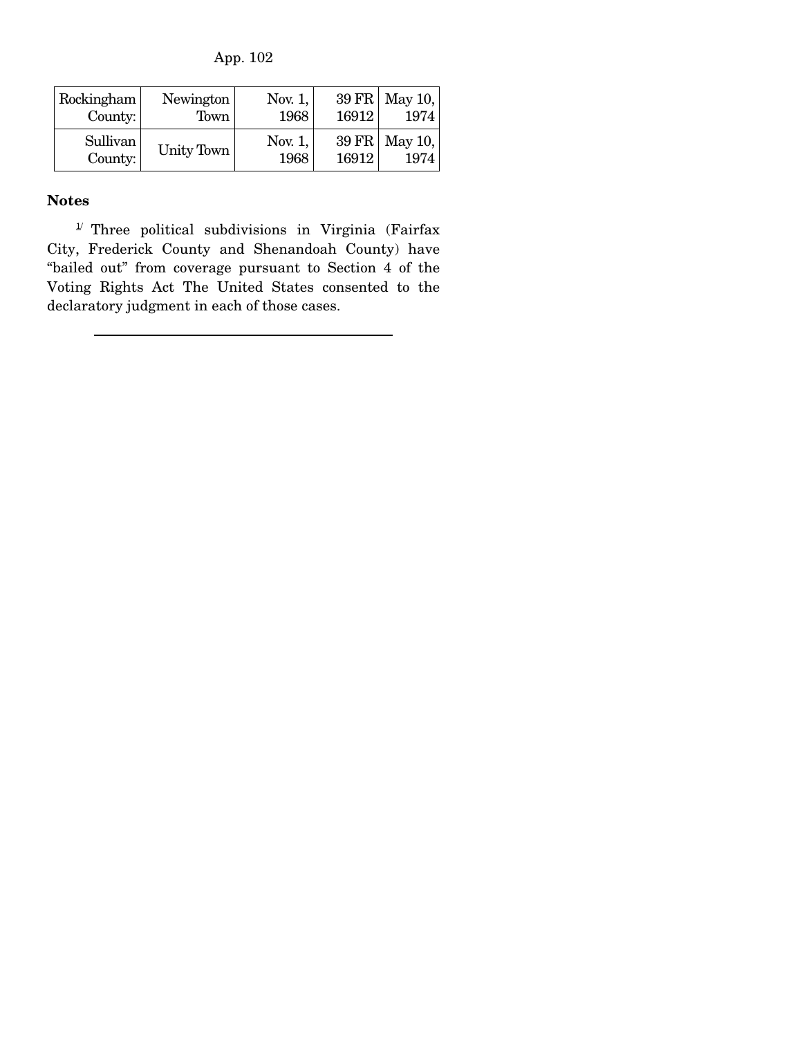| Rockingham County: | Newington Town | Nov. 1, 1968 | 39 FR 16912 | May 10, 1974 |
|---|---|---|---|---|
| Sullivan County: | Unity Town | Nov. 1, 1968 | 39 FR 16912 | May 10, 1974 |

**Notes**

[1] Three political subdivisions in Virginia (Fairfax City, Frederick County and Shenandoah County) have "bailed out" from coverage pursuant to Section 4 of the Voting Rights Act The United States consented to the declaratory judgment in each of those cases.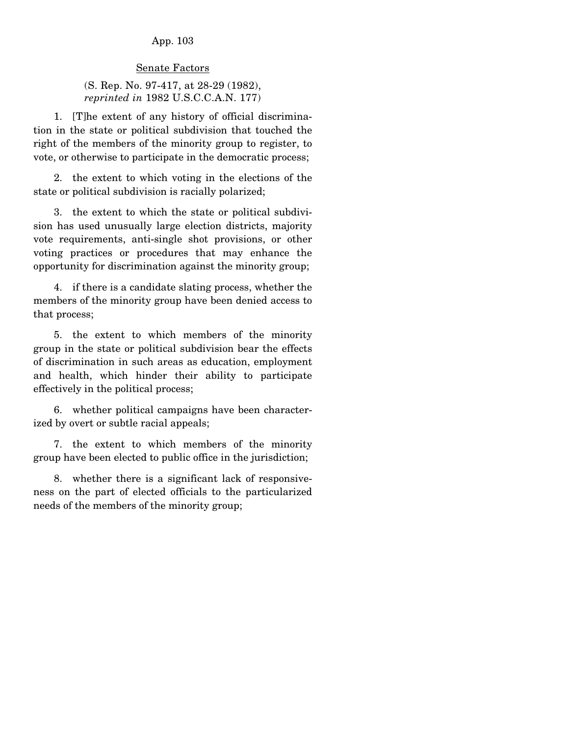## Senate Factors

(S. Rep. No. 97-417, at 28-29 (1982), *reprinted in* 1982 U.S.C.C.A.N. 177)

1. [T]he extent of any history of official discrimination in the state or political subdivision that touched the right of the members of the minority group to register, to vote, or otherwise to participate in the democratic process;

2. the extent to which voting in the elections of the state or political subdivision is racially polarized;

3. the extent to which the state or political subdivision has used unusually large election districts, majority vote requirements, anti-single shot provisions, or other voting practices or procedures that may enhance the opportunity for discrimination against the minority group;

4. if there is a candidate slating process, whether the members of the minority group have been denied access to that process;

5. the extent to which members of the minority group in the state or political subdivision bear the effects of discrimination in such areas as education, employment and health, which hinder their ability to participate effectively in the political process;

6. whether political campaigns have been characterized by overt or subtle racial appeals;

7. the extent to which members of the minority group have been elected to public office in the jurisdiction;

8. whether there is a significant lack of responsiveness on the part of elected officials to the particularized needs of the members of the minority group;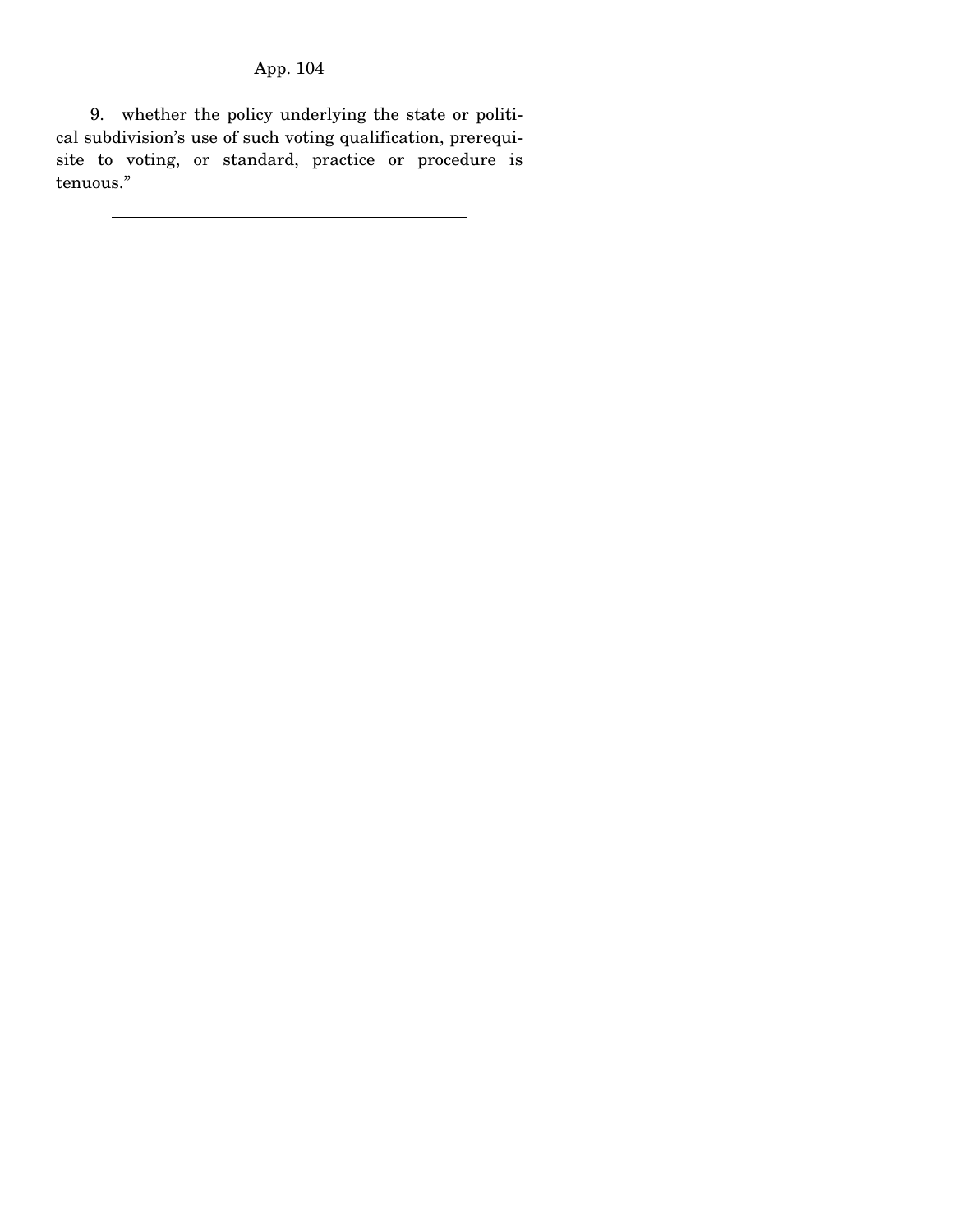9. whether the policy underlying the state or political subdivision's use of such voting qualification, prerequisite to voting, or standard, practice or procedure is tenuous."

---